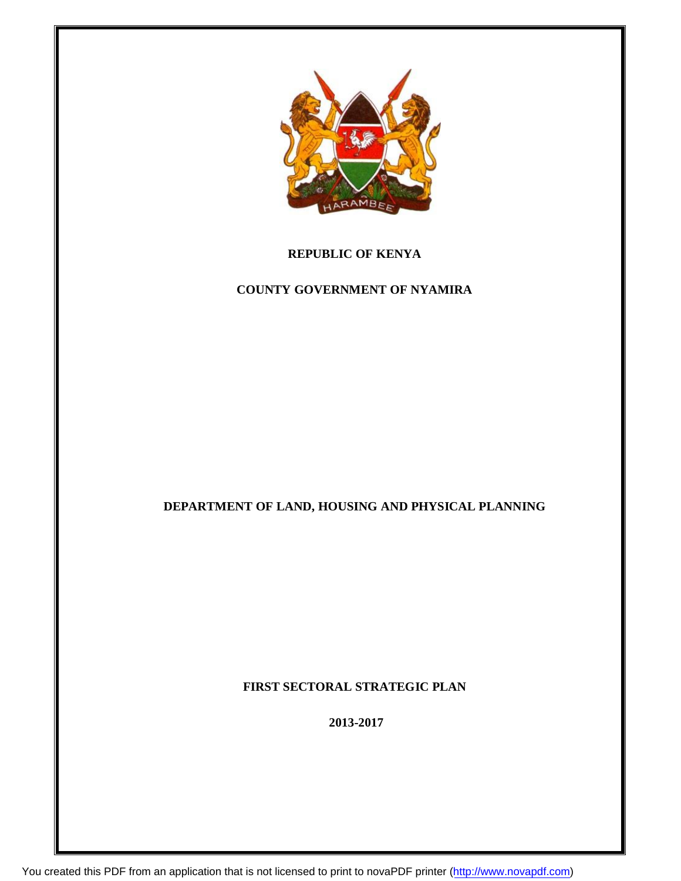**REPUBLIC OF KENYA**

**COUNTY GOVERNMENT OF NYAMIRA**

**DEPARTMENT OF LAND, HOUSING AND PHYSICAL PLANNING**

**FIRST SECTORAL STRATEGIC PLAN**

**2013-2017**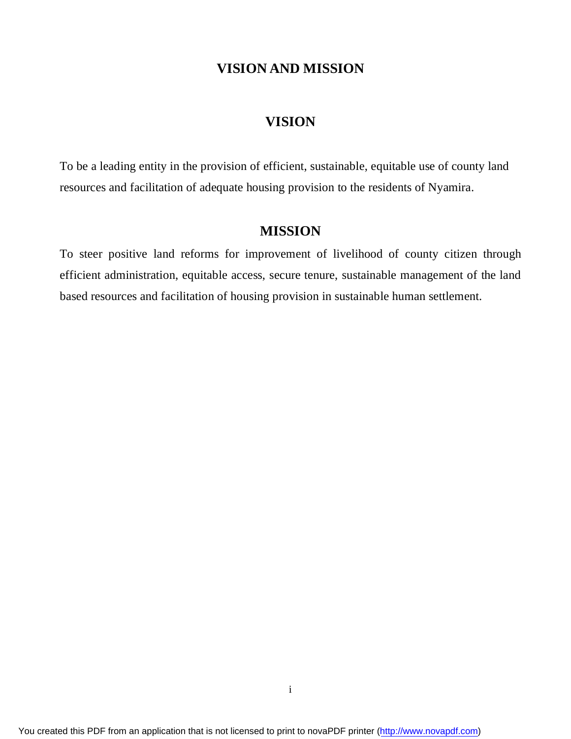# VISION AND MISSION

## VISION

To be a leading entity in the provision of efficient, sustainable, equitable use of county land resources and facilitation of adequate housing provision to the residents of Nyamira.

## MISSION

To steer positive land reforms for improvement of livelihood of county citizen through efficient administration, equitable access, secure tenure, sustainable management of the land based resources and facilitation of housing provision in sustainable human settlement.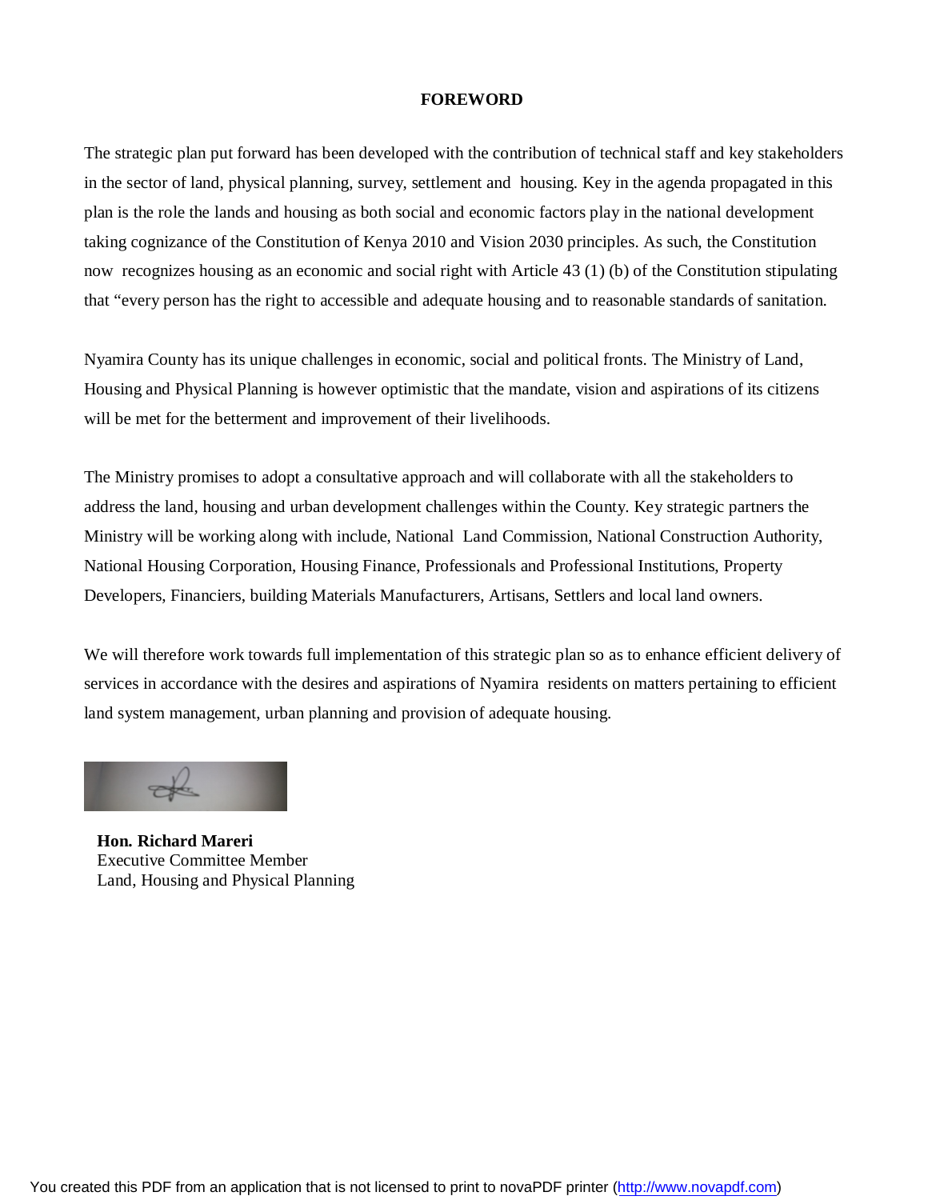# FOREWORD

The strategic plan put forward has been developed with the contribution of technical staff and key stakeholders in the sector of land, physical planning, survey, settlement and housing. Key in the agenda propagated in this plan is the role the lands and housing as both social and economic factors play in the national development taking cognizance of the Constitution of Kenya 2010 and Vision 2030 principles. As such, the Constitution now recognizes housing as an economic and social right with Article 43 (1) (b) of the Constitution stipulating that "every person has the right to accessible and adequate housing and to reasonable standards of sanitation.

Nyamira County has its unique challenges in economic, social and political fronts. The Ministry of Land, Housing and Physical Planning is however optimistic that the mandate, vision and aspirations of its citizens will be met for the betterment and improvement of their livelihoods.

The Ministry promises to adopt a consultative approach and will collaborate with all the stakeholders to address the land, housing and urban development challenges within the County. Key strategic partners the Ministry will be working along with include, National Land Commission, National Construction Authority, National Housing Corporation, Housing Finance, Professionals and Professional Institutions, Property Developers, Financiers, building Materials Manufacturers, Artisans, Settlers and local land owners.

We will therefore work towards full implementation of this strategic plan so as to enhance efficient delivery of services in accordance with the desires and aspirations of Nyamira residents on matters pertaining to efficient land system management, urban planning and provision of adequate housing.

**Hon. Richard Mareri**
Executive Committee Member
Land, Housing and Physical Planning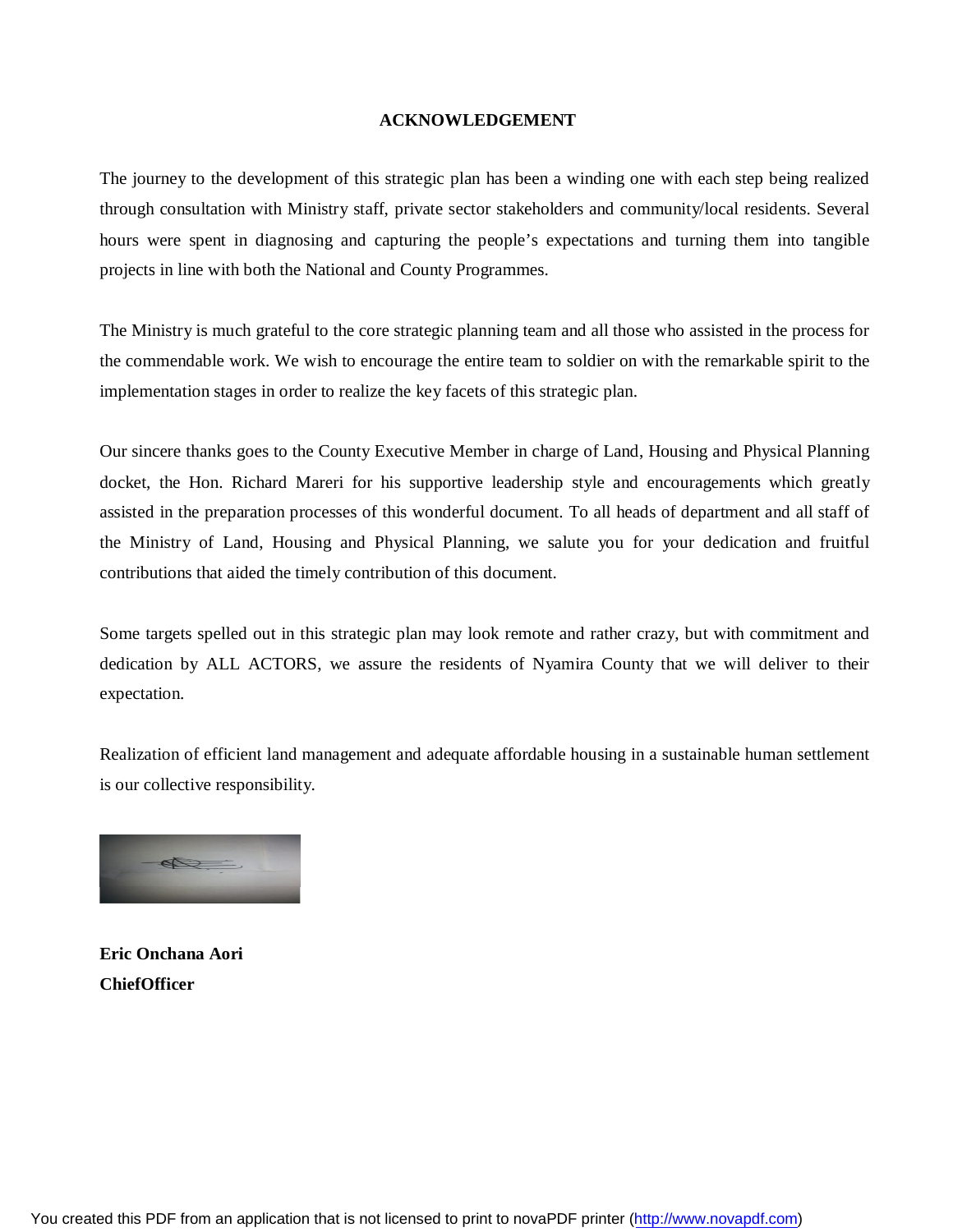## ACKNOWLEDGEMENT

The journey to the development of this strategic plan has been a winding one with each step being realized through consultation with Ministry staff, private sector stakeholders and community/local residents. Several hours were spent in diagnosing and capturing the people's expectations and turning them into tangible projects in line with both the National and County Programmes.

The Ministry is much grateful to the core strategic planning team and all those who assisted in the process for the commendable work. We wish to encourage the entire team to soldier on with the remarkable spirit to the implementation stages in order to realize the key facets of this strategic plan.

Our sincere thanks goes to the County Executive Member in charge of Land, Housing and Physical Planning docket, the Hon. Richard Mareri for his supportive leadership style and encouragements which greatly assisted in the preparation processes of this wonderful document. To all heads of department and all staff of the Ministry of Land, Housing and Physical Planning, we salute you for your dedication and fruitful contributions that aided the timely contribution of this document.

Some targets spelled out in this strategic plan may look remote and rather crazy, but with commitment and dedication by ALL ACTORS, we assure the residents of Nyamira County that we will deliver to their expectation.

Realization of efficient land management and adequate affordable housing in a sustainable human settlement is our collective responsibility.

**Eric Onchana Aori**
**ChiefOfficer**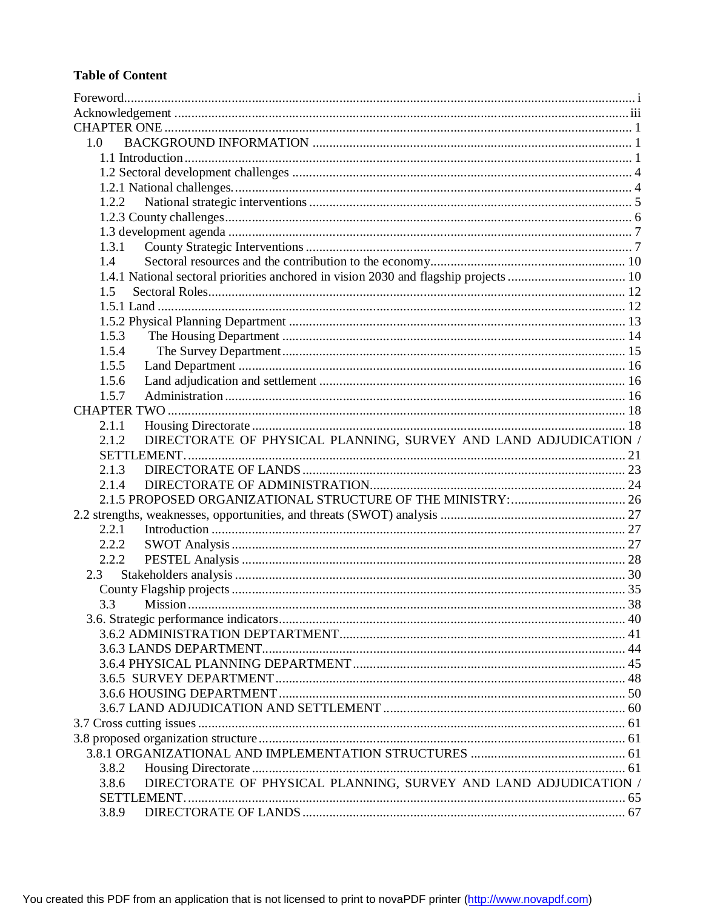**Table of Content**

Foreword ..... i
Acknowledgement ..... iii
CHAPTER ONE ..... 1
- 1.0 BACKGROUND INFORMATION ..... 1
  - 1.1 Introduction ..... 1
  - 1.2 Sectoral development challenges ..... 4
  - 1.2.1 National challenges. ..... 4
  - 1.2.2 National strategic interventions ..... 5
  - 1.2.3 County challenges ..... 6
  - 1.3 development agenda ..... 7
  - 1.3.1 County Strategic Interventions ..... 7
  - 1.4 Sectoral resources and the contribution to the economy ..... 10
  - 1.4.1 National sectoral priorities anchored in vision 2030 and flagship projects ..... 10
  - 1.5 Sectoral Roles ..... 12
  - 1.5.1 Land ..... 12
  - 1.5.2 Physical Planning Department ..... 13
  - 1.5.3 The Housing Department ..... 14
  - 1.5.4 The Survey Department ..... 15
  - 1.5.5 Land Department ..... 16
  - 1.5.6 Land adjudication and settlement ..... 16
  - 1.5.7 Administration ..... 16

CHAPTER TWO ..... 18
- 2.1.1 Housing Directorate ..... 18
- 2.1.2 DIRECTORATE OF PHYSICAL PLANNING, SURVEY AND LAND ADJUDICATION / SETTLEMENT. ..... 21
- 2.1.3 DIRECTORATE OF LANDS ..... 23
- 2.1.4 DIRECTORATE OF ADMINISTRATION ..... 24
- 2.1.5 PROPOSED ORGANIZATIONAL STRUCTURE OF THE MINISTRY: ..... 26

2.2 strengths, weaknesses, opportunities, and threats (SWOT) analysis ..... 27
- 2.2.1 Introduction ..... 27
- 2.2.2 SWOT Analysis ..... 27
- 2.2.2 PESTEL Analysis ..... 28
- 2.3 Stakeholders analysis ..... 30
  - County Flagship projects ..... 35
  - 3.3 Mission ..... 38
- 3.6. Strategic performance indicators ..... 40
  - 3.6.2 ADMINISTRATION DEPTARTMENT ..... 41
  - 3.6.3 LANDS DEPARTMENT ..... 44
  - 3.6.4 PHYSICAL PLANNING DEPARTMENT ..... 45
  - 3.6.5 SURVEY DEPARTMENT ..... 48
  - 3.6.6 HOUSING DEPARTMENT ..... 50
  - 3.6.7 LAND ADJUDICATION AND SETTLEMENT ..... 60

3.7 Cross cutting issues ..... 61
3.8 proposed organization structure ..... 61
- 3.8.1 ORGANIZATIONAL AND IMPLEMENTATION STRUCTURES ..... 61
  - 3.8.2 Housing Directorate ..... 61
  - 3.8.6 DIRECTORATE OF PHYSICAL PLANNING, SURVEY AND LAND ADJUDICATION / SETTLEMENT. ..... 65
  - 3.8.9 DIRECTORATE OF LANDS ..... 67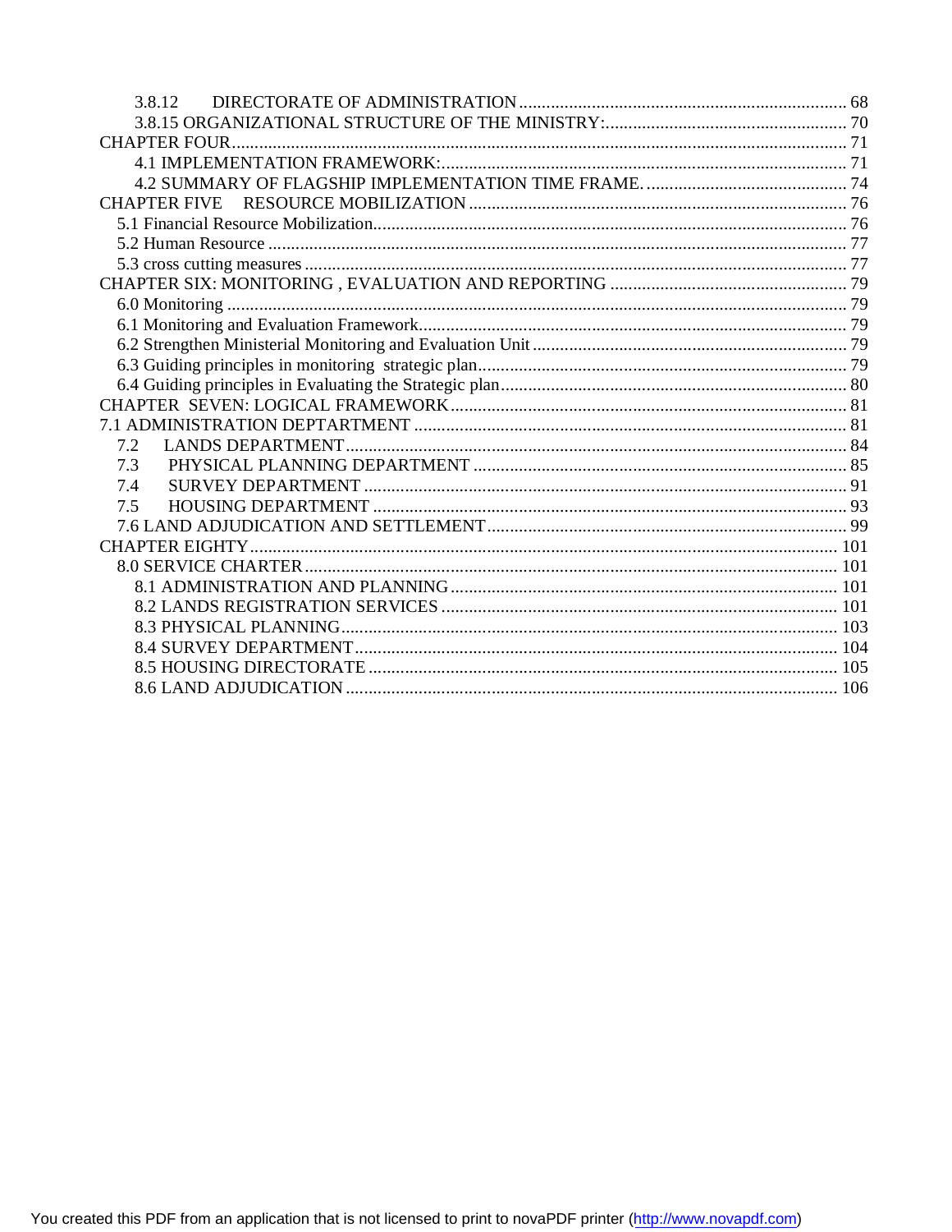3.8.12 DIRECTORATE OF ADMINISTRATION ........ 68
3.8.15 ORGANIZATIONAL STRUCTURE OF THE MINISTRY: ........ 70
CHAPTER FOUR ........ 71
4.1 IMPLEMENTATION FRAMEWORK: ........ 71
4.2 SUMMARY OF FLAGSHIP IMPLEMENTATION TIME FRAME. ........ 74
CHAPTER FIVE RESOURCE MOBILIZATION ........ 76
5.1 Financial Resource Mobilization ........ 76
5.2 Human Resource ........ 77
5.3 cross cutting measures ........ 77
CHAPTER SIX: MONITORING , EVALUATION AND REPORTING ........ 79
6.0 Monitoring ........ 79
6.1 Monitoring and Evaluation Framework ........ 79
6.2 Strengthen Ministerial Monitoring and Evaluation Unit ........ 79
6.3 Guiding principles in monitoring strategic plan ........ 79
6.4 Guiding principles in Evaluating the Strategic plan ........ 80
CHAPTER SEVEN: LOGICAL FRAMEWORK ........ 81
7.1 ADMINISTRATION DEPTARTMENT ........ 81
7.2 LANDS DEPARTMENT ........ 84
7.3 PHYSICAL PLANNING DEPARTMENT ........ 85
7.4 SURVEY DEPARTMENT ........ 91
7.5 HOUSING DEPARTMENT ........ 93
7.6 LAND ADJUDICATION AND SETTLEMENT ........ 99
CHAPTER EIGHTY ........ 101
8.0 SERVICE CHARTER ........ 101
8.1 ADMINISTRATION AND PLANNING ........ 101
8.2 LANDS REGISTRATION SERVICES ........ 101
8.3 PHYSICAL PLANNING ........ 103
8.4 SURVEY DEPARTMENT ........ 104
8.5 HOUSING DIRECTORATE ........ 105
8.6 LAND ADJUDICATION ........ 106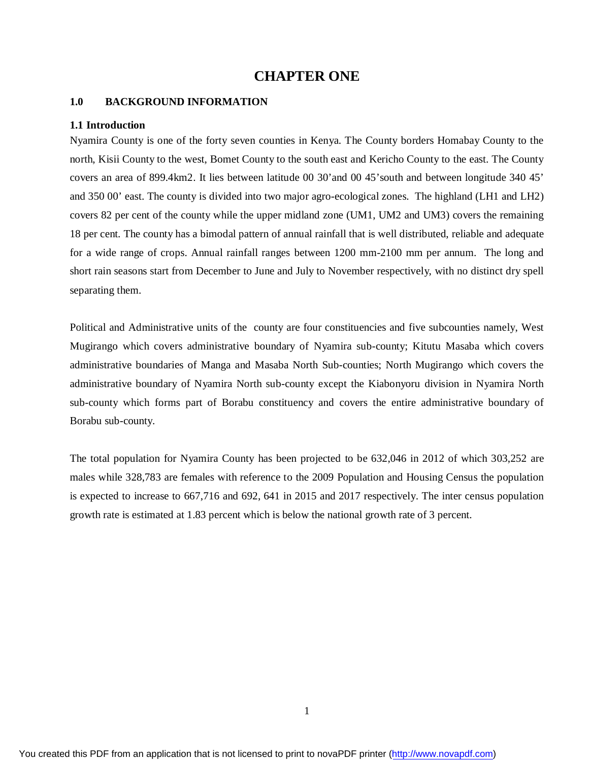# CHAPTER ONE

## 1.0 BACKGROUND INFORMATION

### 1.1 Introduction

Nyamira County is one of the forty seven counties in Kenya. The County borders Homabay County to the north, Kisii County to the west, Bomet County to the south east and Kericho County to the east. The County covers an area of 899.4km2. It lies between latitude 00 30'and 00 45'south and between longitude 340 45' and 350 00' east. The county is divided into two major agro-ecological zones. The highland (LH1 and LH2) covers 82 per cent of the county while the upper midland zone (UM1, UM2 and UM3) covers the remaining 18 per cent. The county has a bimodal pattern of annual rainfall that is well distributed, reliable and adequate for a wide range of crops. Annual rainfall ranges between 1200 mm-2100 mm per annum. The long and short rain seasons start from December to June and July to November respectively, with no distinct dry spell separating them.

Political and Administrative units of the county are four constituencies and five subcounties namely, West Mugirango which covers administrative boundary of Nyamira sub-county; Kitutu Masaba which covers administrative boundaries of Manga and Masaba North Sub-counties; North Mugirango which covers the administrative boundary of Nyamira North sub-county except the Kiabonyoru division in Nyamira North sub-county which forms part of Borabu constituency and covers the entire administrative boundary of Borabu sub-county.

The total population for Nyamira County has been projected to be 632,046 in 2012 of which 303,252 are males while 328,783 are females with reference to the 2009 Population and Housing Census the population is expected to increase to 667,716 and 692, 641 in 2015 and 2017 respectively. The inter census population growth rate is estimated at 1.83 percent which is below the national growth rate of 3 percent.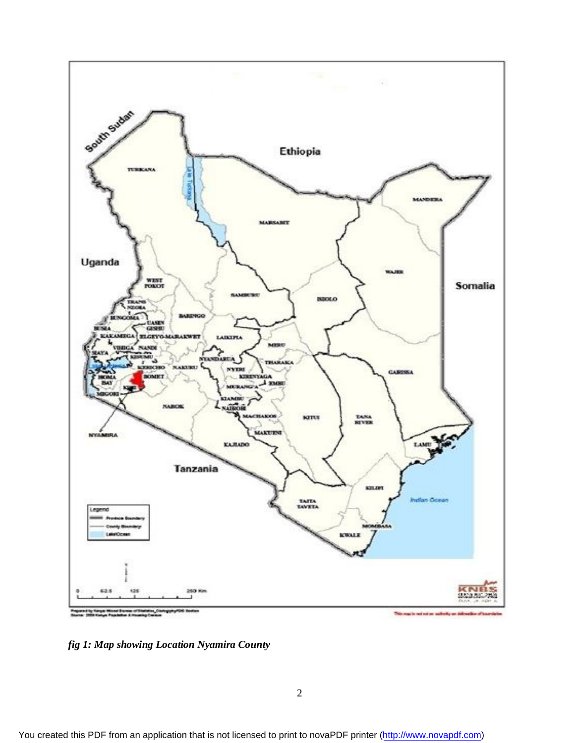*fig 1: Map showing Location Nyamira County*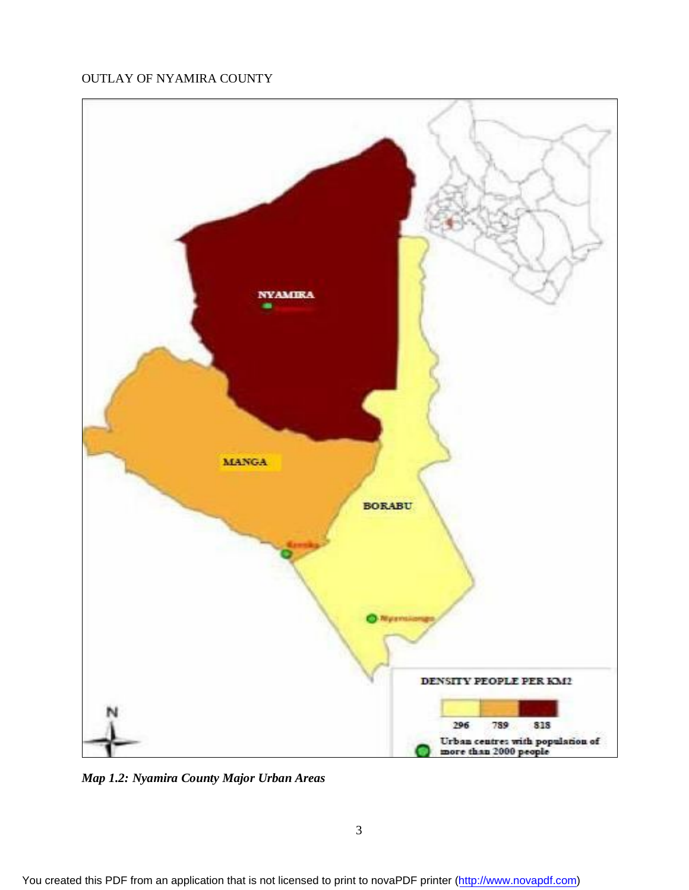OUTLAY OF NYAMIRA COUNTY

*Map 1.2: Nyamira County Major Urban Areas*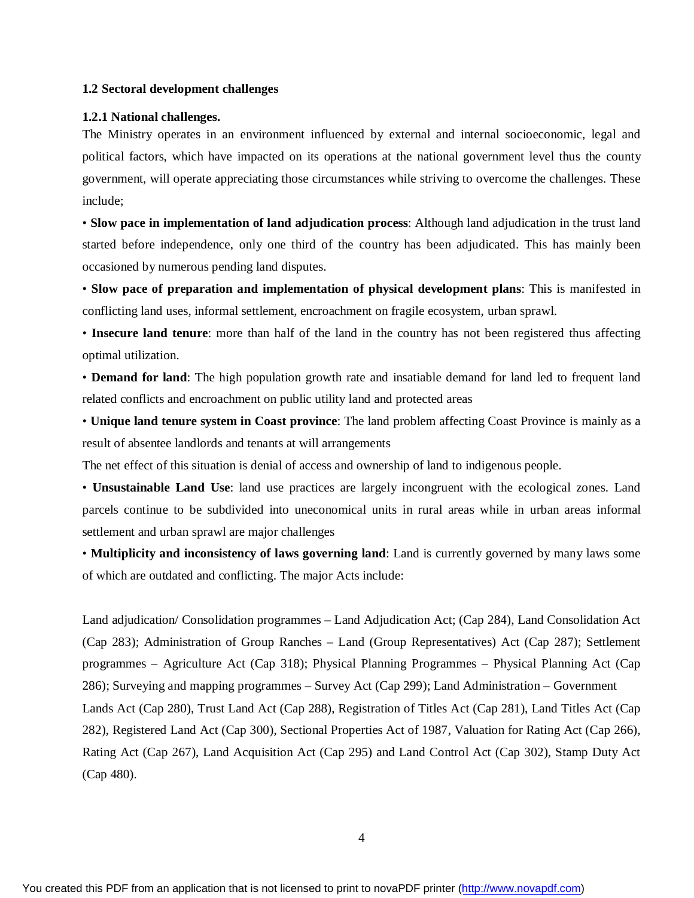### 1.2 Sectoral development challenges

#### 1.2.1 National challenges.

The Ministry operates in an environment influenced by external and internal socioeconomic, legal and political factors, which have impacted on its operations at the national government level thus the county government, will operate appreciating those circumstances while striving to overcome the challenges. These include;

- **Slow pace in implementation of land adjudication process**: Although land adjudication in the trust land started before independence, only one third of the country has been adjudicated. This has mainly been occasioned by numerous pending land disputes.
- **Slow pace of preparation and implementation of physical development plans**: This is manifested in conflicting land uses, informal settlement, encroachment on fragile ecosystem, urban sprawl.
- **Insecure land tenure**: more than half of the land in the country has not been registered thus affecting optimal utilization.
- **Demand for land**: The high population growth rate and insatiable demand for land led to frequent land related conflicts and encroachment on public utility land and protected areas
- **Unique land tenure system in Coast province**: The land problem affecting Coast Province is mainly as a result of absentee landlords and tenants at will arrangements

The net effect of this situation is denial of access and ownership of land to indigenous people.

- **Unsustainable Land Use**: land use practices are largely incongruent with the ecological zones. Land parcels continue to be subdivided into uneconomical units in rural areas while in urban areas informal settlement and urban sprawl are major challenges
- **Multiplicity and inconsistency of laws governing land**: Land is currently governed by many laws some of which are outdated and conflicting. The major Acts include:

Land adjudication/ Consolidation programmes – Land Adjudication Act; (Cap 284), Land Consolidation Act (Cap 283); Administration of Group Ranches – Land (Group Representatives) Act (Cap 287); Settlement programmes – Agriculture Act (Cap 318); Physical Planning Programmes – Physical Planning Act (Cap 286); Surveying and mapping programmes – Survey Act (Cap 299); Land Administration – Government Lands Act (Cap 280), Trust Land Act (Cap 288), Registration of Titles Act (Cap 281), Land Titles Act (Cap 282), Registered Land Act (Cap 300), Sectional Properties Act of 1987, Valuation for Rating Act (Cap 266), Rating Act (Cap 267), Land Acquisition Act (Cap 295) and Land Control Act (Cap 302), Stamp Duty Act (Cap 480).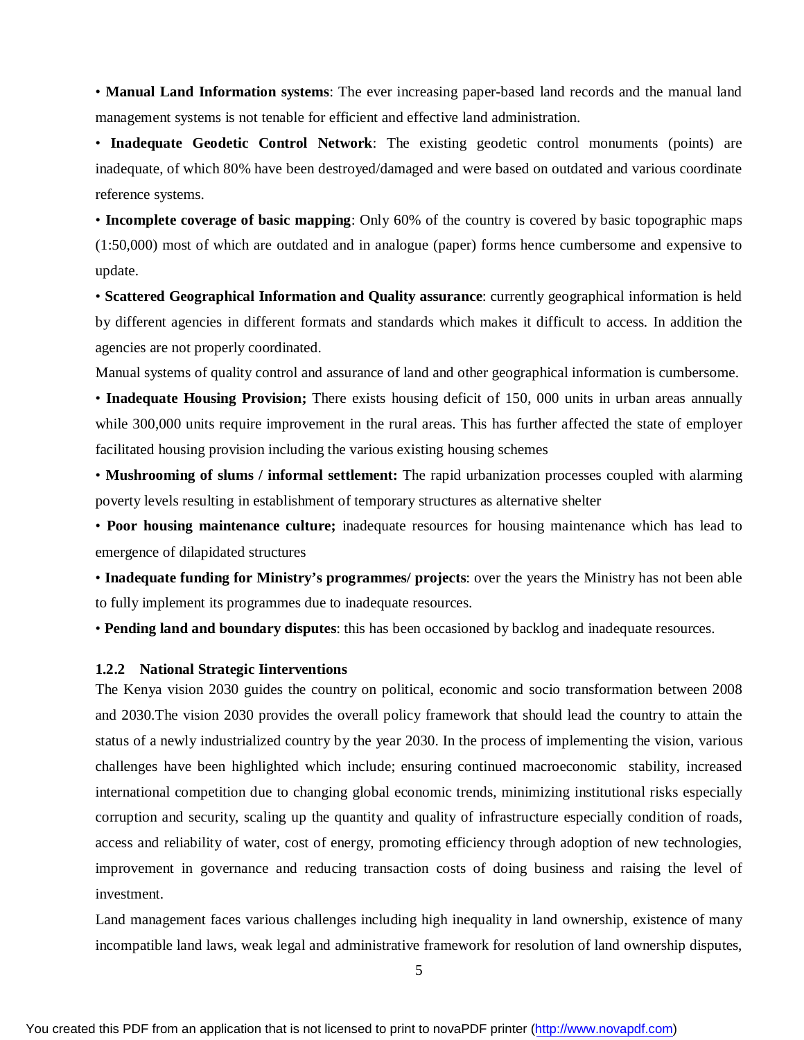• **Manual Land Information systems**: The ever increasing paper-based land records and the manual land management systems is not tenable for efficient and effective land administration.

• **Inadequate Geodetic Control Network**: The existing geodetic control monuments (points) are inadequate, of which 80% have been destroyed/damaged and were based on outdated and various coordinate reference systems.

• **Incomplete coverage of basic mapping**: Only 60% of the country is covered by basic topographic maps (1:50,000) most of which are outdated and in analogue (paper) forms hence cumbersome and expensive to update.

• **Scattered Geographical Information and Quality assurance**: currently geographical information is held by different agencies in different formats and standards which makes it difficult to access. In addition the agencies are not properly coordinated.

Manual systems of quality control and assurance of land and other geographical information is cumbersome.

• **Inadequate Housing Provision;** There exists housing deficit of 150, 000 units in urban areas annually while 300,000 units require improvement in the rural areas. This has further affected the state of employer facilitated housing provision including the various existing housing schemes

• **Mushrooming of slums / informal settlement:** The rapid urbanization processes coupled with alarming poverty levels resulting in establishment of temporary structures as alternative shelter

• **Poor housing maintenance culture;** inadequate resources for housing maintenance which has lead to emergence of dilapidated structures

• **Inadequate funding for Ministry's programmes/ projects**: over the years the Ministry has not been able to fully implement its programmes due to inadequate resources.

• **Pending land and boundary disputes**: this has been occasioned by backlog and inadequate resources.

### 1.2.2 National Strategic Iinterventions

The Kenya vision 2030 guides the country on political, economic and socio transformation between 2008 and 2030.The vision 2030 provides the overall policy framework that should lead the country to attain the status of a newly industrialized country by the year 2030. In the process of implementing the vision, various challenges have been highlighted which include; ensuring continued macroeconomic stability, increased international competition due to changing global economic trends, minimizing institutional risks especially corruption and security, scaling up the quantity and quality of infrastructure especially condition of roads, access and reliability of water, cost of energy, promoting efficiency through adoption of new technologies, improvement in governance and reducing transaction costs of doing business and raising the level of investment.

Land management faces various challenges including high inequality in land ownership, existence of many incompatible land laws, weak legal and administrative framework for resolution of land ownership disputes,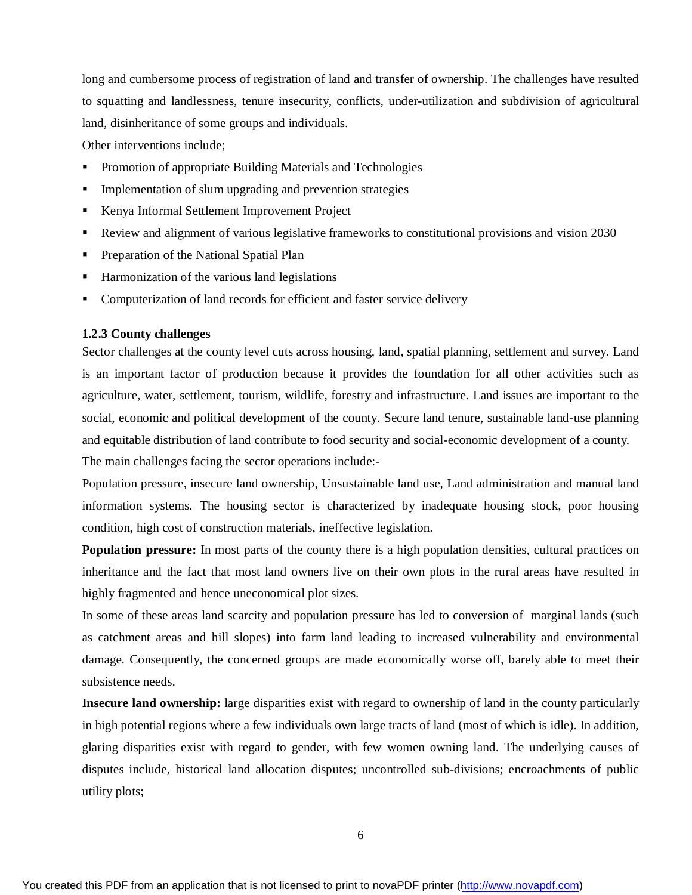long and cumbersome process of registration of land and transfer of ownership. The challenges have resulted to squatting and landlessness, tenure insecurity, conflicts, under-utilization and subdivision of agricultural land, disinheritance of some groups and individuals.

Other interventions include;

- Promotion of appropriate Building Materials and Technologies
- Implementation of slum upgrading and prevention strategies
- Kenya Informal Settlement Improvement Project
- Review and alignment of various legislative frameworks to constitutional provisions and vision 2030
- Preparation of the National Spatial Plan
- Harmonization of the various land legislations
- Computerization of land records for efficient and faster service delivery

### 1.2.3 County challenges

Sector challenges at the county level cuts across housing, land, spatial planning, settlement and survey. Land is an important factor of production because it provides the foundation for all other activities such as agriculture, water, settlement, tourism, wildlife, forestry and infrastructure. Land issues are important to the social, economic and political development of the county. Secure land tenure, sustainable land-use planning and equitable distribution of land contribute to food security and social-economic development of a county.

The main challenges facing the sector operations include:-

Population pressure, insecure land ownership, Unsustainable land use, Land administration and manual land information systems. The housing sector is characterized by inadequate housing stock, poor housing condition, high cost of construction materials, ineffective legislation.

**Population pressure:** In most parts of the county there is a high population densities, cultural practices on inheritance and the fact that most land owners live on their own plots in the rural areas have resulted in highly fragmented and hence uneconomical plot sizes.

In some of these areas land scarcity and population pressure has led to conversion of marginal lands (such as catchment areas and hill slopes) into farm land leading to increased vulnerability and environmental damage. Consequently, the concerned groups are made economically worse off, barely able to meet their subsistence needs.

**Insecure land ownership:** large disparities exist with regard to ownership of land in the county particularly in high potential regions where a few individuals own large tracts of land (most of which is idle). In addition, glaring disparities exist with regard to gender, with few women owning land. The underlying causes of disputes include, historical land allocation disputes; uncontrolled sub-divisions; encroachments of public utility plots;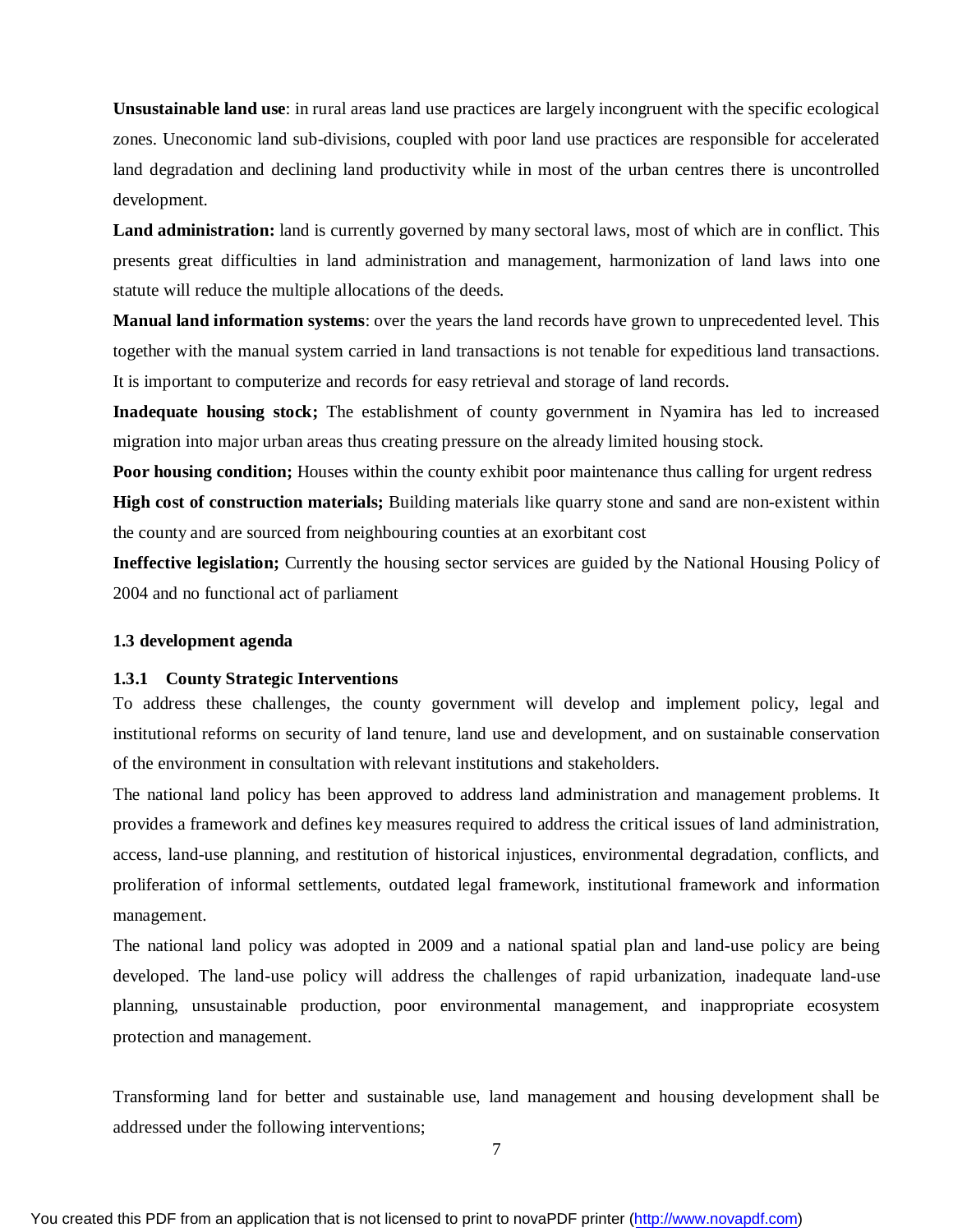**Unsustainable land use**: in rural areas land use practices are largely incongruent with the specific ecological zones. Uneconomic land sub-divisions, coupled with poor land use practices are responsible for accelerated land degradation and declining land productivity while in most of the urban centres there is uncontrolled development.

**Land administration:** land is currently governed by many sectoral laws, most of which are in conflict. This presents great difficulties in land administration and management, harmonization of land laws into one statute will reduce the multiple allocations of the deeds.

**Manual land information systems**: over the years the land records have grown to unprecedented level. This together with the manual system carried in land transactions is not tenable for expeditious land transactions. It is important to computerize and records for easy retrieval and storage of land records.

**Inadequate housing stock;** The establishment of county government in Nyamira has led to increased migration into major urban areas thus creating pressure on the already limited housing stock.

**Poor housing condition;** Houses within the county exhibit poor maintenance thus calling for urgent redress

**High cost of construction materials;** Building materials like quarry stone and sand are non-existent within the county and are sourced from neighbouring counties at an exorbitant cost

**Ineffective legislation;** Currently the housing sector services are guided by the National Housing Policy of 2004 and no functional act of parliament

### 1.3 development agenda

#### 1.3.1 County Strategic Interventions

To address these challenges, the county government will develop and implement policy, legal and institutional reforms on security of land tenure, land use and development, and on sustainable conservation of the environment in consultation with relevant institutions and stakeholders.

The national land policy has been approved to address land administration and management problems. It provides a framework and defines key measures required to address the critical issues of land administration, access, land-use planning, and restitution of historical injustices, environmental degradation, conflicts, and proliferation of informal settlements, outdated legal framework, institutional framework and information management.

The national land policy was adopted in 2009 and a national spatial plan and land-use policy are being developed. The land-use policy will address the challenges of rapid urbanization, inadequate land-use planning, unsustainable production, poor environmental management, and inappropriate ecosystem protection and management.

Transforming land for better and sustainable use, land management and housing development shall be addressed under the following interventions;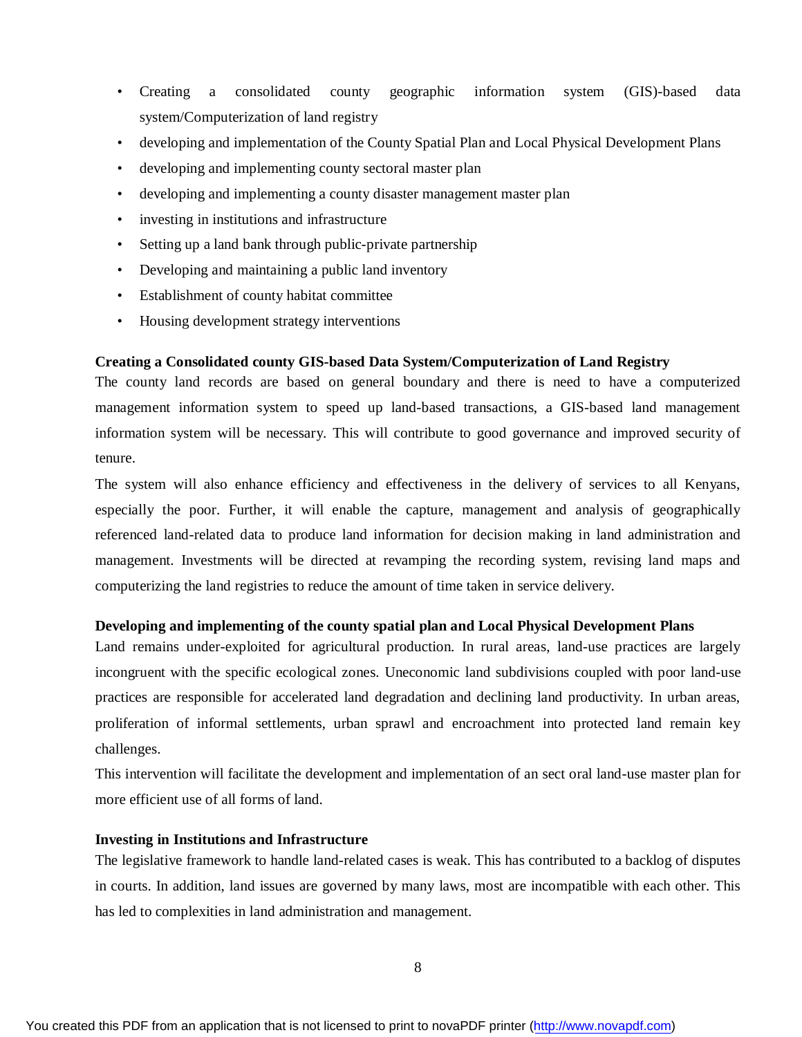- Creating a consolidated county geographic information system (GIS)-based data system/Computerization of land registry
- developing and implementation of the County Spatial Plan and Local Physical Development Plans
- developing and implementing county sectoral master plan
- developing and implementing a county disaster management master plan
- investing in institutions and infrastructure
- Setting up a land bank through public-private partnership
- Developing and maintaining a public land inventory
- Establishment of county habitat committee
- Housing development strategy interventions

**Creating a Consolidated county GIS-based Data System/Computerization of Land Registry**

The county land records are based on general boundary and there is need to have a computerized management information system to speed up land-based transactions, a GIS-based land management information system will be necessary. This will contribute to good governance and improved security of tenure.

The system will also enhance efficiency and effectiveness in the delivery of services to all Kenyans, especially the poor. Further, it will enable the capture, management and analysis of geographically referenced land-related data to produce land information for decision making in land administration and management. Investments will be directed at revamping the recording system, revising land maps and computerizing the land registries to reduce the amount of time taken in service delivery.

**Developing and implementing of the county spatial plan and Local Physical Development Plans**

Land remains under-exploited for agricultural production. In rural areas, land-use practices are largely incongruent with the specific ecological zones. Uneconomic land subdivisions coupled with poor land-use practices are responsible for accelerated land degradation and declining land productivity. In urban areas, proliferation of informal settlements, urban sprawl and encroachment into protected land remain key challenges.

This intervention will facilitate the development and implementation of an sect oral land-use master plan for more efficient use of all forms of land.

**Investing in Institutions and Infrastructure**

The legislative framework to handle land-related cases is weak. This has contributed to a backlog of disputes in courts. In addition, land issues are governed by many laws, most are incompatible with each other. This has led to complexities in land administration and management.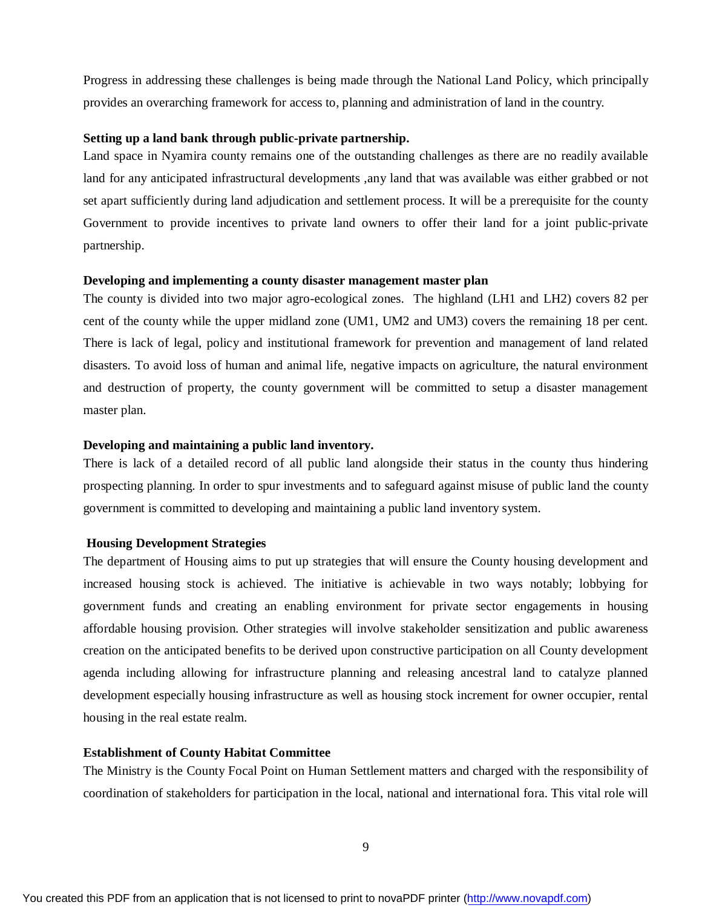Progress in addressing these challenges is being made through the National Land Policy, which principally provides an overarching framework for access to, planning and administration of land in the country.

**Setting up a land bank through public-private partnership.**

Land space in Nyamira county remains one of the outstanding challenges as there are no readily available land for any anticipated infrastructural developments ,any land that was available was either grabbed or not set apart sufficiently during land adjudication and settlement process. It will be a prerequisite for the county Government to provide incentives to private land owners to offer their land for a joint public-private partnership.

**Developing and implementing a county disaster management master plan**

The county is divided into two major agro-ecological zones. The highland (LH1 and LH2) covers 82 per cent of the county while the upper midland zone (UM1, UM2 and UM3) covers the remaining 18 per cent. There is lack of legal, policy and institutional framework for prevention and management of land related disasters. To avoid loss of human and animal life, negative impacts on agriculture, the natural environment and destruction of property, the county government will be committed to setup a disaster management master plan.

**Developing and maintaining a public land inventory.**

There is lack of a detailed record of all public land alongside their status in the county thus hindering prospecting planning. In order to spur investments and to safeguard against misuse of public land the county government is committed to developing and maintaining a public land inventory system.

**Housing Development Strategies**

The department of Housing aims to put up strategies that will ensure the County housing development and increased housing stock is achieved. The initiative is achievable in two ways notably; lobbying for government funds and creating an enabling environment for private sector engagements in housing affordable housing provision. Other strategies will involve stakeholder sensitization and public awareness creation on the anticipated benefits to be derived upon constructive participation on all County development agenda including allowing for infrastructure planning and releasing ancestral land to catalyze planned development especially housing infrastructure as well as housing stock increment for owner occupier, rental housing in the real estate realm.

**Establishment of County Habitat Committee**

The Ministry is the County Focal Point on Human Settlement matters and charged with the responsibility of coordination of stakeholders for participation in the local, national and international fora. This vital role will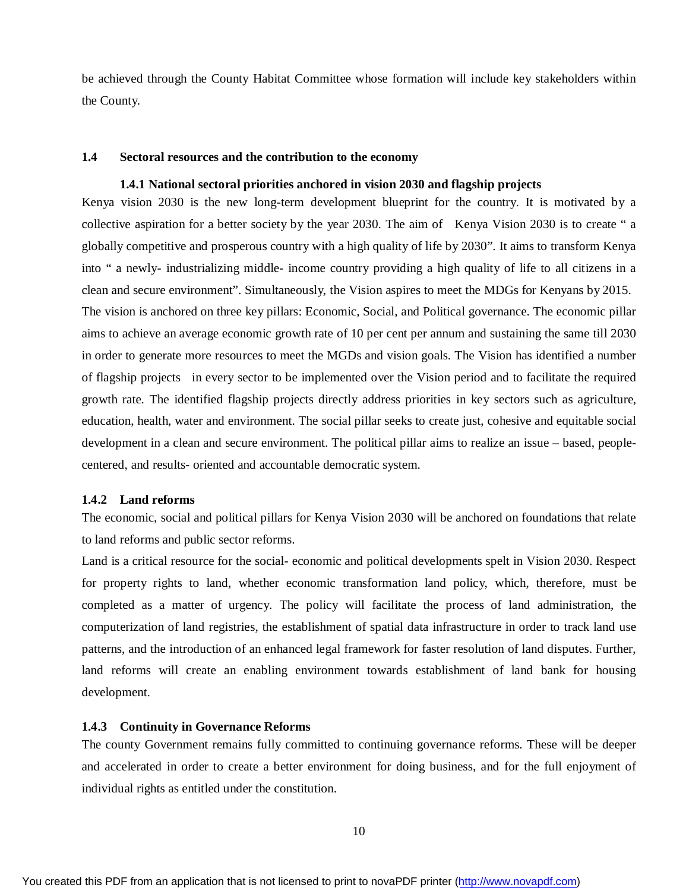be achieved through the County Habitat Committee whose formation will include key stakeholders within the County.

## 1.4 Sectoral resources and the contribution to the economy

### 1.4.1 National sectoral priorities anchored in vision 2030 and flagship projects

Kenya vision 2030 is the new long-term development blueprint for the country. It is motivated by a collective aspiration for a better society by the year 2030. The aim of Kenya Vision 2030 is to create " a globally competitive and prosperous country with a high quality of life by 2030". It aims to transform Kenya into " a newly- industrializing middle- income country providing a high quality of life to all citizens in a clean and secure environment". Simultaneously, the Vision aspires to meet the MDGs for Kenyans by 2015.

The vision is anchored on three key pillars: Economic, Social, and Political governance. The economic pillar aims to achieve an average economic growth rate of 10 per cent per annum and sustaining the same till 2030 in order to generate more resources to meet the MGDs and vision goals. The Vision has identified a number of flagship projects in every sector to be implemented over the Vision period and to facilitate the required growth rate. The identified flagship projects directly address priorities in key sectors such as agriculture, education, health, water and environment. The social pillar seeks to create just, cohesive and equitable social development in a clean and secure environment. The political pillar aims to realize an issue – based, people-centered, and results- oriented and accountable democratic system.

### 1.4.2 Land reforms

The economic, social and political pillars for Kenya Vision 2030 will be anchored on foundations that relate to land reforms and public sector reforms.

Land is a critical resource for the social- economic and political developments spelt in Vision 2030. Respect for property rights to land, whether economic transformation land policy, which, therefore, must be completed as a matter of urgency. The policy will facilitate the process of land administration, the computerization of land registries, the establishment of spatial data infrastructure in order to track land use patterns, and the introduction of an enhanced legal framework for faster resolution of land disputes. Further, land reforms will create an enabling environment towards establishment of land bank for housing development.

### 1.4.3 Continuity in Governance Reforms

The county Government remains fully committed to continuing governance reforms. These will be deeper and accelerated in order to create a better environment for doing business, and for the full enjoyment of individual rights as entitled under the constitution.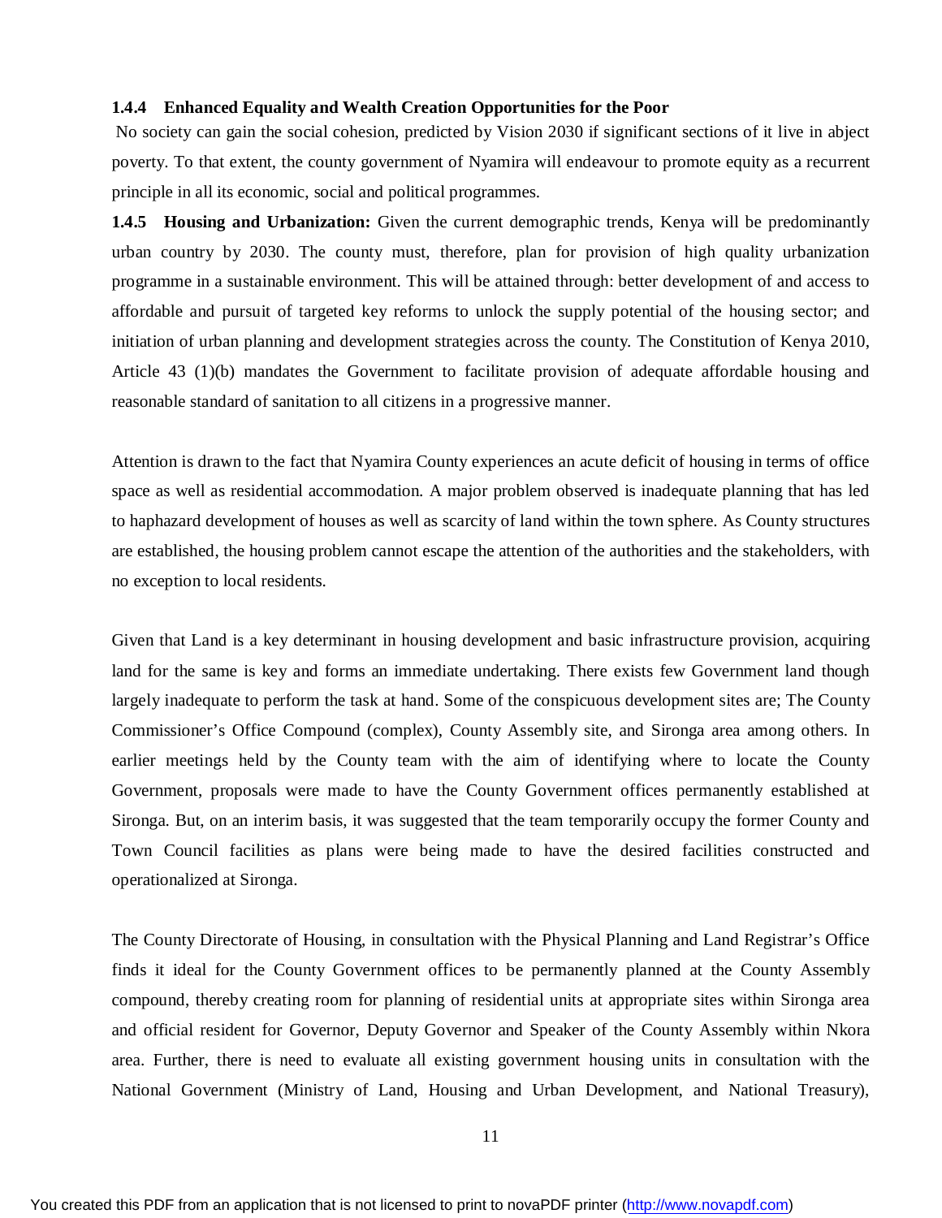### 1.4.4 Enhanced Equality and Wealth Creation Opportunities for the Poor

No society can gain the social cohesion, predicted by Vision 2030 if significant sections of it live in abject poverty. To that extent, the county government of Nyamira will endeavour to promote equity as a recurrent principle in all its economic, social and political programmes.

**1.4.5 Housing and Urbanization:** Given the current demographic trends, Kenya will be predominantly urban country by 2030. The county must, therefore, plan for provision of high quality urbanization programme in a sustainable environment. This will be attained through: better development of and access to affordable and pursuit of targeted key reforms to unlock the supply potential of the housing sector; and initiation of urban planning and development strategies across the county. The Constitution of Kenya 2010, Article 43 (1)(b) mandates the Government to facilitate provision of adequate affordable housing and reasonable standard of sanitation to all citizens in a progressive manner.

Attention is drawn to the fact that Nyamira County experiences an acute deficit of housing in terms of office space as well as residential accommodation. A major problem observed is inadequate planning that has led to haphazard development of houses as well as scarcity of land within the town sphere. As County structures are established, the housing problem cannot escape the attention of the authorities and the stakeholders, with no exception to local residents.

Given that Land is a key determinant in housing development and basic infrastructure provision, acquiring land for the same is key and forms an immediate undertaking. There exists few Government land though largely inadequate to perform the task at hand. Some of the conspicuous development sites are; The County Commissioner's Office Compound (complex), County Assembly site, and Sironga area among others. In earlier meetings held by the County team with the aim of identifying where to locate the County Government, proposals were made to have the County Government offices permanently established at Sironga. But, on an interim basis, it was suggested that the team temporarily occupy the former County and Town Council facilities as plans were being made to have the desired facilities constructed and operationalized at Sironga.

The County Directorate of Housing, in consultation with the Physical Planning and Land Registrar's Office finds it ideal for the County Government offices to be permanently planned at the County Assembly compound, thereby creating room for planning of residential units at appropriate sites within Sironga area and official resident for Governor, Deputy Governor and Speaker of the County Assembly within Nkora area. Further, there is need to evaluate all existing government housing units in consultation with the National Government (Ministry of Land, Housing and Urban Development, and National Treasury),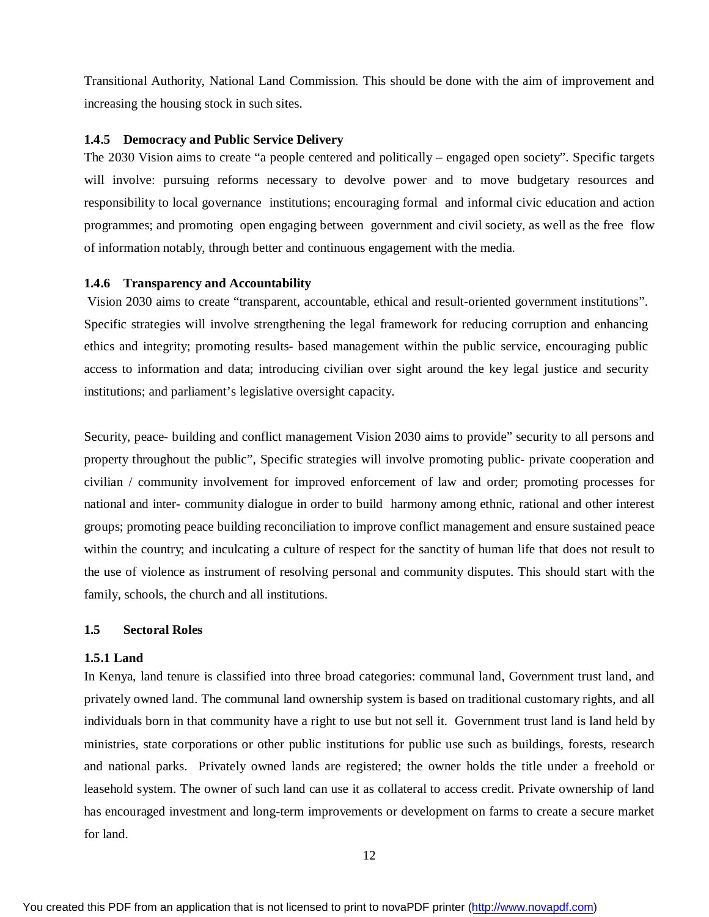Transitional Authority, National Land Commission. This should be done with the aim of improvement and increasing the housing stock in such sites.

### 1.4.5 Democracy and Public Service Delivery

The 2030 Vision aims to create "a people centered and politically – engaged open society". Specific targets will involve: pursuing reforms necessary to devolve power and to move budgetary resources and responsibility to local governance institutions; encouraging formal and informal civic education and action programmes; and promoting open engaging between government and civil society, as well as the free flow of information notably, through better and continuous engagement with the media.

### 1.4.6 Transparency and Accountability

Vision 2030 aims to create "transparent, accountable, ethical and result-oriented government institutions". Specific strategies will involve strengthening the legal framework for reducing corruption and enhancing ethics and integrity; promoting results- based management within the public service, encouraging public access to information and data; introducing civilian over sight around the key legal justice and security institutions; and parliament's legislative oversight capacity.

Security, peace- building and conflict management Vision 2030 aims to provide" security to all persons and property throughout the public", Specific strategies will involve promoting public- private cooperation and civilian / community involvement for improved enforcement of law and order; promoting processes for national and inter- community dialogue in order to build harmony among ethnic, rational and other interest groups; promoting peace building reconciliation to improve conflict management and ensure sustained peace within the country; and inculcating a culture of respect for the sanctity of human life that does not result to the use of violence as instrument of resolving personal and community disputes. This should start with the family, schools, the church and all institutions.

## 1.5 Sectoral Roles

### 1.5.1 Land

In Kenya, land tenure is classified into three broad categories: communal land, Government trust land, and privately owned land. The communal land ownership system is based on traditional customary rights, and all individuals born in that community have a right to use but not sell it. Government trust land is land held by ministries, state corporations or other public institutions for public use such as buildings, forests, research and national parks. Privately owned lands are registered; the owner holds the title under a freehold or leasehold system. The owner of such land can use it as collateral to access credit. Private ownership of land has encouraged investment and long-term improvements or development on farms to create a secure market for land.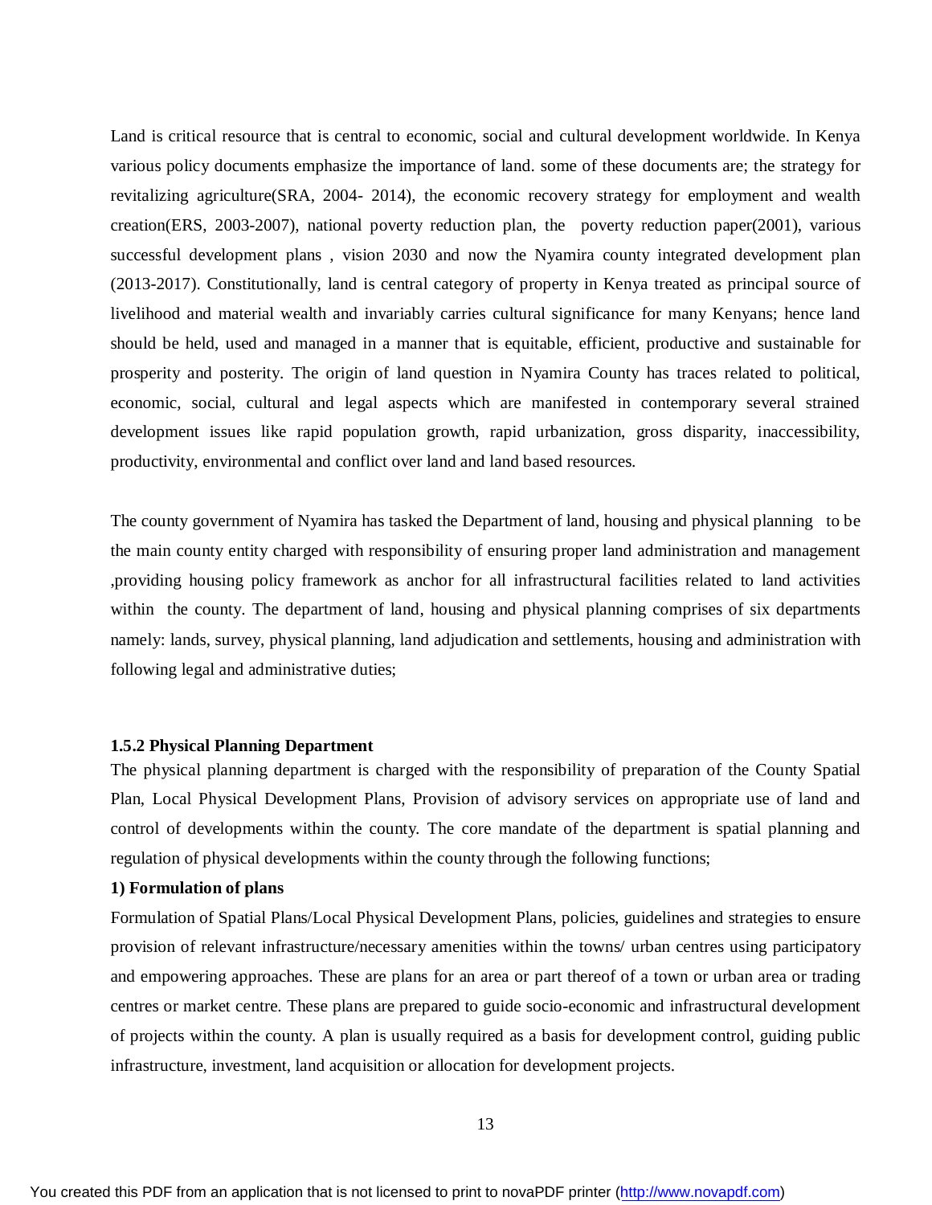Land is critical resource that is central to economic, social and cultural development worldwide. In Kenya various policy documents emphasize the importance of land. some of these documents are; the strategy for revitalizing agriculture(SRA, 2004- 2014), the economic recovery strategy for employment and wealth creation(ERS, 2003-2007), national poverty reduction plan, the poverty reduction paper(2001), various successful development plans , vision 2030 and now the Nyamira county integrated development plan (2013-2017). Constitutionally, land is central category of property in Kenya treated as principal source of livelihood and material wealth and invariably carries cultural significance for many Kenyans; hence land should be held, used and managed in a manner that is equitable, efficient, productive and sustainable for prosperity and posterity. The origin of land question in Nyamira County has traces related to political, economic, social, cultural and legal aspects which are manifested in contemporary several strained development issues like rapid population growth, rapid urbanization, gross disparity, inaccessibility, productivity, environmental and conflict over land and land based resources.

The county government of Nyamira has tasked the Department of land, housing and physical planning to be the main county entity charged with responsibility of ensuring proper land administration and management ,providing housing policy framework as anchor for all infrastructural facilities related to land activities within the county. The department of land, housing and physical planning comprises of six departments namely: lands, survey, physical planning, land adjudication and settlements, housing and administration with following legal and administrative duties;

**1.5.2 Physical Planning Department**

The physical planning department is charged with the responsibility of preparation of the County Spatial Plan, Local Physical Development Plans, Provision of advisory services on appropriate use of land and control of developments within the county. The core mandate of the department is spatial planning and regulation of physical developments within the county through the following functions;

**1) Formulation of plans**

Formulation of Spatial Plans/Local Physical Development Plans, policies, guidelines and strategies to ensure provision of relevant infrastructure/necessary amenities within the towns/ urban centres using participatory and empowering approaches. These are plans for an area or part thereof of a town or urban area or trading centres or market centre. These plans are prepared to guide socio-economic and infrastructural development of projects within the county. A plan is usually required as a basis for development control, guiding public infrastructure, investment, land acquisition or allocation for development projects.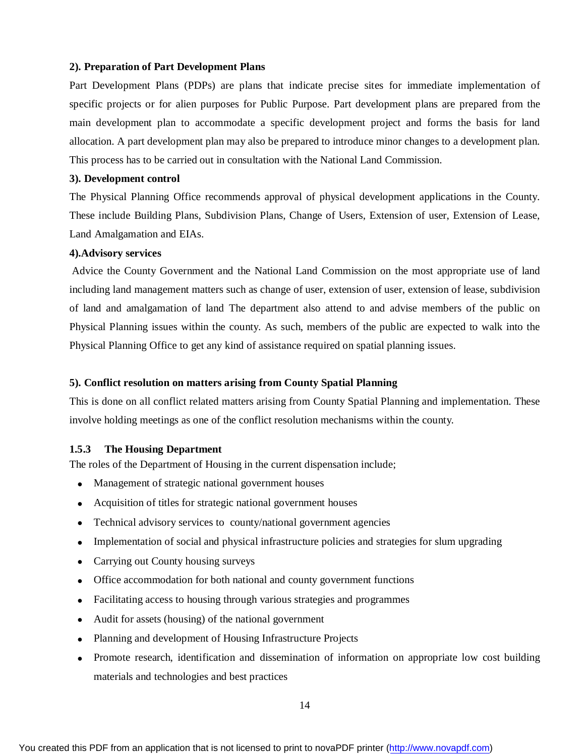**2). Preparation of Part Development Plans**

Part Development Plans (PDPs) are plans that indicate precise sites for immediate implementation of specific projects or for alien purposes for Public Purpose. Part development plans are prepared from the main development plan to accommodate a specific development project and forms the basis for land allocation. A part development plan may also be prepared to introduce minor changes to a development plan. This process has to be carried out in consultation with the National Land Commission.

**3). Development control**

The Physical Planning Office recommends approval of physical development applications in the County. These include Building Plans, Subdivision Plans, Change of Users, Extension of user, Extension of Lease, Land Amalgamation and EIAs.

**4).Advisory services**

Advice the County Government and the National Land Commission on the most appropriate use of land including land management matters such as change of user, extension of user, extension of lease, subdivision of land and amalgamation of land The department also attend to and advise members of the public on Physical Planning issues within the county. As such, members of the public are expected to walk into the Physical Planning Office to get any kind of assistance required on spatial planning issues.

**5). Conflict resolution on matters arising from County Spatial Planning**

This is done on all conflict related matters arising from County Spatial Planning and implementation. These involve holding meetings as one of the conflict resolution mechanisms within the county.

### 1.5.3 The Housing Department

The roles of the Department of Housing in the current dispensation include;

- Management of strategic national government houses
- Acquisition of titles for strategic national government houses
- Technical advisory services to county/national government agencies
- Implementation of social and physical infrastructure policies and strategies for slum upgrading
- Carrying out County housing surveys
- Office accommodation for both national and county government functions
- Facilitating access to housing through various strategies and programmes
- Audit for assets (housing) of the national government
- Planning and development of Housing Infrastructure Projects
- Promote research, identification and dissemination of information on appropriate low cost building materials and technologies and best practices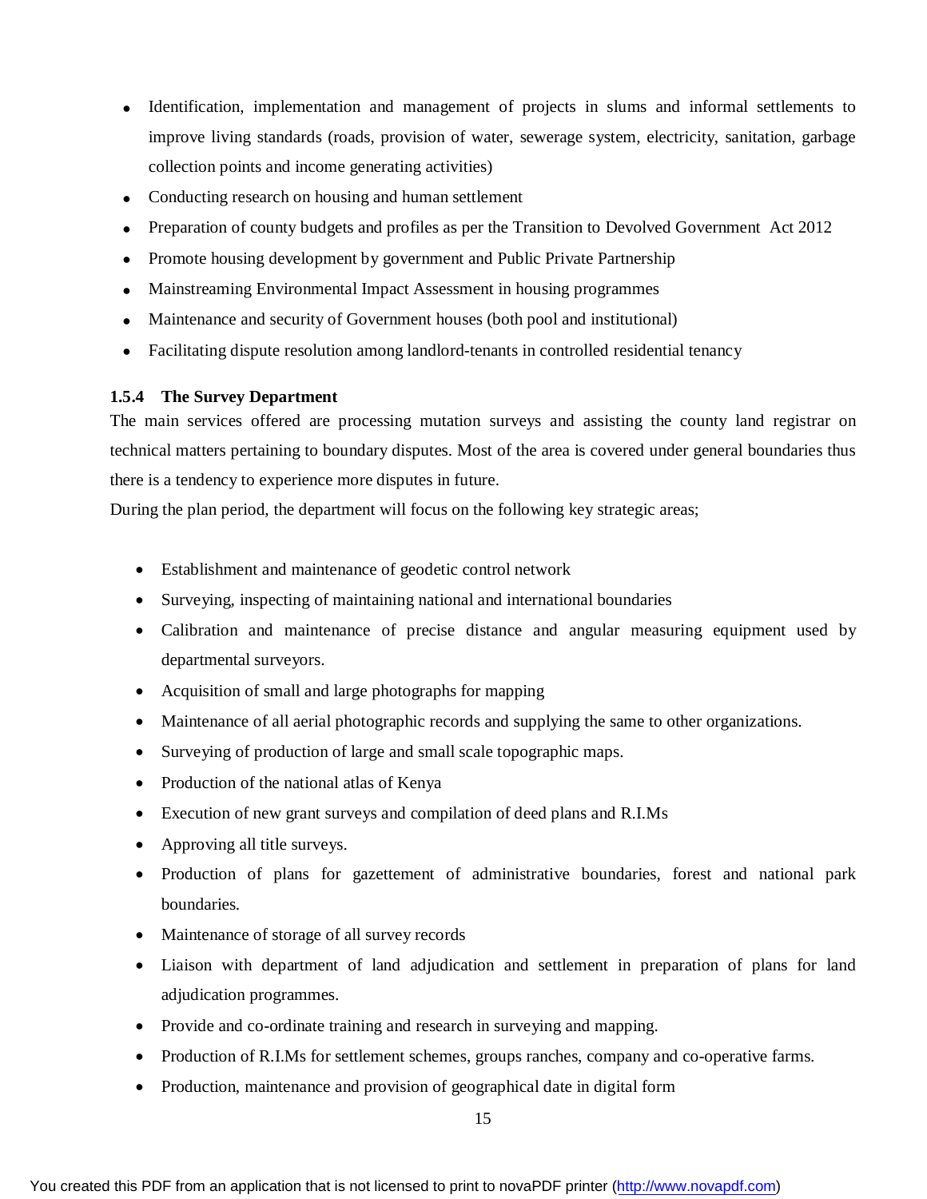- Identification, implementation and management of projects in slums and informal settlements to improve living standards (roads, provision of water, sewerage system, electricity, sanitation, garbage collection points and income generating activities)
- Conducting research on housing and human settlement
- Preparation of county budgets and profiles as per the Transition to Devolved Government Act 2012
- Promote housing development by government and Public Private Partnership
- Mainstreaming Environmental Impact Assessment in housing programmes
- Maintenance and security of Government houses (both pool and institutional)
- Facilitating dispute resolution among landlord-tenants in controlled residential tenancy

### 1.5.4 The Survey Department

The main services offered are processing mutation surveys and assisting the county land registrar on technical matters pertaining to boundary disputes. Most of the area is covered under general boundaries thus there is a tendency to experience more disputes in future.

During the plan period, the department will focus on the following key strategic areas;

- Establishment and maintenance of geodetic control network
- Surveying, inspecting of maintaining national and international boundaries
- Calibration and maintenance of precise distance and angular measuring equipment used by departmental surveyors.
- Acquisition of small and large photographs for mapping
- Maintenance of all aerial photographic records and supplying the same to other organizations.
- Surveying of production of large and small scale topographic maps.
- Production of the national atlas of Kenya
- Execution of new grant surveys and compilation of deed plans and R.I.Ms
- Approving all title surveys.
- Production of plans for gazettement of administrative boundaries, forest and national park boundaries.
- Maintenance of storage of all survey records
- Liaison with department of land adjudication and settlement in preparation of plans for land adjudication programmes.
- Provide and co-ordinate training and research in surveying and mapping.
- Production of R.I.Ms for settlement schemes, groups ranches, company and co-operative farms.
- Production, maintenance and provision of geographical date in digital form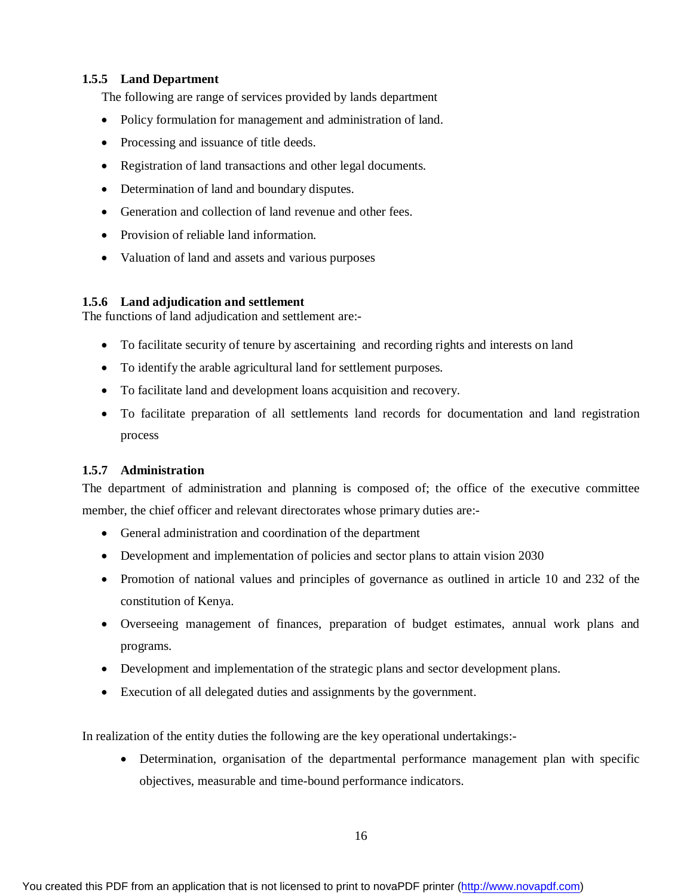### 1.5.5 Land Department

The following are range of services provided by lands department

- Policy formulation for management and administration of land.
- Processing and issuance of title deeds.
- Registration of land transactions and other legal documents.
- Determination of land and boundary disputes.
- Generation and collection of land revenue and other fees.
- Provision of reliable land information.
- Valuation of land and assets and various purposes

### 1.5.6 Land adjudication and settlement

The functions of land adjudication and settlement are:-

- To facilitate security of tenure by ascertaining and recording rights and interests on land
- To identify the arable agricultural land for settlement purposes.
- To facilitate land and development loans acquisition and recovery.
- To facilitate preparation of all settlements land records for documentation and land registration process

### 1.5.7 Administration

The department of administration and planning is composed of; the office of the executive committee member, the chief officer and relevant directorates whose primary duties are:-

- General administration and coordination of the department
- Development and implementation of policies and sector plans to attain vision 2030
- Promotion of national values and principles of governance as outlined in article 10 and 232 of the constitution of Kenya.
- Overseeing management of finances, preparation of budget estimates, annual work plans and programs.
- Development and implementation of the strategic plans and sector development plans.
- Execution of all delegated duties and assignments by the government.

In realization of the entity duties the following are the key operational undertakings:-

- Determination, organisation of the departmental performance management plan with specific objectives, measurable and time-bound performance indicators.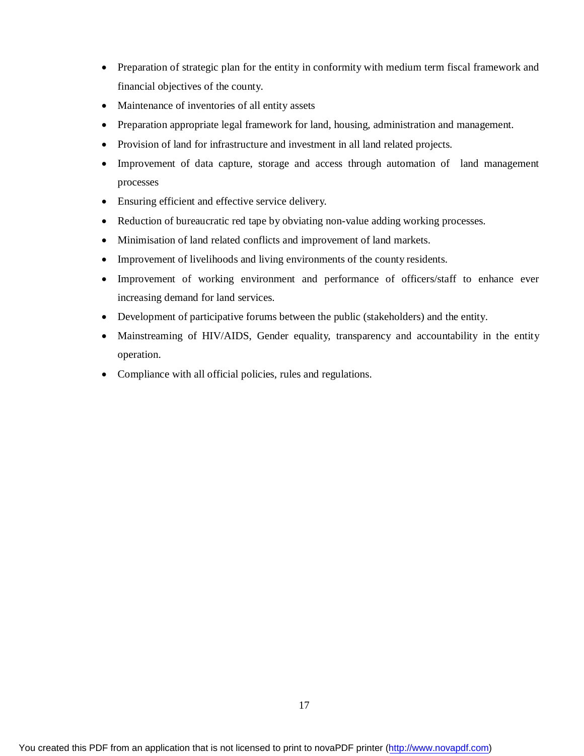- Preparation of strategic plan for the entity in conformity with medium term fiscal framework and financial objectives of the county.
- Maintenance of inventories of all entity assets
- Preparation appropriate legal framework for land, housing, administration and management.
- Provision of land for infrastructure and investment in all land related projects.
- Improvement of data capture, storage and access through automation of land management processes
- Ensuring efficient and effective service delivery.
- Reduction of bureaucratic red tape by obviating non-value adding working processes.
- Minimisation of land related conflicts and improvement of land markets.
- Improvement of livelihoods and living environments of the county residents.
- Improvement of working environment and performance of officers/staff to enhance ever increasing demand for land services.
- Development of participative forums between the public (stakeholders) and the entity.
- Mainstreaming of HIV/AIDS, Gender equality, transparency and accountability in the entity operation.
- Compliance with all official policies, rules and regulations.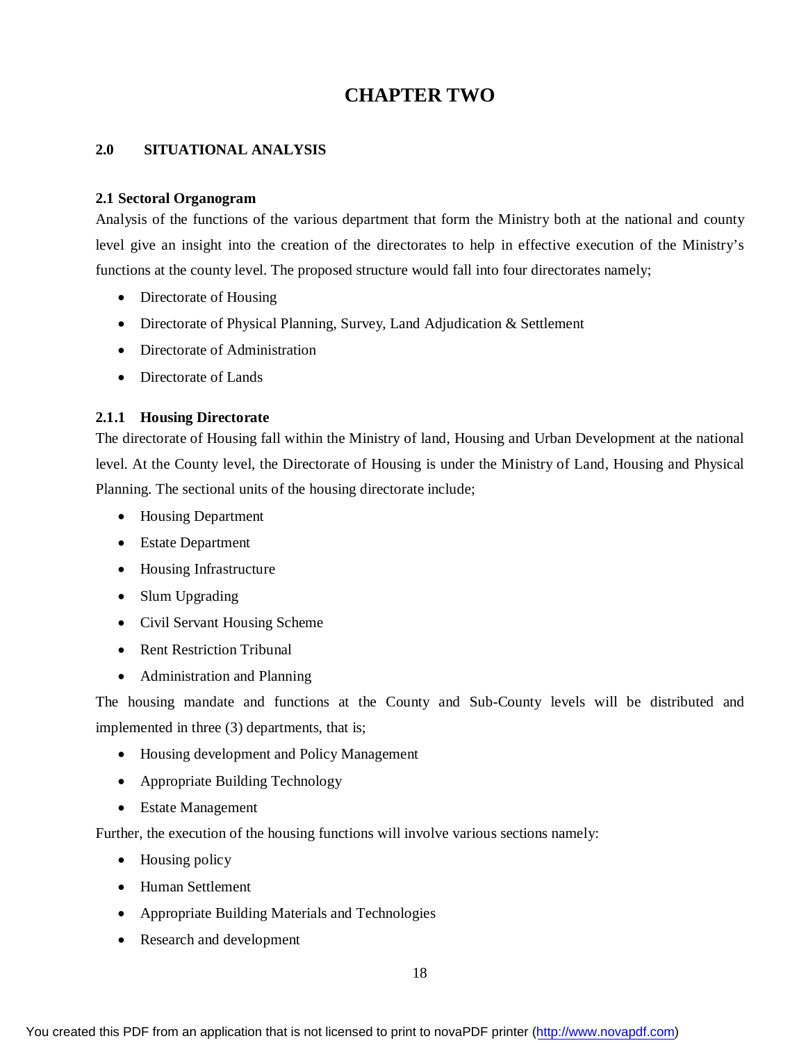# CHAPTER TWO

## 2.0 SITUATIONAL ANALYSIS

### 2.1 Sectoral Organogram

Analysis of the functions of the various department that form the Ministry both at the national and county level give an insight into the creation of the directorates to help in effective execution of the Ministry's functions at the county level. The proposed structure would fall into four directorates namely;

- Directorate of Housing
- Directorate of Physical Planning, Survey, Land Adjudication & Settlement
- Directorate of Administration
- Directorate of Lands

#### 2.1.1 Housing Directorate

The directorate of Housing fall within the Ministry of land, Housing and Urban Development at the national level. At the County level, the Directorate of Housing is under the Ministry of Land, Housing and Physical Planning. The sectional units of the housing directorate include;

- Housing Department
- Estate Department
- Housing Infrastructure
- Slum Upgrading
- Civil Servant Housing Scheme
- Rent Restriction Tribunal
- Administration and Planning

The housing mandate and functions at the County and Sub-County levels will be distributed and implemented in three (3) departments, that is;

- Housing development and Policy Management
- Appropriate Building Technology
- Estate Management

Further, the execution of the housing functions will involve various sections namely:

- Housing policy
- Human Settlement
- Appropriate Building Materials and Technologies
- Research and development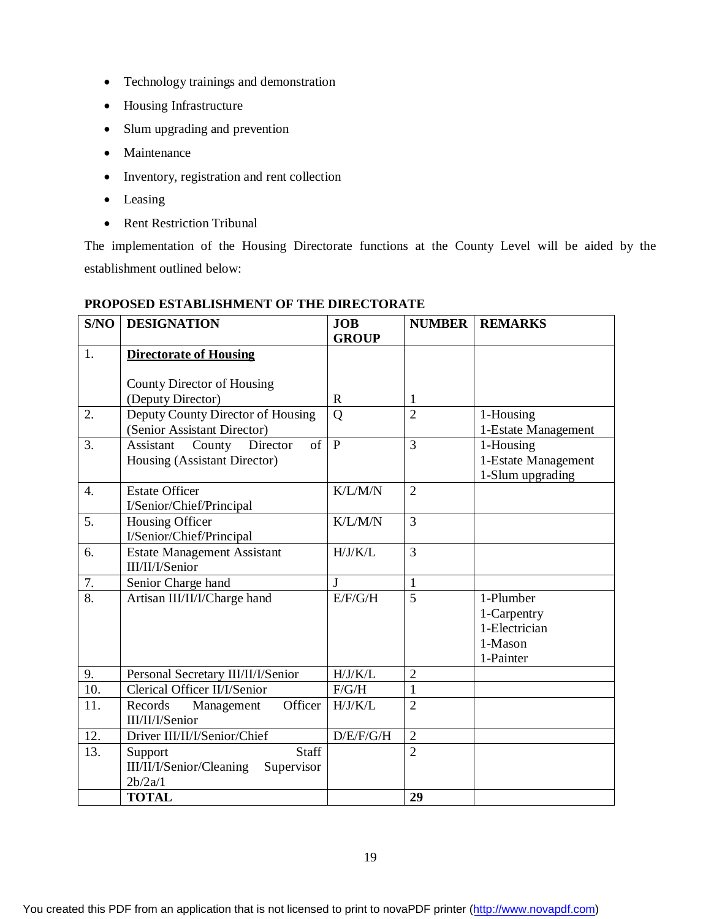- Technology trainings and demonstration
- Housing Infrastructure
- Slum upgrading and prevention
- Maintenance
- Inventory, registration and rent collection
- Leasing
- Rent Restriction Tribunal

The implementation of the Housing Directorate functions at the County Level will be aided by the establishment outlined below:

**PROPOSED ESTABLISHMENT OF THE DIRECTORATE**

| S/NO | DESIGNATION | JOB GROUP | NUMBER | REMARKS |
|---|---|---|---|---|
| 1. | **Directorate of Housing**<br><br>County Director of Housing (Deputy Director) | R | 1 | |
| 2. | Deputy County Director of Housing (Senior Assistant Director) | Q | 2 | 1-Housing<br>1-Estate Management |
| 3. | Assistant County Director of Housing (Assistant Director) | P | 3 | 1-Housing<br>1-Estate Management<br>1-Slum upgrading |
| 4. | Estate Officer I/Senior/Chief/Principal | K/L/M/N | 2 | |
| 5. | Housing Officer I/Senior/Chief/Principal | K/L/M/N | 3 | |
| 6. | Estate Management Assistant III/II/I/Senior | H/J/K/L | 3 | |
| 7. | Senior Charge hand | J | 1 | |
| 8. | Artisan III/II/I/Charge hand | E/F/G/H | 5 | 1-Plumber<br>1-Carpentry<br>1-Electrician<br>1-Mason<br>1-Painter |
| 9. | Personal Secretary III/II/I/Senior | H/J/K/L | 2 | |
| 10. | Clerical Officer II/I/Senior | F/G/H | 1 | |
| 11. | Records Management Officer III/II/I/Senior | H/J/K/L | 2 | |
| 12. | Driver III/II/I/Senior/Chief | D/E/F/G/H | 2 | |
| 13. | Support Staff III/II/I/Senior/Cleaning Supervisor 2b/2a/1 | | 2 | |
| | **TOTAL** | | **29** | |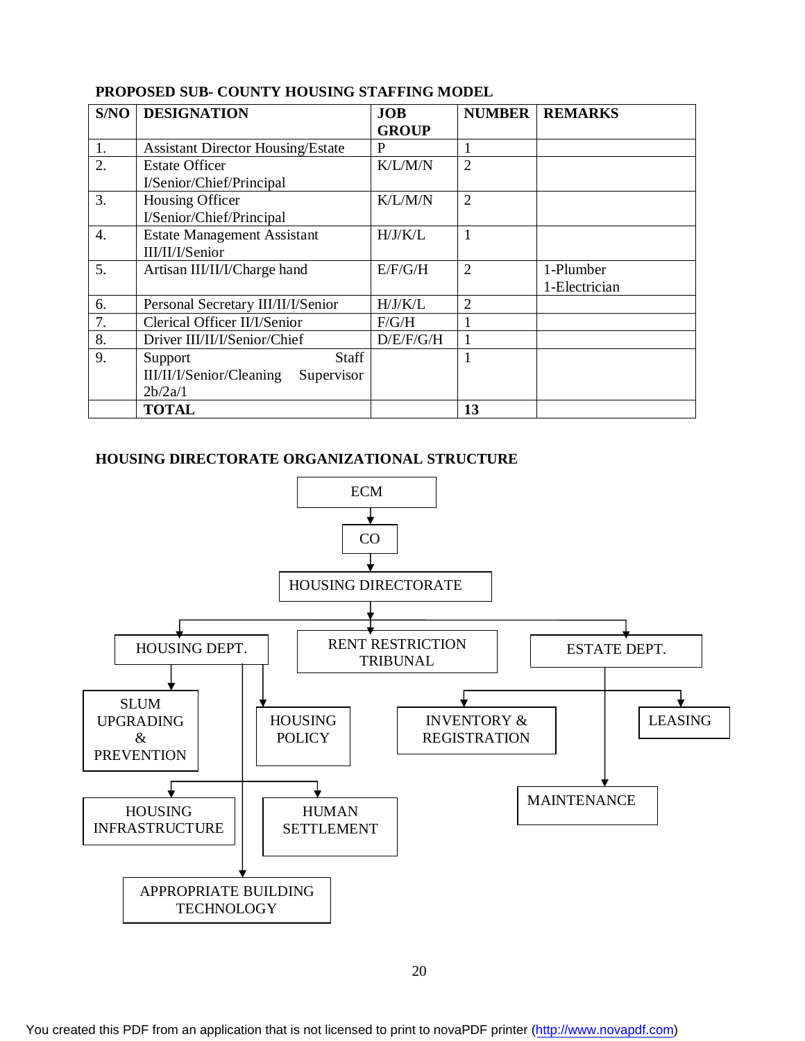**PROPOSED SUB- COUNTY HOUSING STAFFING MODEL**

| S/NO | DESIGNATION | JOB GROUP | NUMBER | REMARKS |
|---|---|---|---|---|
| 1. | Assistant Director Housing/Estate | P | 1 | |
| 2. | Estate Officer I/Senior/Chief/Principal | K/L/M/N | 2 | |
| 3. | Housing Officer I/Senior/Chief/Principal | K/L/M/N | 2 | |
| 4. | Estate Management Assistant III/II/I/Senior | H/J/K/L | 1 | |
| 5. | Artisan III/II/I/Charge hand | E/F/G/H | 2 | 1-Plumber<br>1-Electrician |
| 6. | Personal Secretary III/II/I/Senior | H/J/K/L | 2 | |
| 7. | Clerical Officer II/I/Senior | F/G/H | 1 | |
| 8. | Driver III/II/I/Senior/Chief | D/E/F/G/H | 1 | |
| 9. | Support Staff III/II/I/Senior/Cleaning Supervisor 2b/2a/1 | | 1 | |
| | **TOTAL** | | **13** | |

**HOUSING DIRECTORATE ORGANIZATIONAL STRUCTURE**

- ECM
  - CO
    - HOUSING DIRECTORATE
      - HOUSING DEPT.
        - SLUM UPGRADING & PREVENTION
        - HOUSING POLICY
        - HOUSING INFRASTRUCTURE
        - HUMAN SETTLEMENT
        - APPROPRIATE BUILDING TECHNOLOGY
      - RENT RESTRICTION TRIBUNAL
      - ESTATE DEPT.
        - INVENTORY & REGISTRATION
        - LEASING
        - MAINTENANCE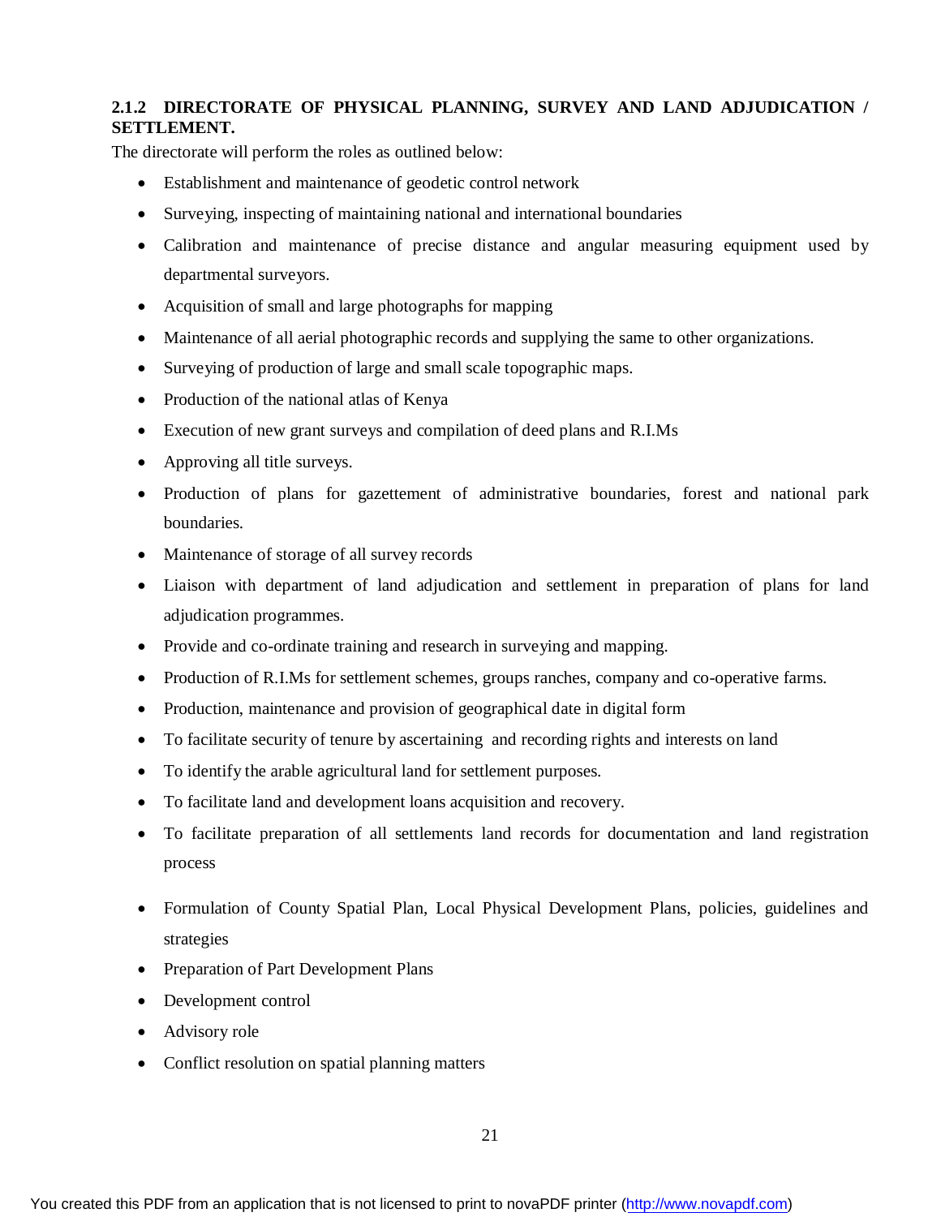### 2.1.2 DIRECTORATE OF PHYSICAL PLANNING, SURVEY AND LAND ADJUDICATION / SETTLEMENT.

The directorate will perform the roles as outlined below:

- Establishment and maintenance of geodetic control network
- Surveying, inspecting of maintaining national and international boundaries
- Calibration and maintenance of precise distance and angular measuring equipment used by departmental surveyors.
- Acquisition of small and large photographs for mapping
- Maintenance of all aerial photographic records and supplying the same to other organizations.
- Surveying of production of large and small scale topographic maps.
- Production of the national atlas of Kenya
- Execution of new grant surveys and compilation of deed plans and R.I.Ms
- Approving all title surveys.
- Production of plans for gazettement of administrative boundaries, forest and national park boundaries.
- Maintenance of storage of all survey records
- Liaison with department of land adjudication and settlement in preparation of plans for land adjudication programmes.
- Provide and co-ordinate training and research in surveying and mapping.
- Production of R.I.Ms for settlement schemes, groups ranches, company and co-operative farms.
- Production, maintenance and provision of geographical date in digital form
- To facilitate security of tenure by ascertaining and recording rights and interests on land
- To identify the arable agricultural land for settlement purposes.
- To facilitate land and development loans acquisition and recovery.
- To facilitate preparation of all settlements land records for documentation and land registration process
- Formulation of County Spatial Plan, Local Physical Development Plans, policies, guidelines and strategies
- Preparation of Part Development Plans
- Development control
- Advisory role
- Conflict resolution on spatial planning matters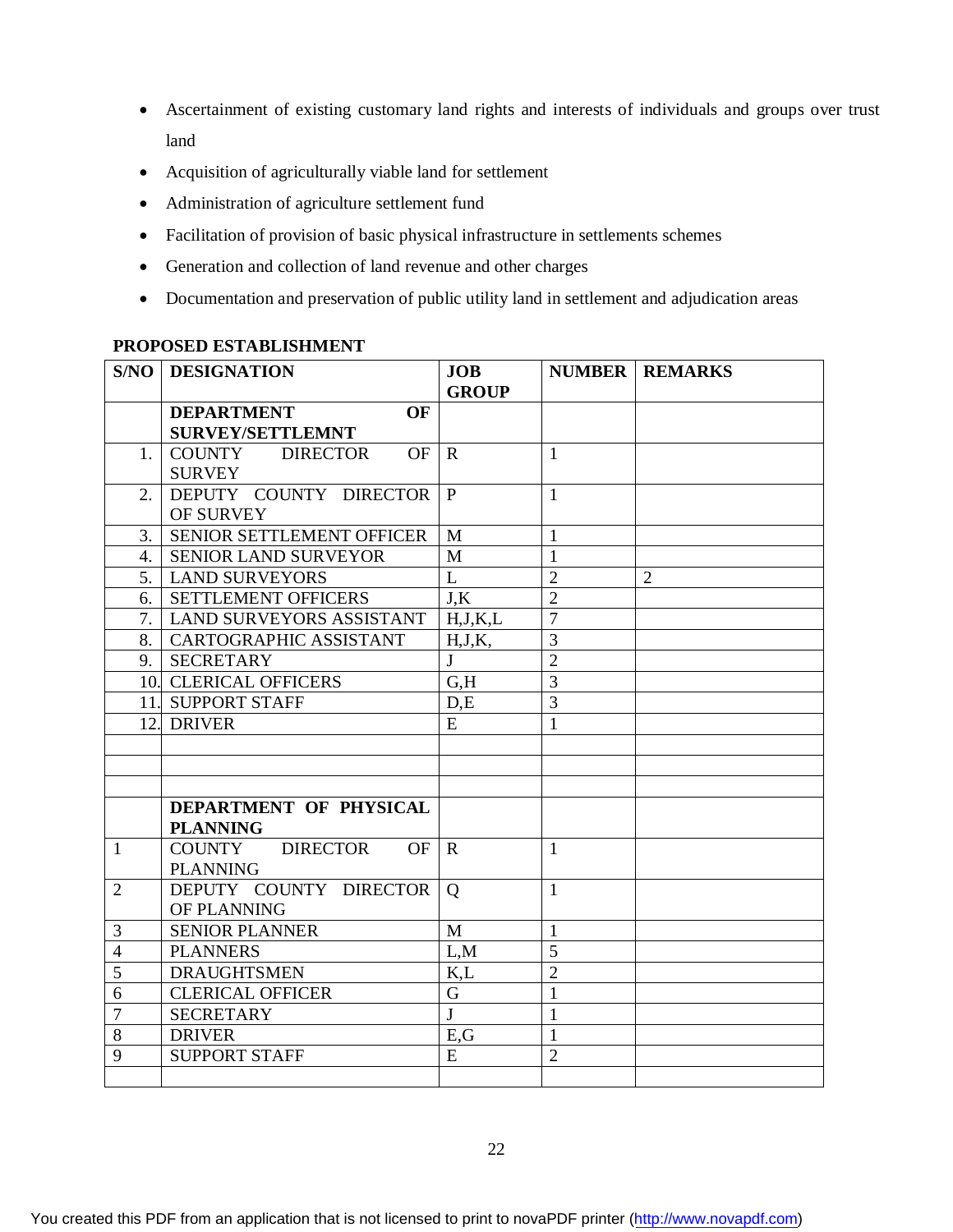- Ascertainment of existing customary land rights and interests of individuals and groups over trust land
- Acquisition of agriculturally viable land for settlement
- Administration of agriculture settlement fund
- Facilitation of provision of basic physical infrastructure in settlements schemes
- Generation and collection of land revenue and other charges
- Documentation and preservation of public utility land in settlement and adjudication areas

**PROPOSED ESTABLISHMENT**

| S/NO | DESIGNATION | JOB GROUP | NUMBER | REMARKS |
|---|---|---|---|---|
| | **DEPARTMENT OF SURVEY/SETTLEMNT** | | | |
| 1. | COUNTY DIRECTOR OF SURVEY | R | 1 | |
| 2. | DEPUTY COUNTY DIRECTOR OF SURVEY | P | 1 | |
| 3. | SENIOR SETTLEMENT OFFICER | M | 1 | |
| 4. | SENIOR LAND SURVEYOR | M | 1 | |
| 5. | LAND SURVEYORS | L | 2 | 2 |
| 6. | SETTLEMENT OFFICERS | J,K | 2 | |
| 7. | LAND SURVEYORS ASSISTANT | H,J,K,L | 7 | |
| 8. | CARTOGRAPHIC ASSISTANT | H,J,K, | 3 | |
| 9. | SECRETARY | J | 2 | |
| 10. | CLERICAL OFFICERS | G,H | 3 | |
| 11. | SUPPORT STAFF | D,E | 3 | |
| 12. | DRIVER | E | 1 | |
| | | | | |
| | | | | |
| | | | | |
| | **DEPARTMENT OF PHYSICAL PLANNING** | | | |
| 1 | COUNTY DIRECTOR OF PLANNING | R | 1 | |
| 2 | DEPUTY COUNTY DIRECTOR OF PLANNING | Q | 1 | |
| 3 | SENIOR PLANNER | M | 1 | |
| 4 | PLANNERS | L,M | 5 | |
| 5 | DRAUGHTSMEN | K,L | 2 | |
| 6 | CLERICAL OFFICER | G | 1 | |
| 7 | SECRETARY | J | 1 | |
| 8 | DRIVER | E,G | 1 | |
| 9 | SUPPORT STAFF | E | 2 | |
| | | | | |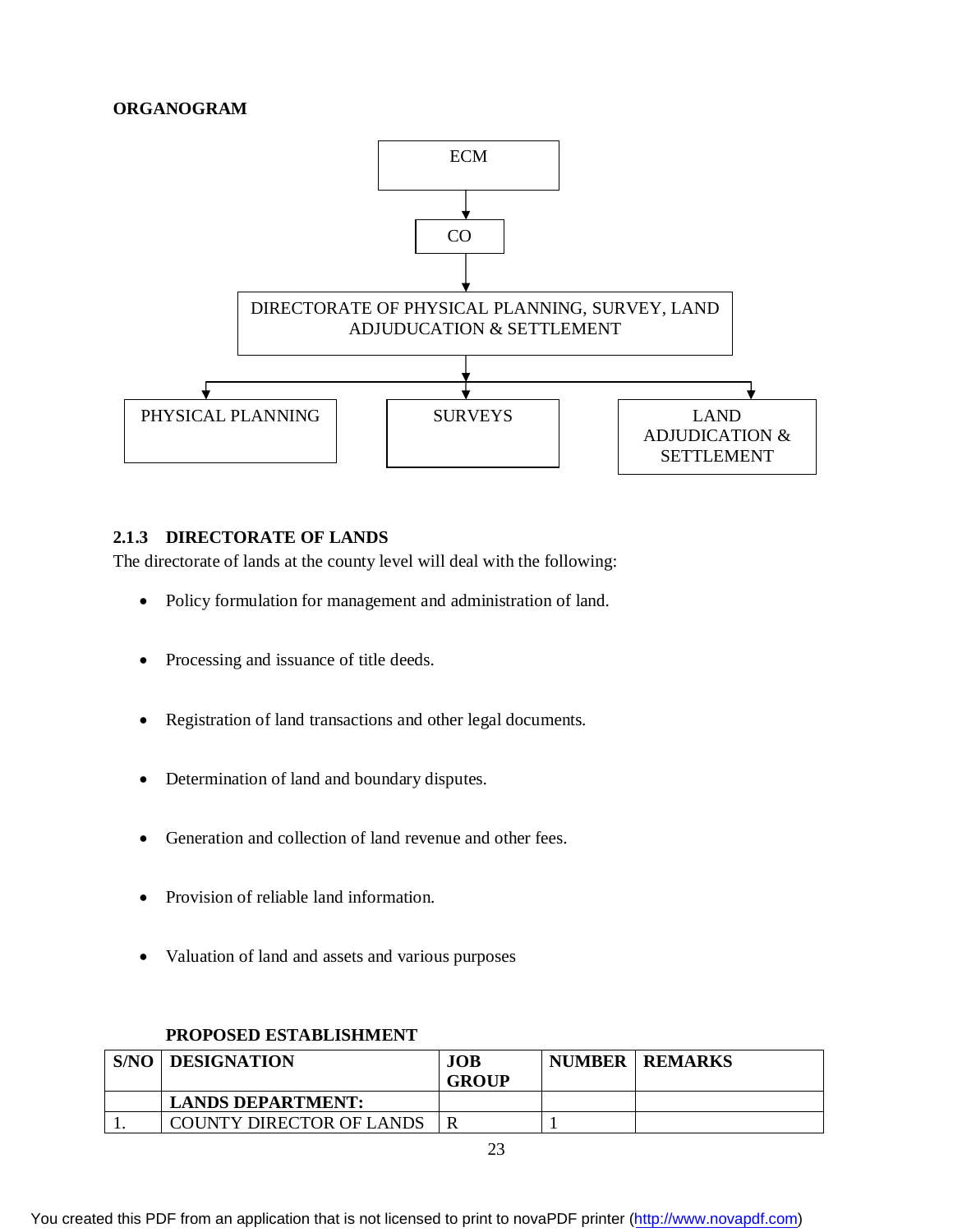**ORGANOGRAM**

ECM
↓
CO
↓
DIRECTORATE OF PHYSICAL PLANNING, SURVEY, LAND ADJUDUCATION & SETTLEMENT
↓
PHYSICAL PLANNING | SURVEYS | LAND ADJUDICATION & SETTLEMENT

### 2.1.3 DIRECTORATE OF LANDS

The directorate of lands at the county level will deal with the following:

- Policy formulation for management and administration of land.
- Processing and issuance of title deeds.
- Registration of land transactions and other legal documents.
- Determination of land and boundary disputes.
- Generation and collection of land revenue and other fees.
- Provision of reliable land information.
- Valuation of land and assets and various purposes

**PROPOSED ESTABLISHMENT**

| S/NO | DESIGNATION | JOB GROUP | NUMBER | REMARKS |
|---|---|---|---|---|
| | **LANDS DEPARTMENT:** | | | |
| 1. | COUNTY DIRECTOR OF LANDS | R | 1 | |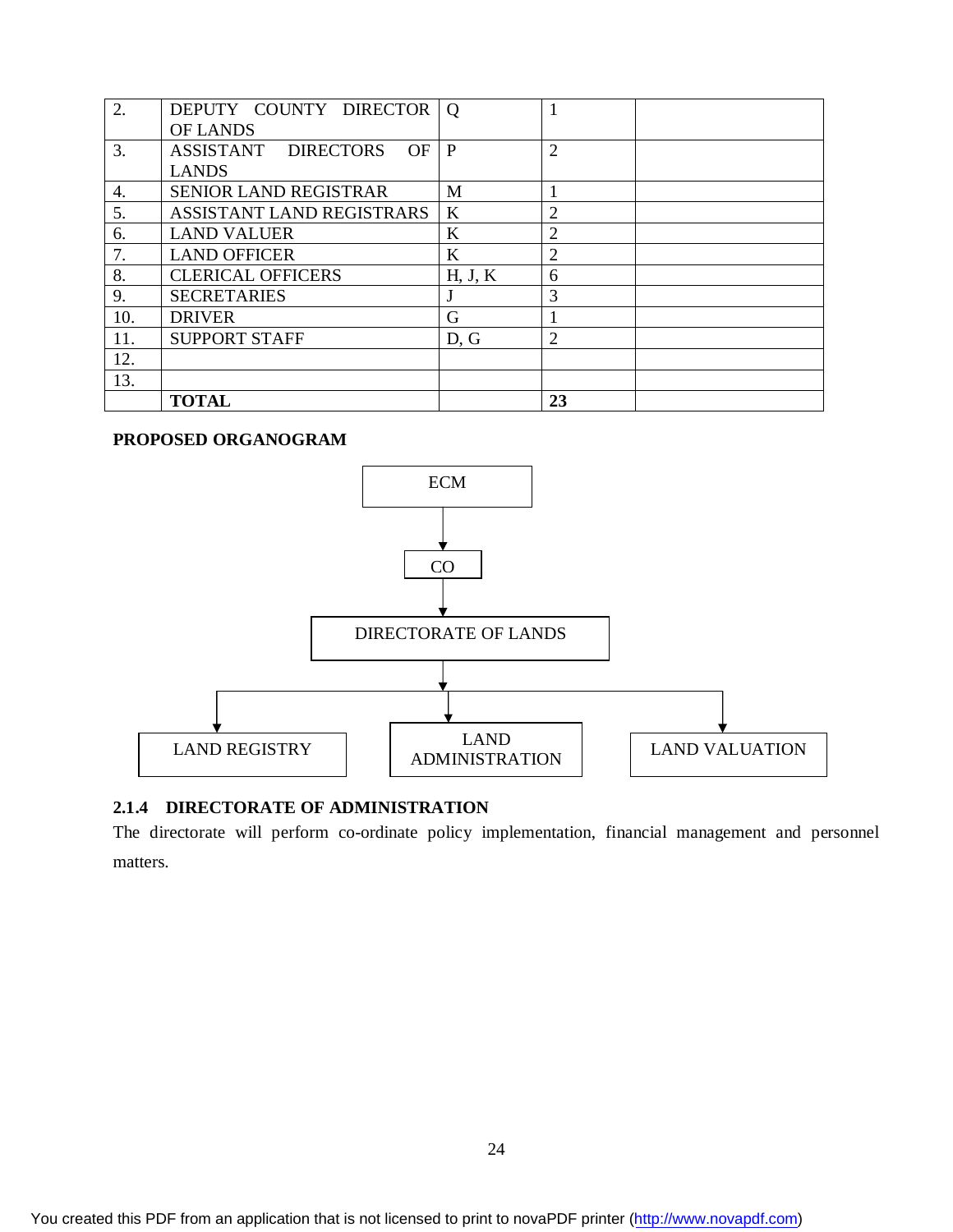| | | | | |
|---|---|---|---|---|
| 2. | DEPUTY COUNTY DIRECTOR OF LANDS | Q | 1 | |
| 3. | ASSISTANT DIRECTORS OF LANDS | P | 2 | |
| 4. | SENIOR LAND REGISTRAR | M | 1 | |
| 5. | ASSISTANT LAND REGISTRARS | K | 2 | |
| 6. | LAND VALUER | K | 2 | |
| 7. | LAND OFFICER | K | 2 | |
| 8. | CLERICAL OFFICERS | H, J, K | 6 | |
| 9. | SECRETARIES | J | 3 | |
| 10. | DRIVER | G | 1 | |
| 11. | SUPPORT STAFF | D, G | 2 | |
| 12. | | | | |
| 13. | | | | |
| | **TOTAL** | | **23** | |

**PROPOSED ORGANOGRAM**

```
                    ECM
                     |
                     v
                    CO
                     |
                     v
           DIRECTORATE OF LANDS
                     |
     +---------------+---------------+
     |               |               |
     v               v               v
LAND REGISTRY  LAND ADMINISTRATION  LAND VALUATION
```

### 2.1.4 DIRECTORATE OF ADMINISTRATION

The directorate will perform co-ordinate policy implementation, financial management and personnel matters.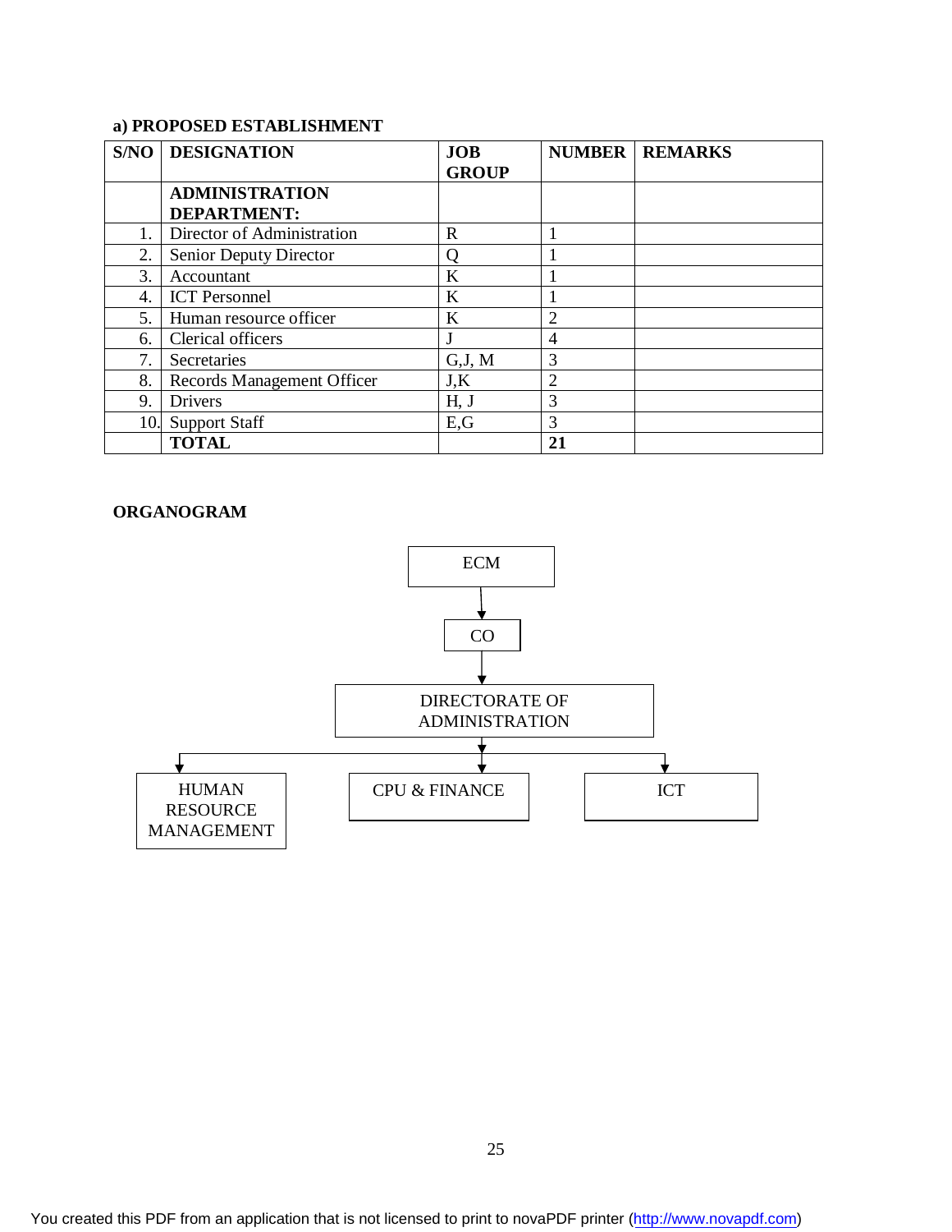**a) PROPOSED ESTABLISHMENT**

| S/NO | DESIGNATION | JOB GROUP | NUMBER | REMARKS |
|---|---|---|---|---|
| | **ADMINISTRATION DEPARTMENT:** | | | |
| 1. | Director of Administration | R | 1 | |
| 2. | Senior Deputy Director | Q | 1 | |
| 3. | Accountant | K | 1 | |
| 4. | ICT Personnel | K | 1 | |
| 5. | Human resource officer | K | 2 | |
| 6. | Clerical officers | J | 4 | |
| 7. | Secretaries | G,J, M | 3 | |
| 8. | Records Management Officer | J,K | 2 | |
| 9. | Drivers | H, J | 3 | |
| 10. | Support Staff | E,G | 3 | |
| | **TOTAL** | | **21** | |

**ORGANOGRAM**

```
                    ECM
                     |
                     v
                     CO
                     |
                     v
       DIRECTORATE OF ADMINISTRATION
                     |
     +---------------+---------------+
     |               |               |
     v               v               v
   HUMAN        CPU & FINANCE       ICT
  RESOURCE
 MANAGEMENT
```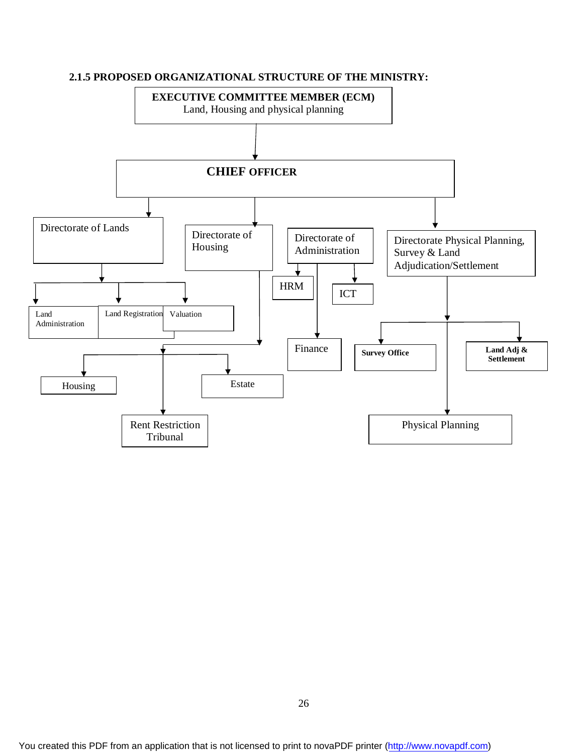**2.1.5 PROPOSED ORGANIZATIONAL STRUCTURE OF THE MINISTRY:**

- **EXECUTIVE COMMITTEE MEMBER (ECM)** Land, Housing and physical planning
  - **CHIEF OFFICER**
    - Directorate of Lands
      - Land Administration
      - Land Registration
      - Valuation
    - Directorate of Housing
      - Housing
      - Estate
      - Rent Restriction Tribunal
    - Directorate of Administration
      - HRM
      - ICT
      - Finance
    - Directorate Physical Planning, Survey & Land Adjudication/Settlement
      - Survey Office
      - Land Adj & Settlement
      - Physical Planning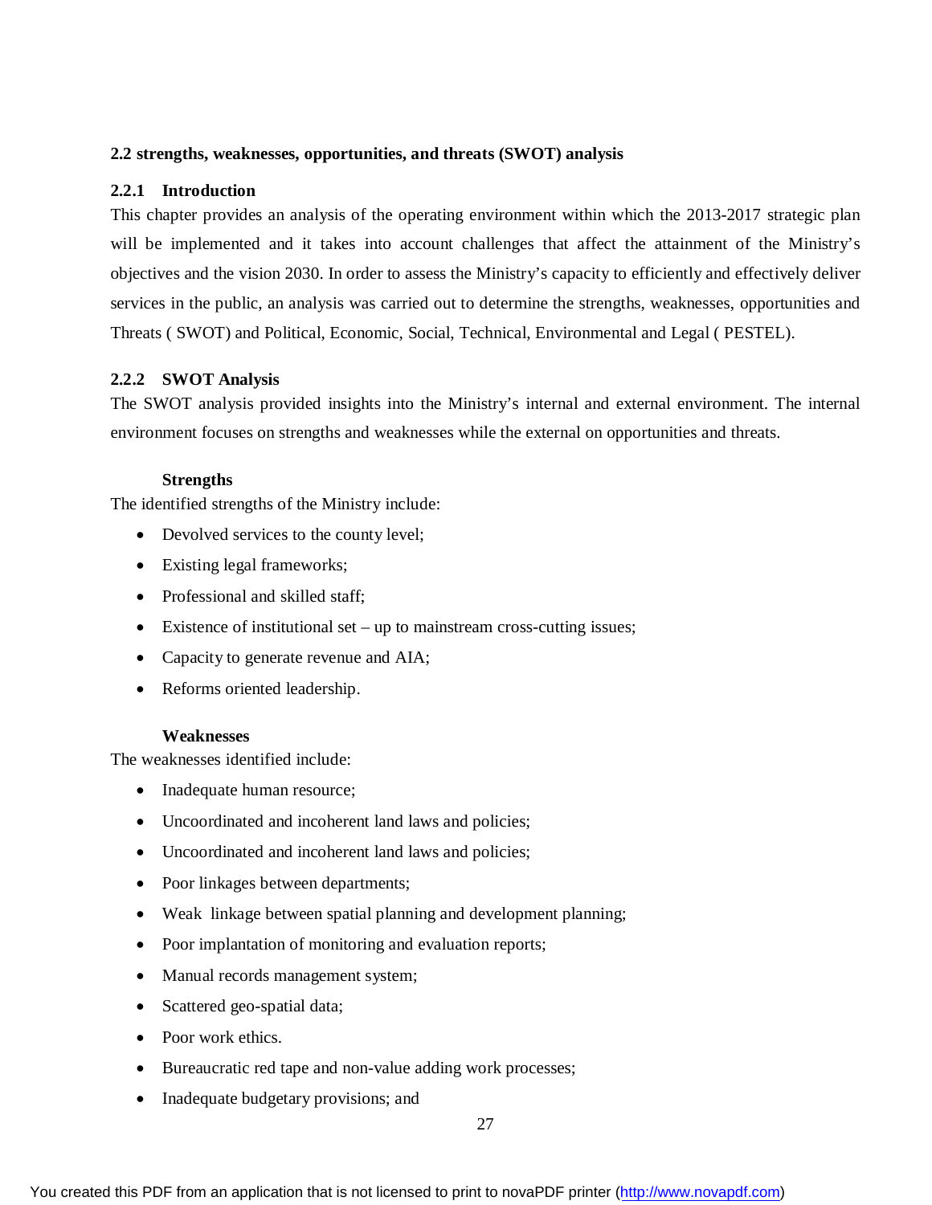## 2.2 strengths, weaknesses, opportunities, and threats (SWOT) analysis

### 2.2.1 Introduction

This chapter provides an analysis of the operating environment within which the 2013-2017 strategic plan will be implemented and it takes into account challenges that affect the attainment of the Ministry's objectives and the vision 2030. In order to assess the Ministry's capacity to efficiently and effectively deliver services in the public, an analysis was carried out to determine the strengths, weaknesses, opportunities and Threats ( SWOT) and Political, Economic, Social, Technical, Environmental and Legal ( PESTEL).

### 2.2.2 SWOT Analysis

The SWOT analysis provided insights into the Ministry's internal and external environment. The internal environment focuses on strengths and weaknesses while the external on opportunities and threats.

**Strengths**

The identified strengths of the Ministry include:

- Devolved services to the county level;
- Existing legal frameworks;
- Professional and skilled staff;
- Existence of institutional set – up to mainstream cross-cutting issues;
- Capacity to generate revenue and AIA;
- Reforms oriented leadership.

**Weaknesses**

The weaknesses identified include:

- Inadequate human resource;
- Uncoordinated and incoherent land laws and policies;
- Uncoordinated and incoherent land laws and policies;
- Poor linkages between departments;
- Weak linkage between spatial planning and development planning;
- Poor implantation of monitoring and evaluation reports;
- Manual records management system;
- Scattered geo-spatial data;
- Poor work ethics.
- Bureaucratic red tape and non-value adding work processes;
- Inadequate budgetary provisions; and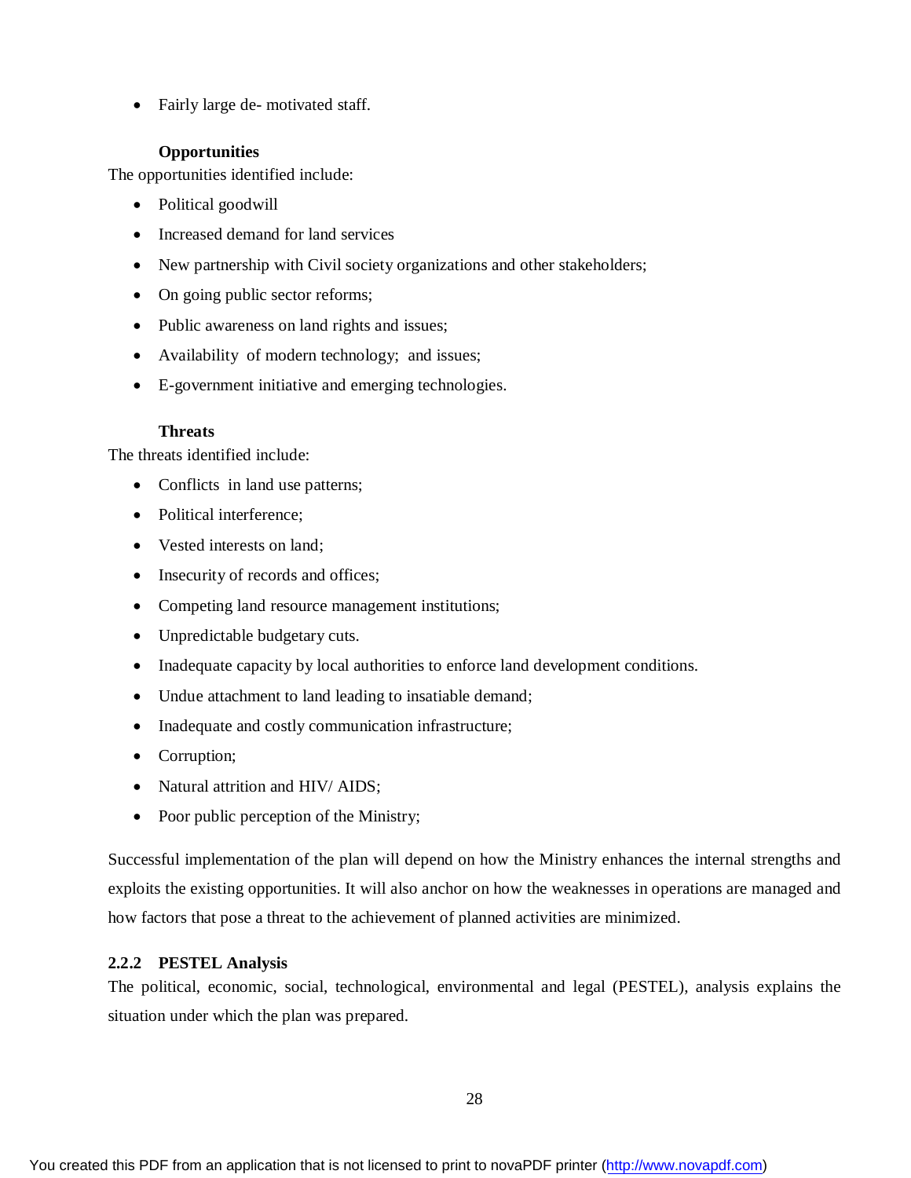- Fairly large de- motivated staff.

**Opportunities**

The opportunities identified include:

- Political goodwill
- Increased demand for land services
- New partnership with Civil society organizations and other stakeholders;
- On going public sector reforms;
- Public awareness on land rights and issues;
- Availability of modern technology; and issues;
- E-government initiative and emerging technologies.

**Threats**

The threats identified include:

- Conflicts in land use patterns;
- Political interference;
- Vested interests on land;
- Insecurity of records and offices;
- Competing land resource management institutions;
- Unpredictable budgetary cuts.
- Inadequate capacity by local authorities to enforce land development conditions.
- Undue attachment to land leading to insatiable demand;
- Inadequate and costly communication infrastructure;
- Corruption;
- Natural attrition and HIV/ AIDS;
- Poor public perception of the Ministry;

Successful implementation of the plan will depend on how the Ministry enhances the internal strengths and exploits the existing opportunities. It will also anchor on how the weaknesses in operations are managed and how factors that pose a threat to the achievement of planned activities are minimized.

### 2.2.2 PESTEL Analysis

The political, economic, social, technological, environmental and legal (PESTEL), analysis explains the situation under which the plan was prepared.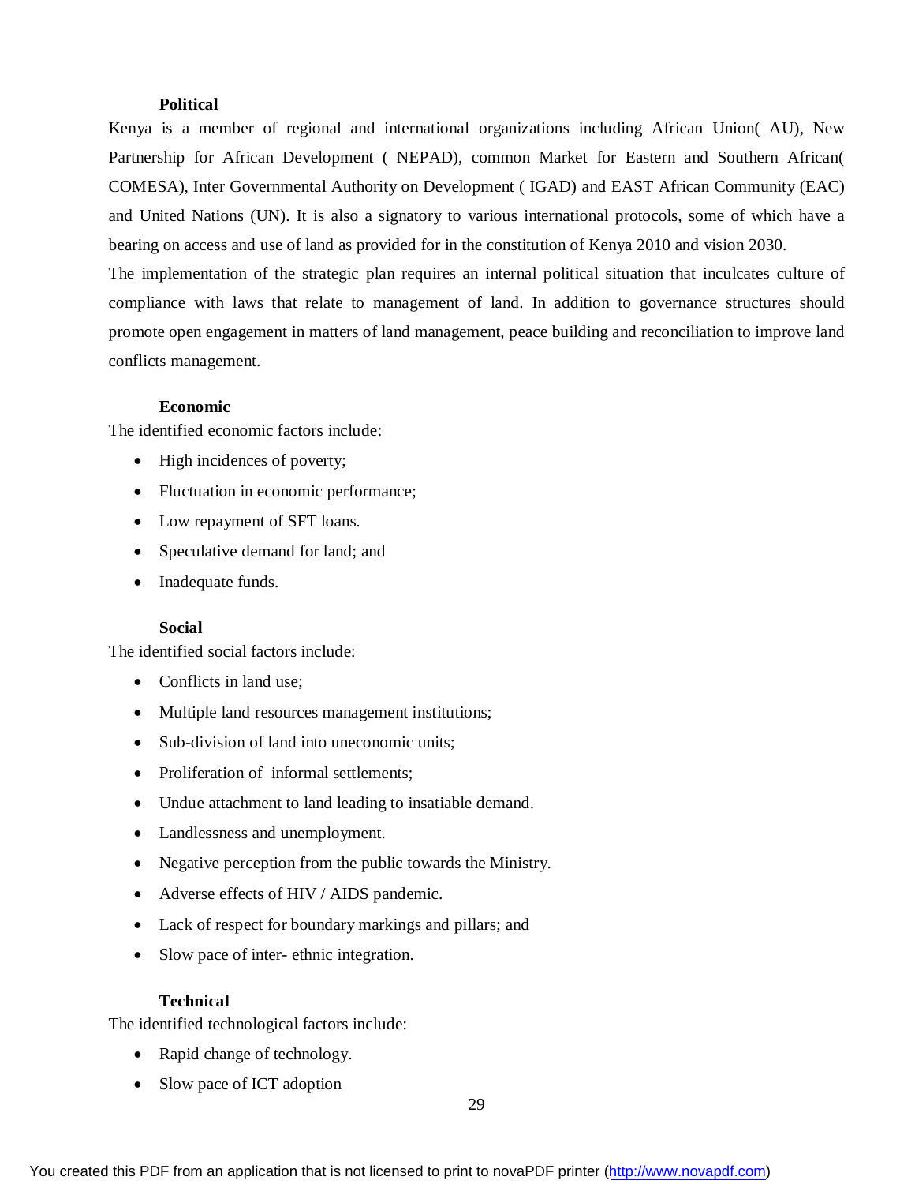**Political**

Kenya is a member of regional and international organizations including African Union( AU), New Partnership for African Development ( NEPAD), common Market for Eastern and Southern African( COMESA), Inter Governmental Authority on Development ( IGAD) and EAST African Community (EAC) and United Nations (UN). It is also a signatory to various international protocols, some of which have a bearing on access and use of land as provided for in the constitution of Kenya 2010 and vision 2030.

The implementation of the strategic plan requires an internal political situation that inculcates culture of compliance with laws that relate to management of land. In addition to governance structures should promote open engagement in matters of land management, peace building and reconciliation to improve land conflicts management.

**Economic**

The identified economic factors include:

- High incidences of poverty;
- Fluctuation in economic performance;
- Low repayment of SFT loans.
- Speculative demand for land; and
- Inadequate funds.

**Social**

The identified social factors include:

- Conflicts in land use;
- Multiple land resources management institutions;
- Sub-division of land into uneconomic units;
- Proliferation of informal settlements;
- Undue attachment to land leading to insatiable demand.
- Landlessness and unemployment.
- Negative perception from the public towards the Ministry.
- Adverse effects of HIV / AIDS pandemic.
- Lack of respect for boundary markings and pillars; and
- Slow pace of inter- ethnic integration.

**Technical**

The identified technological factors include:

- Rapid change of technology.
- Slow pace of ICT adoption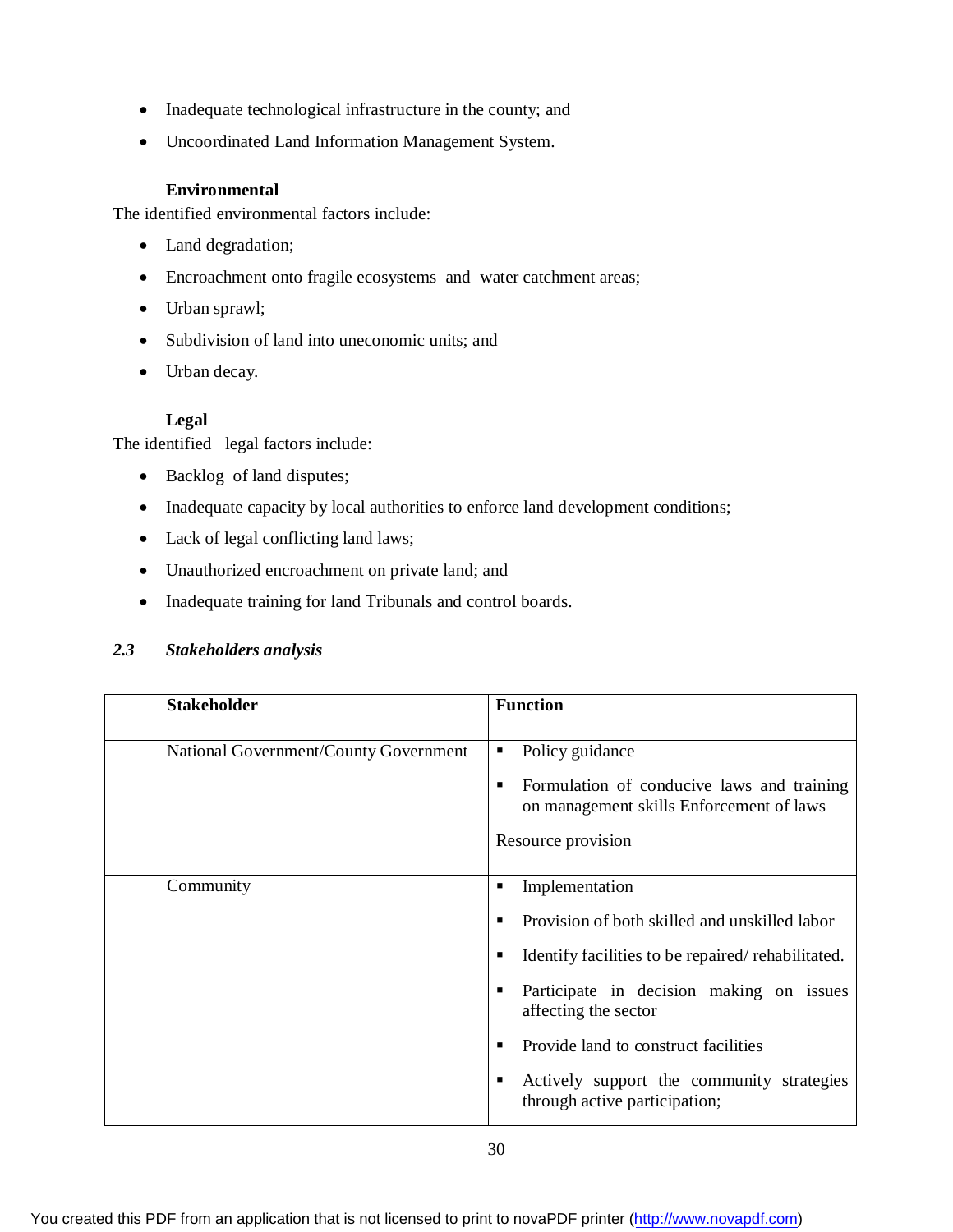- Inadequate technological infrastructure in the county; and
- Uncoordinated Land Information Management System.

**Environmental**

The identified environmental factors include:

- Land degradation;
- Encroachment onto fragile ecosystems and water catchment areas;
- Urban sprawl;
- Subdivision of land into uneconomic units; and
- Urban decay.

**Legal**

The identified legal factors include:

- Backlog of land disputes;
- Inadequate capacity by local authorities to enforce land development conditions;
- Lack of legal conflicting land laws;
- Unauthorized encroachment on private land; and
- Inadequate training for land Tribunals and control boards.

### *2.3 Stakeholders analysis*

| | **Stakeholder** | **Function** |
|---|---|---|
| | National Government/County Government | ▪ Policy guidance<br>▪ Formulation of conducive laws and training on management skills Enforcement of laws<br>Resource provision |
| | Community | ▪ Implementation<br>▪ Provision of both skilled and unskilled labor<br>▪ Identify facilities to be repaired/ rehabilitated.<br>▪ Participate in decision making on issues affecting the sector<br>▪ Provide land to construct facilities<br>▪ Actively support the community strategies through active participation; |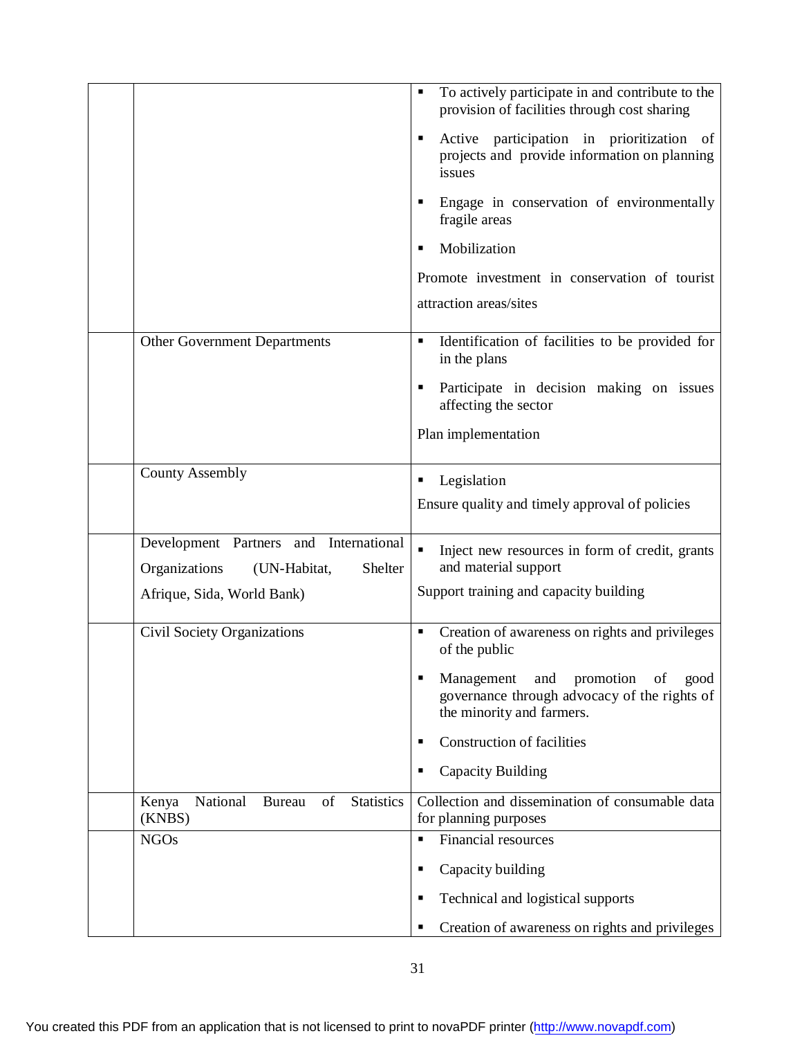|  |  |  |
|---|---|---|
|  |  | ▪ To actively participate in and contribute to the provision of facilities through cost sharing<br>▪ Active participation in prioritization of projects and provide information on planning issues<br>▪ Engage in conservation of environmentally fragile areas<br>▪ Mobilization<br>Promote investment in conservation of tourist attraction areas/sites |
|  | Other Government Departments | ▪ Identification of facilities to be provided for in the plans<br>▪ Participate in decision making on issues affecting the sector<br>Plan implementation |
|  | County Assembly | ▪ Legislation<br>Ensure quality and timely approval of policies |
|  | Development Partners and International Organizations (UN-Habitat, Shelter Afrique, Sida, World Bank) | ▪ Inject new resources in form of credit, grants and material support<br>Support training and capacity building |
|  | Civil Society Organizations | ▪ Creation of awareness on rights and privileges of the public<br>▪ Management and promotion of good governance through advocacy of the rights of the minority and farmers.<br>▪ Construction of facilities<br>▪ Capacity Building |
|  | Kenya National Bureau of Statistics (KNBS) | Collection and dissemination of consumable data for planning purposes |
|  | NGOs | ▪ Financial resources<br>▪ Capacity building<br>▪ Technical and logistical supports<br>▪ Creation of awareness on rights and privileges |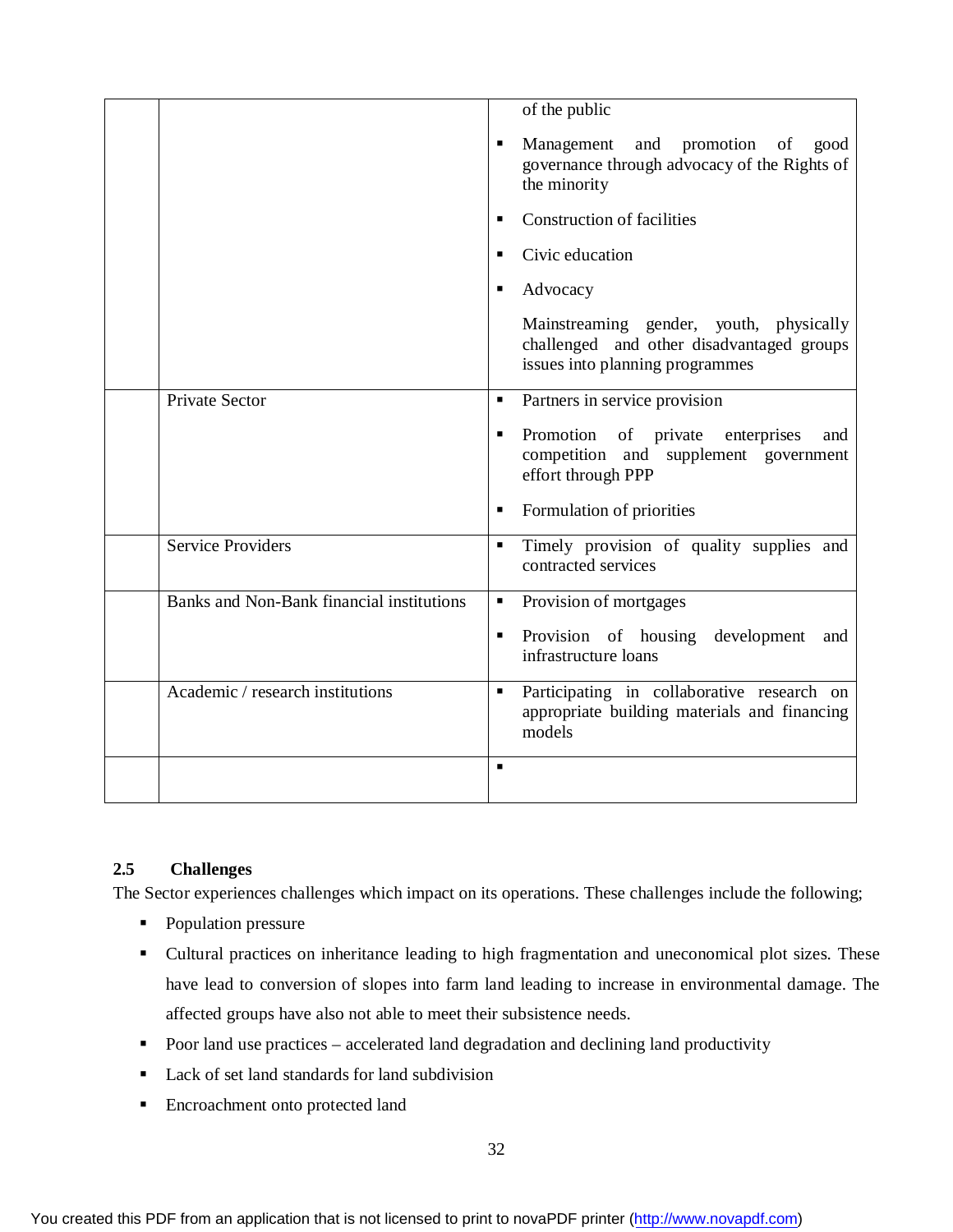| | | |
|---|---|---|
| | | of the public<br>▪ Management and promotion of good governance through advocacy of the Rights of the minority<br>▪ Construction of facilities<br>▪ Civic education<br>▪ Advocacy<br>Mainstreaming gender, youth, physically challenged and other disadvantaged groups issues into planning programmes |
| | Private Sector | ▪ Partners in service provision<br>▪ Promotion of private enterprises and competition and supplement government effort through PPP<br>▪ Formulation of priorities |
| | Service Providers | ▪ Timely provision of quality supplies and contracted services |
| | Banks and Non-Bank financial institutions | ▪ Provision of mortgages<br>▪ Provision of housing development and infrastructure loans |
| | Academic / research institutions | ▪ Participating in collaborative research on appropriate building materials and financing models |
| | | ▪ |

## 2.5 Challenges

The Sector experiences challenges which impact on its operations. These challenges include the following;

- Population pressure
- Cultural practices on inheritance leading to high fragmentation and uneconomical plot sizes. These have lead to conversion of slopes into farm land leading to increase in environmental damage. The affected groups have also not able to meet their subsistence needs.
- Poor land use practices – accelerated land degradation and declining land productivity
- Lack of set land standards for land subdivision
- Encroachment onto protected land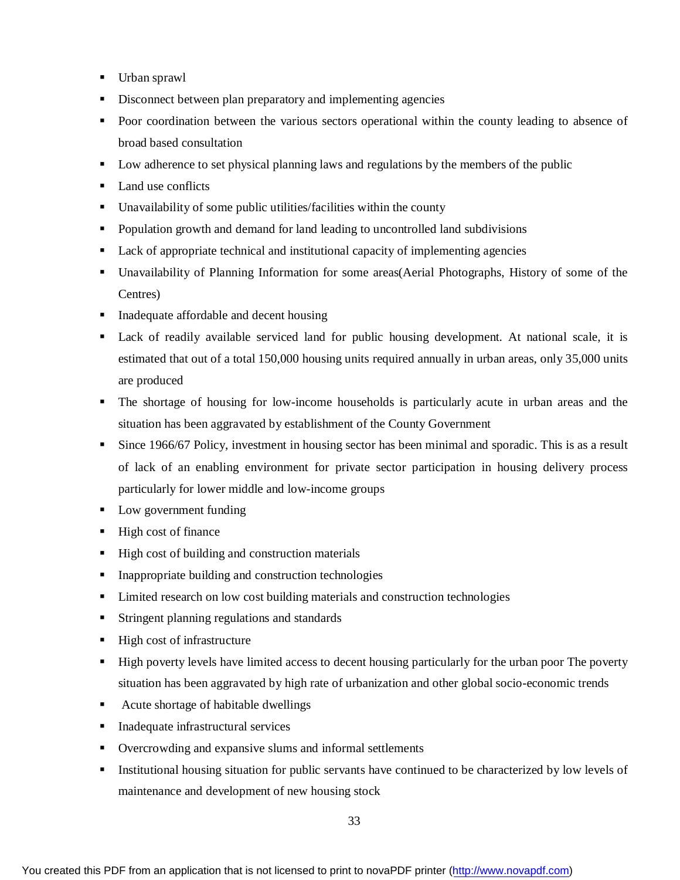- Urban sprawl
- Disconnect between plan preparatory and implementing agencies
- Poor coordination between the various sectors operational within the county leading to absence of broad based consultation
- Low adherence to set physical planning laws and regulations by the members of the public
- Land use conflicts
- Unavailability of some public utilities/facilities within the county
- Population growth and demand for land leading to uncontrolled land subdivisions
- Lack of appropriate technical and institutional capacity of implementing agencies
- Unavailability of Planning Information for some areas(Aerial Photographs, History of some of the Centres)
- Inadequate affordable and decent housing
- Lack of readily available serviced land for public housing development. At national scale, it is estimated that out of a total 150,000 housing units required annually in urban areas, only 35,000 units are produced
- The shortage of housing for low-income households is particularly acute in urban areas and the situation has been aggravated by establishment of the County Government
- Since 1966/67 Policy, investment in housing sector has been minimal and sporadic. This is as a result of lack of an enabling environment for private sector participation in housing delivery process particularly for lower middle and low-income groups
- Low government funding
- High cost of finance
- High cost of building and construction materials
- Inappropriate building and construction technologies
- Limited research on low cost building materials and construction technologies
- Stringent planning regulations and standards
- High cost of infrastructure
- High poverty levels have limited access to decent housing particularly for the urban poor The poverty situation has been aggravated by high rate of urbanization and other global socio-economic trends
- Acute shortage of habitable dwellings
- Inadequate infrastructural services
- Overcrowding and expansive slums and informal settlements
- Institutional housing situation for public servants have continued to be characterized by low levels of maintenance and development of new housing stock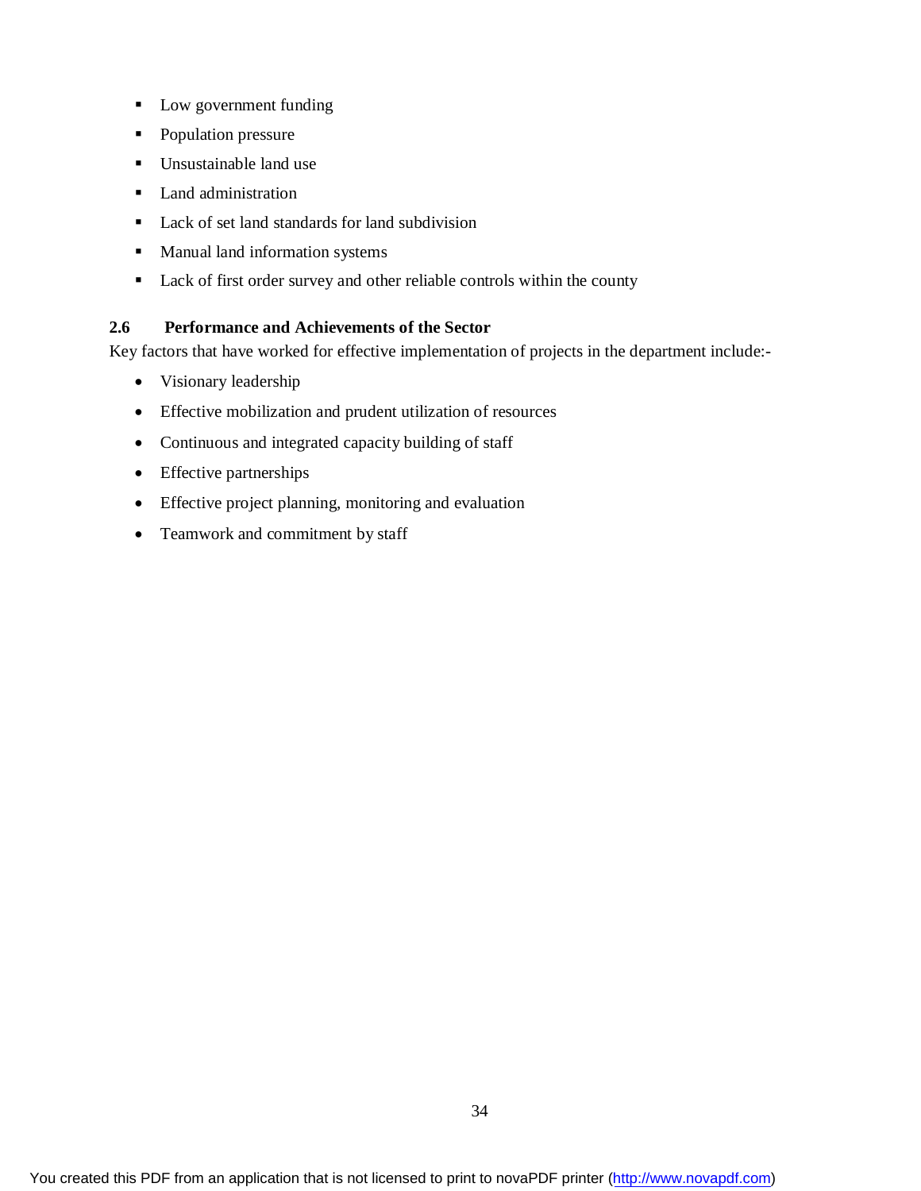- Low government funding
- Population pressure
- Unsustainable land use
- Land administration
- Lack of set land standards for land subdivision
- Manual land information systems
- Lack of first order survey and other reliable controls within the county

### 2.6 Performance and Achievements of the Sector

Key factors that have worked for effective implementation of projects in the department include:-

- Visionary leadership
- Effective mobilization and prudent utilization of resources
- Continuous and integrated capacity building of staff
- Effective partnerships
- Effective project planning, monitoring and evaluation
- Teamwork and commitment by staff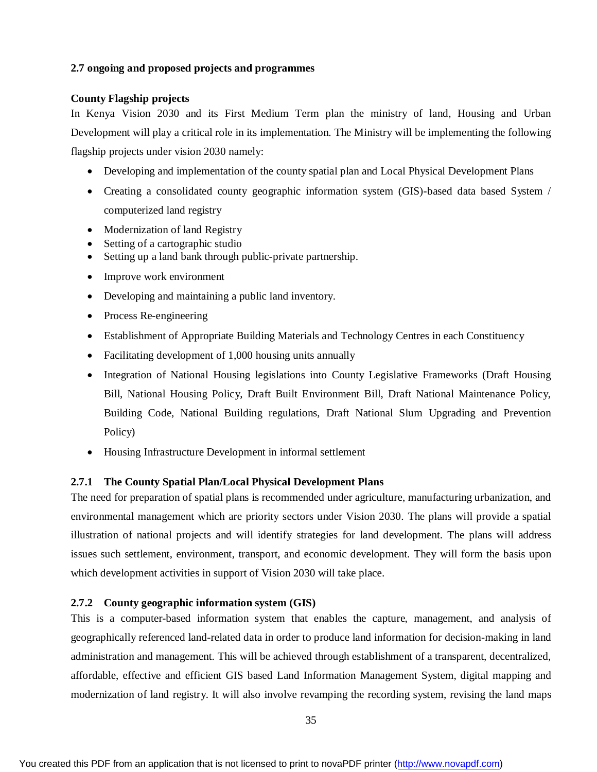## 2.7 ongoing and proposed projects and programmes

**County Flagship projects**

In Kenya Vision 2030 and its First Medium Term plan the ministry of land, Housing and Urban Development will play a critical role in its implementation. The Ministry will be implementing the following flagship projects under vision 2030 namely:

- Developing and implementation of the county spatial plan and Local Physical Development Plans
- Creating a consolidated county geographic information system (GIS)-based data based System / computerized land registry
- Modernization of land Registry
- Setting of a cartographic studio
- Setting up a land bank through public-private partnership.
- Improve work environment
- Developing and maintaining a public land inventory.
- Process Re-engineering
- Establishment of Appropriate Building Materials and Technology Centres in each Constituency
- Facilitating development of 1,000 housing units annually
- Integration of National Housing legislations into County Legislative Frameworks (Draft Housing Bill, National Housing Policy, Draft Built Environment Bill, Draft National Maintenance Policy, Building Code, National Building regulations, Draft National Slum Upgrading and Prevention Policy)
- Housing Infrastructure Development in informal settlement

### 2.7.1 The County Spatial Plan/Local Physical Development Plans

The need for preparation of spatial plans is recommended under agriculture, manufacturing urbanization, and environmental management which are priority sectors under Vision 2030. The plans will provide a spatial illustration of national projects and will identify strategies for land development. The plans will address issues such settlement, environment, transport, and economic development. They will form the basis upon which development activities in support of Vision 2030 will take place.

### 2.7.2 County geographic information system (GIS)

This is a computer-based information system that enables the capture, management, and analysis of geographically referenced land-related data in order to produce land information for decision-making in land administration and management. This will be achieved through establishment of a transparent, decentralized, affordable, effective and efficient GIS based Land Information Management System, digital mapping and modernization of land registry. It will also involve revamping the recording system, revising the land maps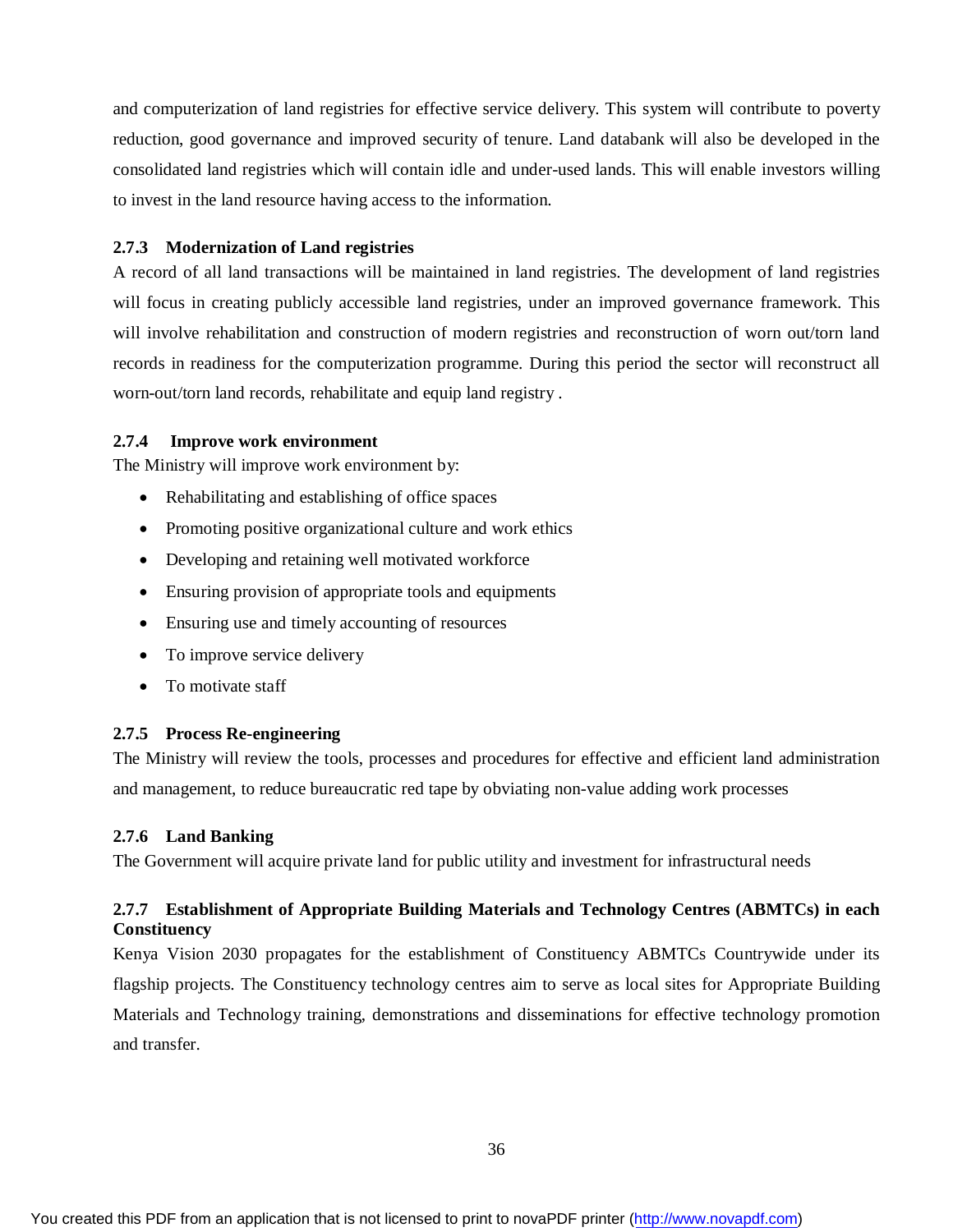and computerization of land registries for effective service delivery. This system will contribute to poverty reduction, good governance and improved security of tenure. Land databank will also be developed in the consolidated land registries which will contain idle and under-used lands. This will enable investors willing to invest in the land resource having access to the information.

### 2.7.3 Modernization of Land registries

A record of all land transactions will be maintained in land registries. The development of land registries will focus in creating publicly accessible land registries, under an improved governance framework. This will involve rehabilitation and construction of modern registries and reconstruction of worn out/torn land records in readiness for the computerization programme. During this period the sector will reconstruct all worn-out/torn land records, rehabilitate and equip land registry .

### 2.7.4 Improve work environment

The Ministry will improve work environment by:

- Rehabilitating and establishing of office spaces
- Promoting positive organizational culture and work ethics
- Developing and retaining well motivated workforce
- Ensuring provision of appropriate tools and equipments
- Ensuring use and timely accounting of resources
- To improve service delivery
- To motivate staff

### 2.7.5 Process Re-engineering

The Ministry will review the tools, processes and procedures for effective and efficient land administration and management, to reduce bureaucratic red tape by obviating non-value adding work processes

### 2.7.6 Land Banking

The Government will acquire private land for public utility and investment for infrastructural needs

### 2.7.7 Establishment of Appropriate Building Materials and Technology Centres (ABMTCs) in each Constituency

Kenya Vision 2030 propagates for the establishment of Constituency ABMTCs Countrywide under its flagship projects. The Constituency technology centres aim to serve as local sites for Appropriate Building Materials and Technology training, demonstrations and disseminations for effective technology promotion and transfer.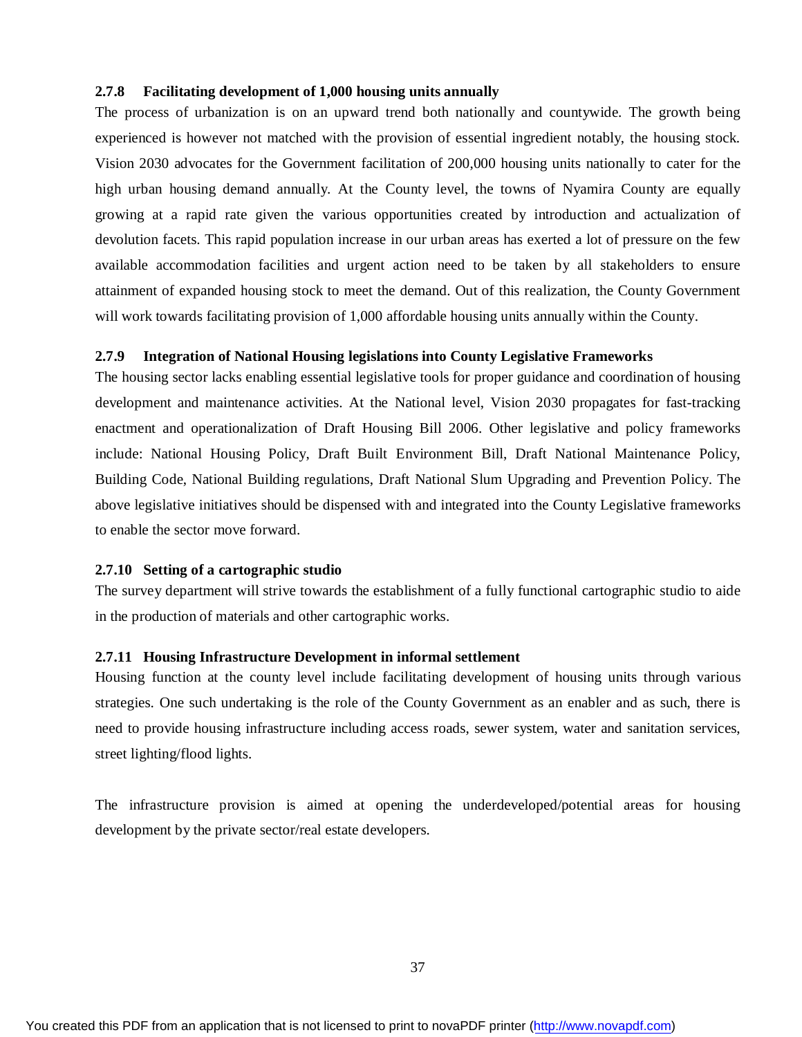### 2.7.8 Facilitating development of 1,000 housing units annually

The process of urbanization is on an upward trend both nationally and countywide. The growth being experienced is however not matched with the provision of essential ingredient notably, the housing stock. Vision 2030 advocates for the Government facilitation of 200,000 housing units nationally to cater for the high urban housing demand annually. At the County level, the towns of Nyamira County are equally growing at a rapid rate given the various opportunities created by introduction and actualization of devolution facets. This rapid population increase in our urban areas has exerted a lot of pressure on the few available accommodation facilities and urgent action need to be taken by all stakeholders to ensure attainment of expanded housing stock to meet the demand. Out of this realization, the County Government will work towards facilitating provision of 1,000 affordable housing units annually within the County.

### 2.7.9 Integration of National Housing legislations into County Legislative Frameworks

The housing sector lacks enabling essential legislative tools for proper guidance and coordination of housing development and maintenance activities. At the National level, Vision 2030 propagates for fast-tracking enactment and operationalization of Draft Housing Bill 2006. Other legislative and policy frameworks include: National Housing Policy, Draft Built Environment Bill, Draft National Maintenance Policy, Building Code, National Building regulations, Draft National Slum Upgrading and Prevention Policy. The above legislative initiatives should be dispensed with and integrated into the County Legislative frameworks to enable the sector move forward.

### 2.7.10 Setting of a cartographic studio

The survey department will strive towards the establishment of a fully functional cartographic studio to aide in the production of materials and other cartographic works.

### 2.7.11 Housing Infrastructure Development in informal settlement

Housing function at the county level include facilitating development of housing units through various strategies. One such undertaking is the role of the County Government as an enabler and as such, there is need to provide housing infrastructure including access roads, sewer system, water and sanitation services, street lighting/flood lights.

The infrastructure provision is aimed at opening the underdeveloped/potential areas for housing development by the private sector/real estate developers.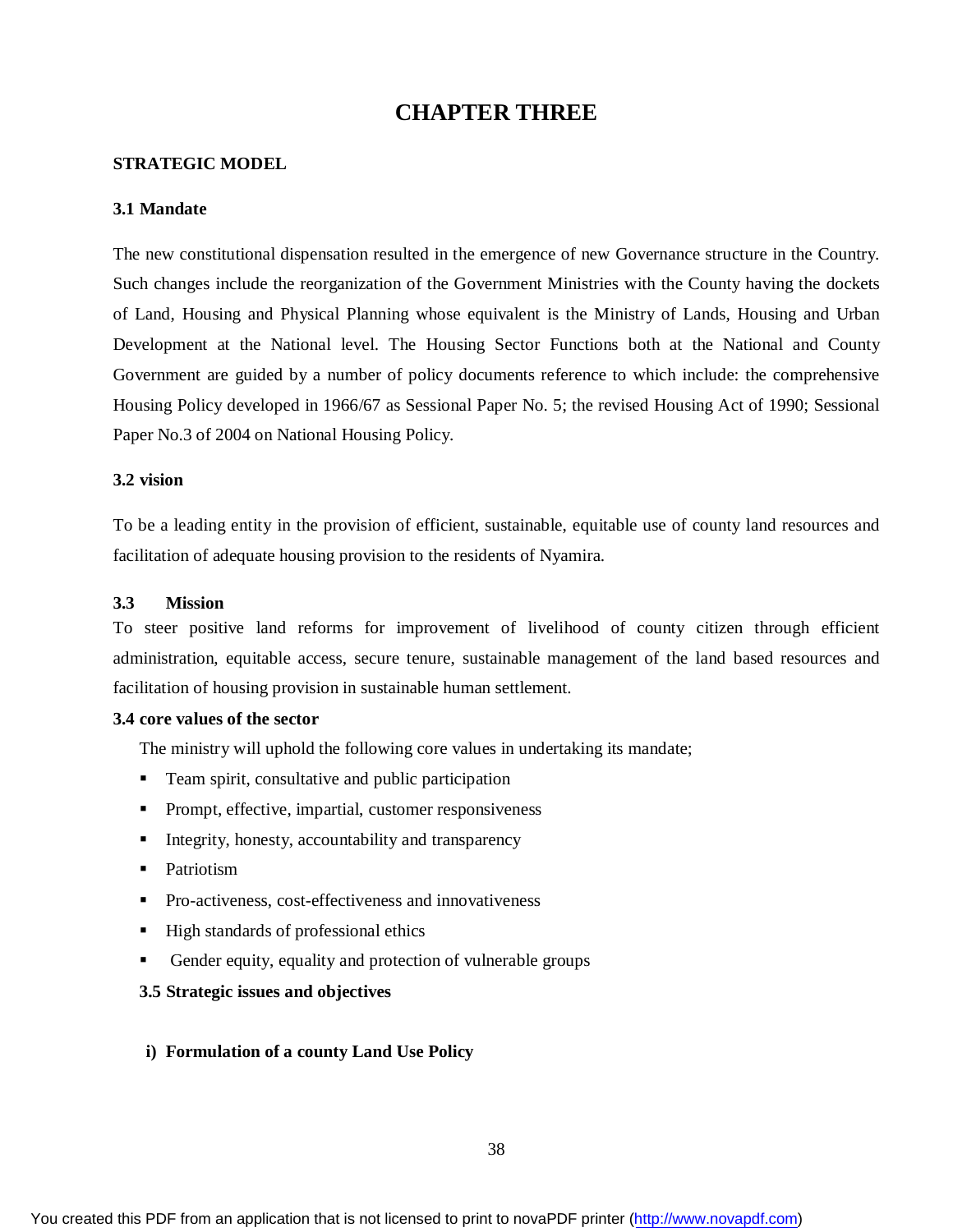# CHAPTER THREE

**STRATEGIC MODEL**

### 3.1 Mandate

The new constitutional dispensation resulted in the emergence of new Governance structure in the Country. Such changes include the reorganization of the Government Ministries with the County having the dockets of Land, Housing and Physical Planning whose equivalent is the Ministry of Lands, Housing and Urban Development at the National level. The Housing Sector Functions both at the National and County Government are guided by a number of policy documents reference to which include: the comprehensive Housing Policy developed in 1966/67 as Sessional Paper No. 5; the revised Housing Act of 1990; Sessional Paper No.3 of 2004 on National Housing Policy.

### 3.2 vision

To be a leading entity in the provision of efficient, sustainable, equitable use of county land resources and facilitation of adequate housing provision to the residents of Nyamira.

### 3.3 Mission

To steer positive land reforms for improvement of livelihood of county citizen through efficient administration, equitable access, secure tenure, sustainable management of the land based resources and facilitation of housing provision in sustainable human settlement.

### 3.4 core values of the sector

The ministry will uphold the following core values in undertaking its mandate;

- Team spirit, consultative and public participation
- Prompt, effective, impartial, customer responsiveness
- Integrity, honesty, accountability and transparency
- Patriotism
- Pro-activeness, cost-effectiveness and innovativeness
- High standards of professional ethics
- Gender equity, equality and protection of vulnerable groups

### 3.5 Strategic issues and objectives

**i) Formulation of a county Land Use Policy**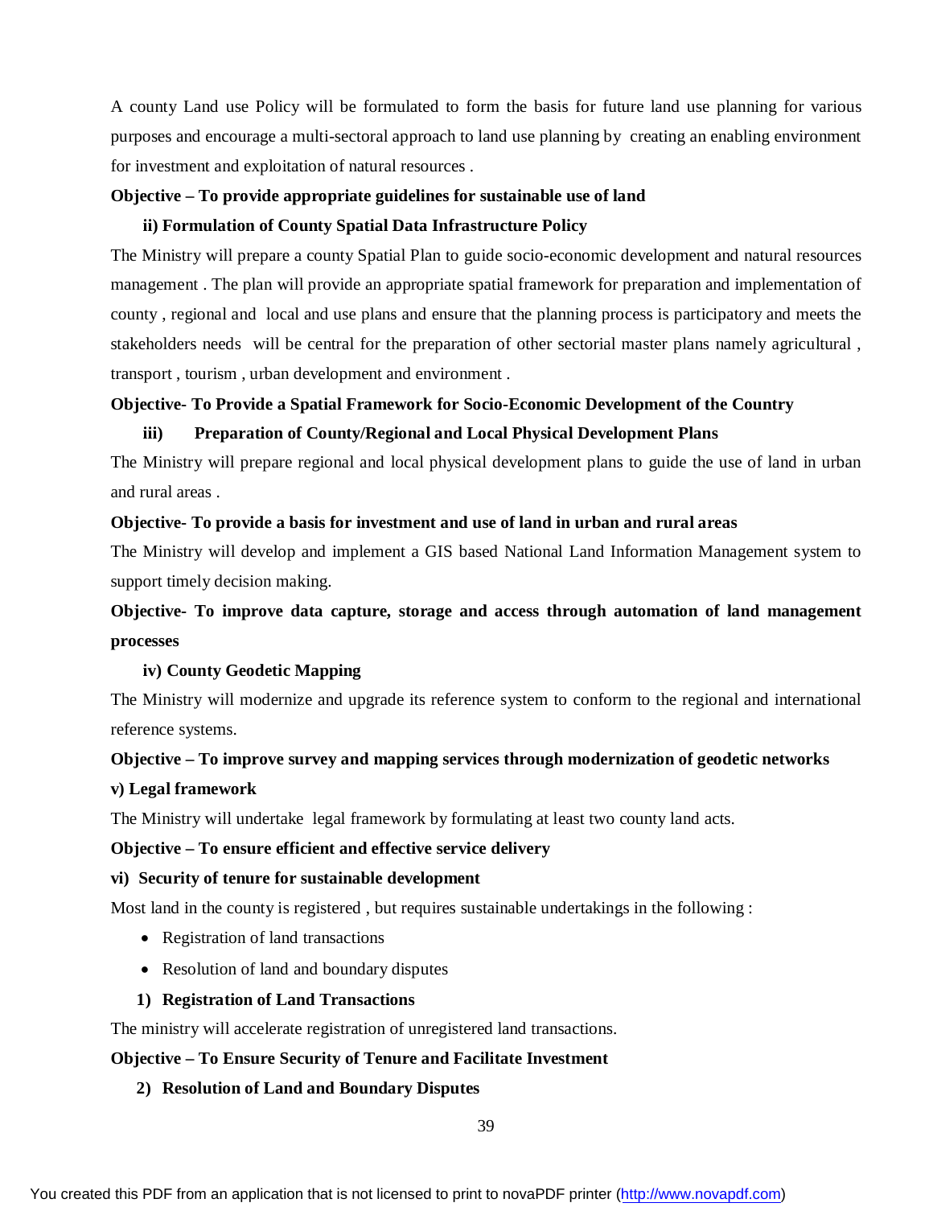A county Land use Policy will be formulated to form the basis for future land use planning for various purposes and encourage a multi-sectoral approach to land use planning by creating an enabling environment for investment and exploitation of natural resources .

**Objective – To provide appropriate guidelines for sustainable use of land**

**ii) Formulation of County Spatial Data Infrastructure Policy**

The Ministry will prepare a county Spatial Plan to guide socio-economic development and natural resources management . The plan will provide an appropriate spatial framework for preparation and implementation of county , regional and local and use plans and ensure that the planning process is participatory and meets the stakeholders needs will be central for the preparation of other sectorial master plans namely agricultural , transport , tourism , urban development and environment .

**Objective- To Provide a Spatial Framework for Socio-Economic Development of the Country**

**iii) Preparation of County/Regional and Local Physical Development Plans**

The Ministry will prepare regional and local physical development plans to guide the use of land in urban and rural areas .

**Objective- To provide a basis for investment and use of land in urban and rural areas**

The Ministry will develop and implement a GIS based National Land Information Management system to support timely decision making.

**Objective- To improve data capture, storage and access through automation of land management processes**

**iv) County Geodetic Mapping**

The Ministry will modernize and upgrade its reference system to conform to the regional and international reference systems.

**Objective – To improve survey and mapping services through modernization of geodetic networks**

**v) Legal framework**

The Ministry will undertake legal framework by formulating at least two county land acts.

**Objective – To ensure efficient and effective service delivery**

**vi) Security of tenure for sustainable development**

Most land in the county is registered , but requires sustainable undertakings in the following :

- Registration of land transactions
- Resolution of land and boundary disputes

**1) Registration of Land Transactions**

The ministry will accelerate registration of unregistered land transactions.

**Objective – To Ensure Security of Tenure and Facilitate Investment**

**2) Resolution of Land and Boundary Disputes**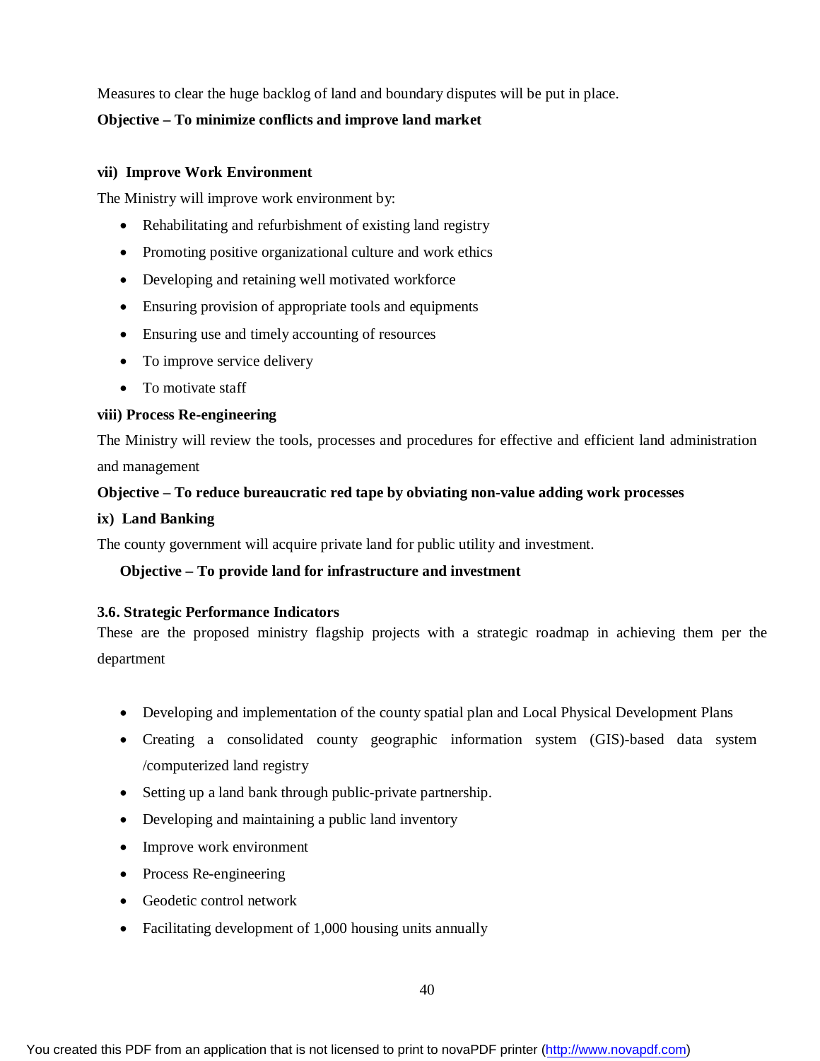Measures to clear the huge backlog of land and boundary disputes will be put in place.

**Objective – To minimize conflicts and improve land market**

**vii) Improve Work Environment**

The Ministry will improve work environment by:

- Rehabilitating and refurbishment of existing land registry
- Promoting positive organizational culture and work ethics
- Developing and retaining well motivated workforce
- Ensuring provision of appropriate tools and equipments
- Ensuring use and timely accounting of resources
- To improve service delivery
- To motivate staff

**viii) Process Re-engineering**

The Ministry will review the tools, processes and procedures for effective and efficient land administration and management

**Objective – To reduce bureaucratic red tape by obviating non-value adding work processes**

**ix) Land Banking**

The county government will acquire private land for public utility and investment.

**Objective – To provide land for infrastructure and investment**

### 3.6. Strategic Performance Indicators

These are the proposed ministry flagship projects with a strategic roadmap in achieving them per the department

- Developing and implementation of the county spatial plan and Local Physical Development Plans
- Creating a consolidated county geographic information system (GIS)-based data system /computerized land registry
- Setting up a land bank through public-private partnership.
- Developing and maintaining a public land inventory
- Improve work environment
- Process Re-engineering
- Geodetic control network
- Facilitating development of 1,000 housing units annually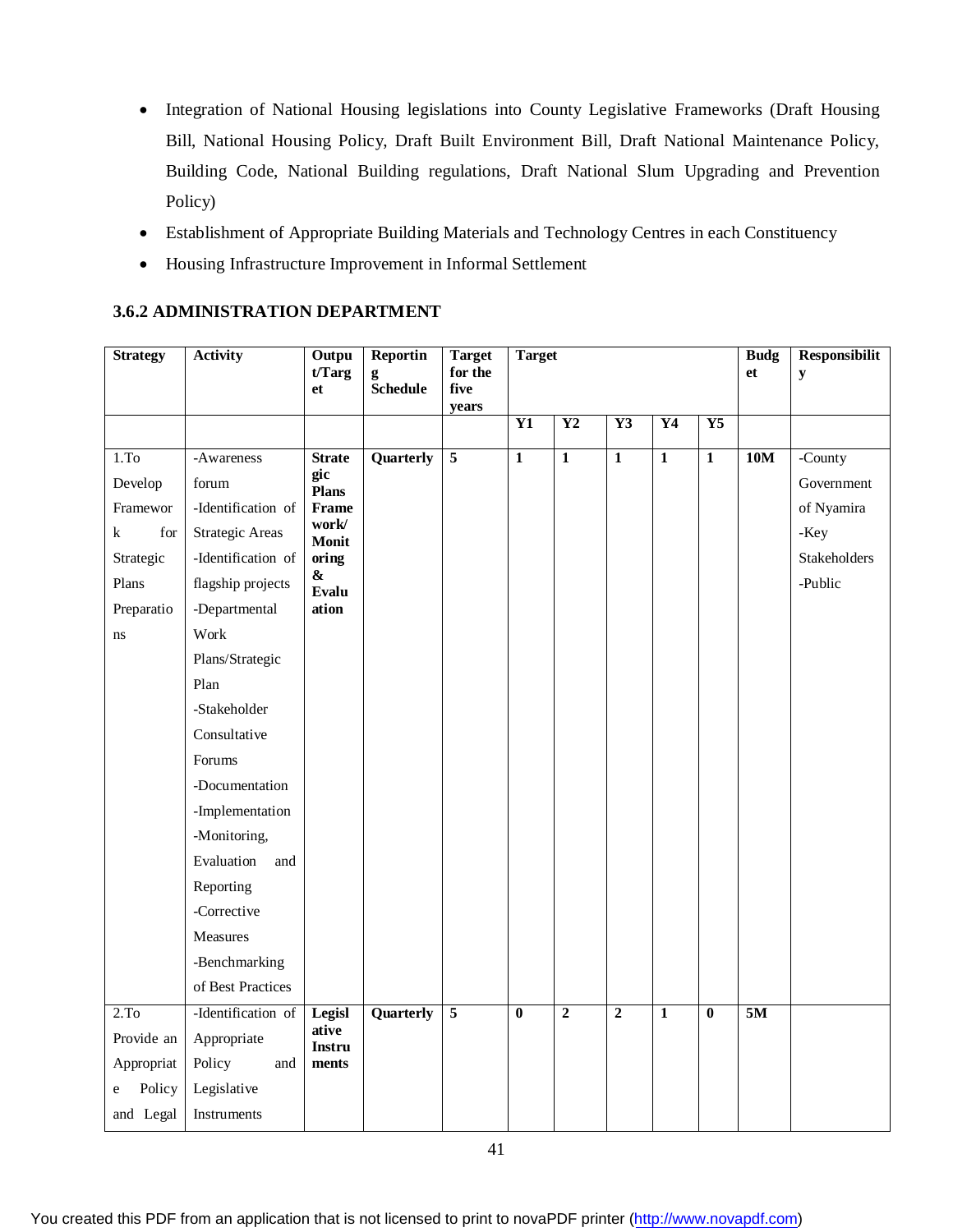- Integration of National Housing legislations into County Legislative Frameworks (Draft Housing Bill, National Housing Policy, Draft Built Environment Bill, Draft National Maintenance Policy, Building Code, National Building regulations, Draft National Slum Upgrading and Prevention Policy)
- Establishment of Appropriate Building Materials and Technology Centres in each Constituency
- Housing Infrastructure Improvement in Informal Settlement

### 3.6.2 ADMINISTRATION DEPARTMENT

| Strategy | Activity | Output/Target | Reporting Schedule | Target for the five years | Target | | | | | Budget | Responsibility |
|---|---|---|---|---|---|---|---|---|---|---|---|
| | | | | | Y1 | Y2 | Y3 | Y4 | Y5 | | |
| 1.To Develop Framework for Strategic Plans Preparations | -Awareness forum<br>-Identification of Strategic Areas<br>-Identification of flagship projects<br>-Departmental Work Plans/Strategic Plan<br>-Stakeholder Consultative Forums<br>-Documentation<br>-Implementation<br>-Monitoring, Evaluation and Reporting<br>-Corrective Measures<br>-Benchmarking of Best Practices | **Strategic Plans Framework/ Monitoring & Evaluation** | **Quarterly** | **5** | **1** | **1** | **1** | **1** | **1** | **10M** | -County Government of Nyamira<br>-Key Stakeholders<br>-Public |
| 2.To Provide an Appropriate Policy and Legal | -Identification of Appropriate Policy and Legislative Instruments | **Legislative Instruments** | **Quarterly** | **5** | **0** | **2** | **2** | **1** | **0** | **5M** | |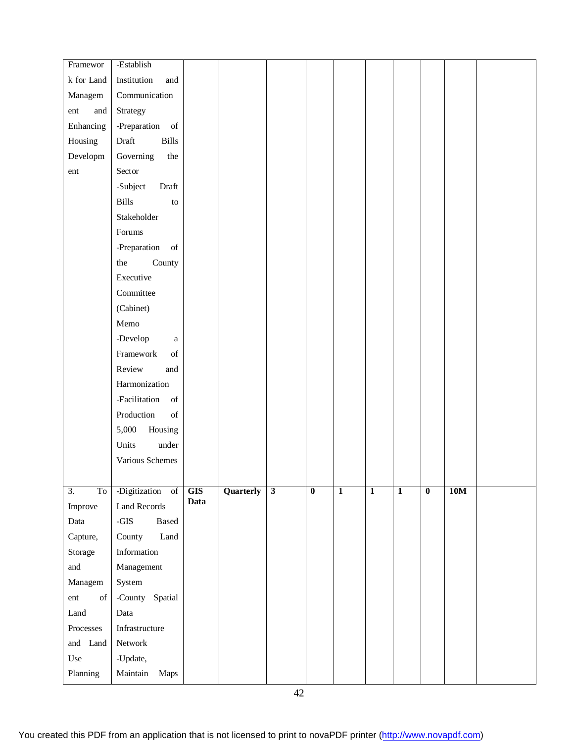| | | | | | | | | | | | |
|---|---|---|---|---|---|---|---|---|---|---|---|
| Framework for Land Management and Enhancing Housing Development | -Establish Institution and Communication Strategy<br>-Preparation of Draft Bills Governing the Sector<br>-Subject Draft Bills to Stakeholder Forums<br>-Preparation of the County Executive Committee (Cabinet) Memo<br>-Develop a Framework of Review and Harmonization<br>-Facilitation of Production of 5,000 Housing Units under Various Schemes | | | | | | | | | | |
| 3. To Improve Data Capture, Storage and Management of Land Processes and Land Use Planning | -Digitization of Land Records<br>-GIS Based County Land Information Management System<br>-County Spatial Data Infrastructure Network<br>-Update, Maintain Maps | **GIS Data** | **Quarterly** | **3** | **0** | **1** | **1** | **1** | **0** | **10M** | |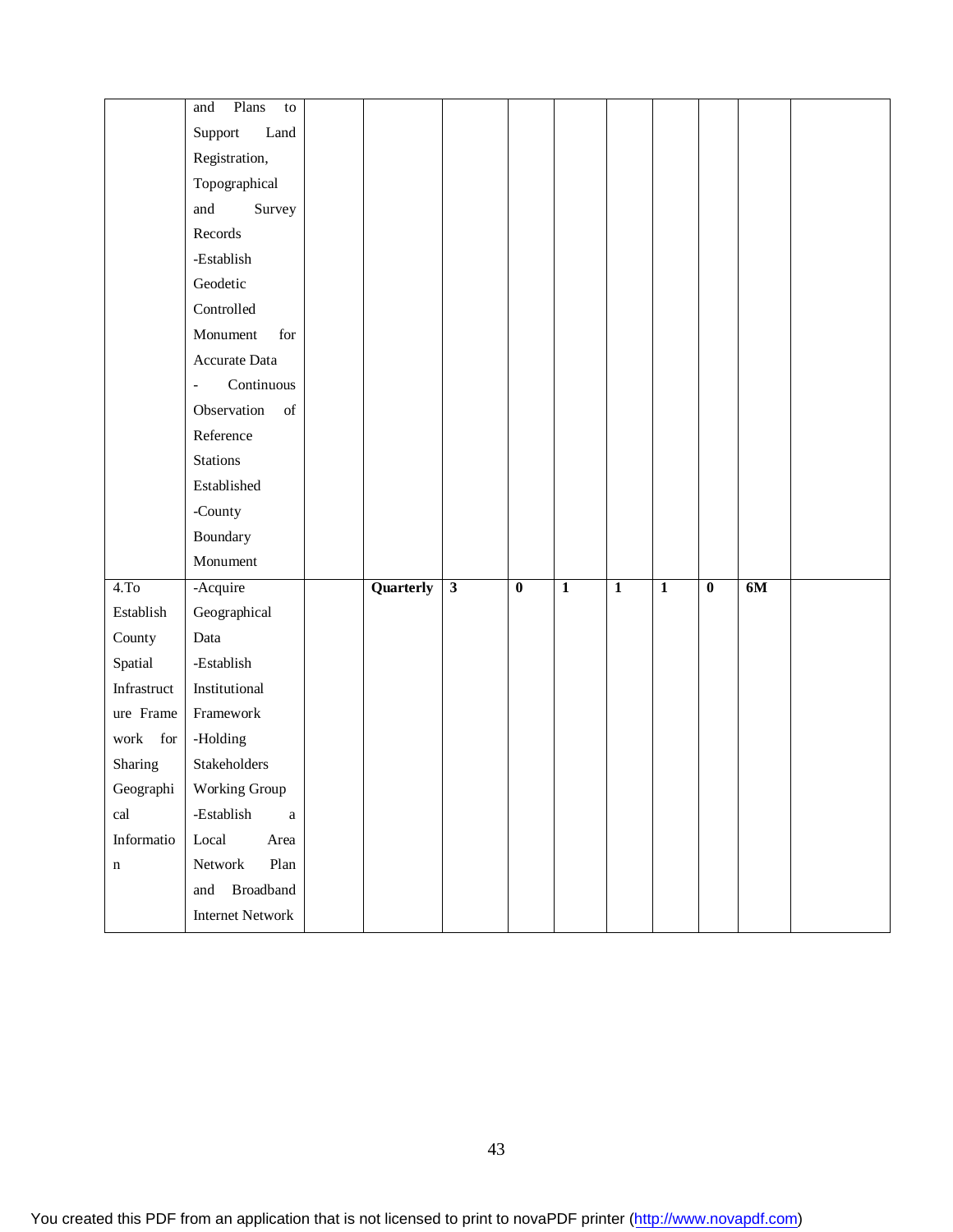| | | | | | | | | | | | |
|---|---|---|---|---|---|---|---|---|---|---|---|
| | and Plans to Support Land Registration, Topographical and Survey Records<br>-Establish Geodetic Controlled Monument for Accurate Data<br>- Continuous Observation of Reference Stations Established<br>-County Boundary Monument | | | | | | | | | | |
| 4.To Establish County Spatial Infrastructure Frame work for Sharing Geographical Information | -Acquire Geographical Data<br>-Establish Institutional Framework<br>-Holding Stakeholders Working Group<br>-Establish a Local Area Network Plan and Broadband Internet Network | | **Quarterly** | **3** | **0** | **1** | **1** | **1** | **0** | **6M** | |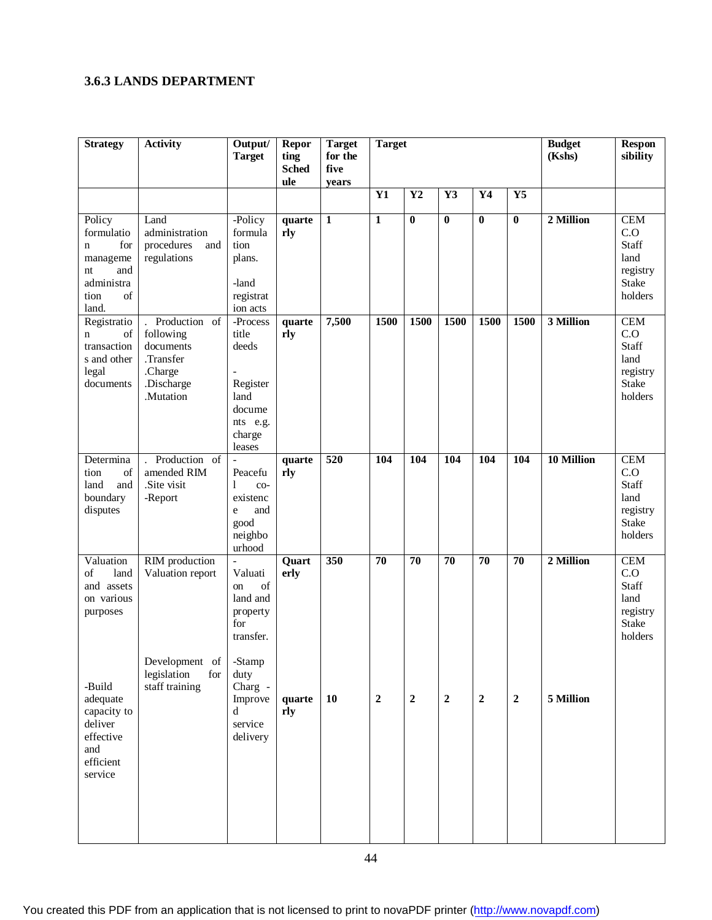### 3.6.3 LANDS DEPARTMENT

| Strategy | Activity | Output/ Target | Reporting Schedule | Target for the five years | Target | | | | | Budget (Kshs) | Responsibility |
|---|---|---|---|---|---|---|---|---|---|---|---|
| | | | | | **Y1** | **Y2** | **Y3** | **Y4** | **Y5** | | |
| Policy formulation for management and administration of land. | Land administration procedures and regulations | -Policy formulation plans.<br><br>-land registration acts | **quarterly** | **1** | **1** | **0** | **0** | **0** | **0** | **2 Million** | CEM C.O Staff land registry Stake holders |
| Registration of transactions and other legal documents | . Production of following documents .Transfer .Charge .Discharge .Mutation | -Process title deeds<br><br>-Register land documents e.g. charge leases | **quarterly** | **7,500** | **1500** | **1500** | **1500** | **1500** | **1500** | **3 Million** | CEM C.O Staff land registry Stake holders |
| Determination of land and boundary disputes | . Production of amended RIM .Site visit -Report | -Peaceful co-existence and good neighbourhood | **quarterly** | **520** | **104** | **104** | **104** | **104** | **104** | **10 Million** | CEM C.O Staff land registry Stake holders |
| Valuation of land and assets on various purposes | RIM production Valuation report | -Valuation of land and property for transfer. | **Quarterly** | **350** | **70** | **70** | **70** | **70** | **70** | **2 Million** | CEM C.O Staff land registry Stake holders |
| -Build adequate capacity to deliver effective and efficient service | Development of legislation for staff training | -Stamp duty Charg -Improved service delivery | **quarterly** | **10** | **2** | **2** | **2** | **2** | **2** | **5 Million** | |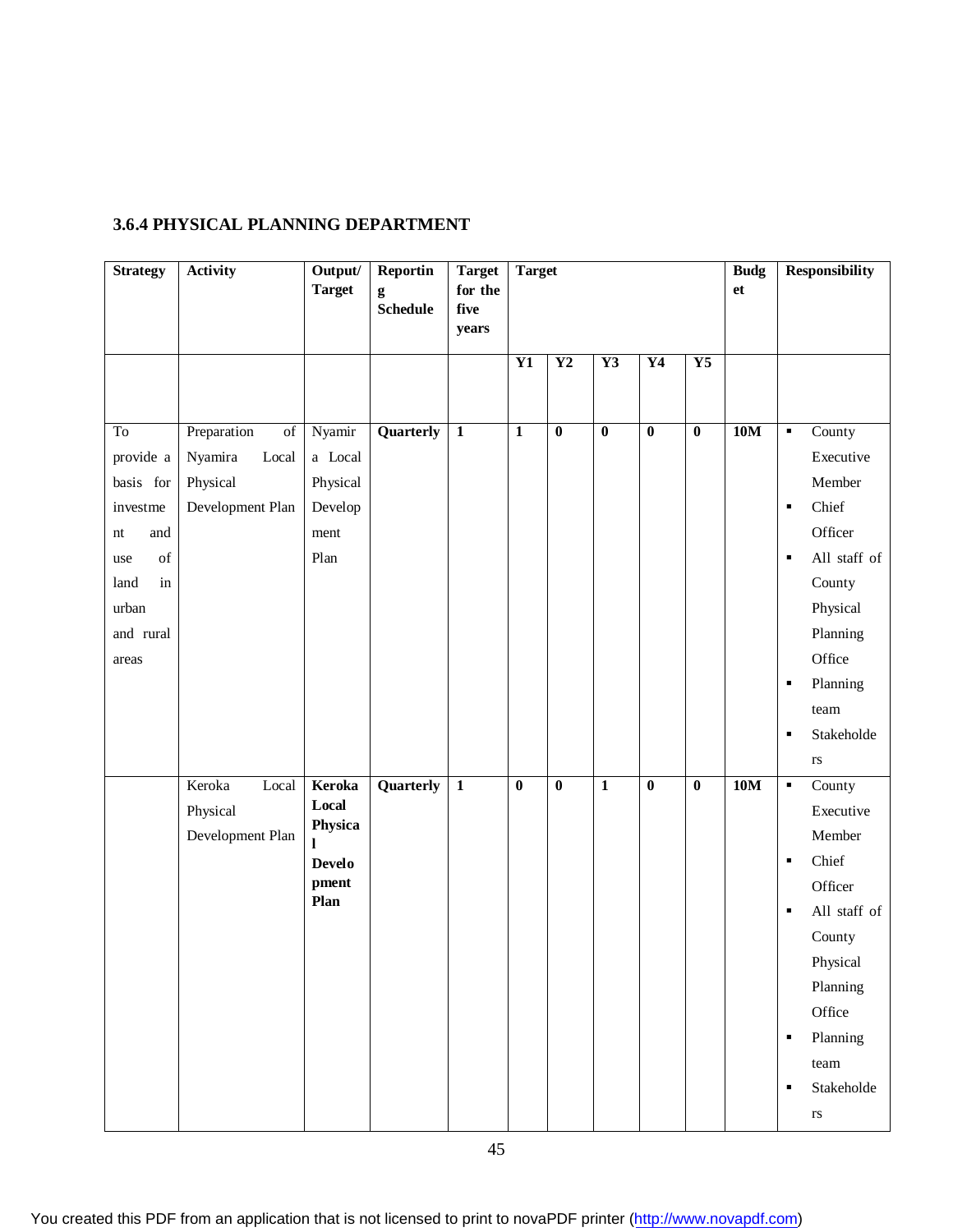### 3.6.4 PHYSICAL PLANNING DEPARTMENT

| Strategy | Activity | Output/ Target | Reporting Schedule | Target for the five years | Target | | | | | Budget | Responsibility |
|---|---|---|---|---|---|---|---|---|---|---|---|
| | | | | | Y1 | Y2 | Y3 | Y4 | Y5 | | |
| To provide a basis for investment and use of land in urban and rural areas | Preparation of Nyamira Local Physical Development Plan | Nyamira Local Physical Development Plan | **Quarterly** | **1** | **1** | **0** | **0** | **0** | **0** | **10M** | ▪ County Executive Member<br>▪ Chief Officer<br>▪ All staff of County Physical Planning Office<br>▪ Planning team<br>▪ Stakeholders |
| | Keroka Local Physical Development Plan | **Keroka Local Physical Development Plan** | **Quarterly** | **1** | **0** | **0** | **1** | **0** | **0** | **10M** | ▪ County Executive Member<br>▪ Chief Officer<br>▪ All staff of County Physical Planning Office<br>▪ Planning team<br>▪ Stakeholders |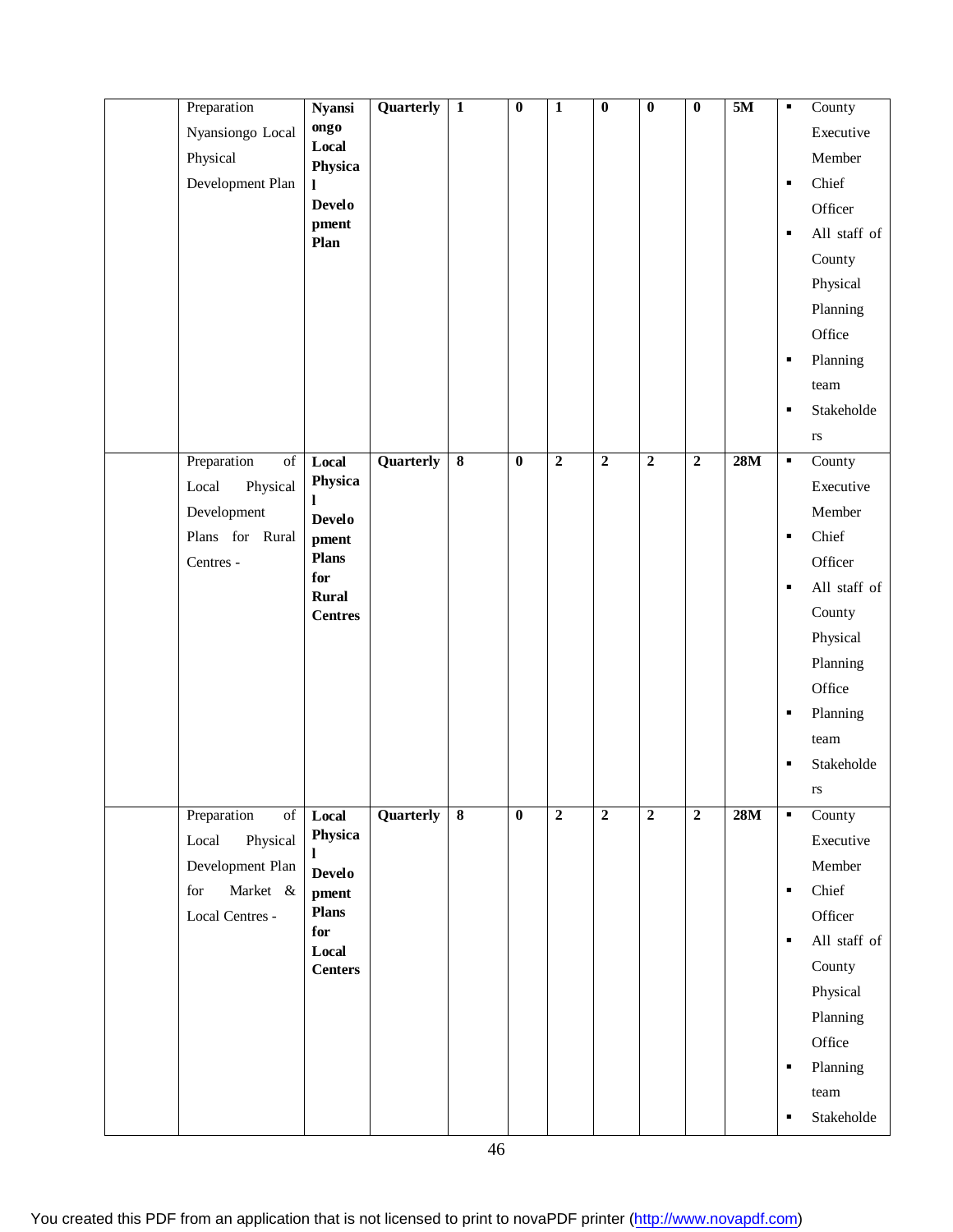|  |  |  |  |  |  |  |  |  |  |  |  |
|---|---|---|---|---|---|---|---|---|---|---|---|
|  | Preparation Nyansiongo Local Physical Development Plan | **Nyansiongo Local Physical Development Plan** | **Quarterly** | **1** | **0** | **1** | **0** | **0** | **0** | **5M** | ▪ County Executive Member ▪ Chief Officer ▪ All staff of County Physical Planning Office ▪ Planning team ▪ Stakeholders |
|  | Preparation of Local Physical Development Plans for Rural Centres - | **Local Physical Development Plans for Rural Centres** | **Quarterly** | **8** | **0** | **2** | **2** | **2** | **2** | **28M** | ▪ County Executive Member ▪ Chief Officer ▪ All staff of County Physical Planning Office ▪ Planning team ▪ Stakeholders |
|  | Preparation of Local Physical Development Plan for Market & Local Centres - | **Local Physical Development Plans for Local Centers** | **Quarterly** | **8** | **0** | **2** | **2** | **2** | **2** | **28M** | ▪ County Executive Member ▪ Chief Officer ▪ All staff of County Physical Planning Office ▪ Planning team ▪ Stakeholde |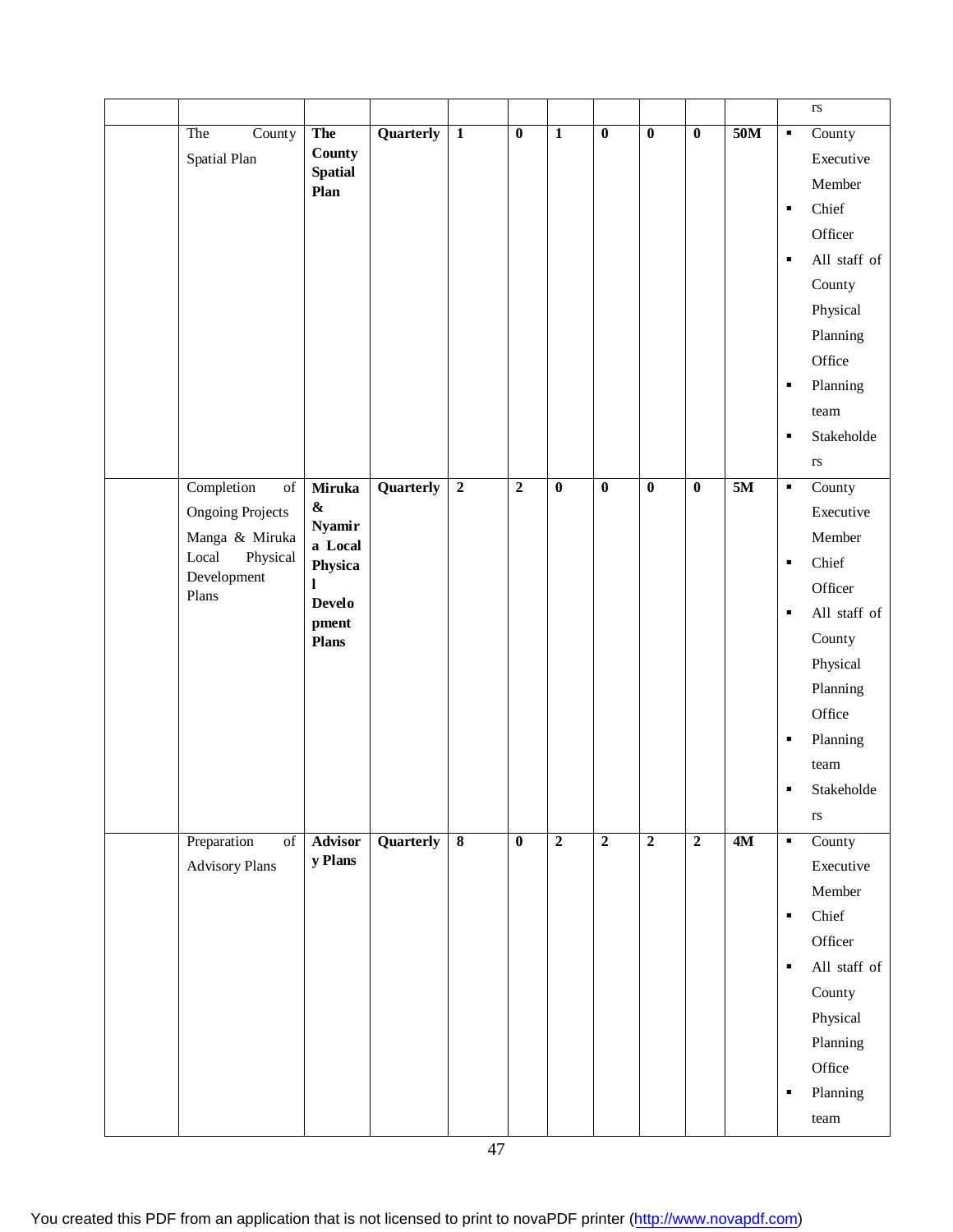| | | | | | | | | | | | |
|---|---|---|---|---|---|---|---|---|---|---|---|
| | | | | | | | | | | | rs |
| | The County Spatial Plan | **The County Spatial Plan** | **Quarterly** | **1** | **0** | **1** | **0** | **0** | **0** | **50M** | ▪ County Executive Member<br>▪ Chief Officer<br>▪ All staff of County Physical Planning Office<br>▪ Planning team<br>▪ Stakeholders |
| | Completion of Ongoing Projects Manga & Miruka Local Physical Development Plans | **Miruka & Nyamira Local Physical Development Plans** | **Quarterly** | **2** | **2** | **0** | **0** | **0** | **0** | **5M** | ▪ County Executive Member<br>▪ Chief Officer<br>▪ All staff of County Physical Planning Office<br>▪ Planning team<br>▪ Stakeholders |
| | Preparation of Advisory Plans | **Advisory Plans** | **Quarterly** | **8** | **0** | **2** | **2** | **2** | **2** | **4M** | ▪ County Executive Member<br>▪ Chief Officer<br>▪ All staff of County Physical Planning Office<br>▪ Planning team |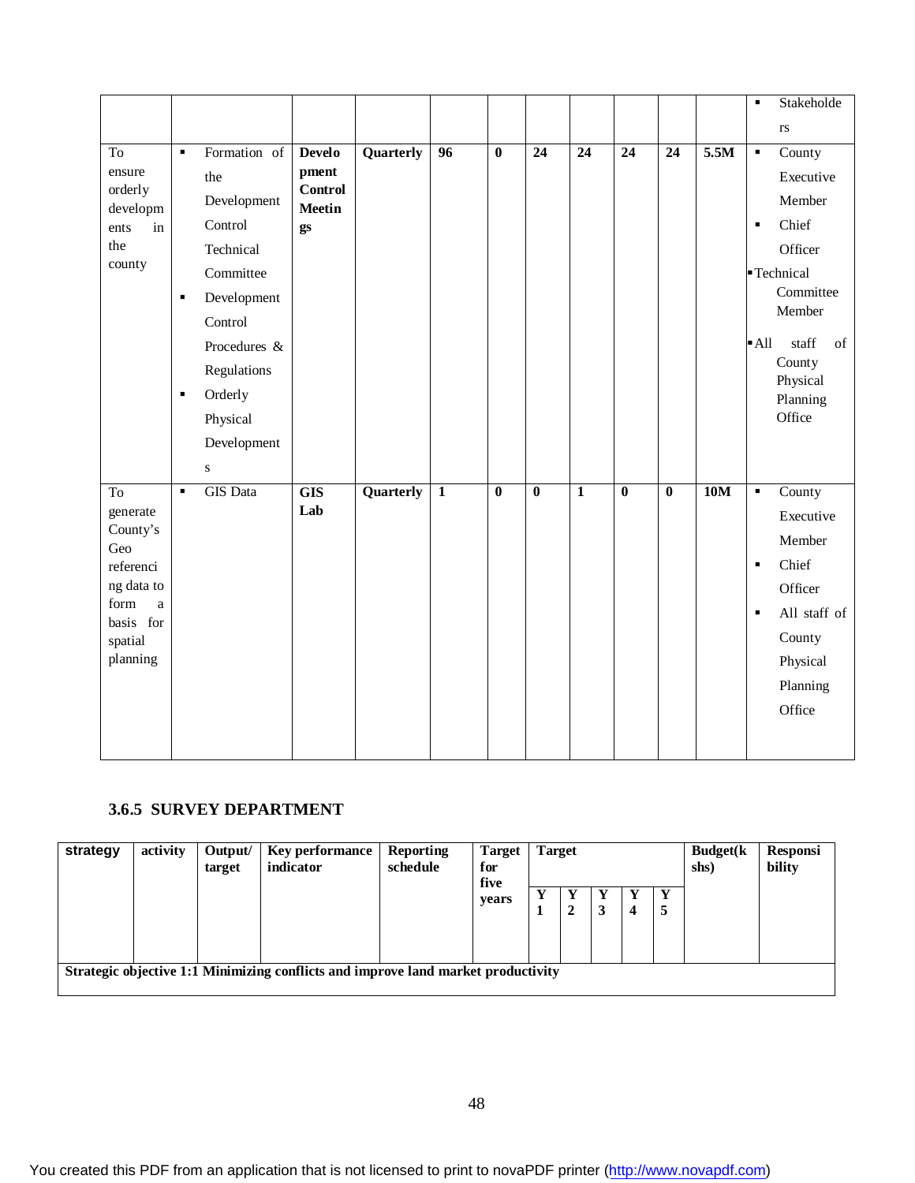| | | | | | | | | | | | ▪ Stakeholders |
|---|---|---|---|---|---|---|---|---|---|---|---|
| To ensure orderly developments in the county | ▪ Formation of the Development Control Technical Committee<br>▪ Development Control Procedures & Regulations<br>▪ Orderly Physical Developments | **Development Control Meetings** | **Quarterly** | **96** | **0** | **24** | **24** | **24** | **24** | **5.5M** | ▪ County Executive Member<br>▪ Chief Officer<br>▪ Technical Committee Member<br>▪ All staff of County Physical Planning Office |
| To generate County's Geo referencing data to form a basis for spatial planning | ▪ GIS Data | **GIS Lab** | **Quarterly** | **1** | **0** | **0** | **1** | **0** | **0** | **10M** | ▪ County Executive Member<br>▪ Chief Officer<br>▪ All staff of County Physical Planning Office |

### 3.6.5 SURVEY DEPARTMENT

| strategy | activity | Output/ target | Key performance indicator | Reporting schedule | Target for five years | Target | | | | | Budget(kshs) | Responsibility |
|---|---|---|---|---|---|---|---|---|---|---|---|---|
| | | | | | | Y 1 | Y 2 | Y 3 | Y 4 | Y 5 | | |
| **Strategic objective 1:1 Minimizing conflicts and improve land market productivity** | | | | | | | | | | | | |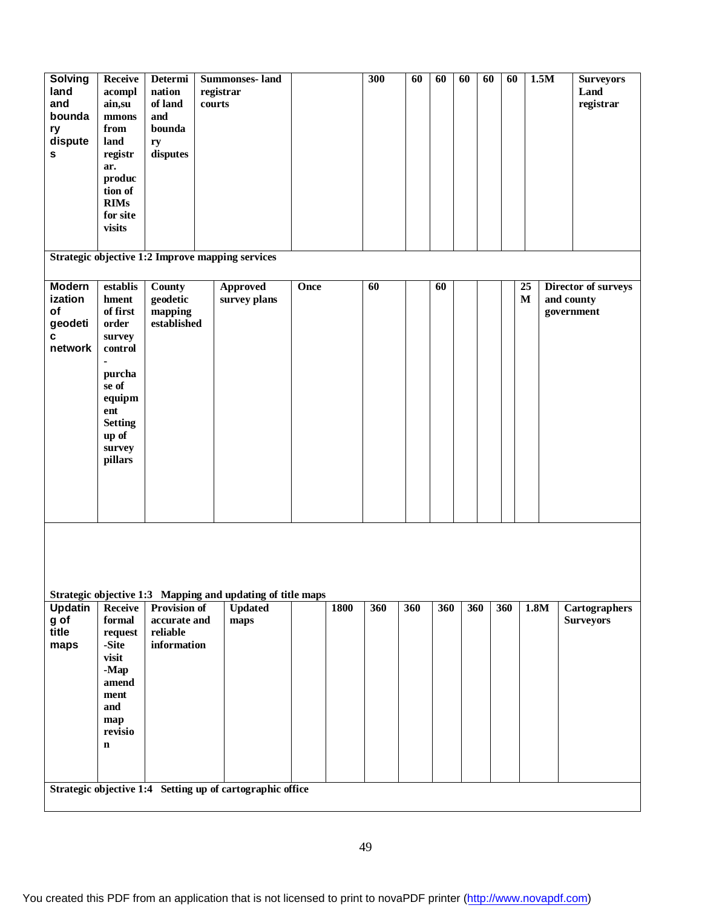| | | | | | | | | | | | | |
|---|---|---|---|---|---|---|---|---|---|---|---|---|
| **Solving land and boundary disputes** | **Receive acomplain,summons from land registrar. production of RIMs for site visits** | **Determination of land and boundary disputes** | **Summonses- land registrar courts** | | **300** | **60** | **60** | **60** | **60** | **60** | **1.5M** | **Surveyors Land registrar** |
| **Strategic objective 1:2 Improve mapping services** | | | | | | | | | | | | |
| **Modernization of geodetic network** | **establishment of first order survey control - purchase of equipment Setting up of survey pillars** | **County geodetic mapping established** | **Approved survey plans** | **Once** | **60** | | **60** | | | | **25 M** | **Director of surveys and county government** |
| **Strategic objective 1:3 Mapping and updating of title maps** | | | | | | | | | | | | |
| **Updating of title maps** | **Receive formal request -Site visit -Map amendment and map revision** | **Provision of accurate and reliable information** | **Updated maps** | | **1800** | **360** | **360** | **360** | **360** | **360** | **1.8M** | **Cartographers Surveyors** |
| **Strategic objective 1:4 Setting up of cartographic office** | | | | | | | | | | | | |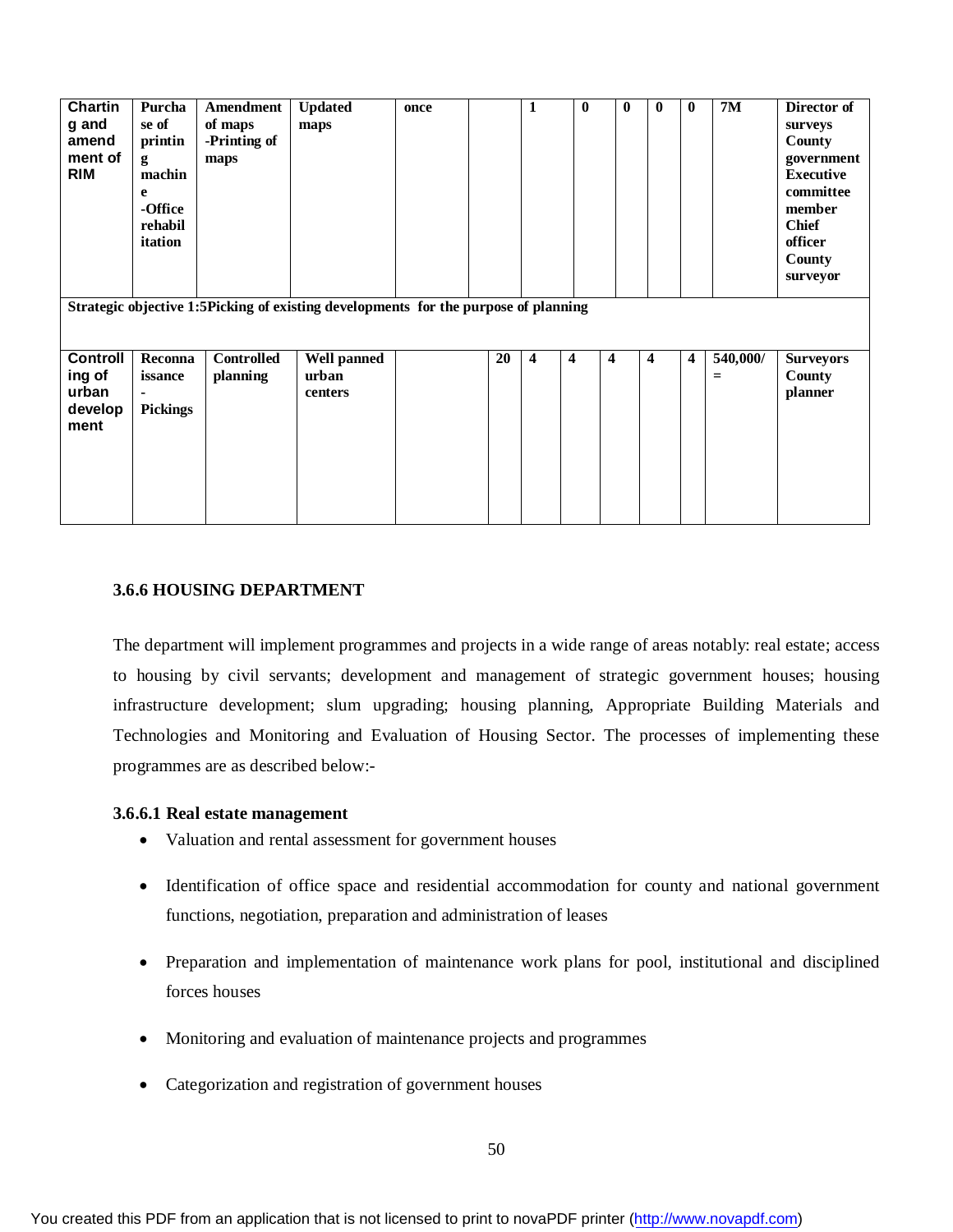| | | | | | | | | | | | | |
|---|---|---|---|---|---|---|---|---|---|---|---|---|
| Charting and amendment of RIM | Purchase of printing machine -Office rehabilitation | Amendment of maps -Printing of maps | Updated maps | once | | 1 | 0 | 0 | 0 | 0 | 7M | Director of surveys County government Executive committee member Chief officer County surveyor |
| **Strategic objective 1:5Picking of existing developments for the purpose of planning** | | | | | | | | | | | | |
| Controlling of urban development | Reconnaissance - Pickings | Controlled planning | Well panned urban centers | | 20 | 4 | 4 | 4 | 4 | 4 | 540,000/= | Surveyors County planner |

### 3.6.6 HOUSING DEPARTMENT

The department will implement programmes and projects in a wide range of areas notably: real estate; access to housing by civil servants; development and management of strategic government houses; housing infrastructure development; slum upgrading; housing planning, Appropriate Building Materials and Technologies and Monitoring and Evaluation of Housing Sector. The processes of implementing these programmes are as described below:-

#### 3.6.6.1 Real estate management

- Valuation and rental assessment for government houses
- Identification of office space and residential accommodation for county and national government functions, negotiation, preparation and administration of leases
- Preparation and implementation of maintenance work plans for pool, institutional and disciplined forces houses
- Monitoring and evaluation of maintenance projects and programmes
- Categorization and registration of government houses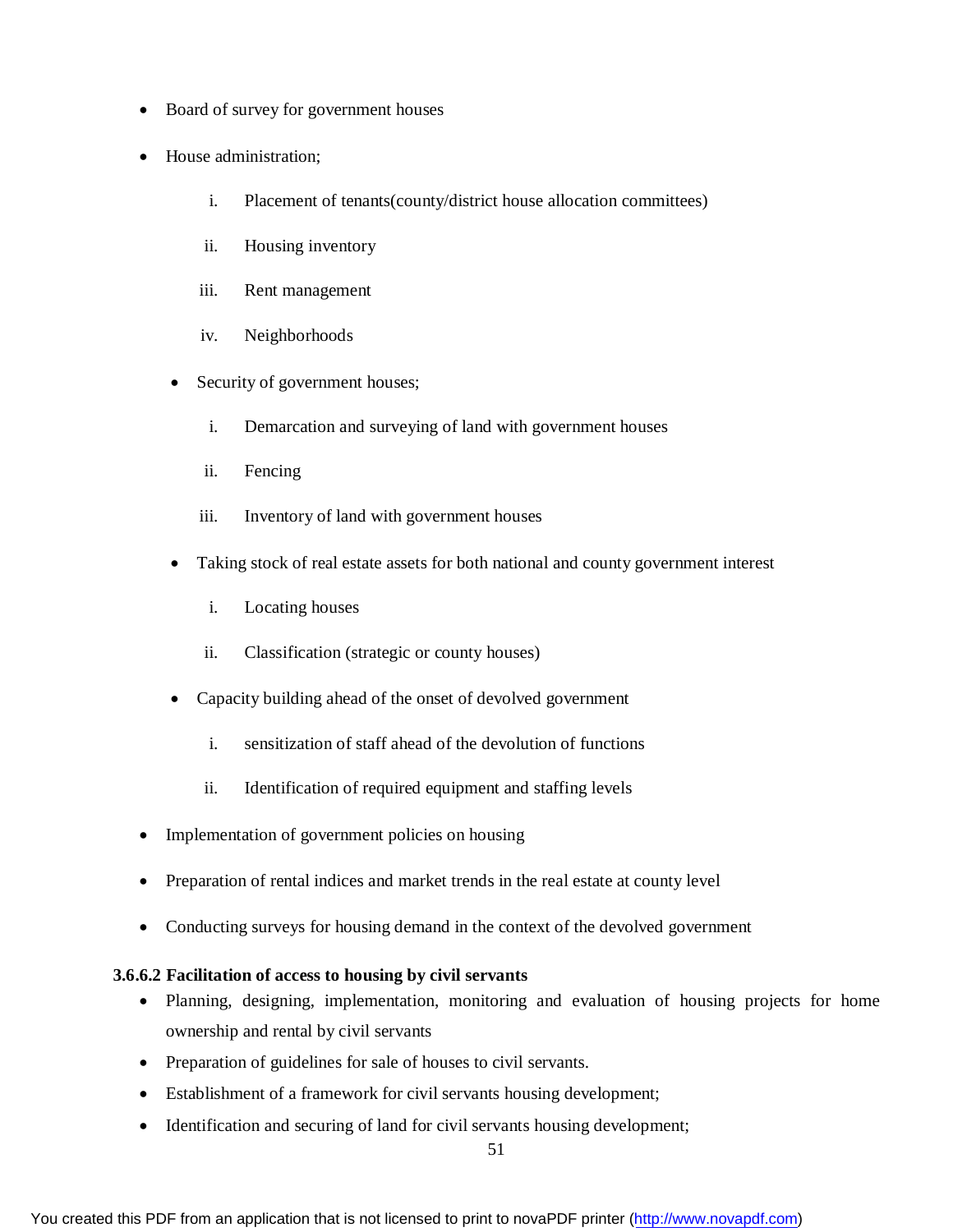- Board of survey for government houses
- House administration;
    1. Placement of tenants(county/district house allocation committees)
    2. Housing inventory
    3. Rent management
    4. Neighborhoods
  - Security of government houses;
    1. Demarcation and surveying of land with government houses
    2. Fencing
    3. Inventory of land with government houses
  - Taking stock of real estate assets for both national and county government interest
    1. Locating houses
    2. Classification (strategic or county houses)
  - Capacity building ahead of the onset of devolved government
    1. sensitization of staff ahead of the devolution of functions
    2. Identification of required equipment and staffing levels
- Implementation of government policies on housing
- Preparation of rental indices and market trends in the real estate at county level
- Conducting surveys for housing demand in the context of the devolved government

**3.6.6.2 Facilitation of access to housing by civil servants**

- Planning, designing, implementation, monitoring and evaluation of housing projects for home ownership and rental by civil servants
- Preparation of guidelines for sale of houses to civil servants.
- Establishment of a framework for civil servants housing development;
- Identification and securing of land for civil servants housing development;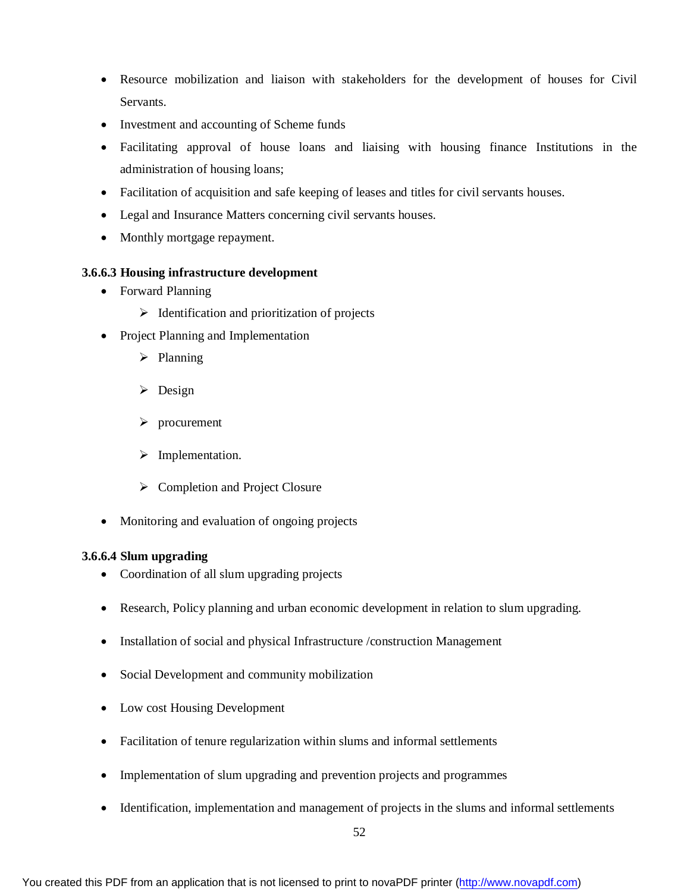- Resource mobilization and liaison with stakeholders for the development of houses for Civil Servants.
- Investment and accounting of Scheme funds
- Facilitating approval of house loans and liaising with housing finance Institutions in the administration of housing loans;
- Facilitation of acquisition and safe keeping of leases and titles for civil servants houses.
- Legal and Insurance Matters concerning civil servants houses.
- Monthly mortgage repayment.

**3.6.6.3 Housing infrastructure development**

- Forward Planning
  - Identification and prioritization of projects
- Project Planning and Implementation
  - Planning
  - Design
  - procurement
  - Implementation.
  - Completion and Project Closure
- Monitoring and evaluation of ongoing projects

**3.6.6.4 Slum upgrading**

- Coordination of all slum upgrading projects
- Research, Policy planning and urban economic development in relation to slum upgrading.
- Installation of social and physical Infrastructure /construction Management
- Social Development and community mobilization
- Low cost Housing Development
- Facilitation of tenure regularization within slums and informal settlements
- Implementation of slum upgrading and prevention projects and programmes
- Identification, implementation and management of projects in the slums and informal settlements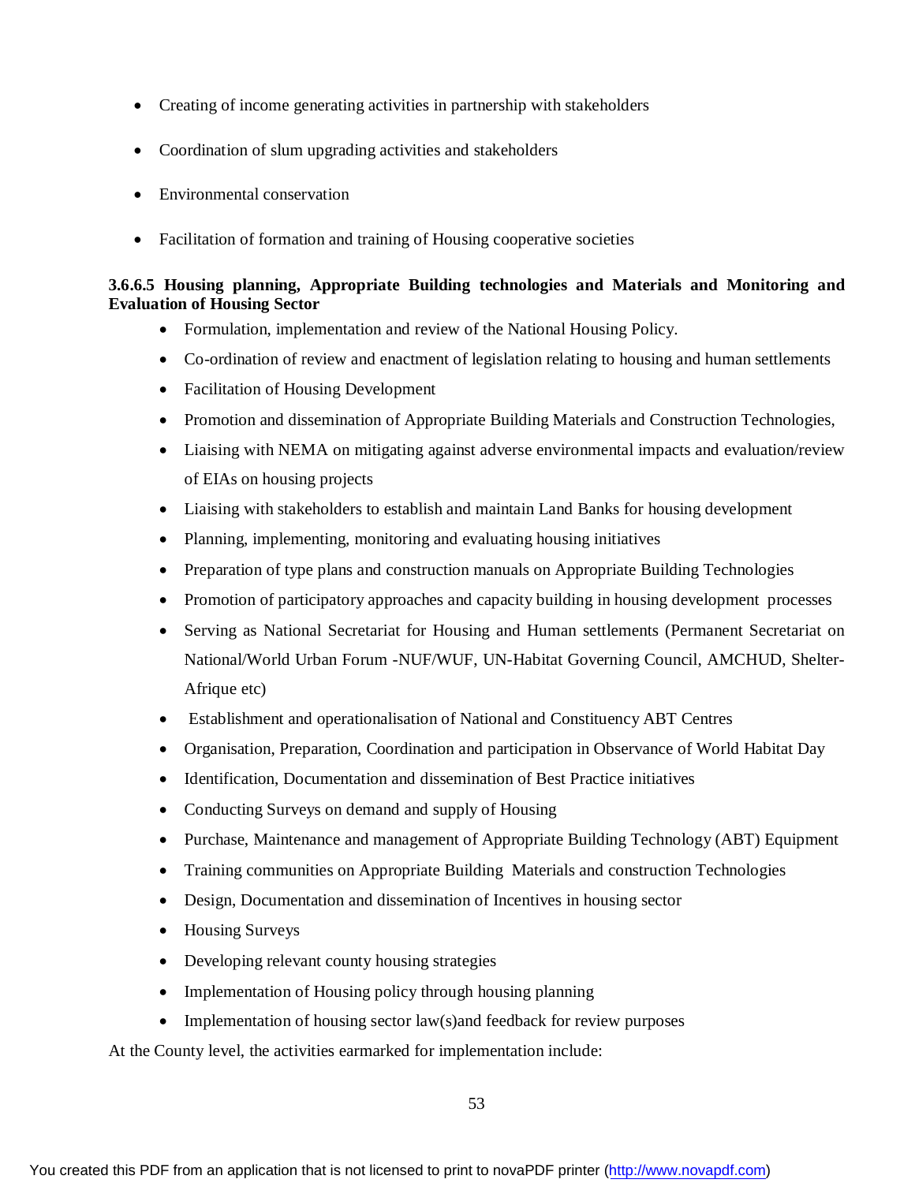- Creating of income generating activities in partnership with stakeholders
- Coordination of slum upgrading activities and stakeholders
- Environmental conservation
- Facilitation of formation and training of Housing cooperative societies

**3.6.6.5 Housing planning, Appropriate Building technologies and Materials and Monitoring and Evaluation of Housing Sector**

- Formulation, implementation and review of the National Housing Policy.
- Co-ordination of review and enactment of legislation relating to housing and human settlements
- Facilitation of Housing Development
- Promotion and dissemination of Appropriate Building Materials and Construction Technologies,
- Liaising with NEMA on mitigating against adverse environmental impacts and evaluation/review of EIAs on housing projects
- Liaising with stakeholders to establish and maintain Land Banks for housing development
- Planning, implementing, monitoring and evaluating housing initiatives
- Preparation of type plans and construction manuals on Appropriate Building Technologies
- Promotion of participatory approaches and capacity building in housing development processes
- Serving as National Secretariat for Housing and Human settlements (Permanent Secretariat on National/World Urban Forum -NUF/WUF, UN-Habitat Governing Council, AMCHUD, Shelter-Afrique etc)
- Establishment and operationalisation of National and Constituency ABT Centres
- Organisation, Preparation, Coordination and participation in Observance of World Habitat Day
- Identification, Documentation and dissemination of Best Practice initiatives
- Conducting Surveys on demand and supply of Housing
- Purchase, Maintenance and management of Appropriate Building Technology (ABT) Equipment
- Training communities on Appropriate Building Materials and construction Technologies
- Design, Documentation and dissemination of Incentives in housing sector
- Housing Surveys
- Developing relevant county housing strategies
- Implementation of Housing policy through housing planning
- Implementation of housing sector law(s)and feedback for review purposes

At the County level, the activities earmarked for implementation include: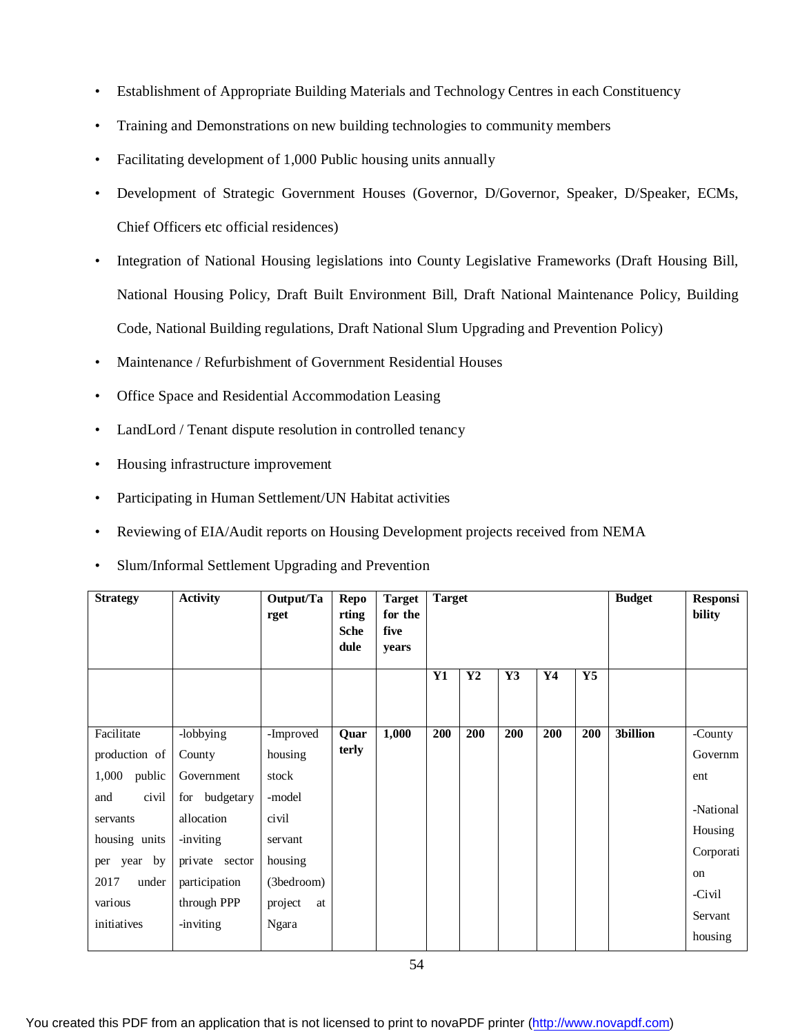- Establishment of Appropriate Building Materials and Technology Centres in each Constituency
- Training and Demonstrations on new building technologies to community members
- Facilitating development of 1,000 Public housing units annually
- Development of Strategic Government Houses (Governor, D/Governor, Speaker, D/Speaker, ECMs, Chief Officers etc official residences)
- Integration of National Housing legislations into County Legislative Frameworks (Draft Housing Bill, National Housing Policy, Draft Built Environment Bill, Draft National Maintenance Policy, Building Code, National Building regulations, Draft National Slum Upgrading and Prevention Policy)
- Maintenance / Refurbishment of Government Residential Houses
- Office Space and Residential Accommodation Leasing
- LandLord / Tenant dispute resolution in controlled tenancy
- Housing infrastructure improvement
- Participating in Human Settlement/UN Habitat activities
- Reviewing of EIA/Audit reports on Housing Development projects received from NEMA
- Slum/Informal Settlement Upgrading and Prevention

| **Strategy** | **Activity** | **Output/Target** | **Reporting Schedule** | **Target for the five years** | **Target** | | | | | **Budget** | **Responsibility** |
|---|---|---|---|---|---|---|---|---|---|---|---|
| | | | | | **Y1** | **Y2** | **Y3** | **Y4** | **Y5** | | |
| Facilitate production of 1,000 public and civil servants housing units per year by 2017 under various initiatives | -lobbying County Government for budgetary allocation<br>-inviting private sector participation through PPP<br>-inviting | -Improved housing stock<br>-model civil servant housing (3bedroom) project at Ngara | **Quarterly** | **1,000** | **200** | **200** | **200** | **200** | **200** | **3billion** | -County Government<br>-National Housing Corporation<br>-Civil Servant housing |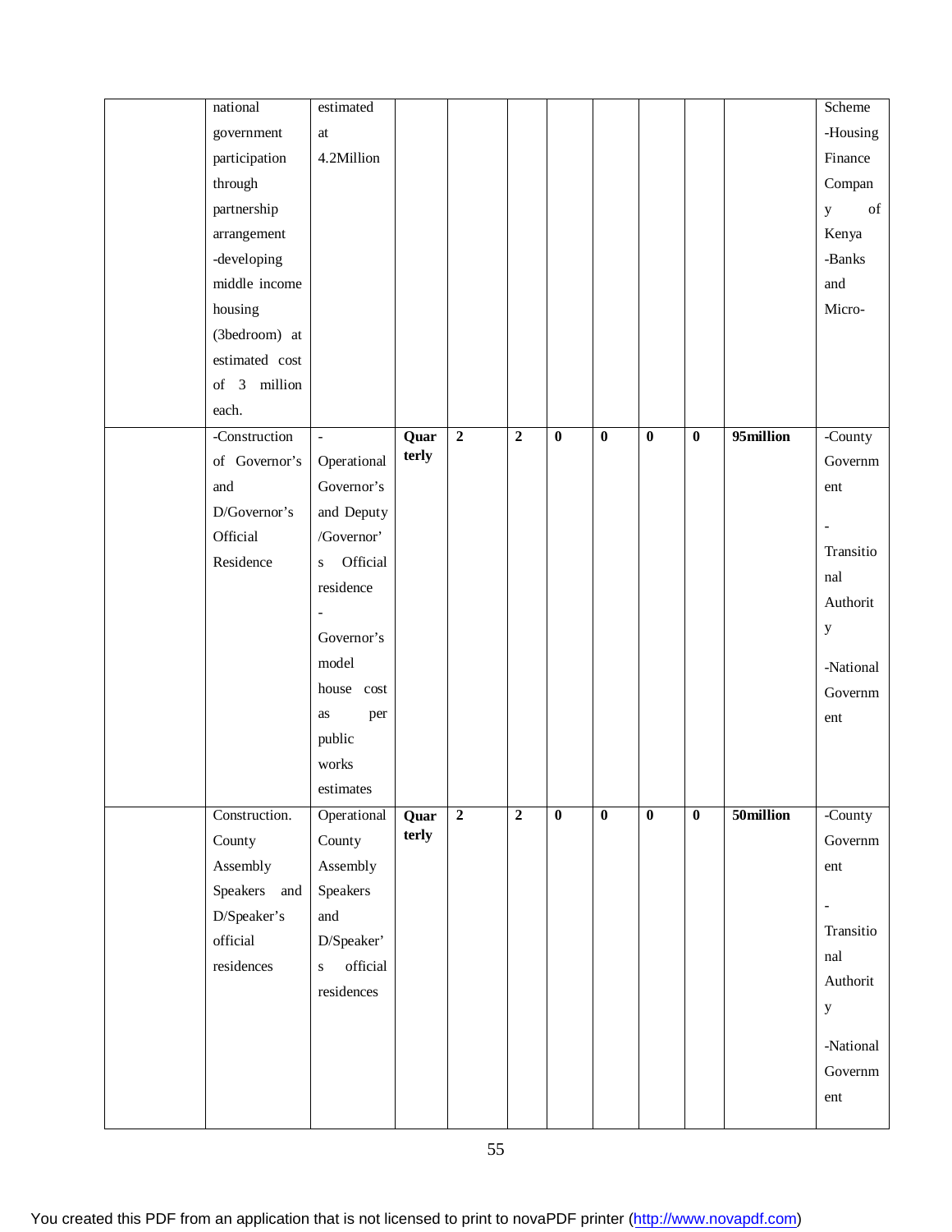| | | | | | | | | | | | |
|---|---|---|---|---|---|---|---|---|---|---|---|
| | national government participation through partnership arrangement -developing middle income housing (3bedroom) at estimated cost of 3 million each. | estimated at 4.2Million | | | | | | | | | Scheme -Housing Finance Company of Kenya -Banks and Micro- |
| | -Construction of Governor's and D/Governor's Official Residence | - Operational Governor's and Deputy /Governor's Official residence - Governor's model house cost as per public works estimates | **Quarterly** | **2** | **2** | **0** | **0** | **0** | **0** | **95million** | -County Government - Transitional Authority -National Government |
| | Construction. County Assembly Speakers and D/Speaker's official residences | Operational County Assembly Speakers and D/Speaker's official residences | **Quarterly** | **2** | **2** | **0** | **0** | **0** | **0** | **50million** | -County Government - Transitional Authority -National Government |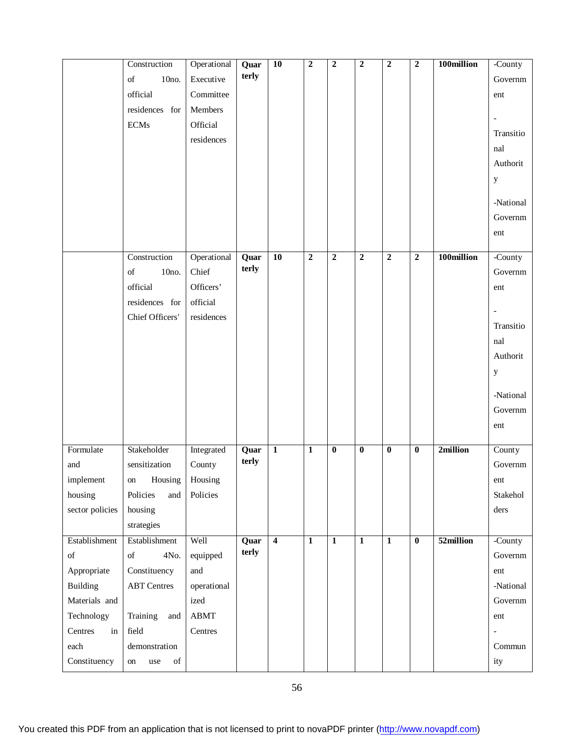| | | | | | | | | | | | |
|---|---|---|---|---|---|---|---|---|---|---|---|
| | Construction of 10no. official residences for ECMs | Operational Executive Committee Members Official residences | **Quarterly** | **10** | **2** | **2** | **2** | **2** | **2** | **100million** | -County Government<br>-Transitional Authority<br>-National Government |
| | Construction of 10no. official residences for Chief Officers' | Operational Chief Officers' official residences | **Quarterly** | **10** | **2** | **2** | **2** | **2** | **2** | **100million** | -County Government<br>-Transitional Authority<br>-National Government |
| Formulate and implement housing sector policies | Stakeholder sensitization on Housing Policies and housing strategies | Integrated County Housing Policies | **Quarterly** | **1** | **1** | **0** | **0** | **0** | **0** | **2million** | County Government Stakeholders |
| Establishment of Appropriate Building Materials and Technology Centres in each Constituency | Establishment of 4No. Constituency ABT Centres<br>Training and field demonstration on use of | Well equipped and operationalized ABMT Centres | **Quarterly** | **4** | **1** | **1** | **1** | **1** | **0** | **52million** | -County Government<br>-National Government<br>-Community |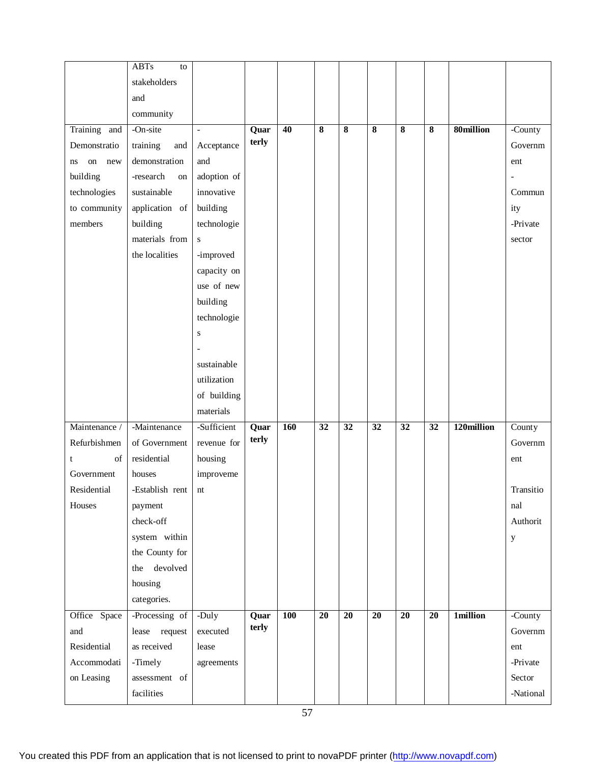| | | | | | | | | | | | |
|---|---|---|---|---|---|---|---|---|---|---|---|
| | ABTs to stakeholders and community | | | | | | | | | | |
| Training and Demonstrations on new building technologies to community members | -On-site training and demonstration -research on sustainable application of building materials from the localities | -Acceptance and adoption of innovative building technologies -improved capacity on use of new building technologies -sustainable utilization of building materials | **Quarterly** | **40** | **8** | **8** | **8** | **8** | **8** | **80million** | -County Government -Community -Private sector |
| Maintenance / Refurbishment of Government Residential Houses | -Maintenance of Government residential houses -Establish rent payment check-off system within the County for the devolved housing categories. | -Sufficient revenue for housing improvement | **Quarterly** | **160** | **32** | **32** | **32** | **32** | **32** | **120million** | County Government Transitional Authority |
| Office Space and Residential Accommodation Leasing | -Processing of lease request as received -Timely assessment of facilities | -Duly executed lease agreements | **Quarterly** | **100** | **20** | **20** | **20** | **20** | **20** | **1million** | -County Government -Private Sector -National |

You created this PDF from an application that is not licensed to print to novaPDF printer (http://www.novapdf.com)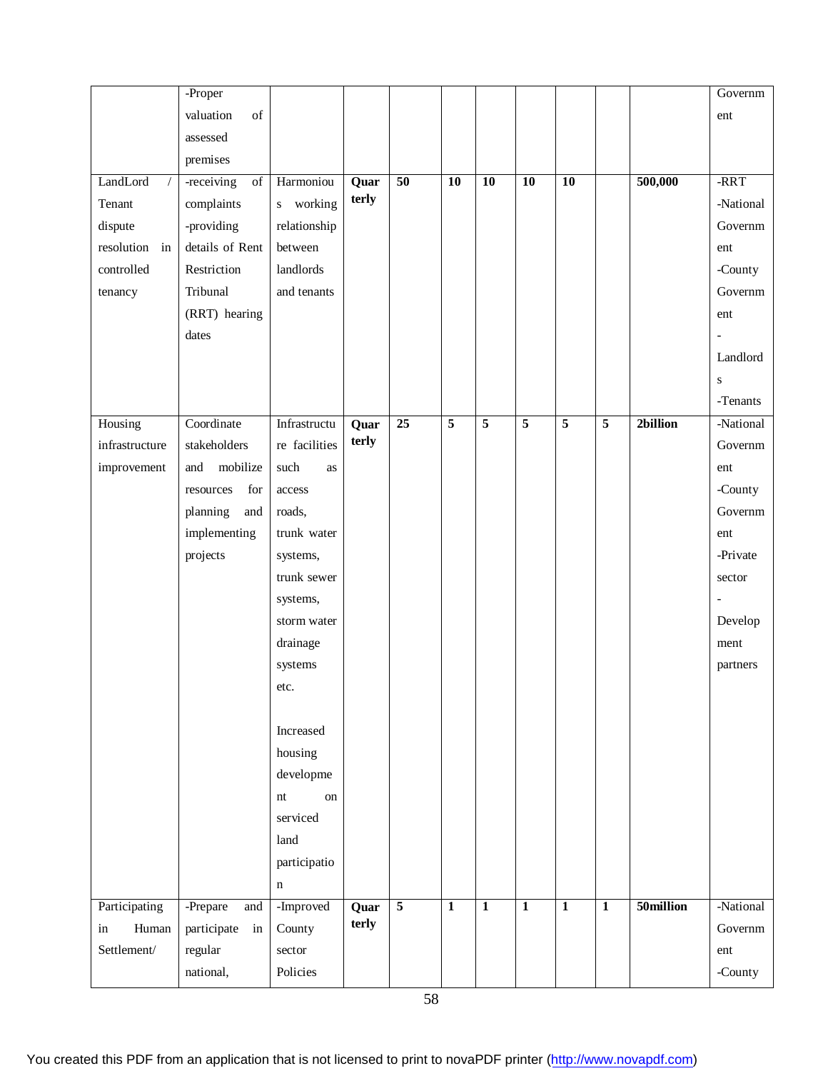| | -Proper valuation of assessed premises | | | | | | | | | | Government |
|---|---|---|---|---|---|---|---|---|---|---|---|
| LandLord / Tenant dispute resolution in controlled tenancy | -receiving of complaints -providing details of Rent Restriction Tribunal (RRT) hearing dates | Harmonious working relationship between landlords and tenants | **Quarterly** | **50** | **10** | **10** | **10** | **10** | | **500,000** | -RRT -National Government -County Government -Landlords -Tenants |
| Housing infrastructure improvement | Coordinate stakeholders and mobilize resources for planning and implementing projects | Infrastructure facilities such as access roads, trunk water systems, trunk sewer systems, storm water drainage systems etc.<br><br>Increased housing development on serviced land participation | **Quarterly** | **25** | **5** | **5** | **5** | **5** | **5** | **2billion** | -National Government -County Government -Private sector -Development partners |
| Participating in Human Settlement/ | -Prepare and participate in regular national, | -Improved County sector Policies | **Quarterly** | **5** | **1** | **1** | **1** | **1** | **1** | **50million** | -National Government -County |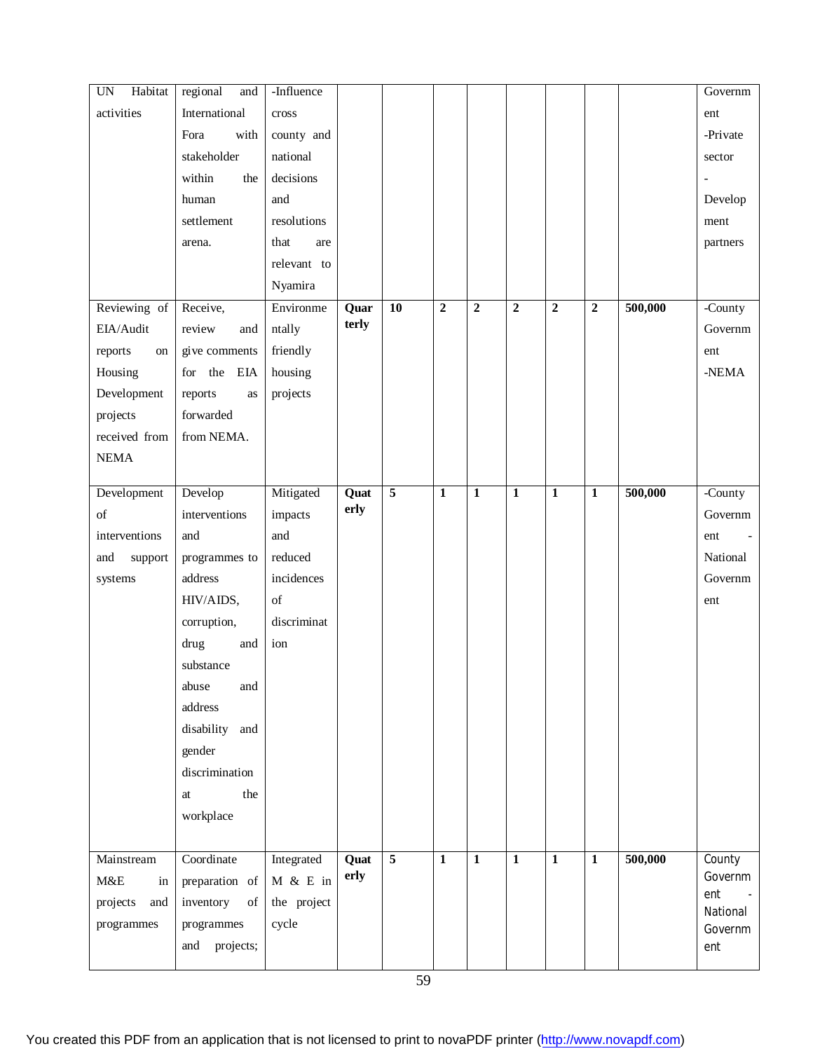| UN Habitat activities | regional and International Fora with stakeholder within the human settlement arena. | -Influence cross county and national decisions and resolutions that are relevant to Nyamira | | | | | | | | | Government -Private sector -Development partners |
|---|---|---|---|---|---|---|---|---|---|---|---|
| Reviewing of EIA/Audit reports on Housing Development projects received from NEMA | Receive, review and give comments for the EIA reports as forwarded from NEMA. | Environmentally friendly housing projects | **Quarterly** | **10** | **2** | **2** | **2** | **2** | **2** | **500,000** | -County Government -NEMA |
| Development of interventions and support systems | Develop interventions and programmes to address HIV/AIDS, corruption, drug and substance abuse and address disability and gender discrimination at the workplace | Mitigated impacts and reduced incidences of discrimination | **Quaterly** | **5** | **1** | **1** | **1** | **1** | **1** | **500,000** | -County Government - National Government |
| Mainstream M&E in projects and programmes | Coordinate preparation of inventory of programmes and projects; | Integrated M & E in the project cycle | **Quaterly** | **5** | **1** | **1** | **1** | **1** | **1** | **500,000** | County Government - National Government |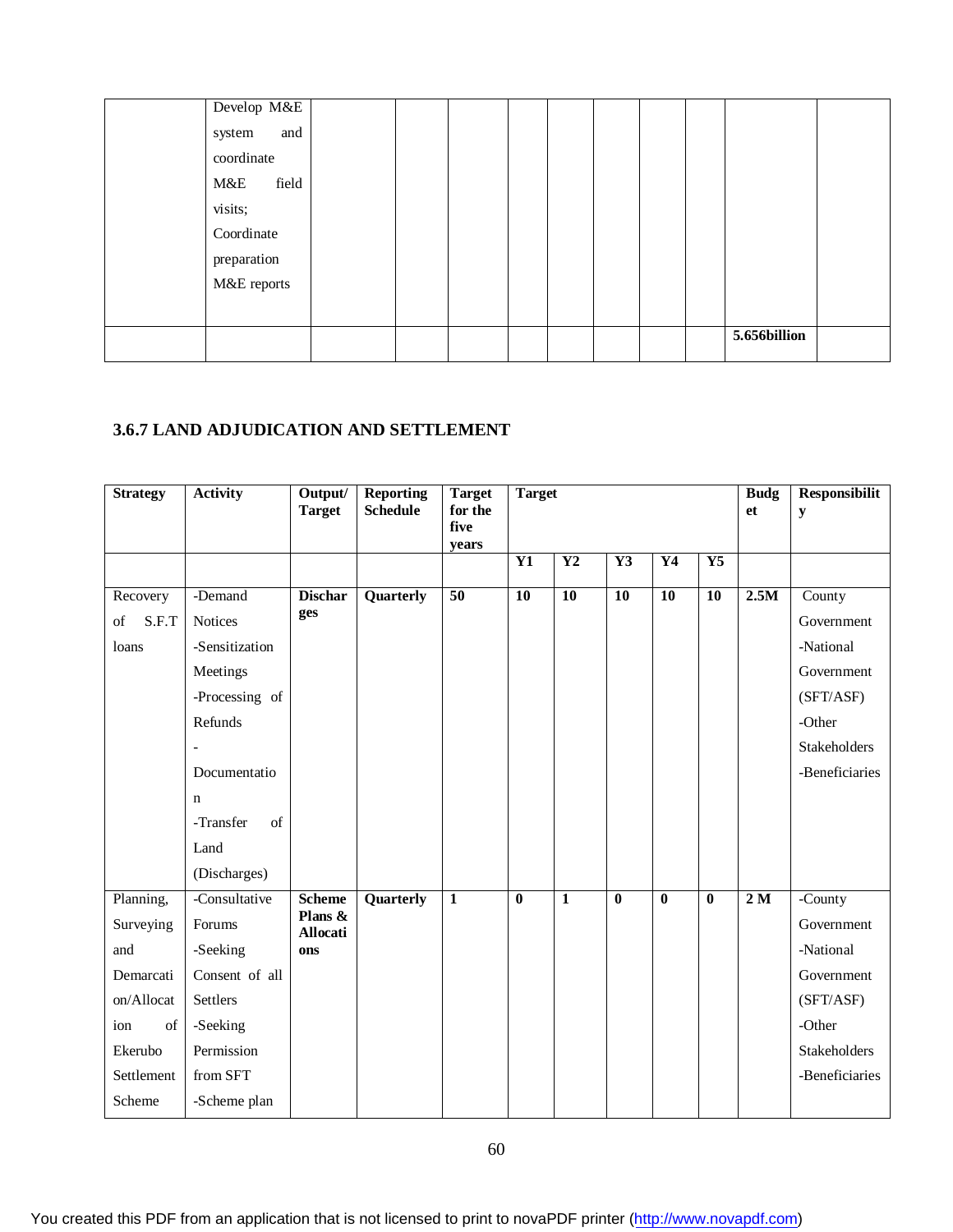| | | | | | | | | | | | |
|---|---|---|---|---|---|---|---|---|---|---|---|
| | Develop M&E system and coordinate M&E field visits; Coordinate preparation M&E reports | | | | | | | | | | |
| | | | | | | | | | | **5.656billion** | |

### 3.6.7 LAND ADJUDICATION AND SETTLEMENT

| Strategy | Activity | Output/ Target | Reporting Schedule | Target for the five years | Target | | | | | Budget | Responsibility |
|---|---|---|---|---|---|---|---|---|---|---|---|
| | | | | | **Y1** | **Y2** | **Y3** | **Y4** | **Y5** | | |
| Recovery of S.F.T loans | -Demand Notices<br>-Sensitization Meetings<br>-Processing of Refunds<br>-Documentation<br>-Transfer of Land (Discharges) | **Discharges** | **Quarterly** | **50** | **10** | **10** | **10** | **10** | **10** | **2.5M** | County Government<br>-National Government (SFT/ASF)<br>-Other Stakeholders<br>-Beneficiaries |
| Planning, Surveying and Demarcation/Allocation of Ekerubo Settlement Scheme | -Consultative Forums<br>-Seeking Consent of all Settlers<br>-Seeking Permission from SFT<br>-Scheme plan | **Scheme Plans & Allocations** | **Quarterly** | **1** | **0** | **1** | **0** | **0** | **0** | **2 M** | -County Government<br>-National Government (SFT/ASF)<br>-Other Stakeholders<br>-Beneficiaries |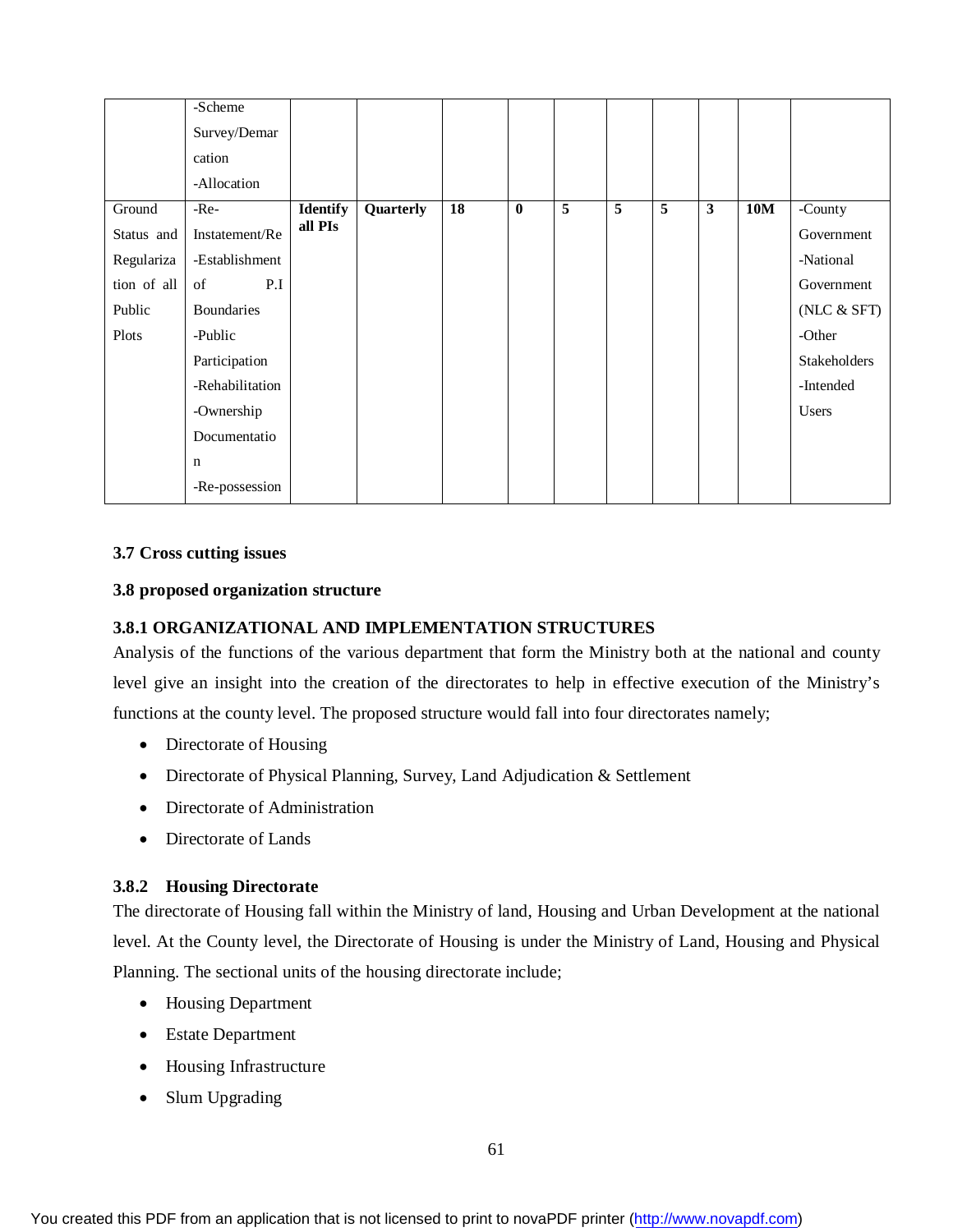| | | | | | | | | | | | |
|---|---|---|---|---|---|---|---|---|---|---|---|
| | -Scheme Survey/Demarcation -Allocation | | | | | | | | | | |
| Ground Status and Regularization of all Public Plots | -Re-Instatement/Re-Establishment of P.I Boundaries -Public Participation -Rehabilitation -Ownership Documentation -Re-possession | **Identify all PIs** | **Quarterly** | **18** | **0** | **5** | **5** | **5** | **3** | **10M** | -County Government -National Government (NLC & SFT) -Other Stakeholders -Intended Users |

### 3.7 Cross cutting issues

### 3.8 proposed organization structure

#### 3.8.1 ORGANIZATIONAL AND IMPLEMENTATION STRUCTURES

Analysis of the functions of the various department that form the Ministry both at the national and county level give an insight into the creation of the directorates to help in effective execution of the Ministry's functions at the county level. The proposed structure would fall into four directorates namely;

- Directorate of Housing
- Directorate of Physical Planning, Survey, Land Adjudication & Settlement
- Directorate of Administration
- Directorate of Lands

#### 3.8.2 Housing Directorate

The directorate of Housing fall within the Ministry of land, Housing and Urban Development at the national level. At the County level, the Directorate of Housing is under the Ministry of Land, Housing and Physical Planning. The sectional units of the housing directorate include;

- Housing Department
- Estate Department
- Housing Infrastructure
- Slum Upgrading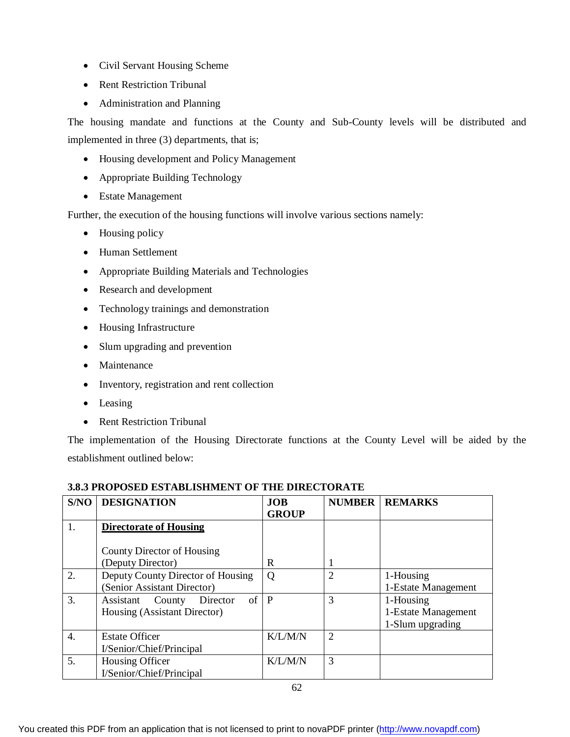- Civil Servant Housing Scheme
- Rent Restriction Tribunal
- Administration and Planning

The housing mandate and functions at the County and Sub-County levels will be distributed and implemented in three (3) departments, that is;

- Housing development and Policy Management
- Appropriate Building Technology
- Estate Management

Further, the execution of the housing functions will involve various sections namely:

- Housing policy
- Human Settlement
- Appropriate Building Materials and Technologies
- Research and development
- Technology trainings and demonstration
- Housing Infrastructure
- Slum upgrading and prevention
- Maintenance
- Inventory, registration and rent collection
- Leasing
- Rent Restriction Tribunal

The implementation of the Housing Directorate functions at the County Level will be aided by the establishment outlined below:

### 3.8.3 PROPOSED ESTABLISHMENT OF THE DIRECTORATE

| S/NO | DESIGNATION | JOB GROUP | NUMBER | REMARKS |
|---|---|---|---|---|
| 1. | **Directorate of Housing**<br><br>County Director of Housing (Deputy Director) | R | 1 | |
| 2. | Deputy County Director of Housing (Senior Assistant Director) | Q | 2 | 1-Housing<br>1-Estate Management |
| 3. | Assistant County Director of Housing (Assistant Director) | P | 3 | 1-Housing<br>1-Estate Management<br>1-Slum upgrading |
| 4. | Estate Officer I/Senior/Chief/Principal | K/L/M/N | 2 | |
| 5. | Housing Officer I/Senior/Chief/Principal | K/L/M/N | 3 | |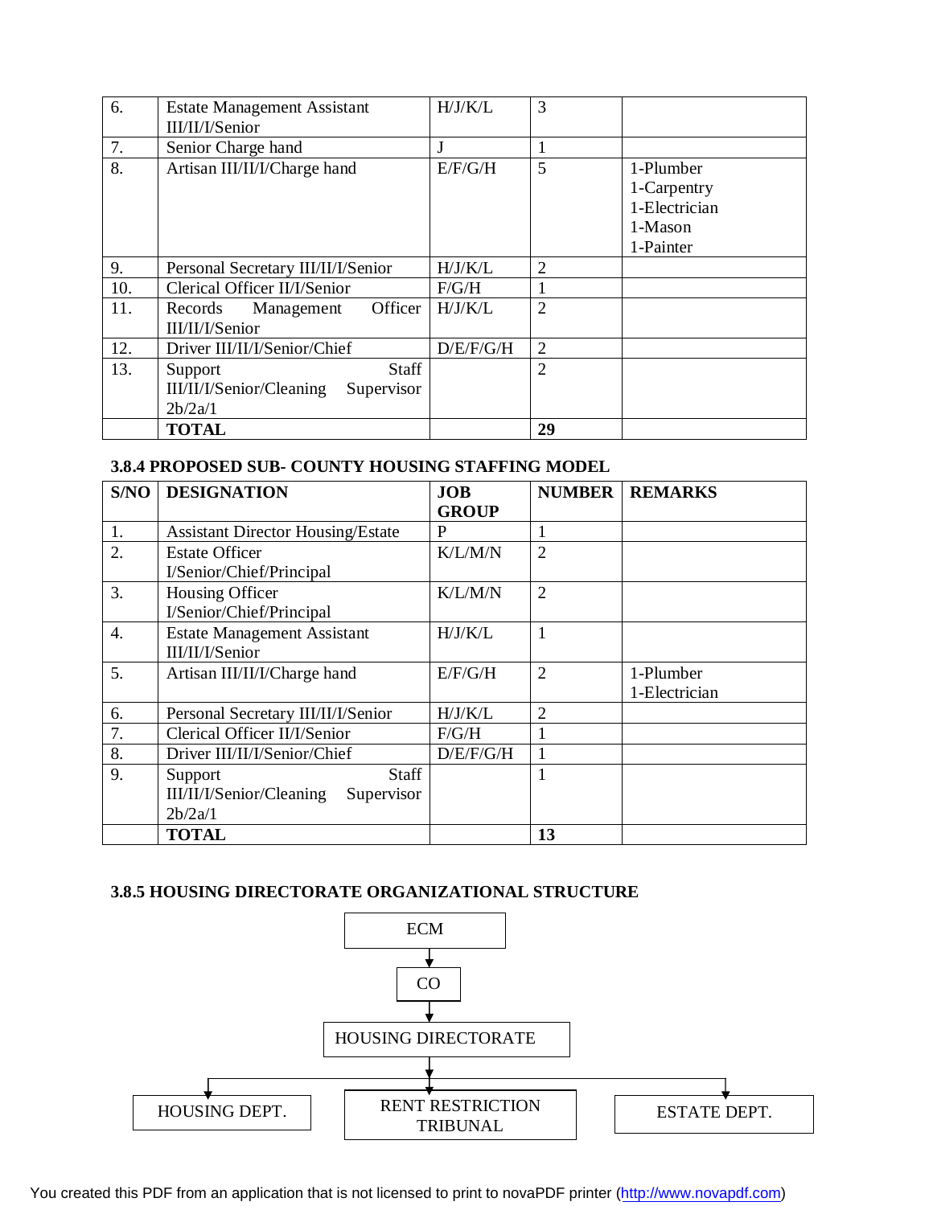| | | | | |
|---|---|---|---|---|
| 6. | Estate Management Assistant III/II/I/Senior | H/J/K/L | 3 | |
| 7. | Senior Charge hand | J | 1 | |
| 8. | Artisan III/II/I/Charge hand | E/F/G/H | 5 | 1-Plumber<br>1-Carpentry<br>1-Electrician<br>1-Mason<br>1-Painter |
| 9. | Personal Secretary III/II/I/Senior | H/J/K/L | 2 | |
| 10. | Clerical Officer II/I/Senior | F/G/H | 1 | |
| 11. | Records Management Officer III/II/I/Senior | H/J/K/L | 2 | |
| 12. | Driver III/II/I/Senior/Chief | D/E/F/G/H | 2 | |
| 13. | Support Staff III/II/I/Senior/Cleaning Supervisor 2b/2a/1 | | 2 | |
| | **TOTAL** | | **29** | |

### 3.8.4 PROPOSED SUB- COUNTY HOUSING STAFFING MODEL

| S/NO | DESIGNATION | JOB GROUP | NUMBER | REMARKS |
|---|---|---|---|---|
| 1. | Assistant Director Housing/Estate | P | 1 | |
| 2. | Estate Officer I/Senior/Chief/Principal | K/L/M/N | 2 | |
| 3. | Housing Officer I/Senior/Chief/Principal | K/L/M/N | 2 | |
| 4. | Estate Management Assistant III/II/I/Senior | H/J/K/L | 1 | |
| 5. | Artisan III/II/I/Charge hand | E/F/G/H | 2 | 1-Plumber<br>1-Electrician |
| 6. | Personal Secretary III/II/I/Senior | H/J/K/L | 2 | |
| 7. | Clerical Officer II/I/Senior | F/G/H | 1 | |
| 8. | Driver III/II/I/Senior/Chief | D/E/F/G/H | 1 | |
| 9. | Support Staff III/II/I/Senior/Cleaning Supervisor 2b/2a/1 | | 1 | |
| | **TOTAL** | | **13** | |

### 3.8.5 HOUSING DIRECTORATE ORGANIZATIONAL STRUCTURE

ECM

↓

CO

↓

HOUSING DIRECTORATE

↓

HOUSING DEPT. | RENT RESTRICTION TRIBUNAL | ESTATE DEPT.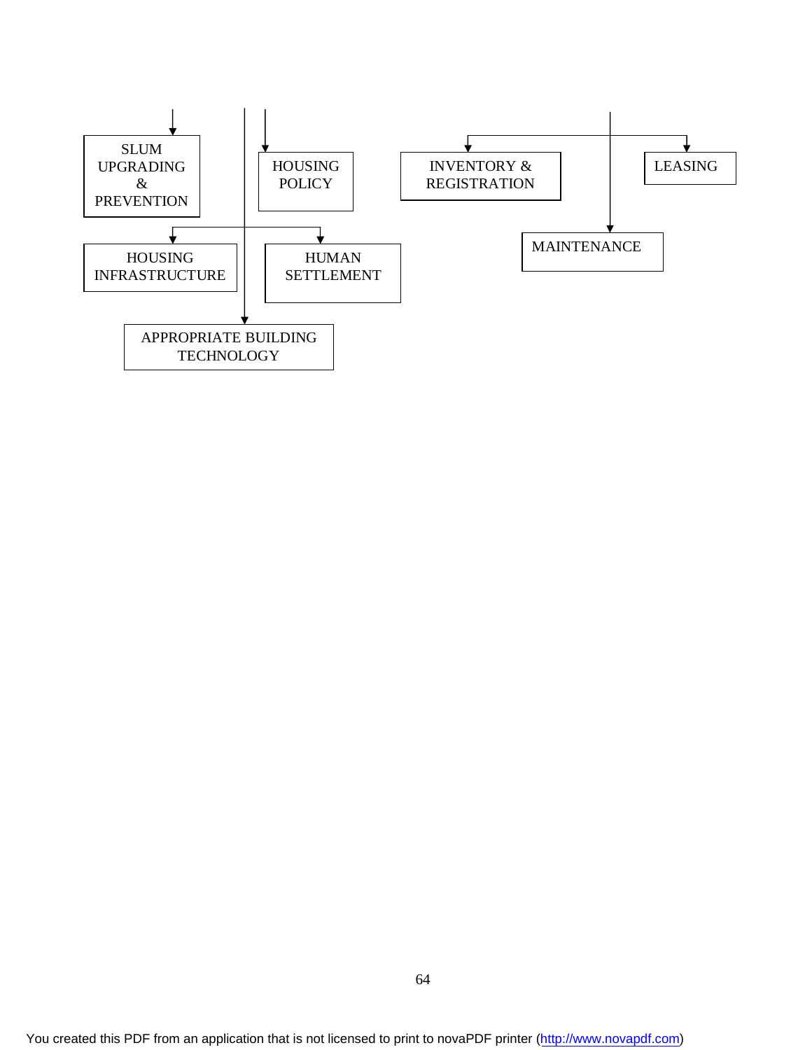SLUM UPGRADING & PREVENTION

HOUSING POLICY

INVENTORY & REGISTRATION

LEASING

HOUSING INFRASTRUCTURE

HUMAN SETTLEMENT

MAINTENANCE

APPROPRIATE BUILDING TECHNOLOGY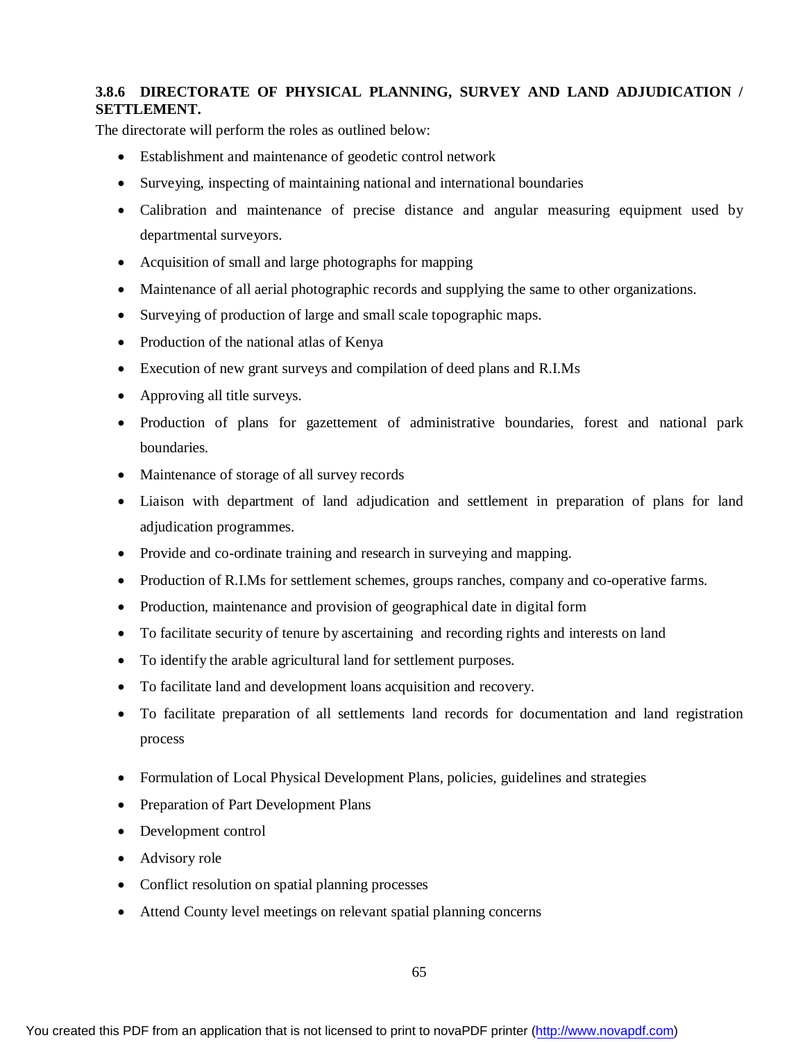### 3.8.6 DIRECTORATE OF PHYSICAL PLANNING, SURVEY AND LAND ADJUDICATION / SETTLEMENT.

The directorate will perform the roles as outlined below:

- Establishment and maintenance of geodetic control network
- Surveying, inspecting of maintaining national and international boundaries
- Calibration and maintenance of precise distance and angular measuring equipment used by departmental surveyors.
- Acquisition of small and large photographs for mapping
- Maintenance of all aerial photographic records and supplying the same to other organizations.
- Surveying of production of large and small scale topographic maps.
- Production of the national atlas of Kenya
- Execution of new grant surveys and compilation of deed plans and R.I.Ms
- Approving all title surveys.
- Production of plans for gazettement of administrative boundaries, forest and national park boundaries.
- Maintenance of storage of all survey records
- Liaison with department of land adjudication and settlement in preparation of plans for land adjudication programmes.
- Provide and co-ordinate training and research in surveying and mapping.
- Production of R.I.Ms for settlement schemes, groups ranches, company and co-operative farms.
- Production, maintenance and provision of geographical date in digital form
- To facilitate security of tenure by ascertaining and recording rights and interests on land
- To identify the arable agricultural land for settlement purposes.
- To facilitate land and development loans acquisition and recovery.
- To facilitate preparation of all settlements land records for documentation and land registration process

- Formulation of Local Physical Development Plans, policies, guidelines and strategies
- Preparation of Part Development Plans
- Development control
- Advisory role
- Conflict resolution on spatial planning processes
- Attend County level meetings on relevant spatial planning concerns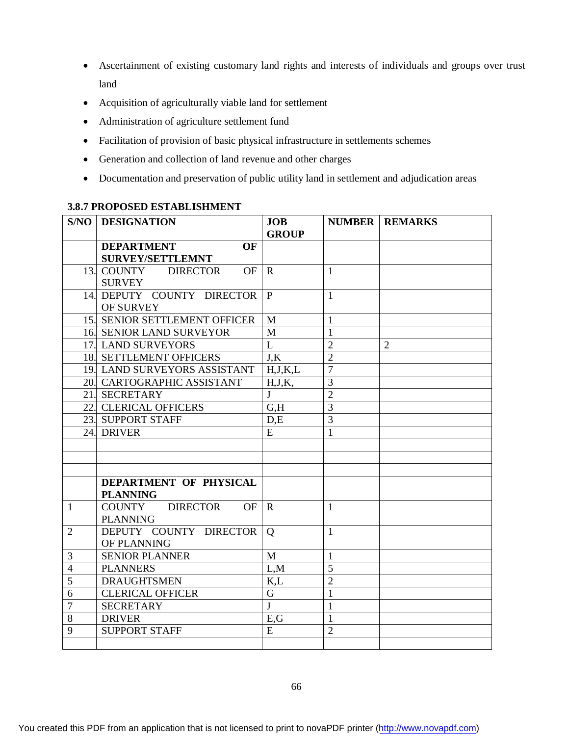- Ascertainment of existing customary land rights and interests of individuals and groups over trust land
- Acquisition of agriculturally viable land for settlement
- Administration of agriculture settlement fund
- Facilitation of provision of basic physical infrastructure in settlements schemes
- Generation and collection of land revenue and other charges
- Documentation and preservation of public utility land in settlement and adjudication areas

### 3.8.7 PROPOSED ESTABLISHMENT

| S/NO | DESIGNATION | JOB GROUP | NUMBER | REMARKS |
|---|---|---|---|---|
| | **DEPARTMENT OF SURVEY/SETTLEMNT** | | | |
| 13. | COUNTY DIRECTOR OF SURVEY | R | 1 | |
| 14. | DEPUTY COUNTY DIRECTOR OF SURVEY | P | 1 | |
| 15. | SENIOR SETTLEMENT OFFICER | M | 1 | |
| 16. | SENIOR LAND SURVEYOR | M | 1 | |
| 17. | LAND SURVEYORS | L | 2 | 2 |
| 18. | SETTLEMENT OFFICERS | J,K | 2 | |
| 19. | LAND SURVEYORS ASSISTANT | H,J,K,L | 7 | |
| 20. | CARTOGRAPHIC ASSISTANT | H,J,K, | 3 | |
| 21. | SECRETARY | J | 2 | |
| 22. | CLERICAL OFFICERS | G,H | 3 | |
| 23. | SUPPORT STAFF | D,E | 3 | |
| 24. | DRIVER | E | 1 | |
| | | | | |
| | | | | |
| | | | | |
| | **DEPARTMENT OF PHYSICAL PLANNING** | | | |
| 1 | COUNTY DIRECTOR OF PLANNING | R | 1 | |
| 2 | DEPUTY COUNTY DIRECTOR OF PLANNING | Q | 1 | |
| 3 | SENIOR PLANNER | M | 1 | |
| 4 | PLANNERS | L,M | 5 | |
| 5 | DRAUGHTSMEN | K,L | 2 | |
| 6 | CLERICAL OFFICER | G | 1 | |
| 7 | SECRETARY | J | 1 | |
| 8 | DRIVER | E,G | 1 | |
| 9 | SUPPORT STAFF | E | 2 | |
| | | | | |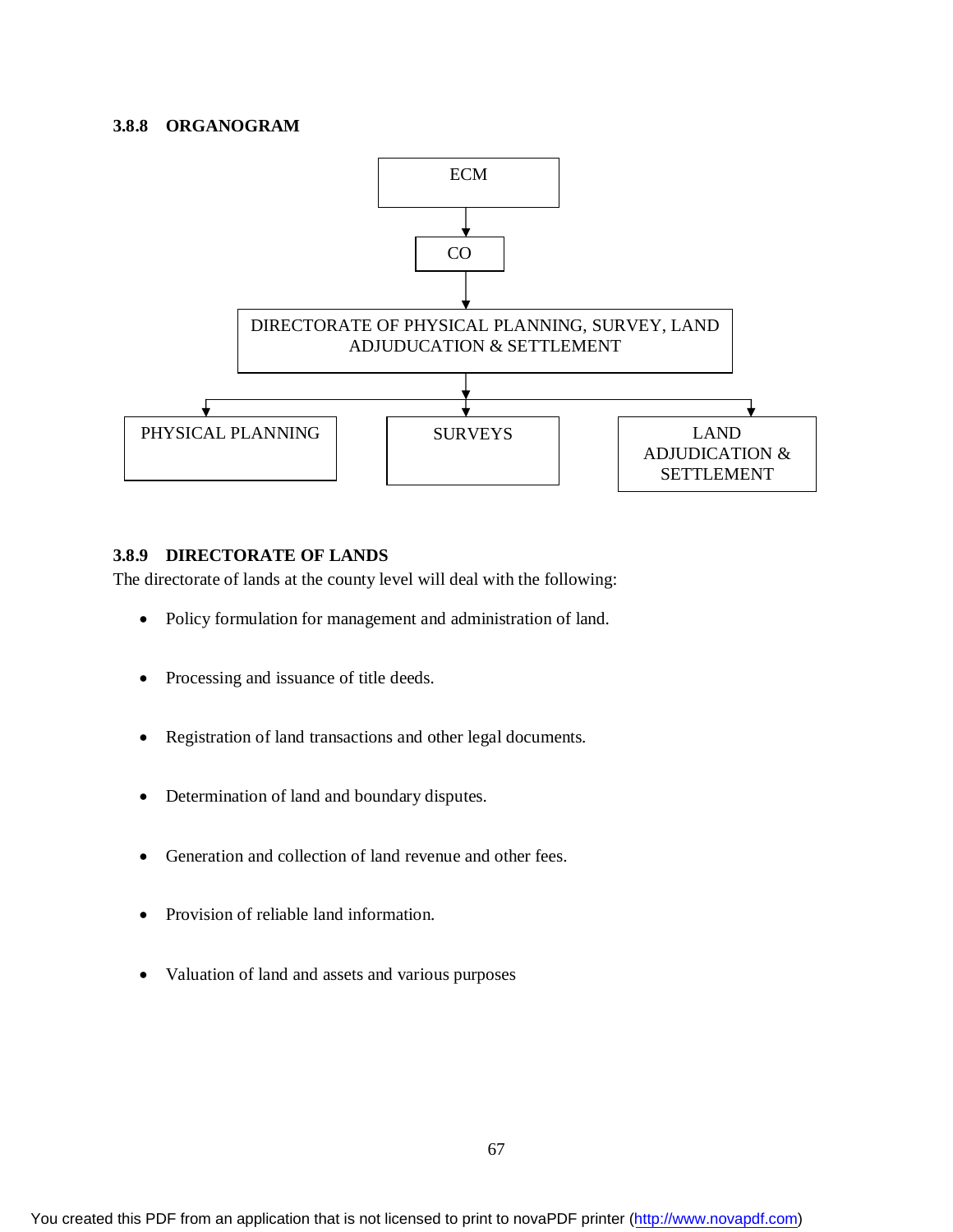### 3.8.8 ORGANOGRAM

ECM

↓

CO

↓

DIRECTORATE OF PHYSICAL PLANNING, SURVEY, LAND ADJUDUCATION & SETTLEMENT

↓

| PHYSICAL PLANNING | SURVEYS | LAND ADJUDICATION & SETTLEMENT |
|---|---|---|

### 3.8.9 DIRECTORATE OF LANDS

The directorate of lands at the county level will deal with the following:

- Policy formulation for management and administration of land.
- Processing and issuance of title deeds.
- Registration of land transactions and other legal documents.
- Determination of land and boundary disputes.
- Generation and collection of land revenue and other fees.
- Provision of reliable land information.
- Valuation of land and assets and various purposes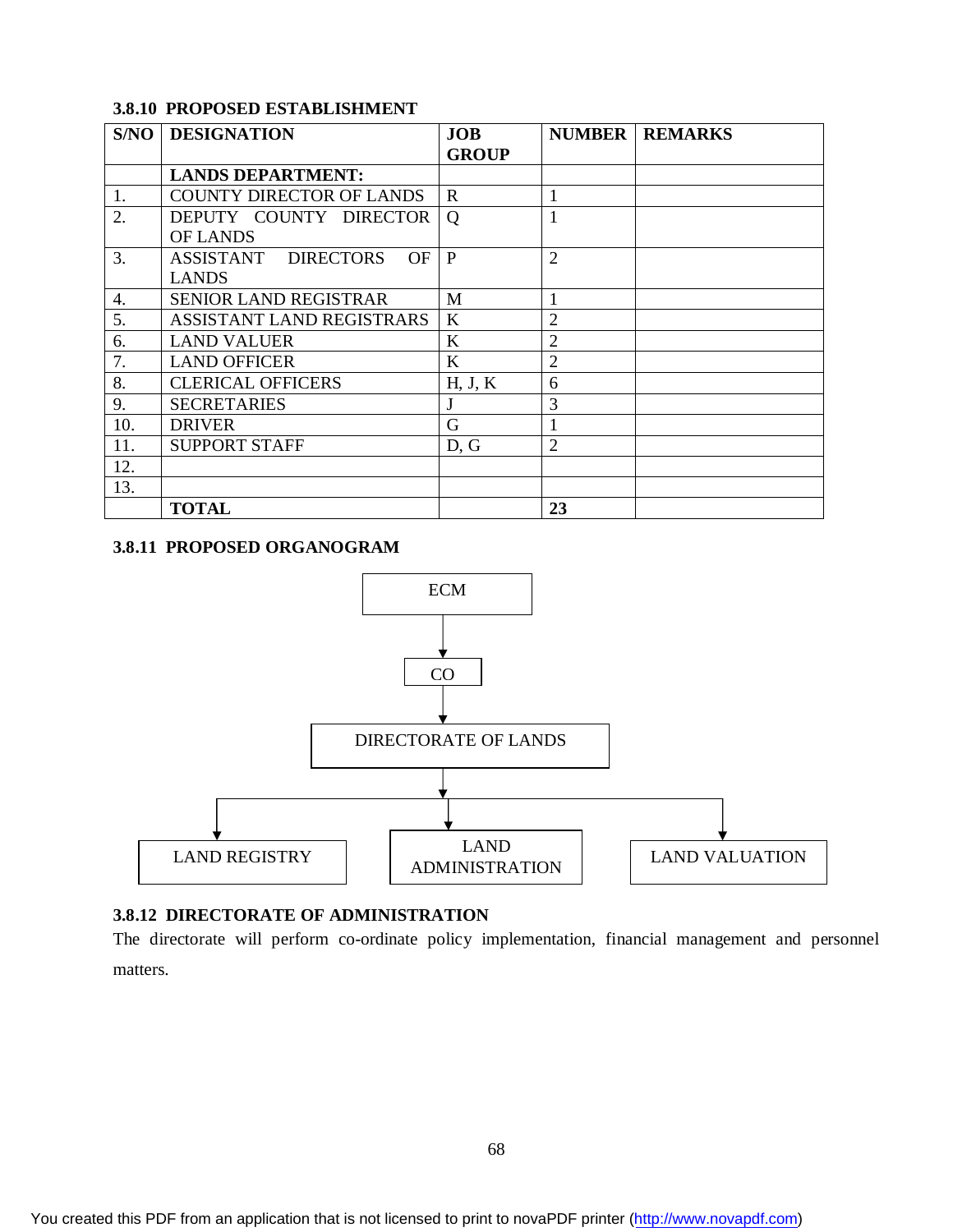### 3.8.10 PROPOSED ESTABLISHMENT

| S/NO | DESIGNATION | JOB GROUP | NUMBER | REMARKS |
|---|---|---|---|---|
| | **LANDS DEPARTMENT:** | | | |
| 1. | COUNTY DIRECTOR OF LANDS | R | 1 | |
| 2. | DEPUTY COUNTY DIRECTOR OF LANDS | Q | 1 | |
| 3. | ASSISTANT DIRECTORS OF LANDS | P | 2 | |
| 4. | SENIOR LAND REGISTRAR | M | 1 | |
| 5. | ASSISTANT LAND REGISTRARS | K | 2 | |
| 6. | LAND VALUER | K | 2 | |
| 7. | LAND OFFICER | K | 2 | |
| 8. | CLERICAL OFFICERS | H, J, K | 6 | |
| 9. | SECRETARIES | J | 3 | |
| 10. | DRIVER | G | 1 | |
| 11. | SUPPORT STAFF | D, G | 2 | |
| 12. | | | | |
| 13. | | | | |
| | **TOTAL** | | **23** | |

### 3.8.11 PROPOSED ORGANOGRAM

ECM → CO → DIRECTORATE OF LANDS → LAND REGISTRY; LAND ADMINISTRATION; LAND VALUATION

### 3.8.12 DIRECTORATE OF ADMINISTRATION

The directorate will perform co-ordinate policy implementation, financial management and personnel matters.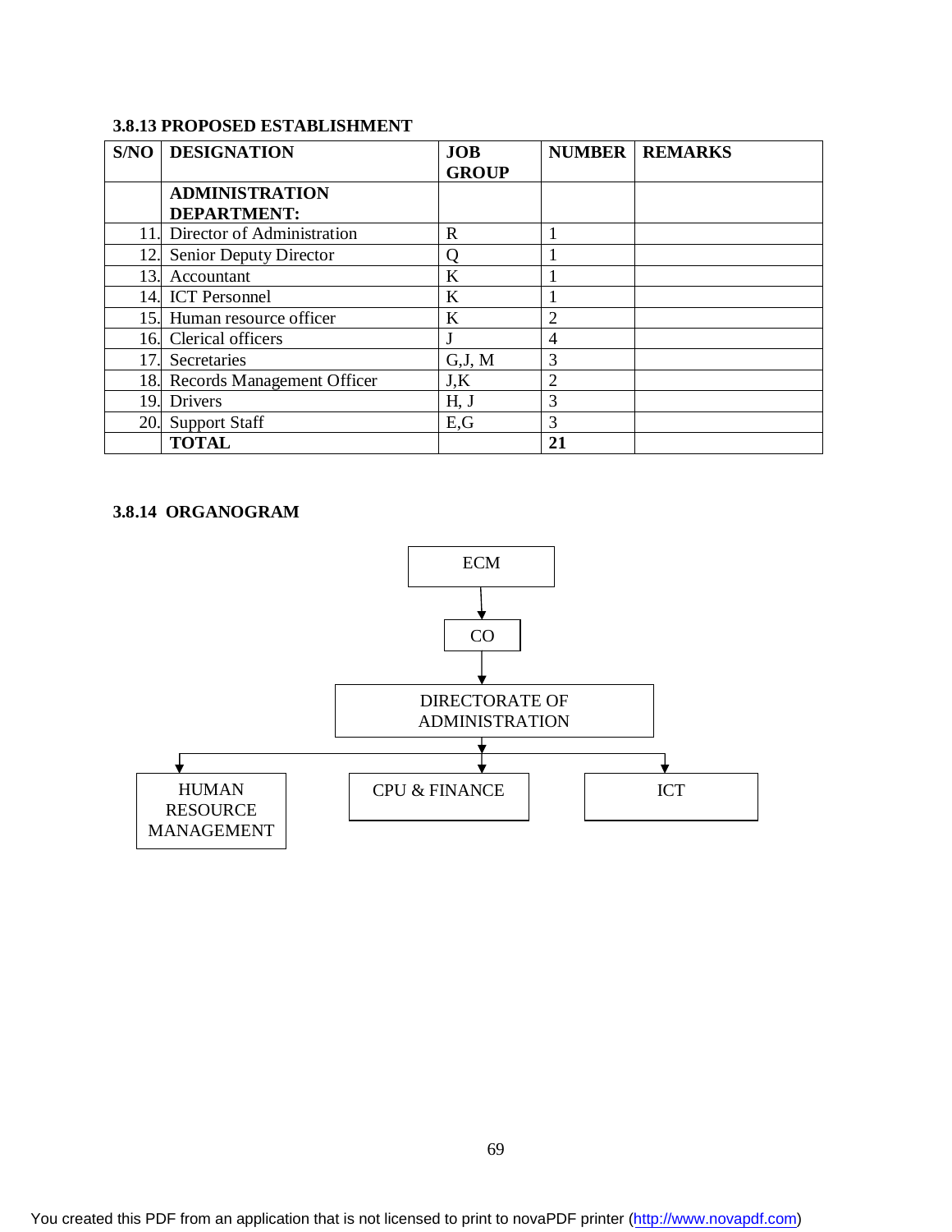### 3.8.13 PROPOSED ESTABLISHMENT

| S/NO | DESIGNATION | JOB GROUP | NUMBER | REMARKS |
|---|---|---|---|---|
| | **ADMINISTRATION DEPARTMENT:** | | | |
| 11. | Director of Administration | R | 1 | |
| 12. | Senior Deputy Director | Q | 1 | |
| 13. | Accountant | K | 1 | |
| 14. | ICT Personnel | K | 1 | |
| 15. | Human resource officer | K | 2 | |
| 16. | Clerical officers | J | 4 | |
| 17. | Secretaries | G,J, M | 3 | |
| 18. | Records Management Officer | J,K | 2 | |
| 19. | Drivers | H, J | 3 | |
| 20. | Support Staff | E,G | 3 | |
| | **TOTAL** | | **21** | |

### 3.8.14 ORGANOGRAM

ECM
↓
CO
↓
DIRECTORATE OF ADMINISTRATION
↓
- HUMAN RESOURCE MANAGEMENT
- CPU & FINANCE
- ICT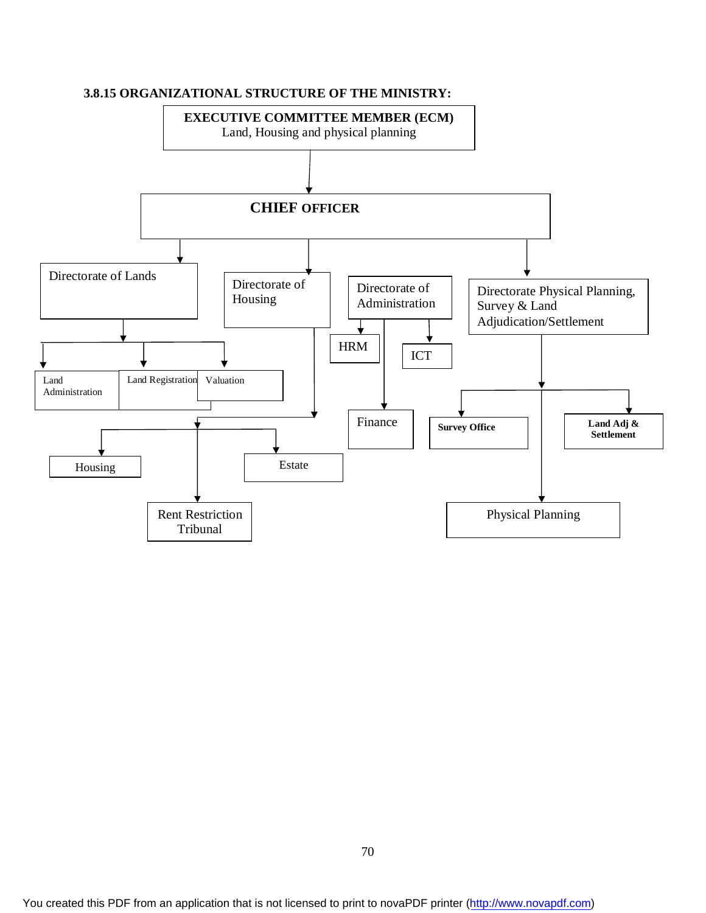### 3.8.15 ORGANIZATIONAL STRUCTURE OF THE MINISTRY:

**EXECUTIVE COMMITTEE MEMBER (ECM)**
Land, Housing and physical planning

**CHIEF OFFICER**

- Directorate of Lands
  - Land Administration
  - Land Registration
  - Valuation
- Directorate of Housing
  - Housing
  - Estate
  - Rent Restriction Tribunal
- Directorate of Administration
  - HRM
  - ICT
  - Finance
- Directorate Physical Planning, Survey & Land Adjudication/Settlement
  - **Survey Office**
  - **Land Adj & Settlement**
  - Physical Planning

You created this PDF from an application that is not licensed to print to novaPDF printer (http://www.novapdf.com)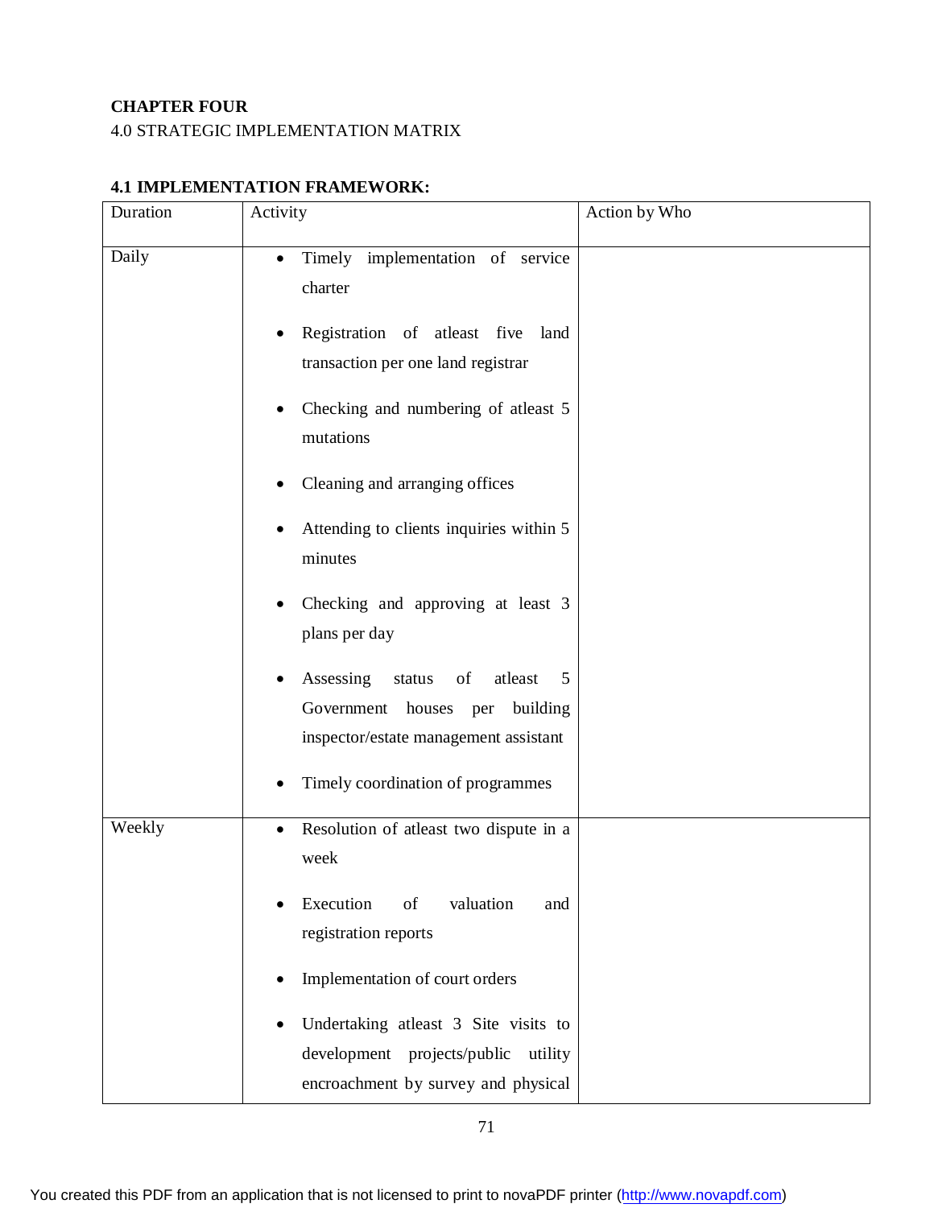**CHAPTER FOUR**

4.0 STRATEGIC IMPLEMENTATION MATRIX

**4.1 IMPLEMENTATION FRAMEWORK:**

| Duration | Activity | Action by Who |
|---|---|---|
| Daily | • Timely implementation of service charter<br>• Registration of atleast five land transaction per one land registrar<br>• Checking and numbering of atleast 5 mutations<br>• Cleaning and arranging offices<br>• Attending to clients inquiries within 5 minutes<br>• Checking and approving at least 3 plans per day<br>• Assessing status of atleast 5 Government houses per building inspector/estate management assistant<br>• Timely coordination of programmes | |
| Weekly | • Resolution of atleast two dispute in a week<br>• Execution of valuation and registration reports<br>• Implementation of court orders<br>• Undertaking atleast 3 Site visits to development projects/public utility encroachment by survey and physical | |

You created this PDF from an application that is not licensed to print to novaPDF printer (http://www.novapdf.com)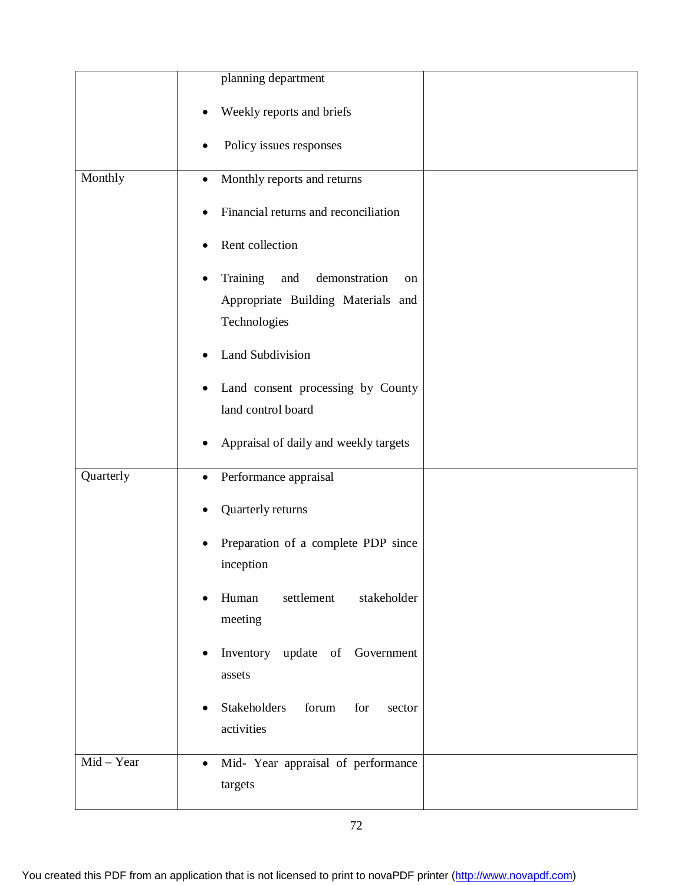| | | |
|---|---|---|
| | planning department<br>• Weekly reports and briefs<br>• Policy issues responses | |
| Monthly | • Monthly reports and returns<br>• Financial returns and reconciliation<br>• Rent collection<br>• Training and demonstration on Appropriate Building Materials and Technologies<br>• Land Subdivision<br>• Land consent processing by County land control board<br>• Appraisal of daily and weekly targets | |
| Quarterly | • Performance appraisal<br>• Quarterly returns<br>• Preparation of a complete PDP since inception<br>• Human settlement stakeholder meeting<br>• Inventory update of Government assets<br>• Stakeholders forum for sector activities | |
| Mid – Year | • Mid- Year appraisal of performance targets | |

You created this PDF from an application that is not licensed to print to novaPDF printer (http://www.novapdf.com)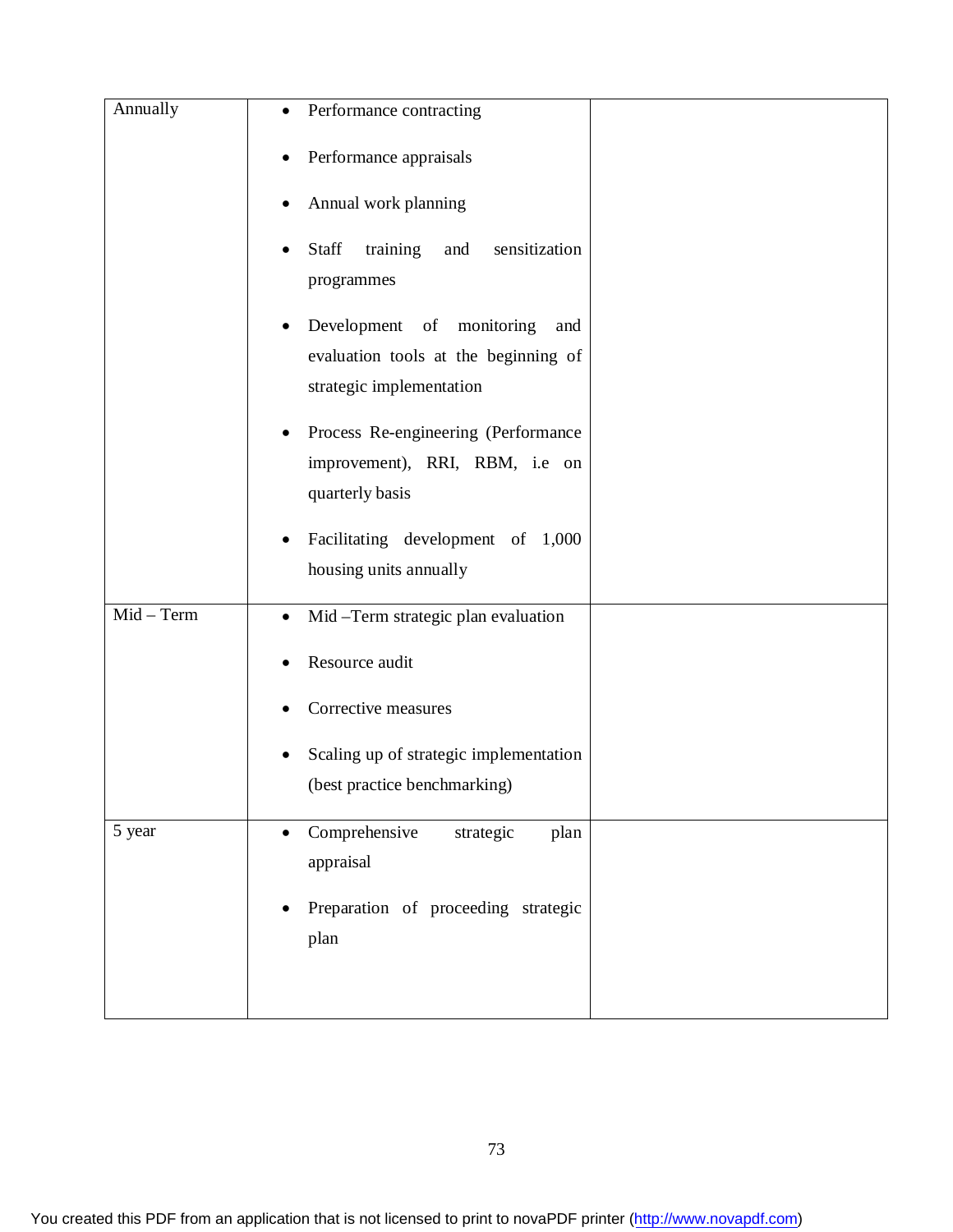| | | |
|---|---|---|
| Annually | • Performance contracting<br>• Performance appraisals<br>• Annual work planning<br>• Staff training and sensitization programmes<br>• Development of monitoring and evaluation tools at the beginning of strategic implementation<br>• Process Re-engineering (Performance improvement), RRI, RBM, i.e on quarterly basis<br>• Facilitating development of 1,000 housing units annually | |
| Mid – Term | • Mid –Term strategic plan evaluation<br>• Resource audit<br>• Corrective measures<br>• Scaling up of strategic implementation (best practice benchmarking) | |
| 5 year | • Comprehensive strategic plan appraisal<br>• Preparation of proceeding strategic plan | |

You created this PDF from an application that is not licensed to print to novaPDF printer (http://www.novapdf.com)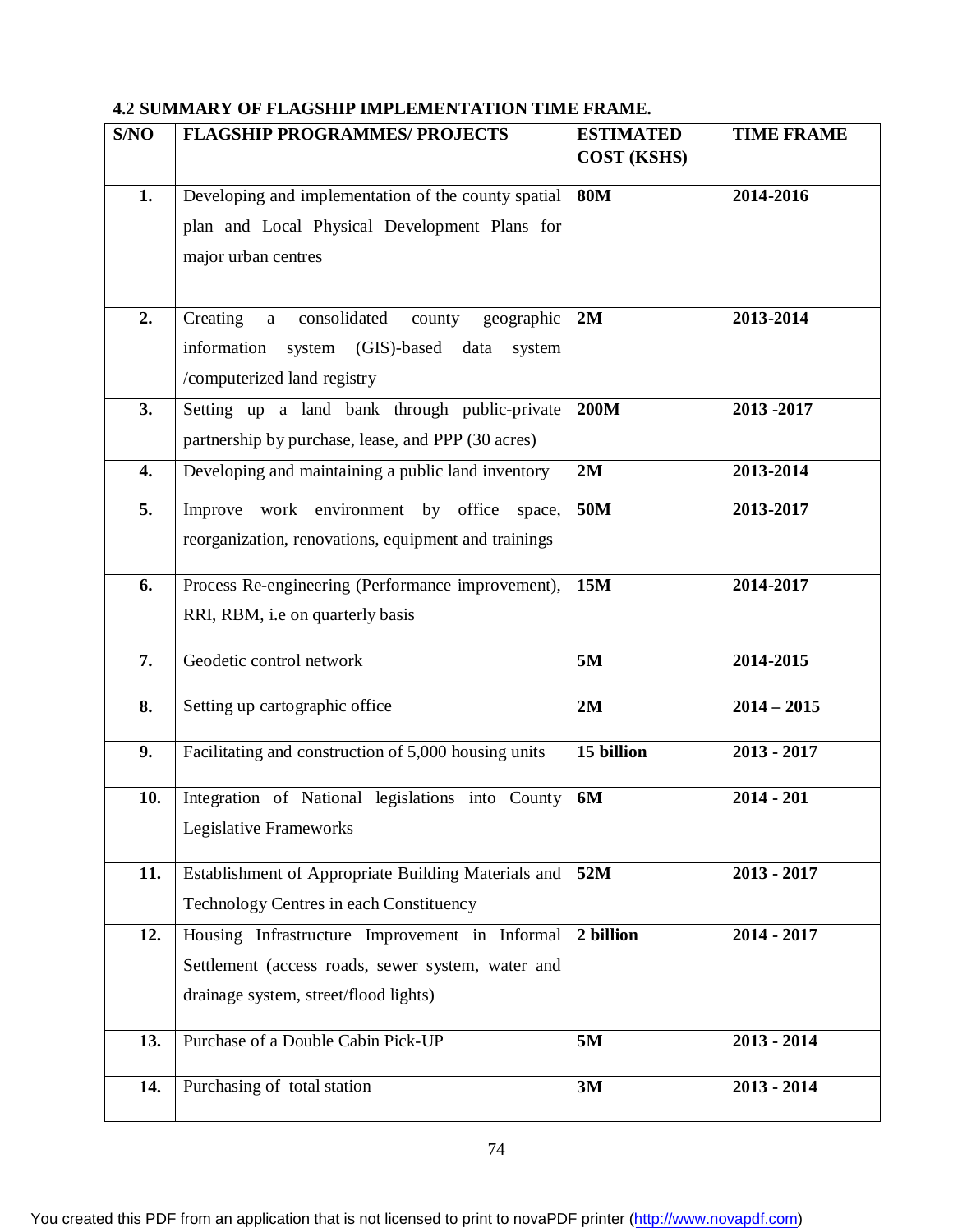### 4.2 SUMMARY OF FLAGSHIP IMPLEMENTATION TIME FRAME.

| S/NO | FLAGSHIP PROGRAMMES/ PROJECTS | ESTIMATED COST (KSHS) | TIME FRAME |
|---|---|---|---|
| 1. | Developing and implementation of the county spatial plan and Local Physical Development Plans for major urban centres | 80M | 2014-2016 |
| 2. | Creating a consolidated county geographic information system (GIS)-based data system /computerized land registry | 2M | 2013-2014 |
| 3. | Setting up a land bank through public-private partnership by purchase, lease, and PPP (30 acres) | 200M | 2013 -2017 |
| 4. | Developing and maintaining a public land inventory | 2M | 2013-2014 |
| 5. | Improve work environment by office space, reorganization, renovations, equipment and trainings | 50M | 2013-2017 |
| 6. | Process Re-engineering (Performance improvement), RRI, RBM, i.e on quarterly basis | 15M | 2014-2017 |
| 7. | Geodetic control network | 5M | 2014-2015 |
| 8. | Setting up cartographic office | 2M | 2014 – 2015 |
| 9. | Facilitating and construction of 5,000 housing units | 15 billion | 2013 - 2017 |
| 10. | Integration of National legislations into County Legislative Frameworks | 6M | 2014 - 201 |
| 11. | Establishment of Appropriate Building Materials and Technology Centres in each Constituency | 52M | 2013 - 2017 |
| 12. | Housing Infrastructure Improvement in Informal Settlement (access roads, sewer system, water and drainage system, street/flood lights) | 2 billion | 2014 - 2017 |
| 13. | Purchase of a Double Cabin Pick-UP | 5M | 2013 - 2014 |
| 14. | Purchasing of total station | 3M | 2013 - 2014 |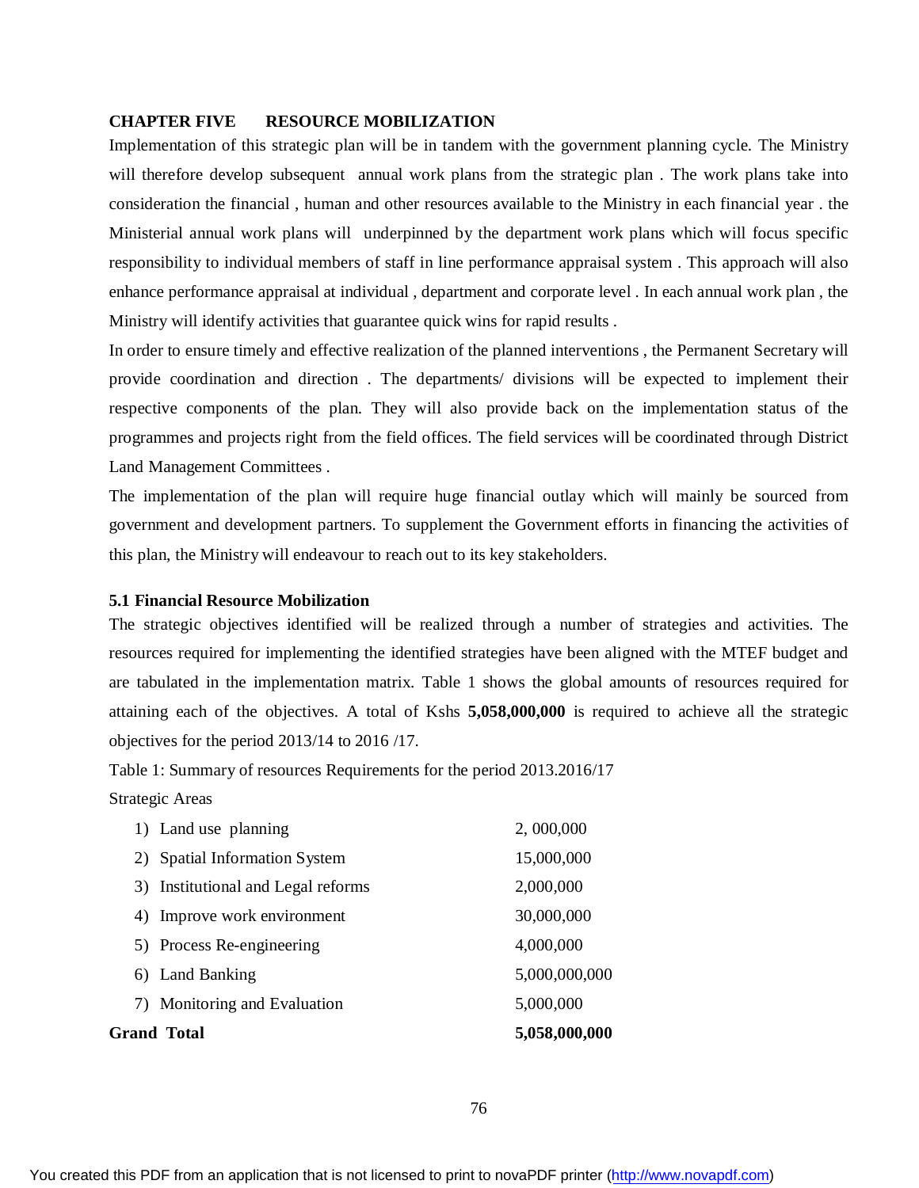## CHAPTER FIVE RESOURCE MOBILIZATION

Implementation of this strategic plan will be in tandem with the government planning cycle. The Ministry will therefore develop subsequent annual work plans from the strategic plan . The work plans take into consideration the financial , human and other resources available to the Ministry in each financial year . the Ministerial annual work plans will underpinned by the department work plans which will focus specific responsibility to individual members of staff in line performance appraisal system . This approach will also enhance performance appraisal at individual , department and corporate level . In each annual work plan , the Ministry will identify activities that guarantee quick wins for rapid results .

In order to ensure timely and effective realization of the planned interventions , the Permanent Secretary will provide coordination and direction . The departments/ divisions will be expected to implement their respective components of the plan. They will also provide back on the implementation status of the programmes and projects right from the field offices. The field services will be coordinated through District Land Management Committees .

The implementation of the plan will require huge financial outlay which will mainly be sourced from government and development partners. To supplement the Government efforts in financing the activities of this plan, the Ministry will endeavour to reach out to its key stakeholders.

### 5.1 Financial Resource Mobilization

The strategic objectives identified will be realized through a number of strategies and activities. The resources required for implementing the identified strategies have been aligned with the MTEF budget and are tabulated in the implementation matrix. Table 1 shows the global amounts of resources required for attaining each of the objectives. A total of Kshs **5,058,000,000** is required to achieve all the strategic objectives for the period 2013/14 to 2016 /17.

Table 1: Summary of resources Requirements for the period 2013.2016/17

| Strategic Areas | |
|---|---|
| 1) Land use planning | 2, 000,000 |
| 2) Spatial Information System | 15,000,000 |
| 3) Institutional and Legal reforms | 2,000,000 |
| 4) Improve work environment | 30,000,000 |
| 5) Process Re-engineering | 4,000,000 |
| 6) Land Banking | 5,000,000,000 |
| 7) Monitoring and Evaluation | 5,000,000 |
| **Grand Total** | **5,058,000,000** |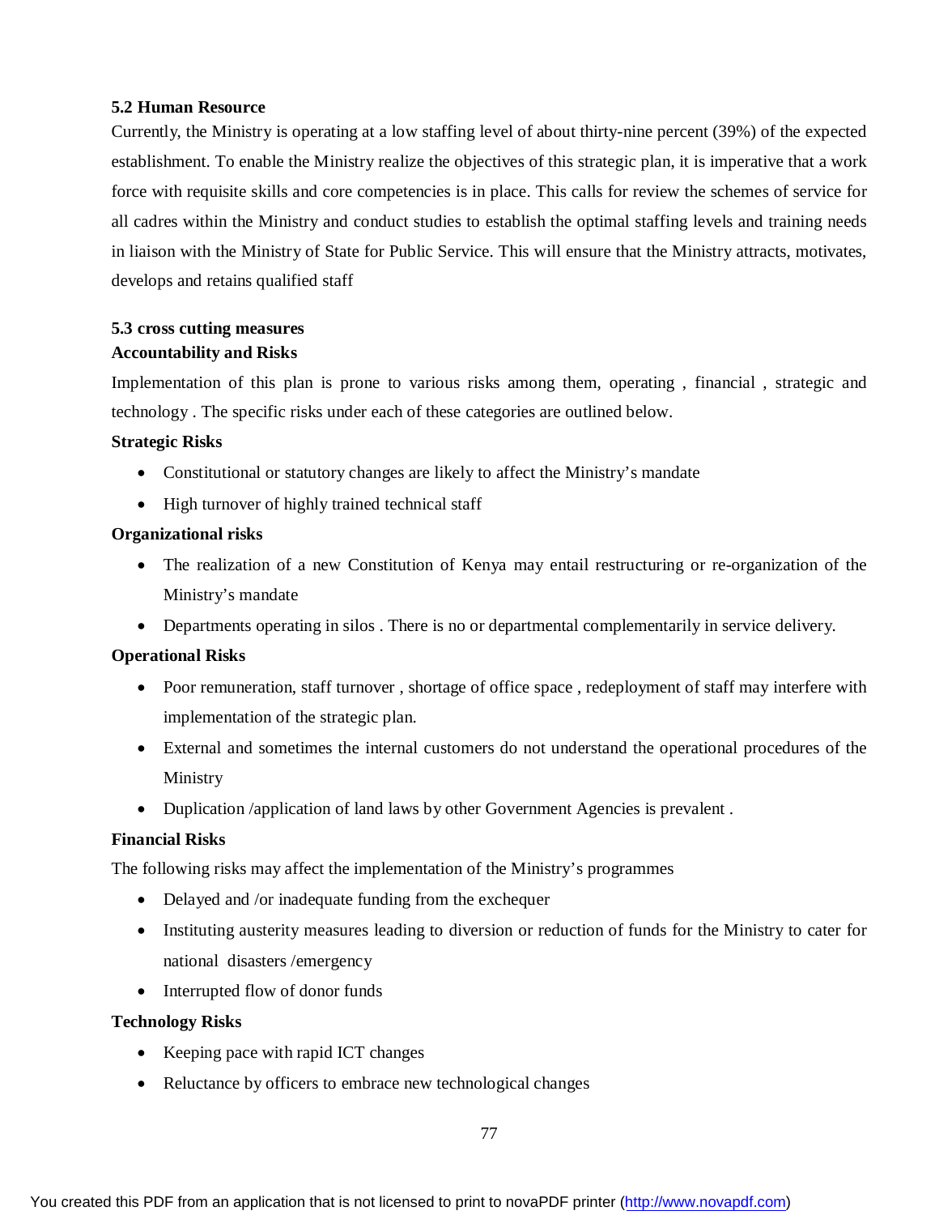## 5.2 Human Resource

Currently, the Ministry is operating at a low staffing level of about thirty-nine percent (39%) of the expected establishment. To enable the Ministry realize the objectives of this strategic plan, it is imperative that a work force with requisite skills and core competencies is in place. This calls for review the schemes of service for all cadres within the Ministry and conduct studies to establish the optimal staffing levels and training needs in liaison with the Ministry of State for Public Service. This will ensure that the Ministry attracts, motivates, develops and retains qualified staff

## 5.3 cross cutting measures

### Accountability and Risks

Implementation of this plan is prone to various risks among them, operating , financial , strategic and technology . The specific risks under each of these categories are outlined below.

**Strategic Risks**

- Constitutional or statutory changes are likely to affect the Ministry's mandate
- High turnover of highly trained technical staff

**Organizational risks**

- The realization of a new Constitution of Kenya may entail restructuring or re-organization of the Ministry's mandate
- Departments operating in silos . There is no or departmental complementarily in service delivery.

**Operational Risks**

- Poor remuneration, staff turnover , shortage of office space , redeployment of staff may interfere with implementation of the strategic plan.
- External and sometimes the internal customers do not understand the operational procedures of the Ministry
- Duplication /application of land laws by other Government Agencies is prevalent .

**Financial Risks**

The following risks may affect the implementation of the Ministry's programmes

- Delayed and /or inadequate funding from the exchequer
- Instituting austerity measures leading to diversion or reduction of funds for the Ministry to cater for national disasters /emergency
- Interrupted flow of donor funds

**Technology Risks**

- Keeping pace with rapid ICT changes
- Reluctance by officers to embrace new technological changes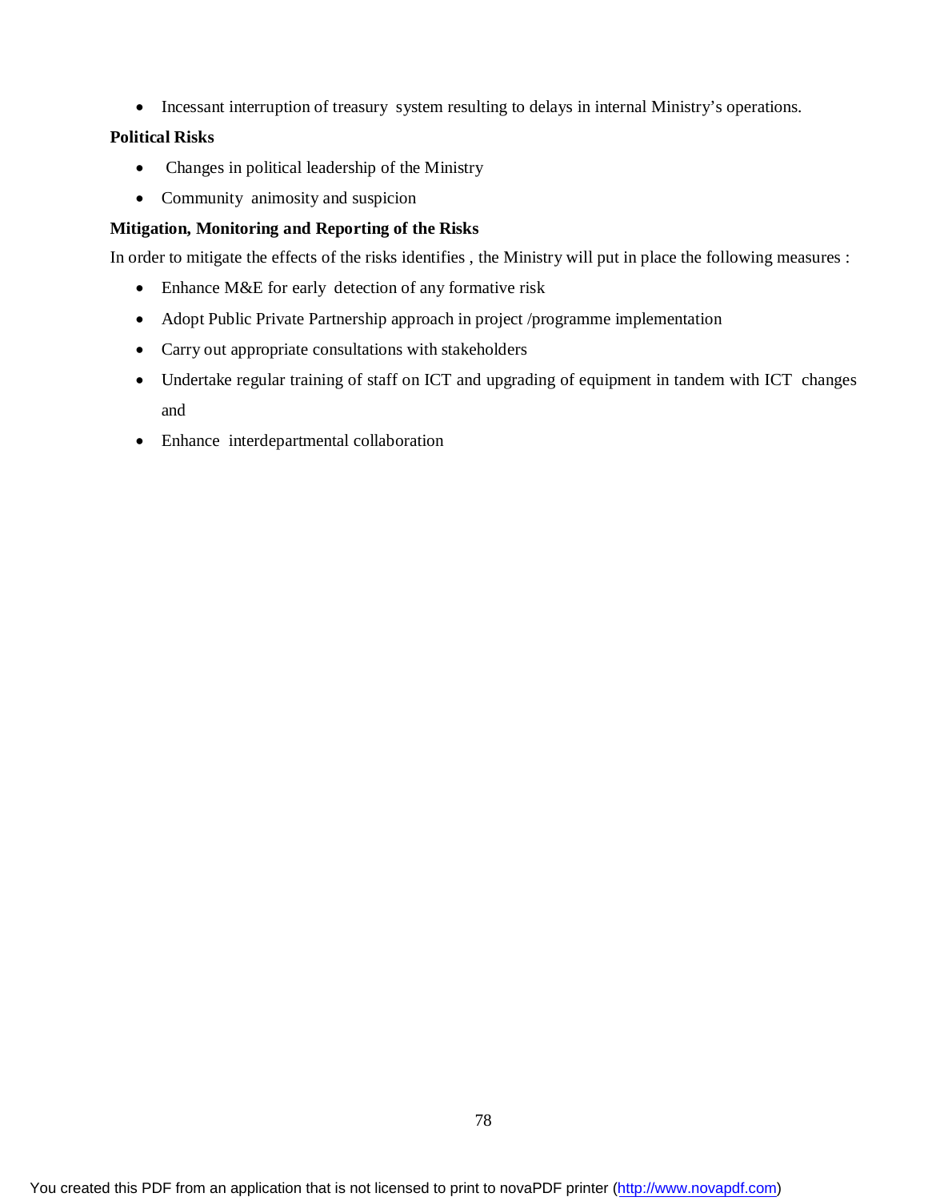- Incessant interruption of treasury system resulting to delays in internal Ministry's operations.

**Political Risks**

- Changes in political leadership of the Ministry
- Community animosity and suspicion

**Mitigation, Monitoring and Reporting of the Risks**

In order to mitigate the effects of the risks identifies , the Ministry will put in place the following measures :

- Enhance M&E for early detection of any formative risk
- Adopt Public Private Partnership approach in project /programme implementation
- Carry out appropriate consultations with stakeholders
- Undertake regular training of staff on ICT and upgrading of equipment in tandem with ICT changes and
- Enhance interdepartmental collaboration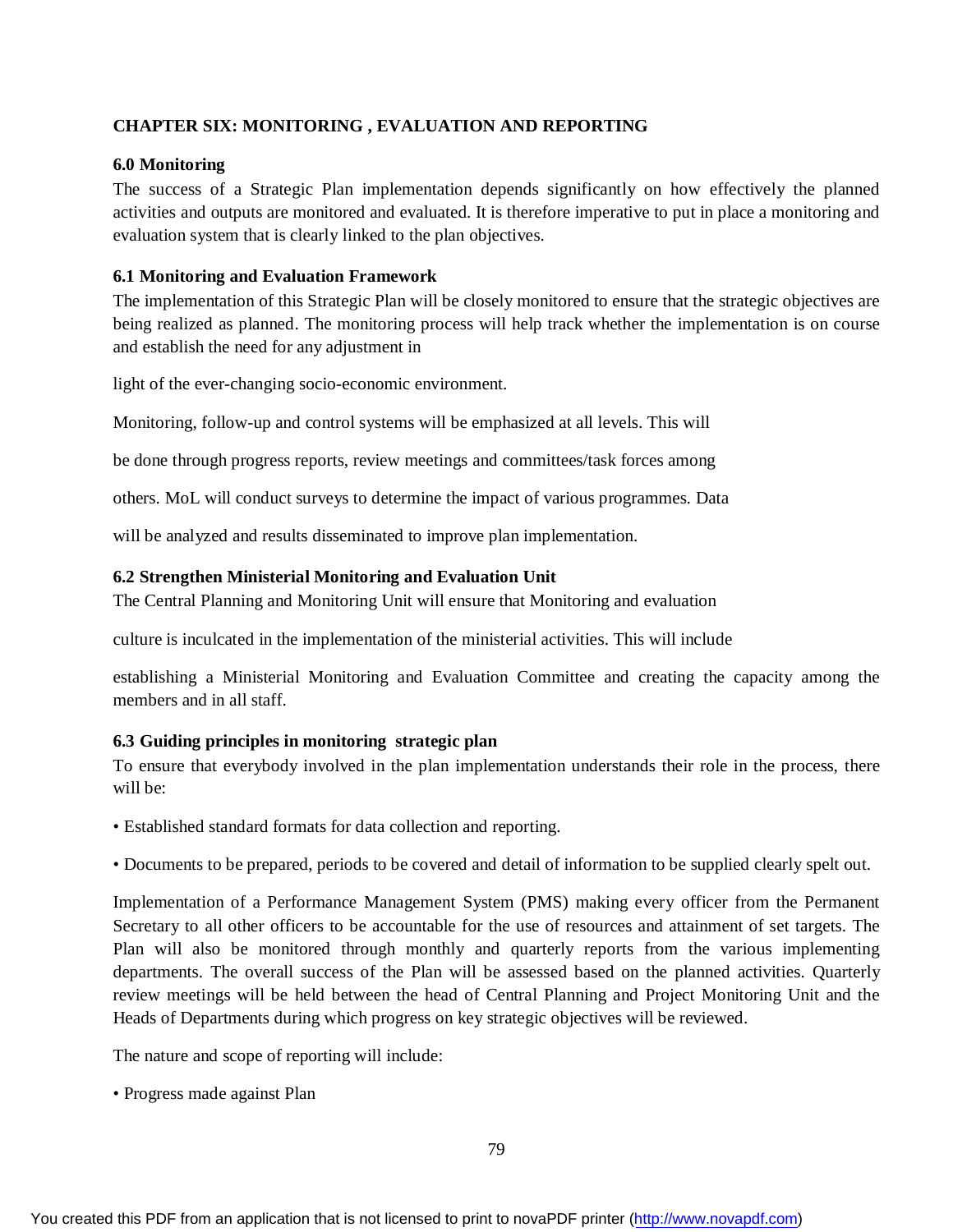## CHAPTER SIX: MONITORING , EVALUATION AND REPORTING

### 6.0 Monitoring

The success of a Strategic Plan implementation depends significantly on how effectively the planned activities and outputs are monitored and evaluated. It is therefore imperative to put in place a monitoring and evaluation system that is clearly linked to the plan objectives.

### 6.1 Monitoring and Evaluation Framework

The implementation of this Strategic Plan will be closely monitored to ensure that the strategic objectives are being realized as planned. The monitoring process will help track whether the implementation is on course and establish the need for any adjustment in

light of the ever-changing socio-economic environment.

Monitoring, follow-up and control systems will be emphasized at all levels. This will

be done through progress reports, review meetings and committees/task forces among

others. MoL will conduct surveys to determine the impact of various programmes. Data

will be analyzed and results disseminated to improve plan implementation.

### 6.2 Strengthen Ministerial Monitoring and Evaluation Unit

The Central Planning and Monitoring Unit will ensure that Monitoring and evaluation

culture is inculcated in the implementation of the ministerial activities. This will include

establishing a Ministerial Monitoring and Evaluation Committee and creating the capacity among the members and in all staff.

### 6.3 Guiding principles in monitoring strategic plan

To ensure that everybody involved in the plan implementation understands their role in the process, there will be:

- Established standard formats for data collection and reporting.
- Documents to be prepared, periods to be covered and detail of information to be supplied clearly spelt out.

Implementation of a Performance Management System (PMS) making every officer from the Permanent Secretary to all other officers to be accountable for the use of resources and attainment of set targets. The Plan will also be monitored through monthly and quarterly reports from the various implementing departments. The overall success of the Plan will be assessed based on the planned activities. Quarterly review meetings will be held between the head of Central Planning and Project Monitoring Unit and the Heads of Departments during which progress on key strategic objectives will be reviewed.

The nature and scope of reporting will include:

- Progress made against Plan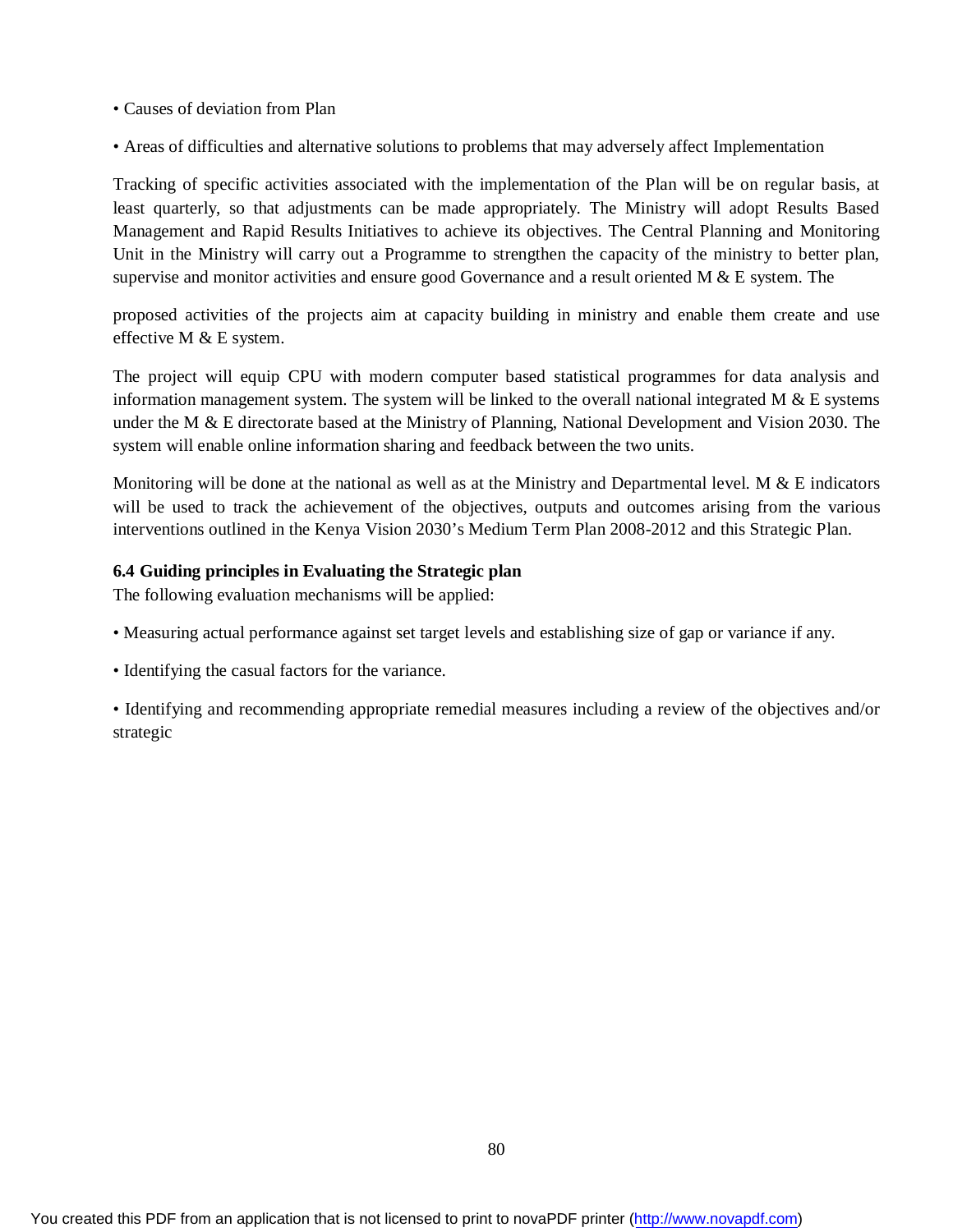- Causes of deviation from Plan

- Areas of difficulties and alternative solutions to problems that may adversely affect Implementation

Tracking of specific activities associated with the implementation of the Plan will be on regular basis, at least quarterly, so that adjustments can be made appropriately. The Ministry will adopt Results Based Management and Rapid Results Initiatives to achieve its objectives. The Central Planning and Monitoring Unit in the Ministry will carry out a Programme to strengthen the capacity of the ministry to better plan, supervise and monitor activities and ensure good Governance and a result oriented M & E system. The

proposed activities of the projects aim at capacity building in ministry and enable them create and use effective M & E system.

The project will equip CPU with modern computer based statistical programmes for data analysis and information management system. The system will be linked to the overall national integrated M & E systems under the M & E directorate based at the Ministry of Planning, National Development and Vision 2030. The system will enable online information sharing and feedback between the two units.

Monitoring will be done at the national as well as at the Ministry and Departmental level. M & E indicators will be used to track the achievement of the objectives, outputs and outcomes arising from the various interventions outlined in the Kenya Vision 2030's Medium Term Plan 2008-2012 and this Strategic Plan.

**6.4 Guiding principles in Evaluating the Strategic plan**

The following evaluation mechanisms will be applied:

- Measuring actual performance against set target levels and establishing size of gap or variance if any.

- Identifying the casual factors for the variance.

- Identifying and recommending appropriate remedial measures including a review of the objectives and/or strategic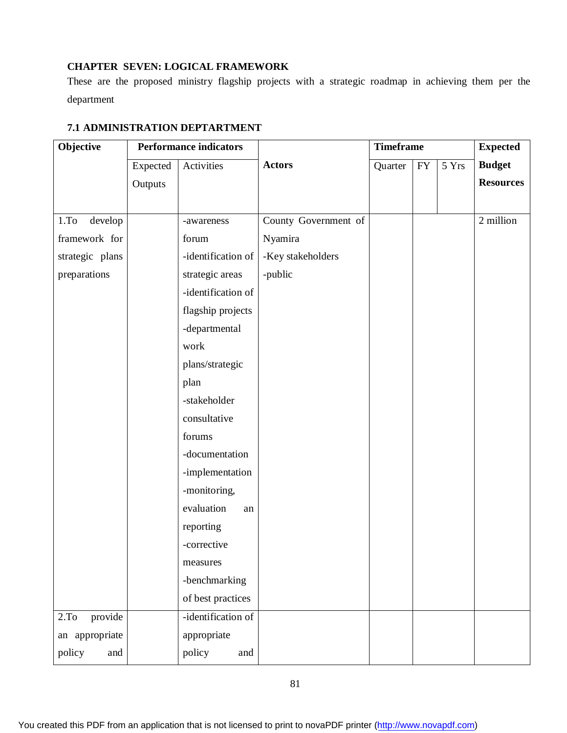## CHAPTER SEVEN: LOGICAL FRAMEWORK

These are the proposed ministry flagship projects with a strategic roadmap in achieving them per the department

### 7.1 ADMINISTRATION DEPTARTMENT

| Objective | Performance indicators | | Actors | Timeframe | | | Expected Budget Resources |
|---|---|---|---|---|---|---|---|
| | Expected Outputs | Activities | | Quarter | FY | 5 Yrs | |
| 1.To develop framework for strategic plans preparations | | -awareness forum<br>-identification of strategic areas<br>-identification of flagship projects<br>-departmental work plans/strategic plan<br>-stakeholder consultative forums<br>-documentation<br>-implementation<br>-monitoring, evaluation an reporting<br>-corrective measures<br>-benchmarking of best practices | County Government of Nyamira<br>-Key stakeholders<br>-public | | | | 2 million |
| 2.To provide an appropriate policy and | | -identification of appropriate policy and | | | | | |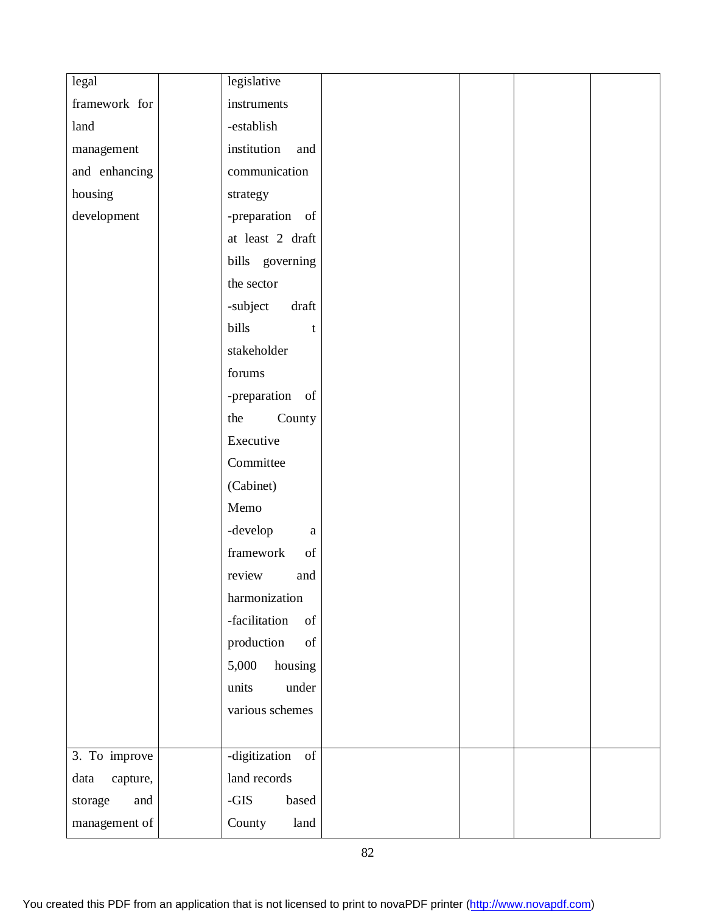| | | | | | | |
|---|---|---|---|---|---|---|
| legal framework for land management and enhancing housing development | | legislative instruments<br>-establish institution and communication strategy<br>-preparation of at least 2 draft bills governing the sector<br>-subject draft bills t stakeholder forums<br>-preparation of the County Executive Committee (Cabinet) Memo<br>-develop a framework of review and harmonization<br>-facilitation of production of 5,000 housing units under various schemes | | | | |
| 3. To improve data capture, storage and management of | | -digitization of land records<br>-GIS based County land | | | | |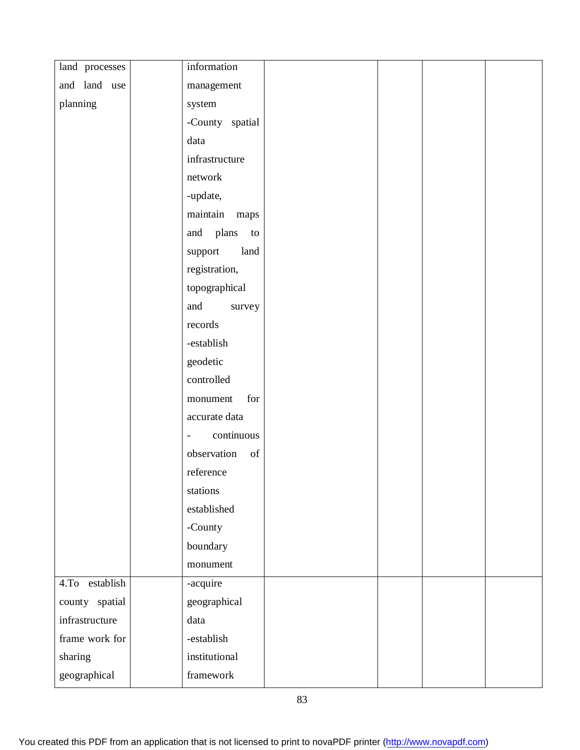| | | | | | | |
|---|---|---|---|---|---|---|
| land processes and land use planning | | information management system<br>-County spatial data infrastructure network<br>-update, maintain maps and plans to support land registration, topographical and survey records<br>-establish geodetic controlled monument for accurate data<br>- continuous observation of reference stations established<br>-County boundary monument | | | | |
| 4.To establish county spatial infrastructure frame work for sharing geographical | | -acquire geographical data<br>-establish institutional framework | | | | |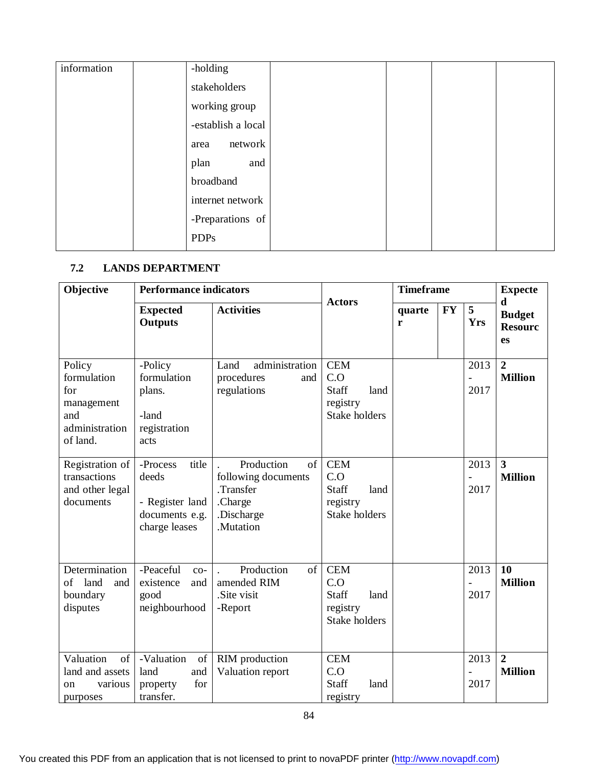| information | | -holding stakeholders working group -establish a local area network plan and broadband internet network -Preparations of PDPs | | | | |
|---|---|---|---|---|---|---|

### 7.2 LANDS DEPARTMENT

| Objective | Performance indicators | | Actors | Timeframe | | | Expected Budget Resources |
|---|---|---|---|---|---|---|---|
| | Expected Outputs | Activities | | quarter | FY | 5 Yrs | |
| Policy formulation for management and administration of land. | -Policy formulation plans.<br><br>-land registration acts | Land administration procedures and regulations | CEM<br>C.O<br>Staff land registry<br>Stake holders | | | 2013 - 2017 | **2 Million** |
| Registration of transactions and other legal documents | -Process title deeds<br><br>- Register land documents e.g. charge leases | . Production of following documents<br>.Transfer<br>.Charge<br>.Discharge<br>.Mutation | CEM<br>C.O<br>Staff land registry<br>Stake holders | | | 2013 - 2017 | **3 Million** |
| Determination of land and boundary disputes | -Peaceful co-existence and good neighbourhood | . Production of amended RIM<br>.Site visit<br>-Report | CEM<br>C.O<br>Staff land registry<br>Stake holders | | | 2013 - 2017 | **10 Million** |
| Valuation of land and assets on various purposes | -Valuation of land and property for transfer. | RIM production<br>Valuation report | CEM<br>C.O<br>Staff land registry | | | 2013 - 2017 | **2 Million** |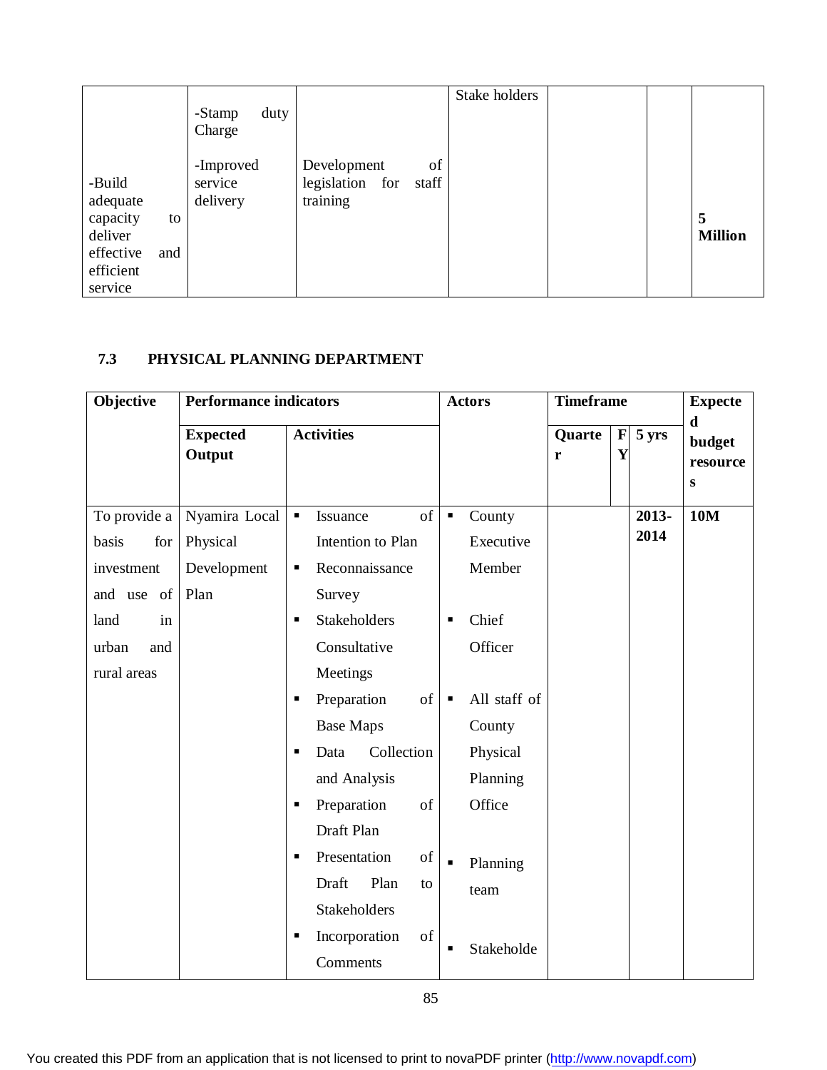| | | | | | | |
|---|---|---|---|---|---|---|
| -Build adequate capacity to deliver effective and efficient service | -Stamp duty Charge<br><br>-Improved service delivery | Development of legislation for staff training | Stake holders | | | **5 Million** |

### 7.3 PHYSICAL PLANNING DEPARTMENT

| Objective | Performance indicators | | Actors | Timeframe | | | Expected budget resources |
|---|---|---|---|---|---|---|---|
| | **Expected Output** | **Activities** | | **Quarter** | **FY** | **5 yrs** | |
| To provide a basis for investment and use of land in urban and rural areas | Nyamira Local Physical Development Plan | ▪ Issuance of Intention to Plan<br>▪ Reconnaissance Survey<br>▪ Stakeholders Consultative Meetings<br>▪ Preparation of Base Maps<br>▪ Data Collection and Analysis<br>▪ Preparation of Draft Plan<br>▪ Presentation of Draft Plan to Stakeholders<br>▪ Incorporation of Comments | ▪ County Executive Member<br>▪ Chief Officer<br>▪ All staff of County Physical Planning Office<br>▪ Planning team<br>▪ Stakeholde | | | **2013-2014** | **10M** |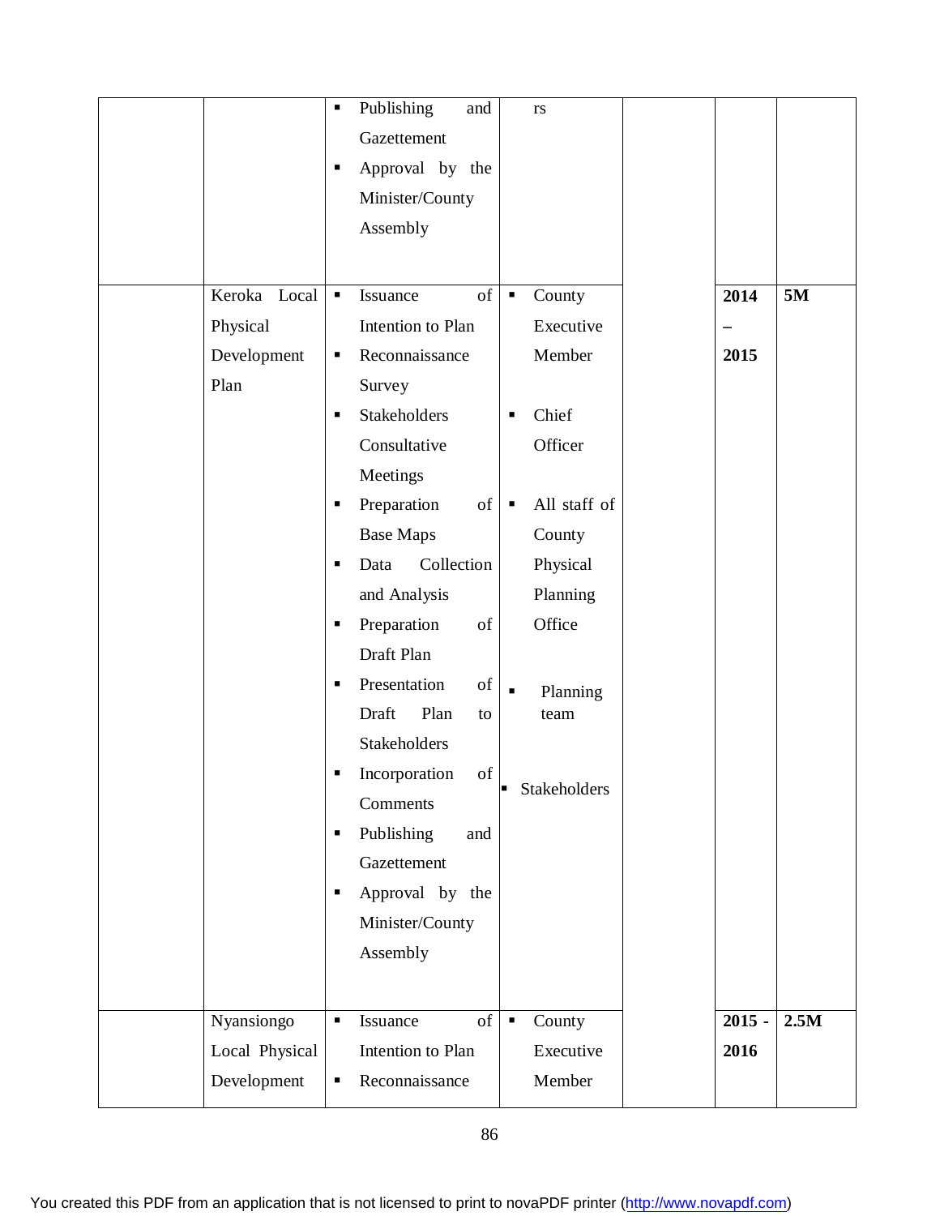| | | | | | | |
|---|---|---|---|---|---|---|
| | | ▪ Publishing and Gazettement<br>▪ Approval by the Minister/County Assembly | rs | | | |
| | Keroka Local Physical Development Plan | ▪ Issuance of Intention to Plan<br>▪ Reconnaissance Survey<br>▪ Stakeholders Consultative Meetings<br>▪ Preparation of Base Maps<br>▪ Data Collection and Analysis<br>▪ Preparation of Draft Plan<br>▪ Presentation of Draft Plan to Stakeholders<br>▪ Incorporation of Comments<br>▪ Publishing and Gazettement<br>▪ Approval by the Minister/County Assembly | ▪ County Executive Member<br>▪ Chief Officer<br>▪ All staff of County Physical Planning Office<br>▪ Planning team<br>▪ Stakeholders | | **2014 – 2015** | **5M** |
| | Nyansiongo Local Physical Development | ▪ Issuance of Intention to Plan<br>▪ Reconnaissance | ▪ County Executive Member | | **2015 - 2016** | **2.5M** |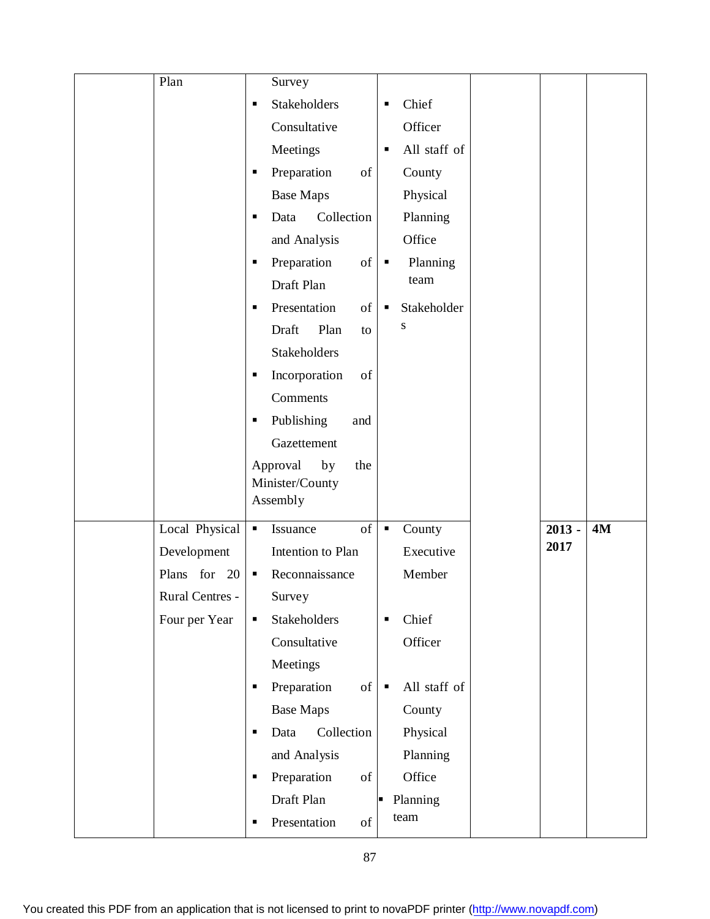|  | Plan | Survey<br>▪ Stakeholders Consultative Meetings<br>▪ Preparation of Base Maps<br>▪ Data Collection and Analysis<br>▪ Preparation of Draft Plan<br>▪ Presentation of Draft Plan to Stakeholders<br>▪ Incorporation of Comments<br>▪ Publishing and Gazettement<br>Approval by the Minister/County Assembly | ▪ Chief Officer<br>▪ All staff of County Physical Planning Office<br>▪ Planning team<br>▪ Stakeholders |  |  |  |
|---|---|---|---|---|---|---|
|  | Local Physical Development Plans for 20 Rural Centres - Four per Year | ▪ Issuance of Intention to Plan<br>▪ Reconnaissance Survey<br>▪ Stakeholders Consultative Meetings<br>▪ Preparation of Base Maps<br>▪ Data Collection and Analysis<br>▪ Preparation of Draft Plan<br>▪ Presentation of | ▪ County Executive Member<br>▪ Chief Officer<br>▪ All staff of County Physical Planning Office<br>▪ Planning team |  | **2013 - 2017** | **4M** |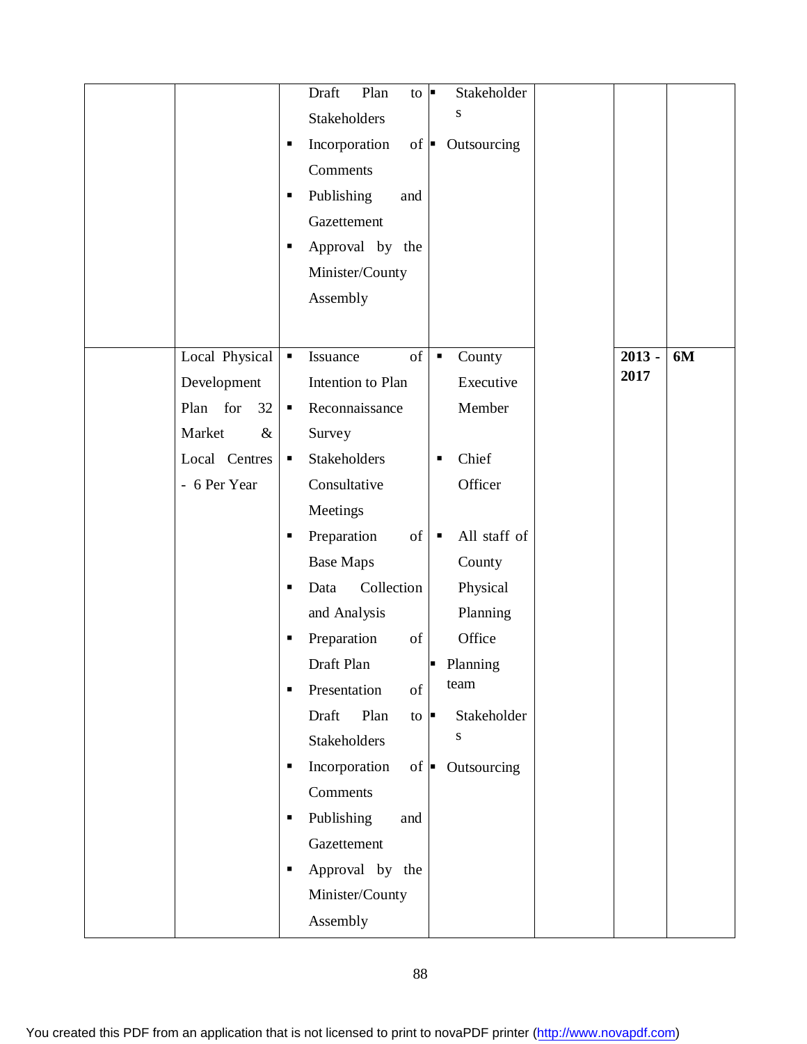| | | | | | | |
|---|---|---|---|---|---|---|
| | | Draft Plan to Stakeholders<br>▪ Incorporation of Comments<br>▪ Publishing and Gazettement<br>▪ Approval by the Minister/County Assembly | ▪ Stakeholders<br>▪ Outsourcing | | | |
| | Local Physical Development Plan for 32 Market & Local Centres - 6 Per Year | ▪ Issuance of Intention to Plan<br>▪ Reconnaissance Survey<br>▪ Stakeholders Consultative Meetings<br>▪ Preparation of Base Maps<br>▪ Data Collection and Analysis<br>▪ Preparation of Draft Plan<br>▪ Presentation of Draft Plan to Stakeholders<br>▪ Incorporation of Comments<br>▪ Publishing and Gazettement<br>▪ Approval by the Minister/County Assembly | ▪ County Executive Member<br>▪ Chief Officer<br>▪ All staff of County Physical Planning Office<br>▪ Planning team<br>▪ Stakeholders<br>▪ Outsourcing | | **2013 - 2017** | **6M** |

You created this PDF from an application that is not licensed to print to novaPDF printer (http://www.novapdf.com)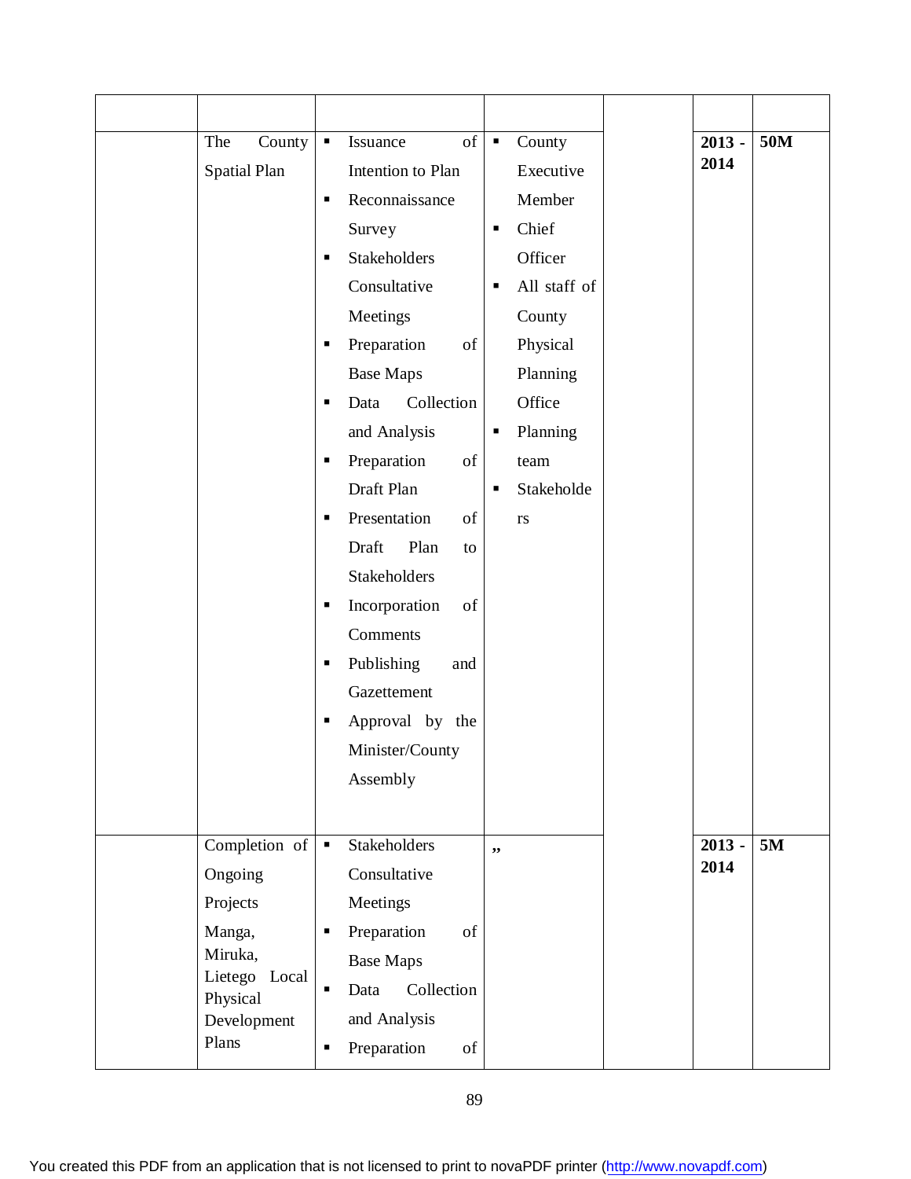|  |  |  |  |  |  |  |
|---|---|---|---|---|---|---|
|  | The County Spatial Plan | ▪ Issuance of Intention to Plan<br>▪ Reconnaissance Survey<br>▪ Stakeholders Consultative Meetings<br>▪ Preparation of Base Maps<br>▪ Data Collection and Analysis<br>▪ Preparation of Draft Plan<br>▪ Presentation of Draft Plan to Stakeholders<br>▪ Incorporation of Comments<br>▪ Publishing and Gazettement<br>▪ Approval by the Minister/County Assembly | ▪ County Executive Member<br>▪ Chief Officer<br>▪ All staff of County Physical Planning Office<br>▪ Planning team<br>▪ Stakeholders |  | **2013 - 2014** | **50M** |
|  | Completion of Ongoing Projects<br>Manga, Miruka, Lietego Local Physical Development Plans | ▪ Stakeholders Consultative Meetings<br>▪ Preparation of Base Maps<br>▪ Data Collection and Analysis<br>▪ Preparation of | ,, |  | **2013 - 2014** | **5M** |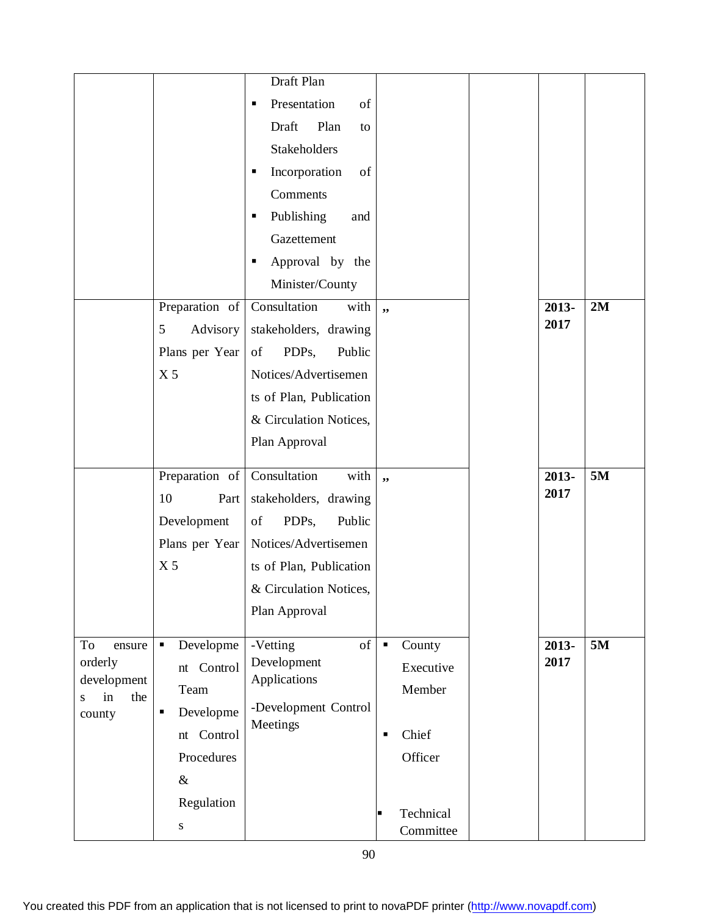| | | | | | | |
|---|---|---|---|---|---|---|
| | | Draft Plan<br>▪ Presentation of Draft Plan to Stakeholders<br>▪ Incorporation of Comments<br>▪ Publishing and Gazettement<br>▪ Approval by the Minister/County | | | | |
| | Preparation of 5 Advisory Plans per Year X 5 | Consultation with stakeholders, drawing of PDPs, Public Notices/Advertisements of Plan, Publication & Circulation Notices, Plan Approval | ,, | | **2013-2017** | **2M** |
| | Preparation of 10 Part Development Plans per Year X 5 | Consultation with stakeholders, drawing of PDPs, Public Notices/Advertisements of Plan, Publication & Circulation Notices, Plan Approval | ,, | | **2013-2017** | **5M** |
| To ensure orderly developments in the county | ▪ Development Control Team<br>▪ Development Control Procedures & Regulations | -Vetting of Development Applications<br>-Development Control Meetings | ▪ County Executive Member<br>▪ Chief Officer<br>▪ Technical Committee | | **2013-2017** | **5M** |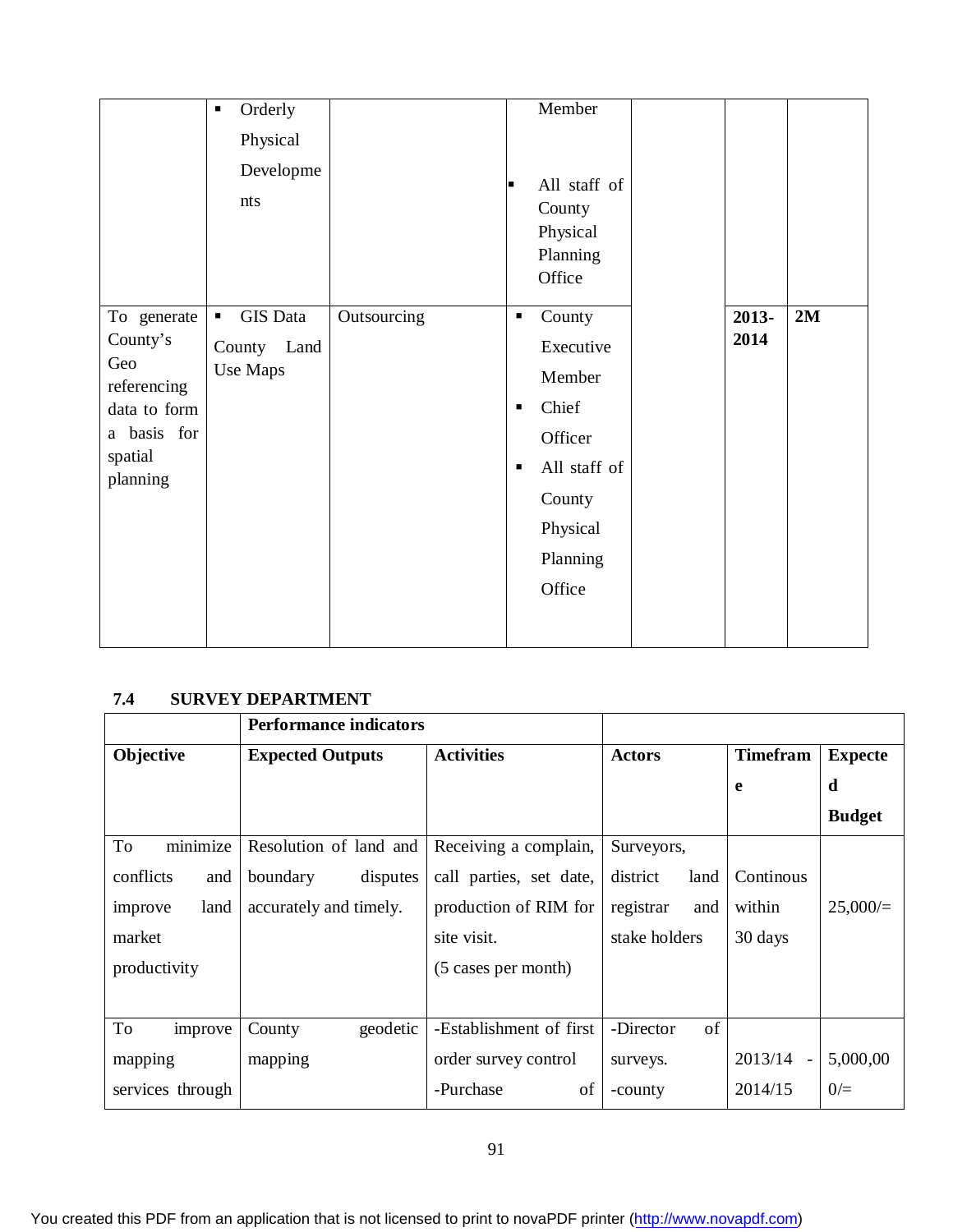| | | | | | | |
|---|---|---|---|---|---|---|
| | ▪ Orderly Physical Developments | | Member<br><br>▪ All staff of County Physical Planning Office | | | |
| To generate County's Geo referencing data to form a basis for spatial planning | ▪ GIS Data County Land Use Maps | Outsourcing | ▪ County Executive Member<br>▪ Chief Officer<br>▪ All staff of County Physical Planning Office | | **2013-2014** | **2M** |

### 7.4 SURVEY DEPARTMENT

| | **Performance indicators** | | | | |
|---|---|---|---|---|---|
| **Objective** | **Expected Outputs** | **Activities** | **Actors** | **Timeframe** | **Expected Budget** |
| To minimize conflicts and improve land market productivity | Resolution of land and boundary disputes accurately and timely. | Receiving a complain, call parties, set date, production of RIM for site visit.<br>(5 cases per month) | Surveyors, district land registrar and stake holders | Continous within 30 days | 25,000/= |
| To improve mapping services through | County geodetic mapping | -Establishment of first order survey control<br>-Purchase of | -Director of surveys.<br>-county | 2013/14 - 2014/15 | 5,000,000/= |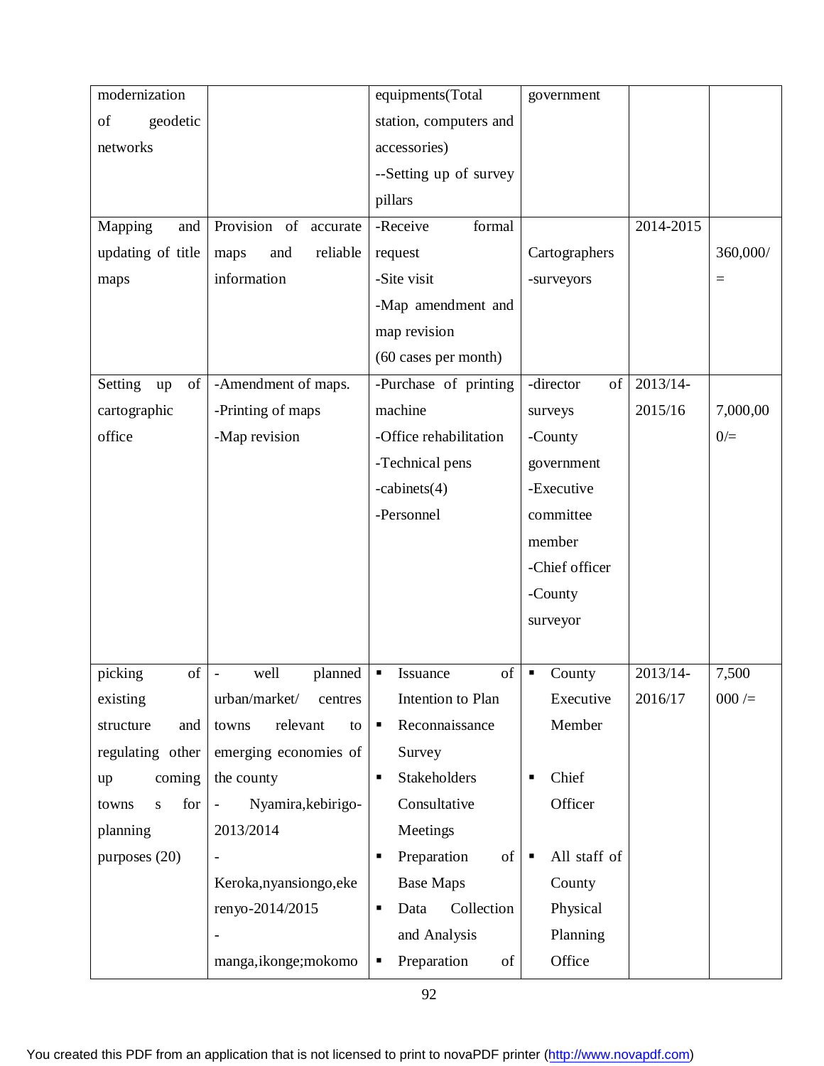| modernization of geodetic networks | | equipments(Total station, computers and accessories)<br>--Setting up of survey pillars | government | | |
|---|---|---|---|---|---|
| Mapping and updating of title maps | Provision of accurate maps and reliable information | -Receive formal request<br>-Site visit<br>-Map amendment and map revision<br>(60 cases per month) | Cartographers<br>-surveyors | 2014-2015 | 360,000/= |
| Setting up of cartographic office | -Amendment of maps.<br>-Printing of maps<br>-Map revision | -Purchase of printing machine<br>-Office rehabilitation<br>-Technical pens<br>-cabinets(4)<br>-Personnel | -director of surveys<br>-County government<br>-Executive committee member<br>-Chief officer<br>-County surveyor | 2013/14-2015/16 | 7,000,000/= |
| picking of existing structure and regulating other up coming towns s for planning purposes (20) | - well planned urban/market/ centres towns relevant to emerging economies of the county<br>- Nyamira,kebirigo-2013/2014<br>- Keroka,nyansiongo,ekerenyo-2014/2015<br>- manga,ikonge;mokomo | ▪ Issuance of Intention to Plan<br>▪ Reconnaissance Survey<br>▪ Stakeholders Consultative Meetings<br>▪ Preparation of Base Maps<br>▪ Data Collection and Analysis<br>▪ Preparation of | ▪ County Executive Member<br>▪ Chief Officer<br>▪ All staff of County Physical Planning Office | 2013/14-2016/17 | 7,500 000 /= |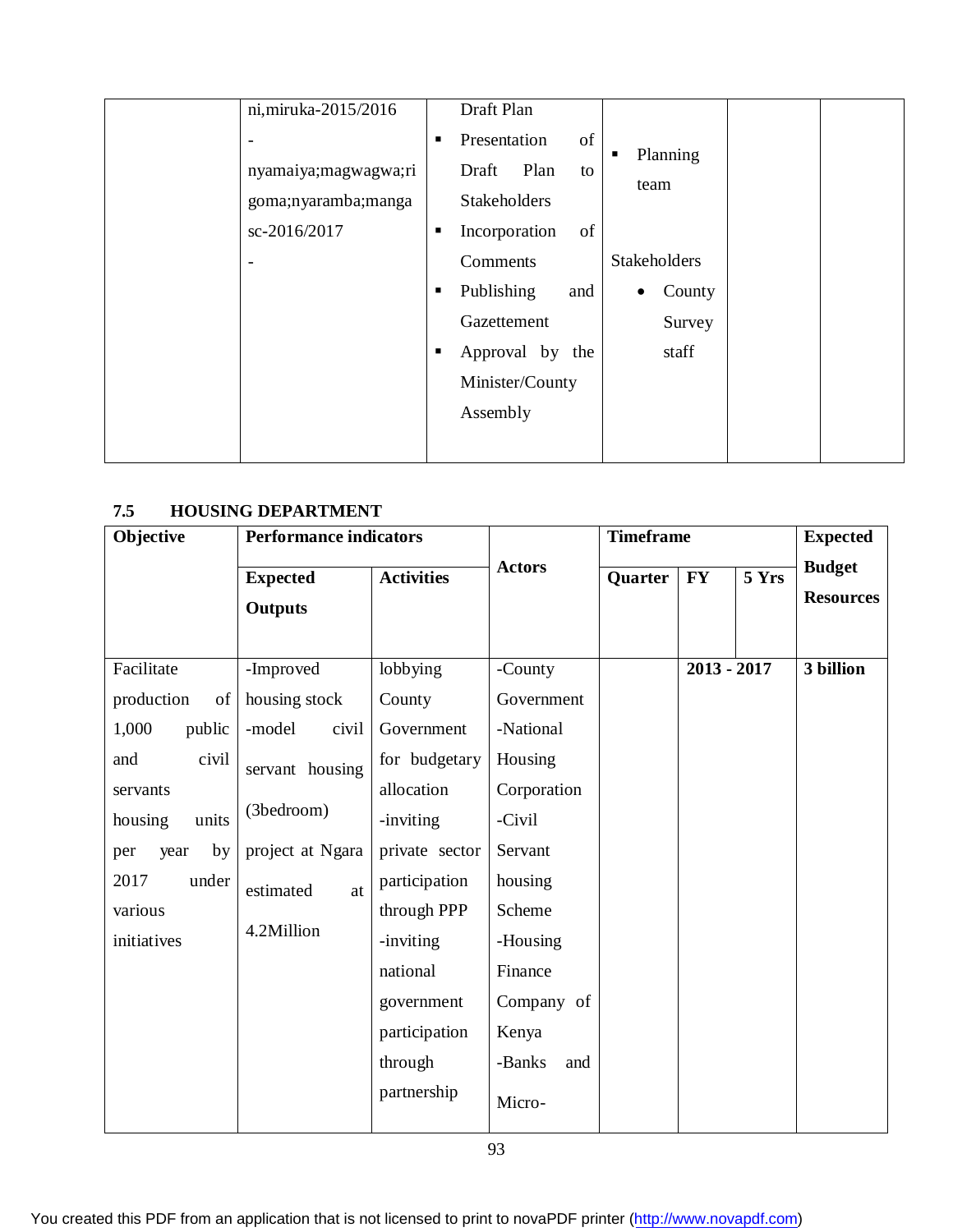| | ni,miruka-2015/2016<br>-<br>nyamaiya;magwagwa;rigoma;nyaramba;mangasc-2016/2017<br>- | Draft Plan<br>▪ Presentation of Draft Plan to Stakeholders<br>▪ Incorporation of Comments<br>▪ Publishing and Gazettement<br>▪ Approval by the Minister/County Assembly | ▪ Planning team<br><br>Stakeholders<br>• County Survey staff | | |
|---|---|---|---|---|---|

## 7.5 HOUSING DEPARTMENT

| Objective | Performance indicators | | Actors | Timeframe | | | Expected Budget Resources |
|---|---|---|---|---|---|---|---|
| | Expected Outputs | Activities | | Quarter | FY | 5 Yrs | |
| Facilitate production of 1,000 public and civil servants housing units per year by 2017 under various initiatives | -Improved housing stock<br>-model civil servant housing (3bedroom) project at Ngara estimated at 4.2Million | lobbying County Government for budgetary allocation<br>-inviting private sector participation through PPP<br>-inviting national government participation through partnership | -County Government<br>-National Housing Corporation<br>-Civil Servant housing Scheme<br>-Housing Finance Company of Kenya<br>-Banks and Micro- | | 2013 - 2017 | | 3 billion |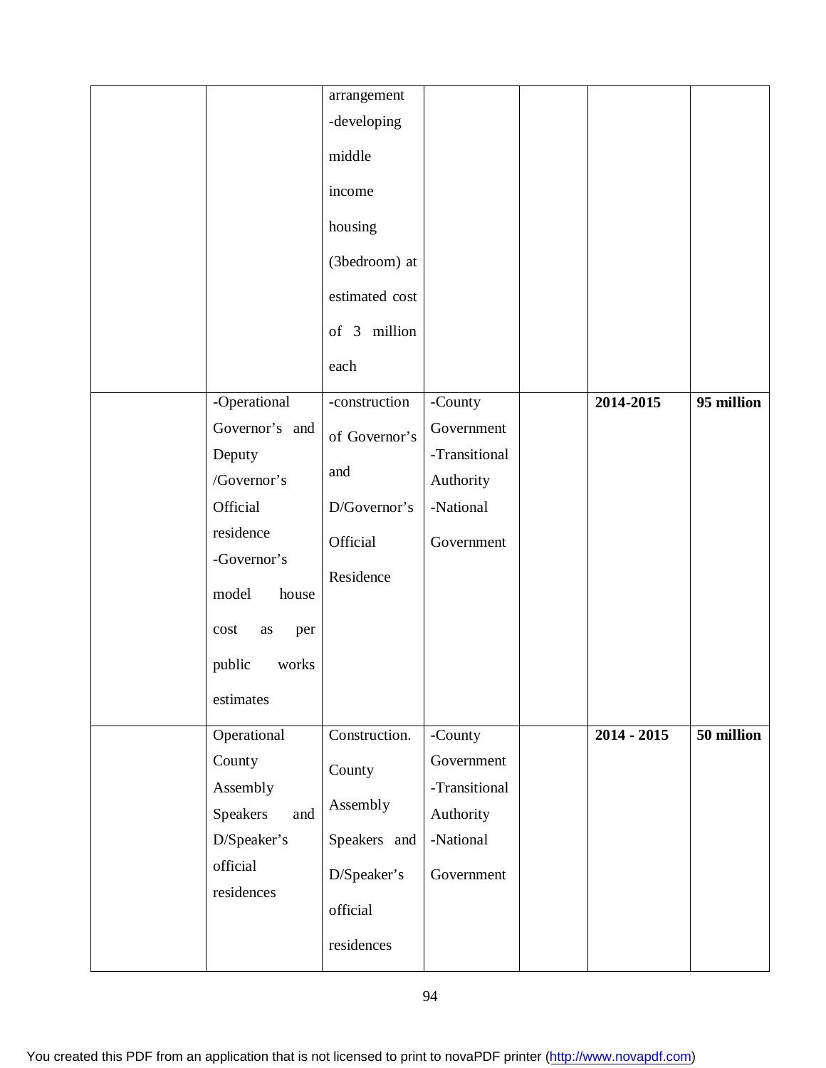| | | | | | | |
|---|---|---|---|---|---|---|
| | | arrangement -developing middle income housing (3bedroom) at estimated cost of 3 million each | | | | |
| | -Operational Governor's and Deputy /Governor's Official residence -Governor's model house cost as per public works estimates | -construction of Governor's and D/Governor's Official Residence | -County Government -Transitional Authority -National Government | | **2014-2015** | **95 million** |
| | Operational County Assembly Speakers and D/Speaker's official residences | Construction. County Assembly Speakers and D/Speaker's official residences | -County Government -Transitional Authority -National Government | | **2014 - 2015** | **50 million** |

You created this PDF from an application that is not licensed to print to novaPDF printer (http://www.novapdf.com)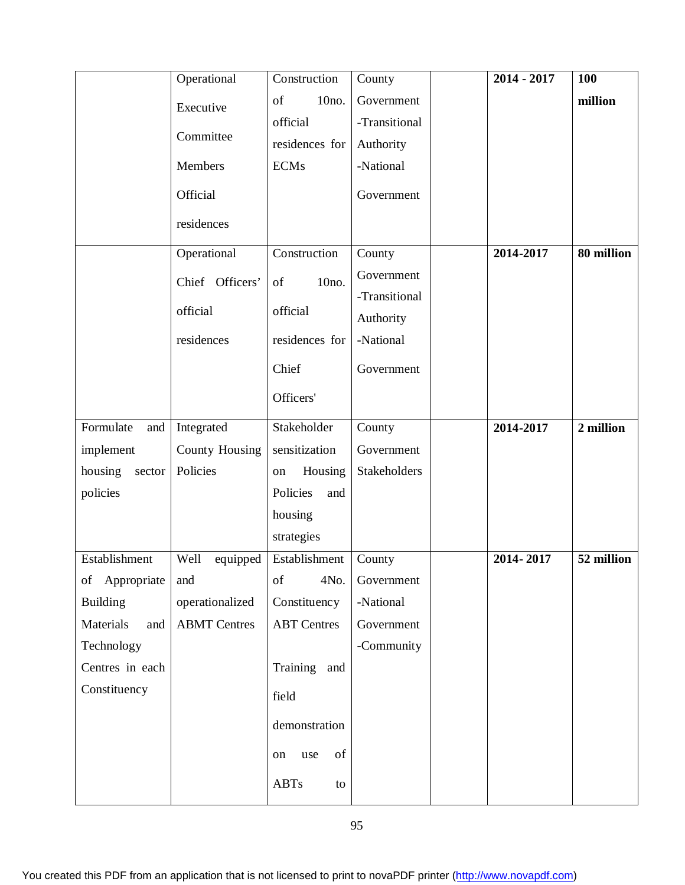| | | | | | | |
|---|---|---|---|---|---|---|
| | Operational Executive Committee Members Official residences | Construction of 10no. official residences for ECMs | County Government -Transitional Authority -National Government | | **2014 - 2017** | **100 million** |
| | Operational Chief Officers' official residences | Construction of 10no. official residences for Chief Officers' | County Government -Transitional Authority -National Government | | **2014-2017** | **80 million** |
| Formulate and implement housing sector policies | Integrated County Housing Policies | Stakeholder sensitization on Housing Policies and housing strategies | County Government Stakeholders | | **2014-2017** | **2 million** |
| Establishment of Appropriate Building Materials and Technology Centres in each Constituency | Well equipped and operationalized ABMT Centres | Establishment of 4No. Constituency ABT Centres<br><br>Training and field demonstration on use of ABTs to | County Government -National Government -Community | | **2014- 2017** | **52 million** |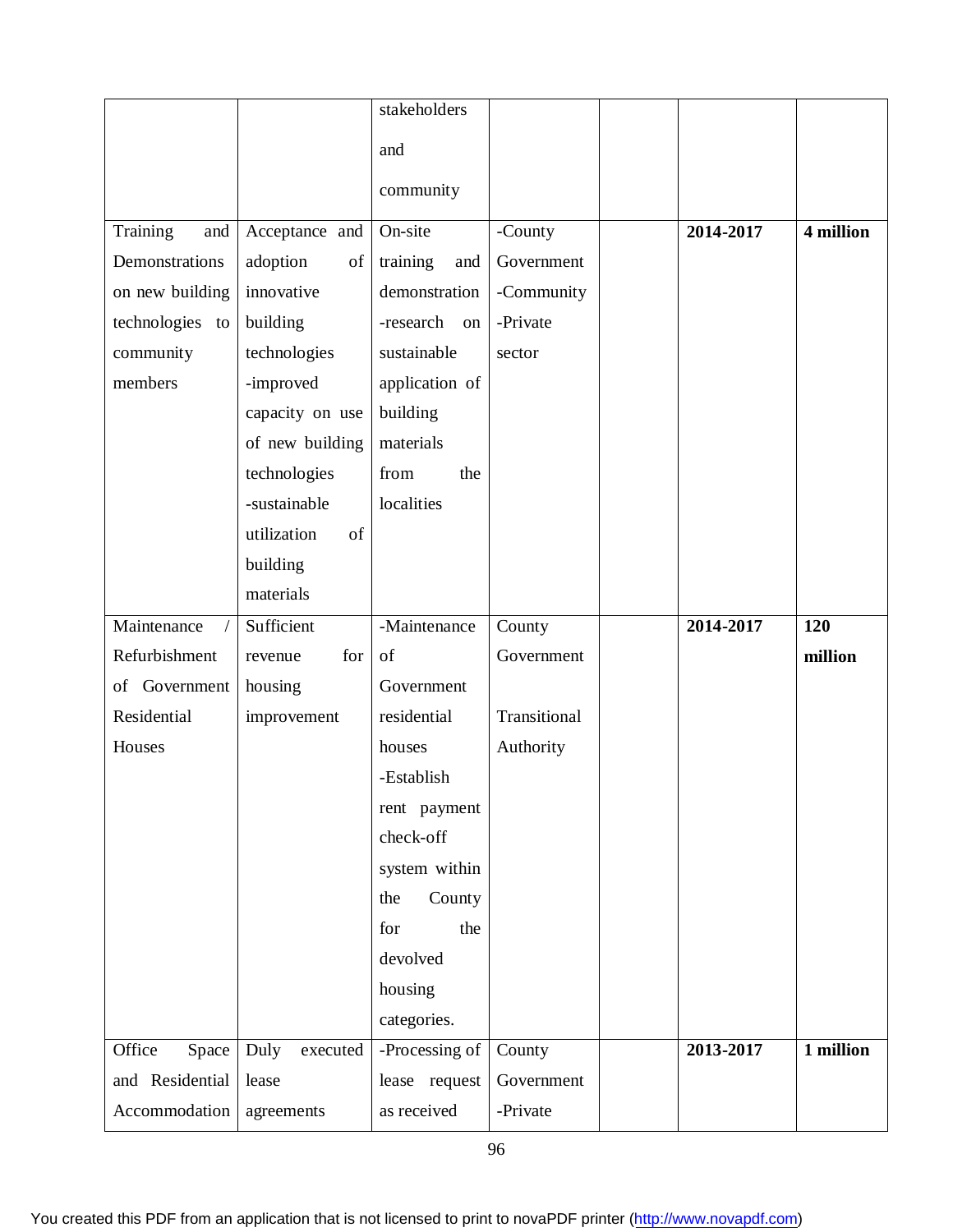| | | stakeholders and community | | | | |
|---|---|---|---|---|---|---|
| Training and Demonstrations on new building technologies to community members | Acceptance and adoption of innovative building technologies -improved capacity on use of new building technologies -sustainable utilization of building materials | On-site training and demonstration -research on sustainable application of building materials from the localities | -County Government -Community -Private sector | | **2014-2017** | **4 million** |
| Maintenance / Refurbishment of Government Residential Houses | Sufficient revenue for housing improvement | -Maintenance of Government residential houses -Establish rent payment check-off system within the County for the devolved housing categories. | County Government Transitional Authority | | **2014-2017** | **120 million** |
| Office Space and Residential Accommodation | Duly executed lease agreements | -Processing of lease request as received | County Government -Private | | **2013-2017** | **1 million** |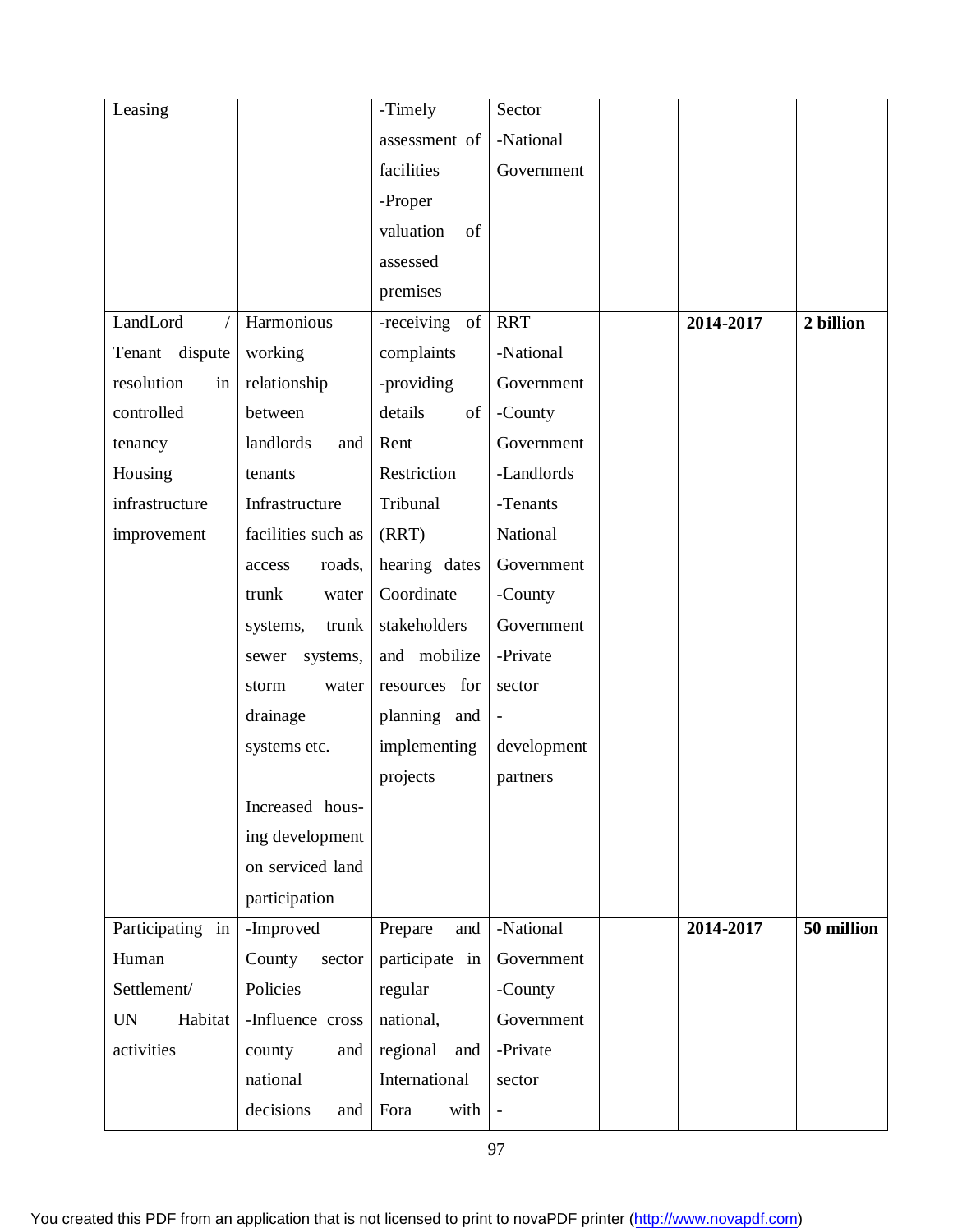| Leasing | | -Timely assessment of facilities -Proper valuation of assessed premises | Sector -National Government | | | |
|---|---|---|---|---|---|---|
| LandLord / Tenant dispute resolution in controlled tenancy Housing infrastructure improvement | Harmonious working relationship between landlords and tenants Infrastructure facilities such as access roads, trunk water systems, trunk sewer systems, storm water drainage systems etc.<br><br>Increased housing development on serviced land participation | -receiving of complaints -providing details of Rent Restriction Tribunal (RRT) hearing dates Coordinate stakeholders and mobilize resources for planning and implementing projects | RRT -National Government -County Government -Landlords -Tenants National Government -County Government -Private sector - development partners | | **2014-2017** | **2 billion** |
| Participating in Human Settlement/ UN Habitat activities | -Improved County sector Policies -Influence cross county and national decisions and | Prepare and participate in regular national, regional and International Fora with | -National Government -County Government -Private sector - | | **2014-2017** | **50 million** |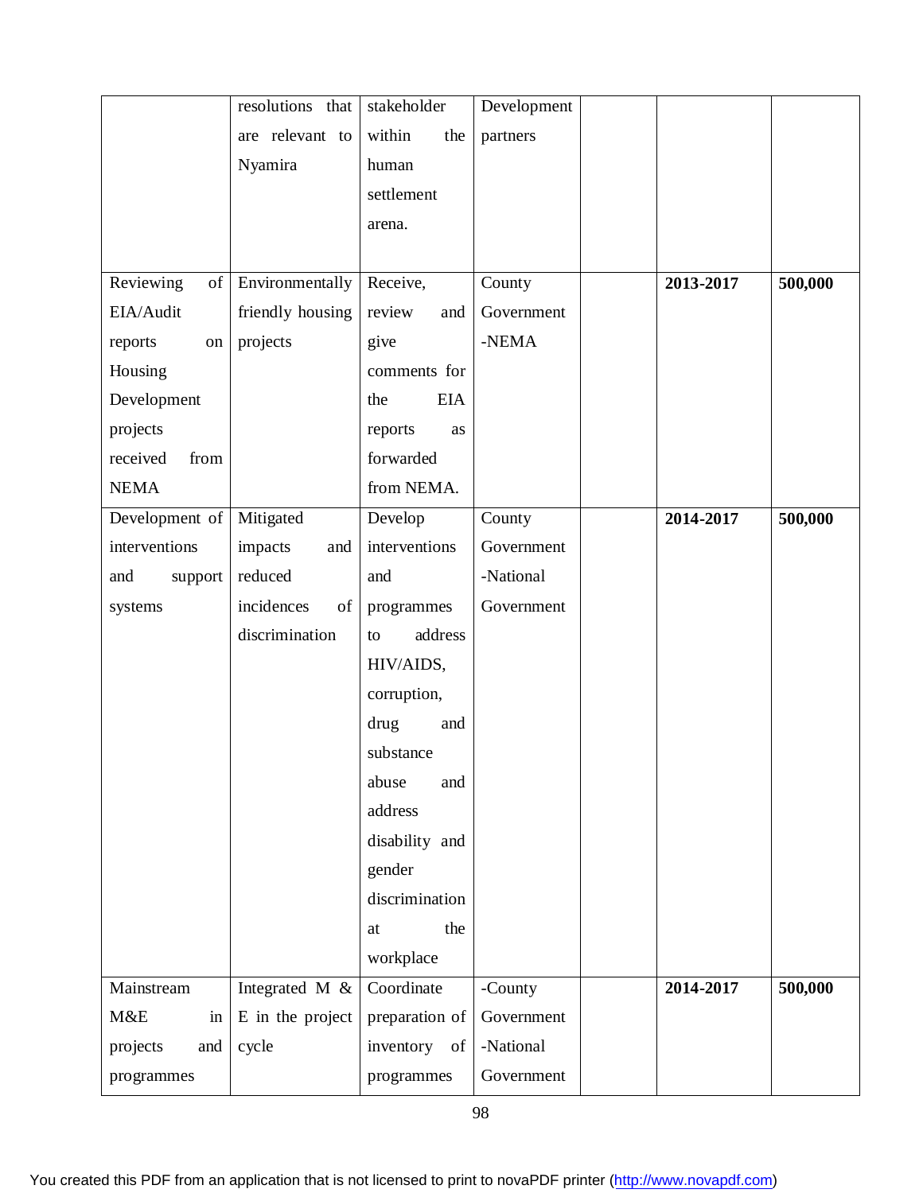| | resolutions that are relevant to Nyamira | stakeholder within the human settlement arena. | Development partners | | | |
|---|---|---|---|---|---|---|
| Reviewing of EIA/Audit reports on Housing Development projects received from NEMA | Environmentally friendly housing projects | Receive, review and give comments for the EIA reports as forwarded from NEMA. | County Government -NEMA | | **2013-2017** | **500,000** |
| Development of interventions and support systems | Mitigated impacts and reduced incidences of discrimination | Develop interventions and programmes to address HIV/AIDS, corruption, drug and substance abuse and address disability and gender discrimination at the workplace | County Government -National Government | | **2014-2017** | **500,000** |
| Mainstream M&E in projects and programmes | Integrated M & E in the project cycle | Coordinate preparation of inventory of programmes | -County Government -National Government | | **2014-2017** | **500,000** |

You created this PDF from an application that is not licensed to print to novaPDF printer (http://www.novapdf.com)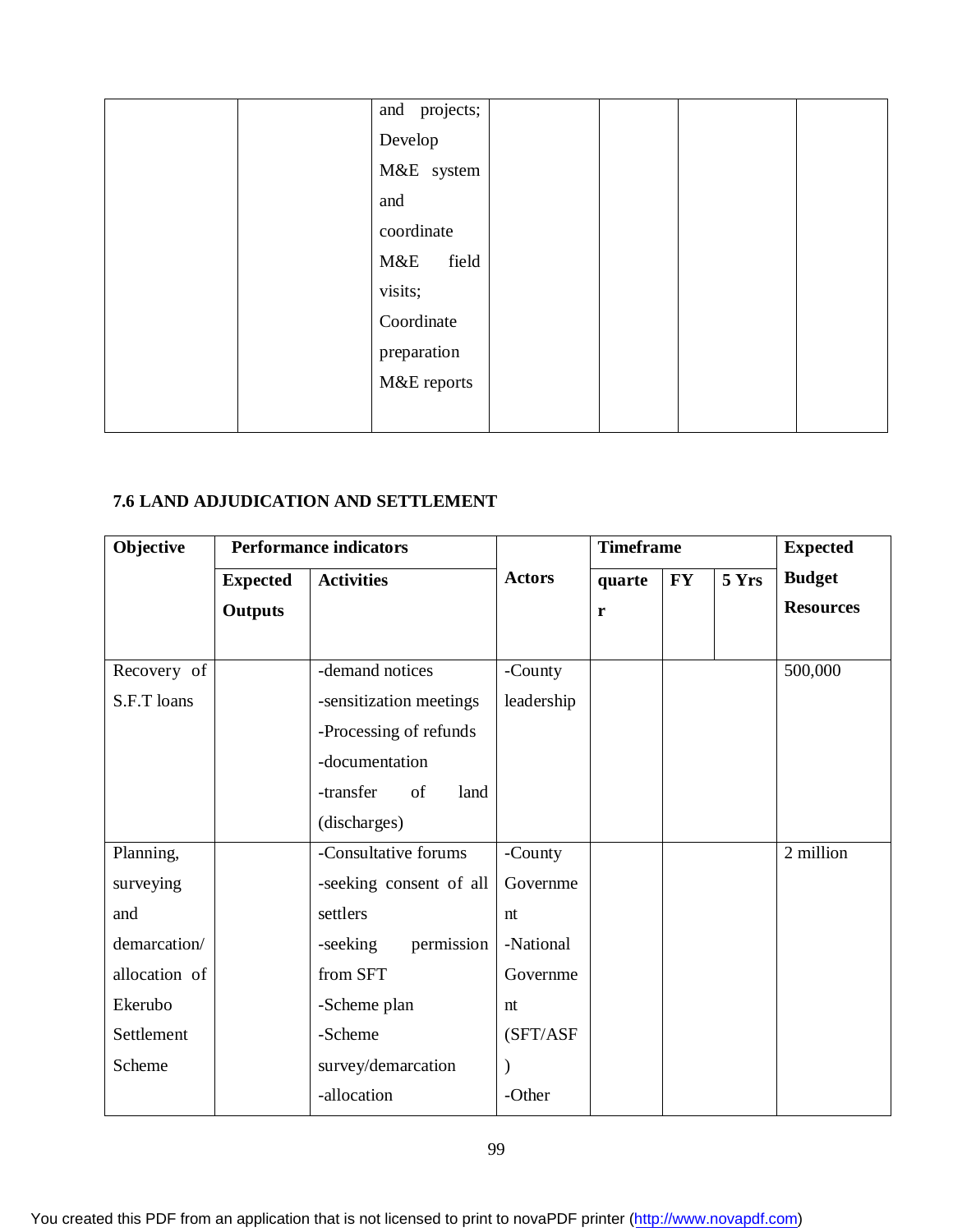| | | and projects; Develop M&E system and coordinate M&E field visits; Coordinate preparation M&E reports | | | | |
|---|---|---|---|---|---|---|

### 7.6 LAND ADJUDICATION AND SETTLEMENT

| Objective | Performance indicators | | Actors | Timeframe | | | Expected Budget Resources |
|---|---|---|---|---|---|---|---|
| | Expected Outputs | Activities | | quarter | FY | 5 Yrs | |
| Recovery of S.F.T loans | | -demand notices<br>-sensitization meetings<br>-Processing of refunds<br>-documentation<br>-transfer of land (discharges) | -County leadership | | | | 500,000 |
| Planning, surveying and demarcation/ allocation of Ekerubo Settlement Scheme | | -Consultative forums<br>-seeking consent of all settlers<br>-seeking permission from SFT<br>-Scheme plan<br>-Scheme survey/demarcation<br>-allocation | -County Government<br>-National Government (SFT/ASF)<br>-Other | | | | 2 million |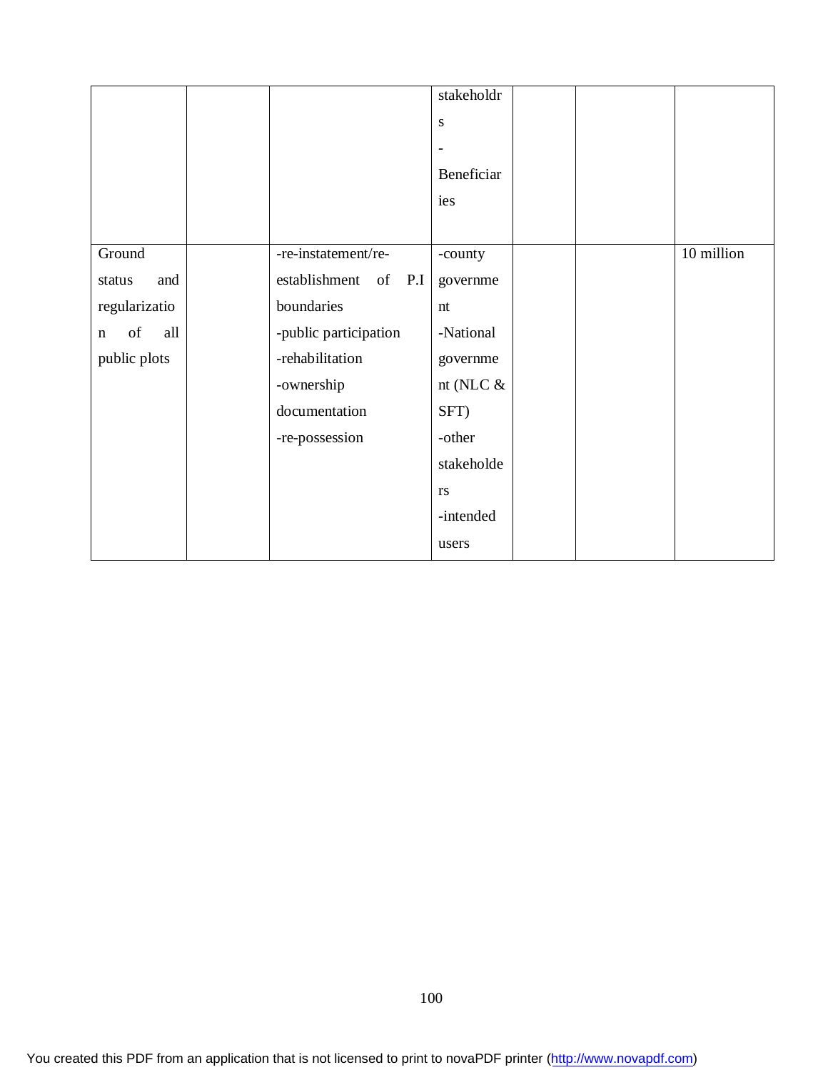| | | | | | | |
|---|---|---|---|---|---|---|
| | | | stakeholdrs<br>-<br>Beneficiaries | | | |
| Ground status and regularization of all public plots | | -re-instatement/re-establishment of P.I boundaries<br>-public participation<br>-rehabilitation<br>-ownership documentation<br>-re-possession | -county government<br>-National government (NLC & SFT)<br>-other stakeholders<br>-intended users | | | 10 million |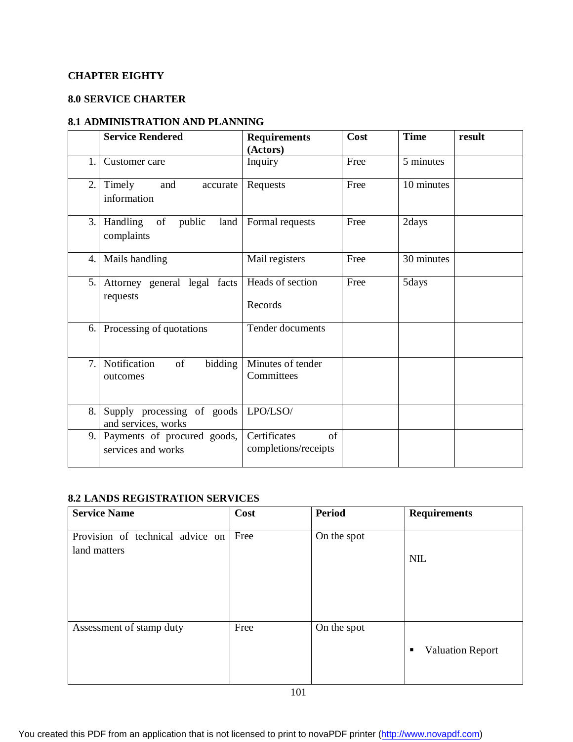**CHAPTER EIGHTY**

**8.0 SERVICE CHARTER**

**8.1 ADMINISTRATION AND PLANNING**

| | **Service Rendered** | **Requirements (Actors)** | **Cost** | **Time** | **result** |
|---|---|---|---|---|---|
| 1. | Customer care | Inquiry | Free | 5 minutes | |
| 2. | Timely and accurate information | Requests | Free | 10 minutes | |
| 3. | Handling of public land complaints | Formal requests | Free | 2days | |
| 4. | Mails handling | Mail registers | Free | 30 minutes | |
| 5. | Attorney general legal facts requests | Heads of section<br><br>Records | Free | 5days | |
| 6. | Processing of quotations | Tender documents | | | |
| 7. | Notification of bidding outcomes | Minutes of tender Committees | | | |
| 8. | Supply processing of goods and services, works | LPO/LSO/ | | | |
| 9. | Payments of procured goods, services and works | Certificates of completions/receipts | | | |

**8.2 LANDS REGISTRATION SERVICES**

| **Service Name** | **Cost** | **Period** | **Requirements** |
|---|---|---|---|
| Provision of technical advice on land matters | Free | On the spot | NIL |
| Assessment of stamp duty | Free | On the spot | ▪ Valuation Report |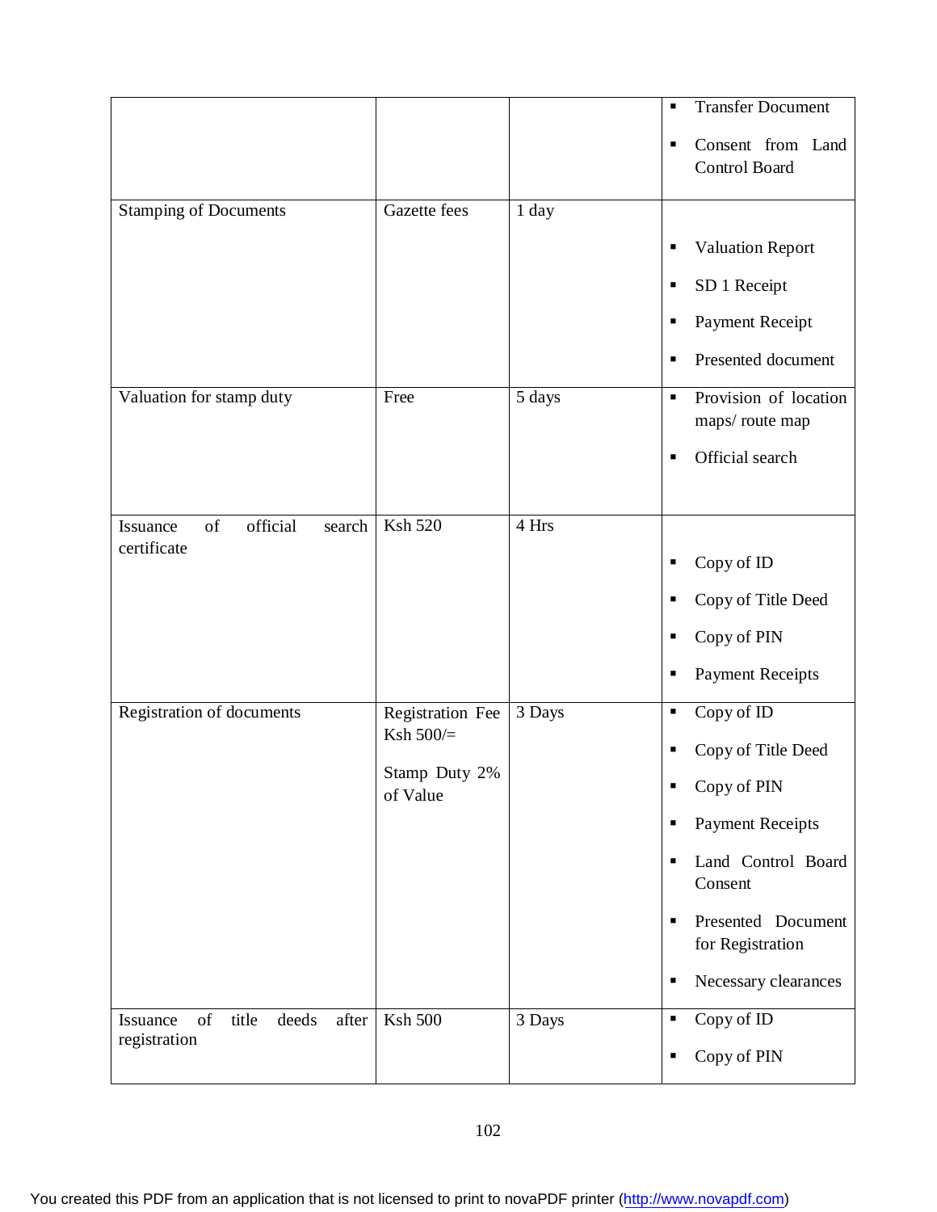| | | | |
|---|---|---|---|
| | | | ▪ Transfer Document<br>▪ Consent from Land Control Board |
| Stamping of Documents | Gazette fees | 1 day | ▪ Valuation Report<br>▪ SD 1 Receipt<br>▪ Payment Receipt<br>▪ Presented document |
| Valuation for stamp duty | Free | 5 days | ▪ Provision of location maps/ route map<br>▪ Official search |
| Issuance of official search certificate | Ksh 520 | 4 Hrs | ▪ Copy of ID<br>▪ Copy of Title Deed<br>▪ Copy of PIN<br>▪ Payment Receipts |
| Registration of documents | Registration Fee Ksh 500/=<br><br>Stamp Duty 2% of Value | 3 Days | ▪ Copy of ID<br>▪ Copy of Title Deed<br>▪ Copy of PIN<br>▪ Payment Receipts<br>▪ Land Control Board Consent<br>▪ Presented Document for Registration<br>▪ Necessary clearances |
| Issuance of title deeds after registration | Ksh 500 | 3 Days | ▪ Copy of ID<br>▪ Copy of PIN |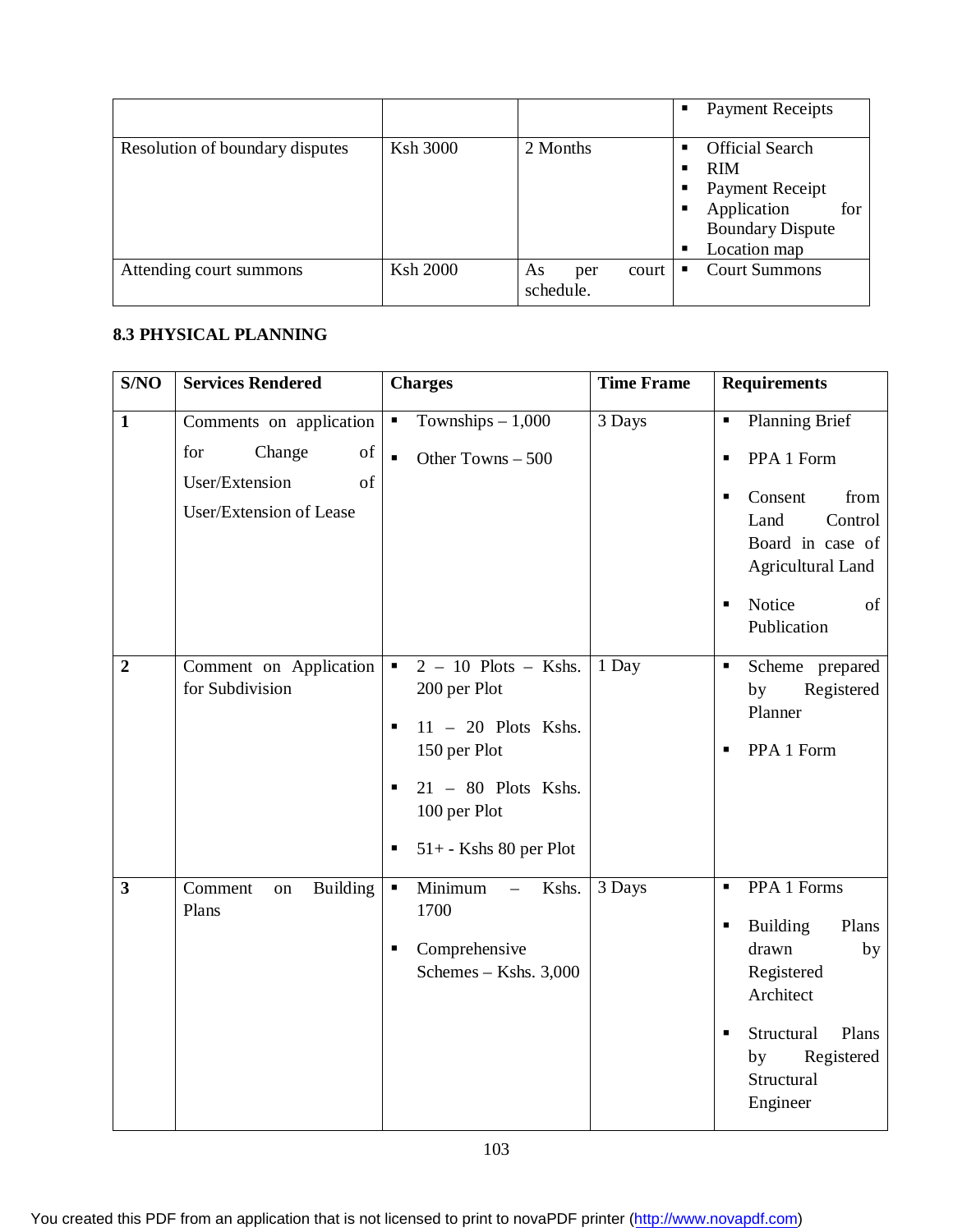|  |  |  | ▪ Payment Receipts |
|---|---|---|---|
| Resolution of boundary disputes | Ksh 3000 | 2 Months | ▪ Official Search<br>▪ RIM<br>▪ Payment Receipt<br>▪ Application for Boundary Dispute<br>▪ Location map |
| Attending court summons | Ksh 2000 | As per court schedule. | ▪ Court Summons |

**8.3 PHYSICAL PLANNING**

| S/NO | Services Rendered | Charges | Time Frame | Requirements |
|---|---|---|---|---|
| 1 | Comments on application for Change of User/Extension of User/Extension of Lease | ▪ Townships – 1,000<br>▪ Other Towns – 500 | 3 Days | ▪ Planning Brief<br>▪ PPA 1 Form<br>▪ Consent from Land Control Board in case of Agricultural Land<br>▪ Notice of Publication |
| 2 | Comment on Application for Subdivision | ▪ 2 – 10 Plots – Kshs. 200 per Plot<br>▪ 11 – 20 Plots Kshs. 150 per Plot<br>▪ 21 – 80 Plots Kshs. 100 per Plot<br>▪ 51+ - Kshs 80 per Plot | 1 Day | ▪ Scheme prepared by Registered Planner<br>▪ PPA 1 Form |
| 3 | Comment on Building Plans | ▪ Minimum – Kshs. 1700<br>▪ Comprehensive Schemes – Kshs. 3,000 | 3 Days | ▪ PPA 1 Forms<br>▪ Building Plans drawn by Registered Architect<br>▪ Structural Plans by Registered Structural Engineer |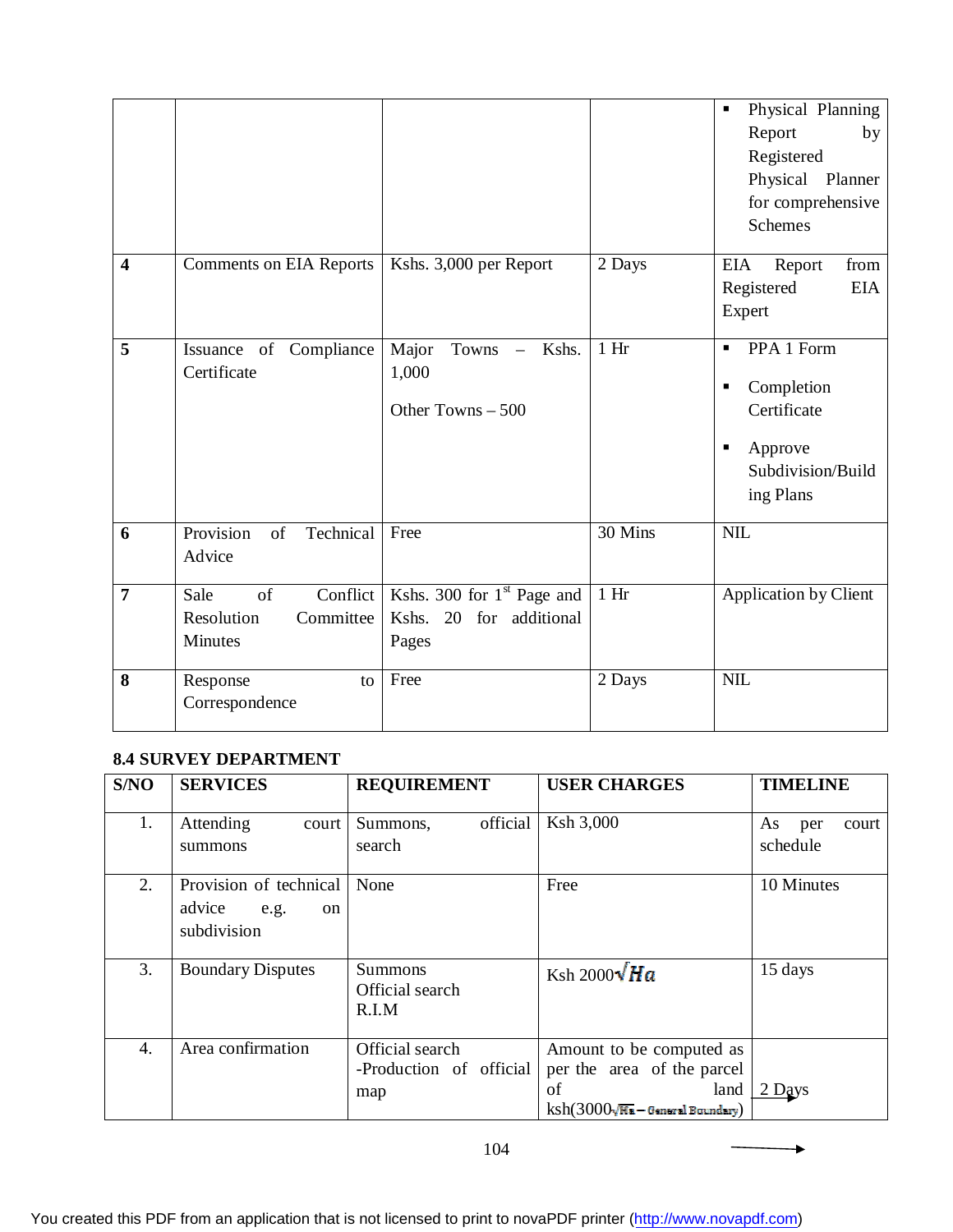| | | | | ▪ Physical Planning Report by Registered Physical Planner for comprehensive Schemes |
|---|---|---|---|---|
| **4** | Comments on EIA Reports | Kshs. 3,000 per Report | 2 Days | EIA Report from Registered EIA Expert |
| **5** | Issuance of Compliance Certificate | Major Towns – Kshs. 1,000<br><br>Other Towns – 500 | 1 Hr | ▪ PPA 1 Form<br>▪ Completion Certificate<br>▪ Approve Subdivision/Building Plans |
| **6** | Provision of Technical Advice | Free | 30 Mins | NIL |
| **7** | Sale of Conflict Resolution Committee Minutes | Kshs. 300 for 1st Page and Kshs. 20 for additional Pages | 1 Hr | Application by Client |
| **8** | Response to Correspondence | Free | 2 Days | NIL |

**8.4 SURVEY DEPARTMENT**

| S/NO | SERVICES | REQUIREMENT | USER CHARGES | TIMELINE |
|---|---|---|---|---|
| 1. | Attending court summons | Summons, official search | Ksh 3,000 | As per court schedule |
| 2. | Provision of technical advice e.g. on subdivision | None | Free | 10 Minutes |
| 3. | Boundary Disputes | Summons<br>Official search<br>R.I.M | Ksh 2000$\sqrt{Ha}$ | 15 days |
| 4. | Area confirmation | Official search<br>-Production of official map | Amount to be computed as per the area of the parcel of land ksh(3000$\sqrt{Ha}$ – General Boundary) | 2 Days |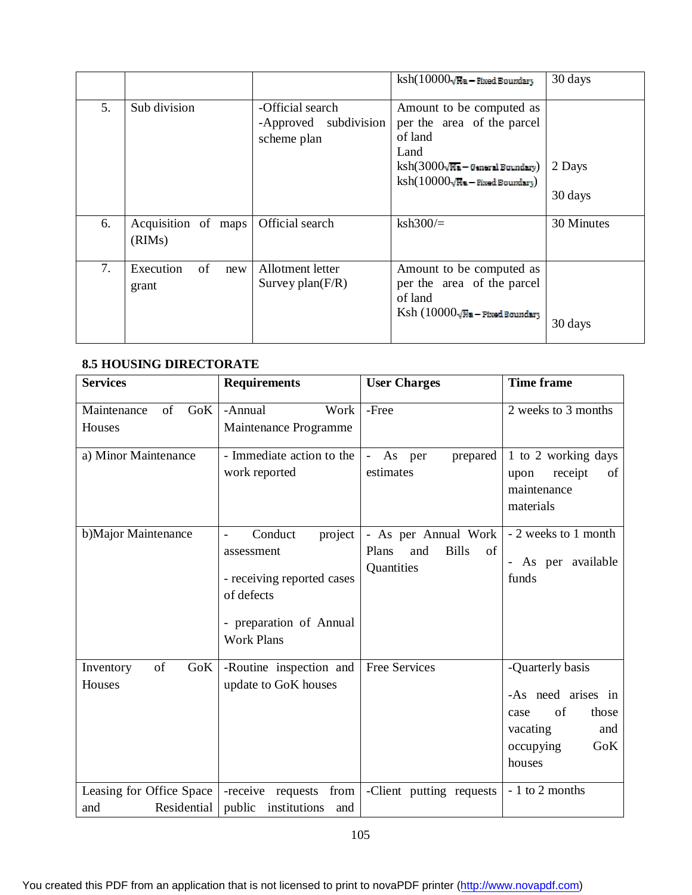| | | | ksh(10000$\sqrt{Ha}$ – Fixed Boundary | 30 days |
|---|---|---|---|---|
| 5. | Sub division | -Official search<br>-Approved subdivision scheme plan | Amount to be computed as per the area of the parcel of land<br>Land<br>ksh(3000$\sqrt{Ha}$ – General Boundary)<br>ksh(10000$\sqrt{Ha}$ – Fixed Boundary) | 2 Days<br><br>30 days |
| 6. | Acquisition of maps (RIMs) | Official search | ksh300/= | 30 Minutes |
| 7. | Execution of new grant | Allotment letter<br>Survey plan(F/R) | Amount to be computed as per the area of the parcel of land<br>Ksh (10000$\sqrt{Ha}$ – Fixed Boundary | 30 days |

**8.5 HOUSING DIRECTORATE**

| Services | Requirements | User Charges | Time frame |
|---|---|---|---|
| Maintenance of GoK Houses | -Annual Work Maintenance Programme | -Free | 2 weeks to 3 months |
| a) Minor Maintenance | - Immediate action to the work reported | - As per prepared estimates | 1 to 2 working days upon receipt of maintenance materials |
| b)Major Maintenance | - Conduct project assessment<br><br>- receiving reported cases of defects<br><br>- preparation of Annual Work Plans | - As per Annual Work Plans and Bills of Quantities | - 2 weeks to 1 month<br><br>- As per available funds |
| Inventory of GoK Houses | -Routine inspection and update to GoK houses | Free Services | -Quarterly basis<br><br>-As need arises in case of those vacating and occupying GoK houses |
| Leasing for Office Space and Residential | -receive requests from public institutions and | -Client putting requests | - 1 to 2 months |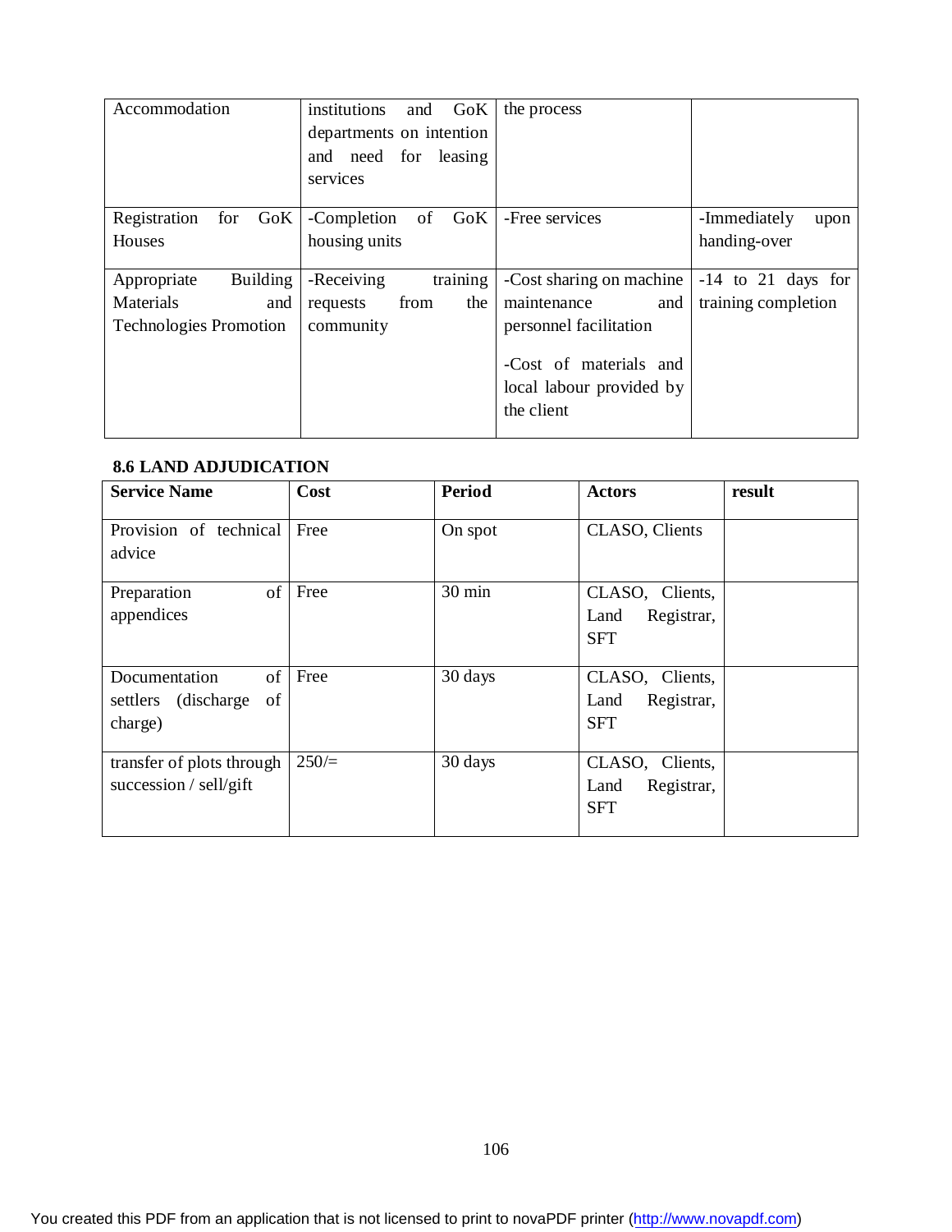| | | | |
|---|---|---|---|
| Accommodation | institutions and GoK departments on intention and need for leasing services | the process | |
| Registration for GoK Houses | -Completion of GoK housing units | -Free services | -Immediately upon handing-over |
| Appropriate Building Materials and Technologies Promotion | -Receiving training requests from the community | -Cost sharing on machine maintenance and personnel facilitation<br><br>-Cost of materials and local labour provided by the client | -14 to 21 days for training completion |

**8.6 LAND ADJUDICATION**

| **Service Name** | **Cost** | **Period** | **Actors** | **result** |
|---|---|---|---|---|
| Provision of technical advice | Free | On spot | CLASO, Clients | |
| Preparation of appendices | Free | 30 min | CLASO, Clients, Land Registrar, SFT | |
| Documentation of settlers (discharge of charge) | Free | 30 days | CLASO, Clients, Land Registrar, SFT | |
| transfer of plots through succession / sell/gift | 250/= | 30 days | CLASO, Clients, Land Registrar, SFT | |

You created this PDF from an application that is not licensed to print to novaPDF printer (http://www.novapdf.com)